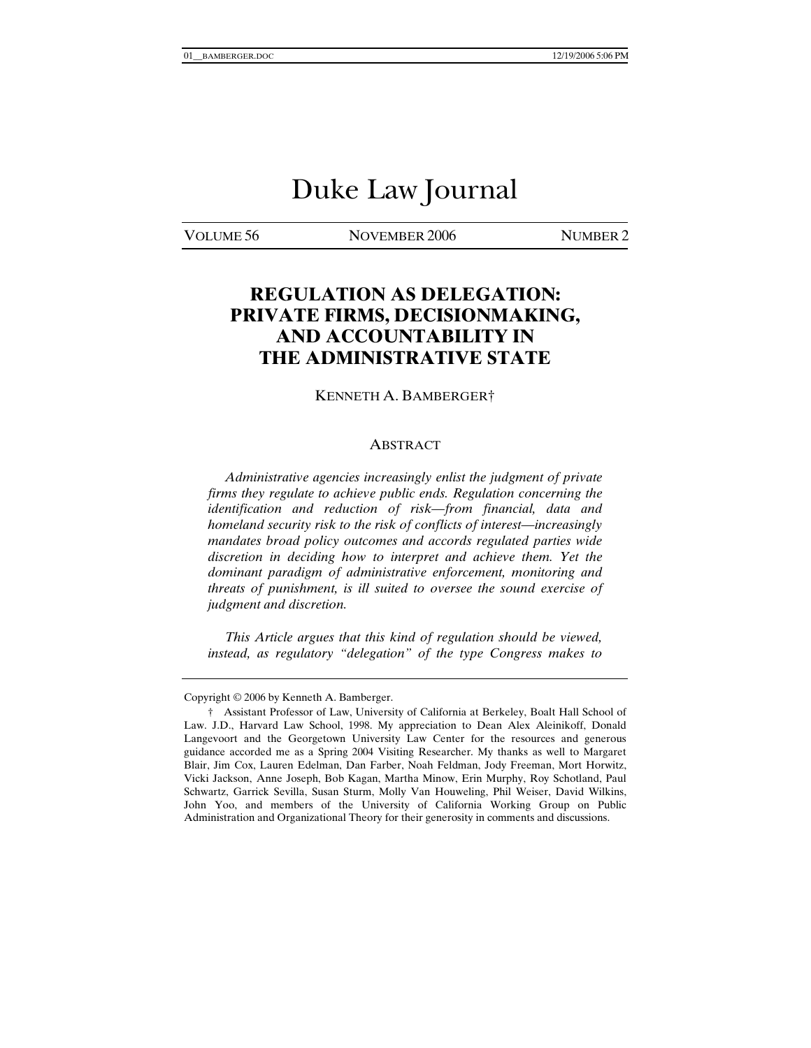# Duke Law Journal

VOLUME 56 NOVEMBER 2006 NUMBER 2

## REGULATION AS DELEGATION: PRIVATE FIRMS, DECISIONMAKING, AND ACCOUNTABILITY IN THE ADMINISTRATIVE STATE

KENNETH A. BAMBERGER†

### ABSTRACT

*Administrative agencies increasingly enlist the judgment of private firms they regulate to achieve public ends. Regulation concerning the identification and reduction of risk—from financial, data and homeland security risk to the risk of conflicts of interest—increasingly mandates broad policy outcomes and accords regulated parties wide discretion in deciding how to interpret and achieve them. Yet the dominant paradigm of administrative enforcement, monitoring and threats of punishment, is ill suited to oversee the sound exercise of judgment and discretion.*

*This Article argues that this kind of regulation should be viewed, instead, as regulatory "delegation" of the type Congress makes to*

---

Copyright © 2006 by Kenneth A. Bamberger.

† Assistant Professor of Law, University of California at Berkeley, Boalt Hall School of Law. J.D., Harvard Law School, 1998. My appreciation to Dean Alex Aleinikoff, Donald Langevoort and the Georgetown University Law Center for the resources and generous guidance accorded me as a Spring 2004 Visiting Researcher. My thanks as well to Margaret Blair, Jim Cox, Lauren Edelman, Dan Farber, Noah Feldman, Jody Freeman, Mort Horwitz, Vicki Jackson, Anne Joseph, Bob Kagan, Martha Minow, Erin Murphy, Roy Schotland, Paul Schwartz, Garrick Sevilla, Susan Sturm, Molly Van Houweling, Phil Weiser, David Wilkins, John Yoo, and members of the University of California Working Group on Public Administration and Organizational Theory for their generosity in comments and discussions.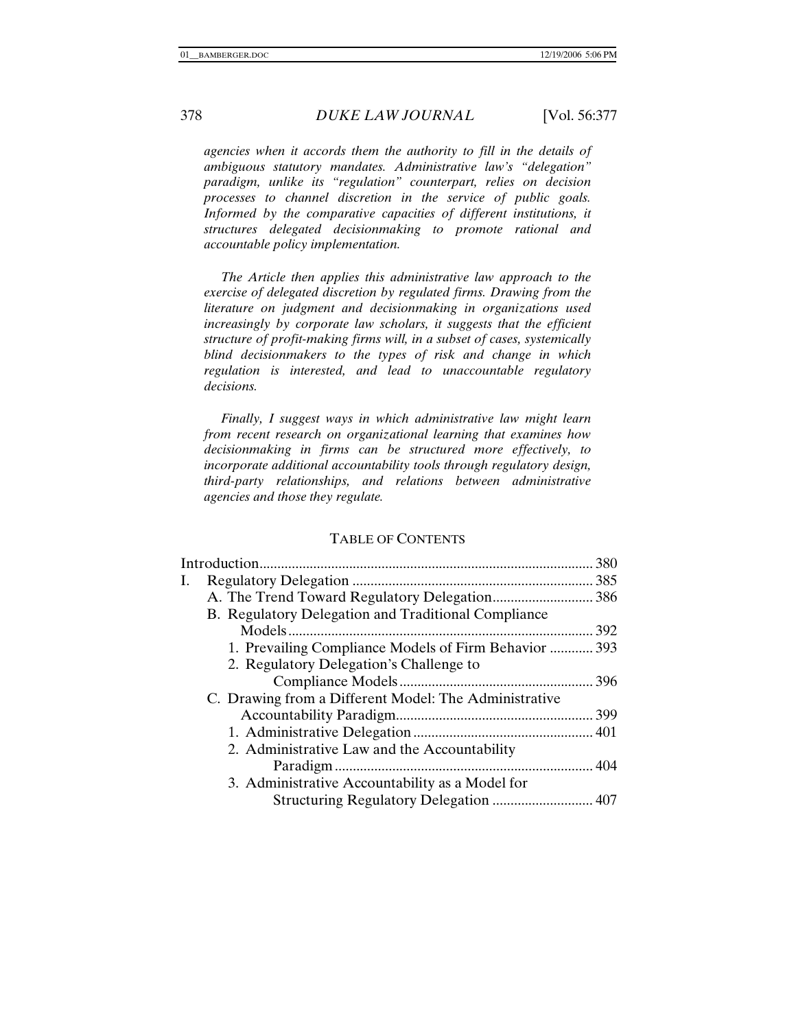*agencies when it accords them the authority to fill in the details of ambiguous statutory mandates. Administrative law's "delegation" paradigm, unlike its "regulation" counterpart, relies on decision processes to channel discretion in the service of public goals. Informed by the comparative capacities of different institutions, it structures delegated decisionmaking to promote rational and accountable policy implementation.*

*The Article then applies this administrative law approach to the exercise of delegated discretion by regulated firms. Drawing from the literature on judgment and decisionmaking in organizations used increasingly by corporate law scholars, it suggests that the efficient structure of profit-making firms will, in a subset of cases, systemically blind decisionmakers to the types of risk and change in which regulation is interested, and lead to unaccountable regulatory decisions.*

*Finally, I suggest ways in which administrative law might learn from recent research on organizational learning that examines how decisionmaking in firms can be structured more effectively, to incorporate additional accountability tools through regulatory design, third-party relationships, and relations between administrative agencies and those they regulate.*

## TABLE OF CONTENTS

Introduction ... 380

I. Regulatory Delegation ... 385
   - A. The Trend Toward Regulatory Delegation ... 386
   - B. Regulatory Delegation and Traditional Compliance Models ... 392
     1. Prevailing Compliance Models of Firm Behavior ... 393
     2. Regulatory Delegation's Challenge to Compliance Models ... 396
   - C. Drawing from a Different Model: The Administrative Accountability Paradigm ... 399
     1. Administrative Delegation ... 401
     2. Administrative Law and the Accountability Paradigm ... 404
     3. Administrative Accountability as a Model for Structuring Regulatory Delegation ... 407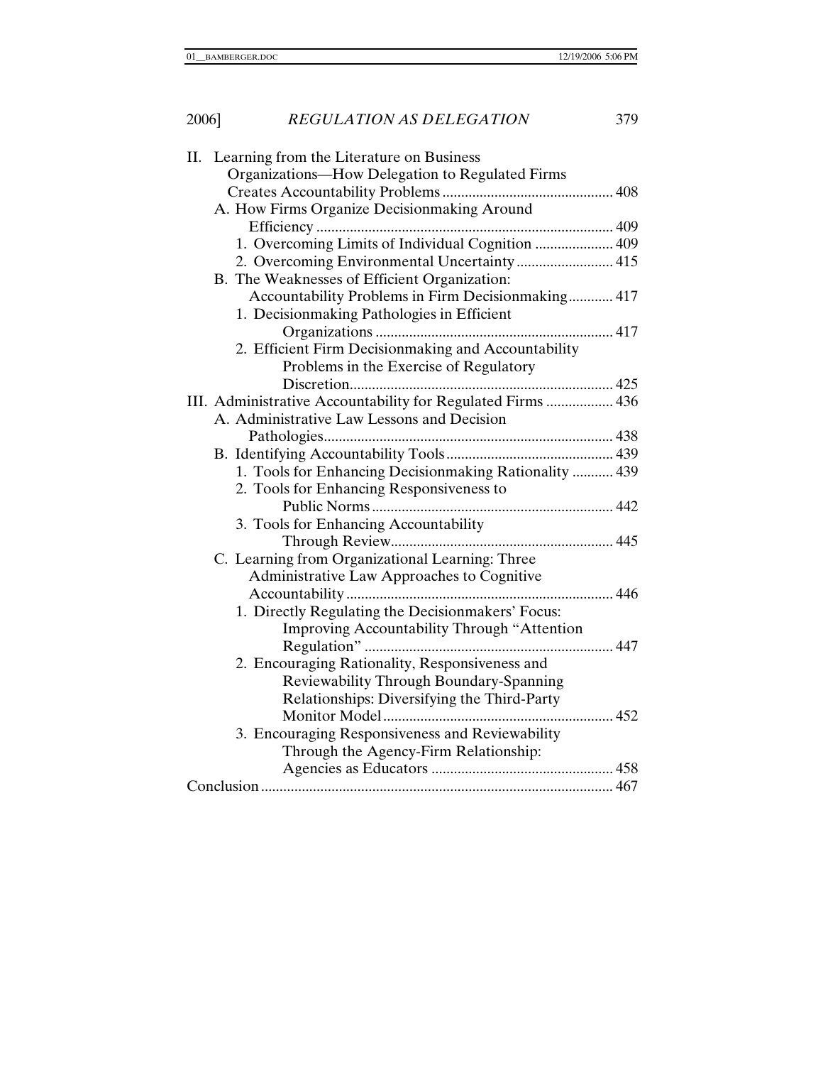II. Learning from the Literature on Business Organizations—How Delegation to Regulated Firms Creates Accountability Problems ............................................. 408
   A. How Firms Organize Decisionmaking Around Efficiency ............................................................................ 409
      1. Overcoming Limits of Individual Cognition ..................... 409
      2. Overcoming Environmental Uncertainty .......................... 415
   B. The Weaknesses of Efficient Organization: Accountability Problems in Firm Decisionmaking............ 417
      1. Decisionmaking Pathologies in Efficient Organizations ............................................................... 417
      2. Efficient Firm Decisionmaking and Accountability Problems in the Exercise of Regulatory Discretion...................................................................... 425
III. Administrative Accountability for Regulated Firms .................. 436
   A. Administrative Law Lessons and Decision Pathologies............................................................................. 438
   B. Identifying Accountability Tools............................................ 439
      1. Tools for Enhancing Decisionmaking Rationality ........... 439
      2. Tools for Enhancing Responsiveness to Public Norms................................................................ 442
      3. Tools for Enhancing Accountability Through Review........................................................... 445
   C. Learning from Organizational Learning: Three Administrative Law Approaches to Cognitive Accountability ...................................................................... 446
      1. Directly Regulating the Decisionmakers' Focus: Improving Accountability Through "Attention Regulation" .................................................................. 447
      2. Encouraging Rationality, Responsiveness and Reviewability Through Boundary-Spanning Relationships: Diversifying the Third-Party Monitor Model ............................................................ 452
      3. Encouraging Responsiveness and Reviewability Through the Agency-Firm Relationship: Agencies as Educators ................................................ 458
Conclusion ............................................................................................ 467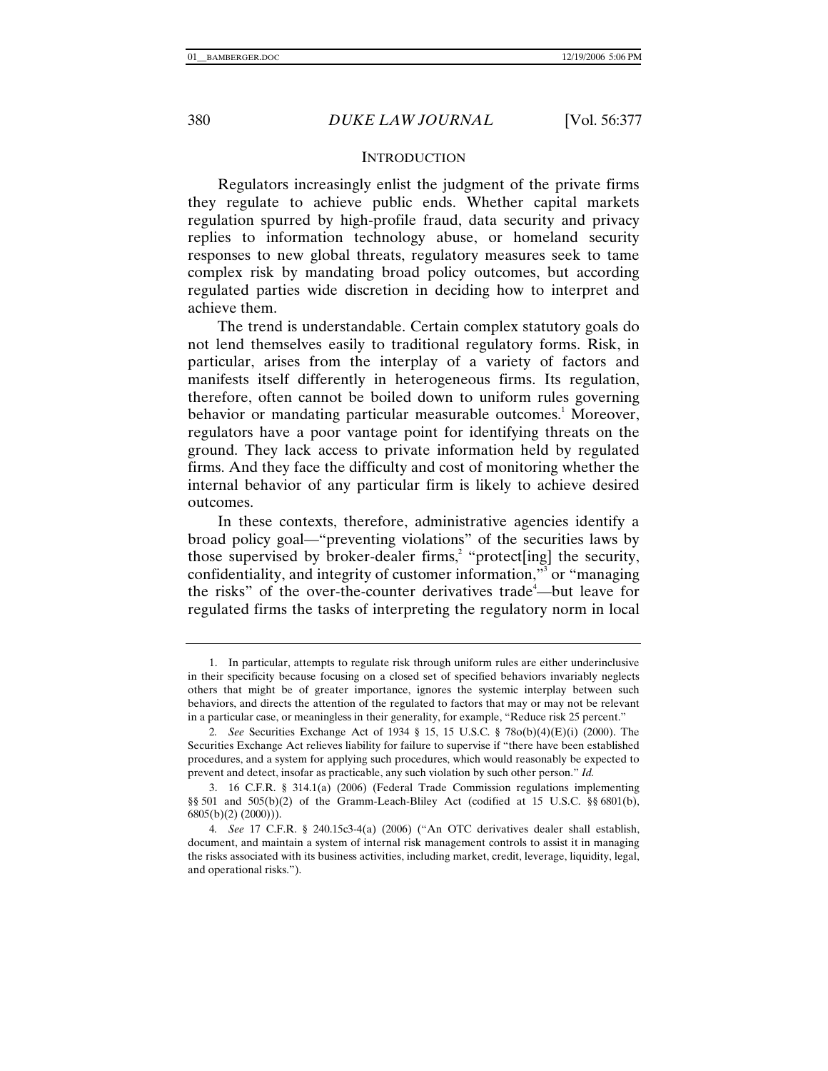## INTRODUCTION

Regulators increasingly enlist the judgment of the private firms they regulate to achieve public ends. Whether capital markets regulation spurred by high-profile fraud, data security and privacy replies to information technology abuse, or homeland security responses to new global threats, regulatory measures seek to tame complex risk by mandating broad policy outcomes, but according regulated parties wide discretion in deciding how to interpret and achieve them.

The trend is understandable. Certain complex statutory goals do not lend themselves easily to traditional regulatory forms. Risk, in particular, arises from the interplay of a variety of factors and manifests itself differently in heterogeneous firms. Its regulation, therefore, often cannot be boiled down to uniform rules governing behavior or mandating particular measurable outcomes.[1] Moreover, regulators have a poor vantage point for identifying threats on the ground. They lack access to private information held by regulated firms. And they face the difficulty and cost of monitoring whether the internal behavior of any particular firm is likely to achieve desired outcomes.

In these contexts, therefore, administrative agencies identify a broad policy goal—"preventing violations" of the securities laws by those supervised by broker-dealer firms,[2] "protect[ing] the security, confidentiality, and integrity of customer information,"[3] or "managing the risks" of the over-the-counter derivatives trade[4]—but leave for regulated firms the tasks of interpreting the regulatory norm in local

---

1. In particular, attempts to regulate risk through uniform rules are either underinclusive in their specificity because focusing on a closed set of specified behaviors invariably neglects others that might be of greater importance, ignores the systemic interplay between such behaviors, and directs the attention of the regulated to factors that may or may not be relevant in a particular case, or meaningless in their generality, for example, "Reduce risk 25 percent."

2. *See* Securities Exchange Act of 1934 § 15, 15 U.S.C. § 78o(b)(4)(E)(i) (2000). The Securities Exchange Act relieves liability for failure to supervise if "there have been established procedures, and a system for applying such procedures, which would reasonably be expected to prevent and detect, insofar as practicable, any such violation by such other person." *Id.*

3. 16 C.F.R. § 314.1(a) (2006) (Federal Trade Commission regulations implementing §§ 501 and 505(b)(2) of the Gramm-Leach-Bliley Act (codified at 15 U.S.C. §§ 6801(b), 6805(b)(2) (2000))).

4. *See* 17 C.F.R. § 240.15c3-4(a) (2006) ("An OTC derivatives dealer shall establish, document, and maintain a system of internal risk management controls to assist it in managing the risks associated with its business activities, including market, credit, leverage, liquidity, legal, and operational risks.").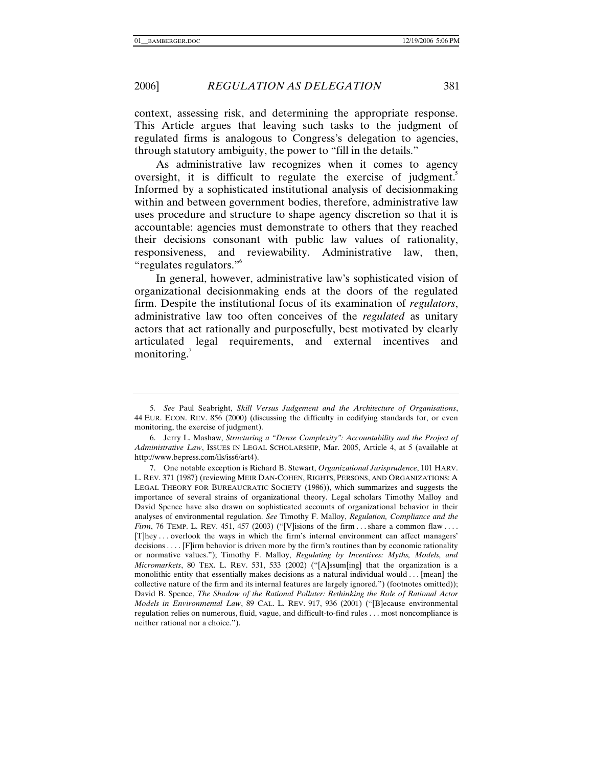context, assessing risk, and determining the appropriate response. This Article argues that leaving such tasks to the judgment of regulated firms is analogous to Congress's delegation to agencies, through statutory ambiguity, the power to "fill in the details."

As administrative law recognizes when it comes to agency oversight, it is difficult to regulate the exercise of judgment.[5] Informed by a sophisticated institutional analysis of decisionmaking within and between government bodies, therefore, administrative law uses procedure and structure to shape agency discretion so that it is accountable: agencies must demonstrate to others that they reached their decisions consonant with public law values of rationality, responsiveness, and reviewability. Administrative law, then, "regulates regulators."[6]

In general, however, administrative law's sophisticated vision of organizational decisionmaking ends at the doors of the regulated firm. Despite the institutional focus of its examination of *regulators*, administrative law too often conceives of the *regulated* as unitary actors that act rationally and purposefully, best motivated by clearly articulated legal requirements, and external incentives and monitoring.[7]

---

5. *See* Paul Seabright, *Skill Versus Judgement and the Architecture of Organisations*, 44 EUR. ECON. REV. 856 (2000) (discussing the difficulty in codifying standards for, or even monitoring, the exercise of judgment).

6. Jerry L. Mashaw, *Structuring a "Dense Complexity": Accountability and the Project of Administrative Law*, ISSUES IN LEGAL SCHOLARSHIP, Mar. 2005, Article 4, at 5 (available at http://www.bepress.com/ils/iss6/art4).

7. One notable exception is Richard B. Stewart, *Organizational Jurisprudence*, 101 HARV. L. REV. 371 (1987) (reviewing MEIR DAN-COHEN, RIGHTS, PERSONS, AND ORGANIZATIONS: A LEGAL THEORY FOR BUREAUCRATIC SOCIETY (1986)), which summarizes and suggests the importance of several strains of organizational theory. Legal scholars Timothy Malloy and David Spence have also drawn on sophisticated accounts of organizational behavior in their analyses of environmental regulation. *See* Timothy F. Malloy, *Regulation, Compliance and the Firm*, 76 TEMP. L. REV. 451, 457 (2003) ("[V]isions of the firm . . . share a common flaw . . . . [T]hey . . . overlook the ways in which the firm's internal environment can affect managers' decisions . . . . [F]irm behavior is driven more by the firm's routines than by economic rationality or normative values."); Timothy F. Malloy, *Regulating by Incentives: Myths, Models, and Micromarkets*, 80 TEX. L. REV. 531, 533 (2002) ("[A]ssum[ing] that the organization is a monolithic entity that essentially makes decisions as a natural individual would . . . [mean] the collective nature of the firm and its internal features are largely ignored.") (footnotes omitted)); David B. Spence, *The Shadow of the Rational Polluter: Rethinking the Role of Rational Actor Models in Environmental Law*, 89 CAL. L. REV. 917, 936 (2001) ("[B]ecause environmental regulation relies on numerous, fluid, vague, and difficult-to-find rules . . . most noncompliance is neither rational nor a choice.").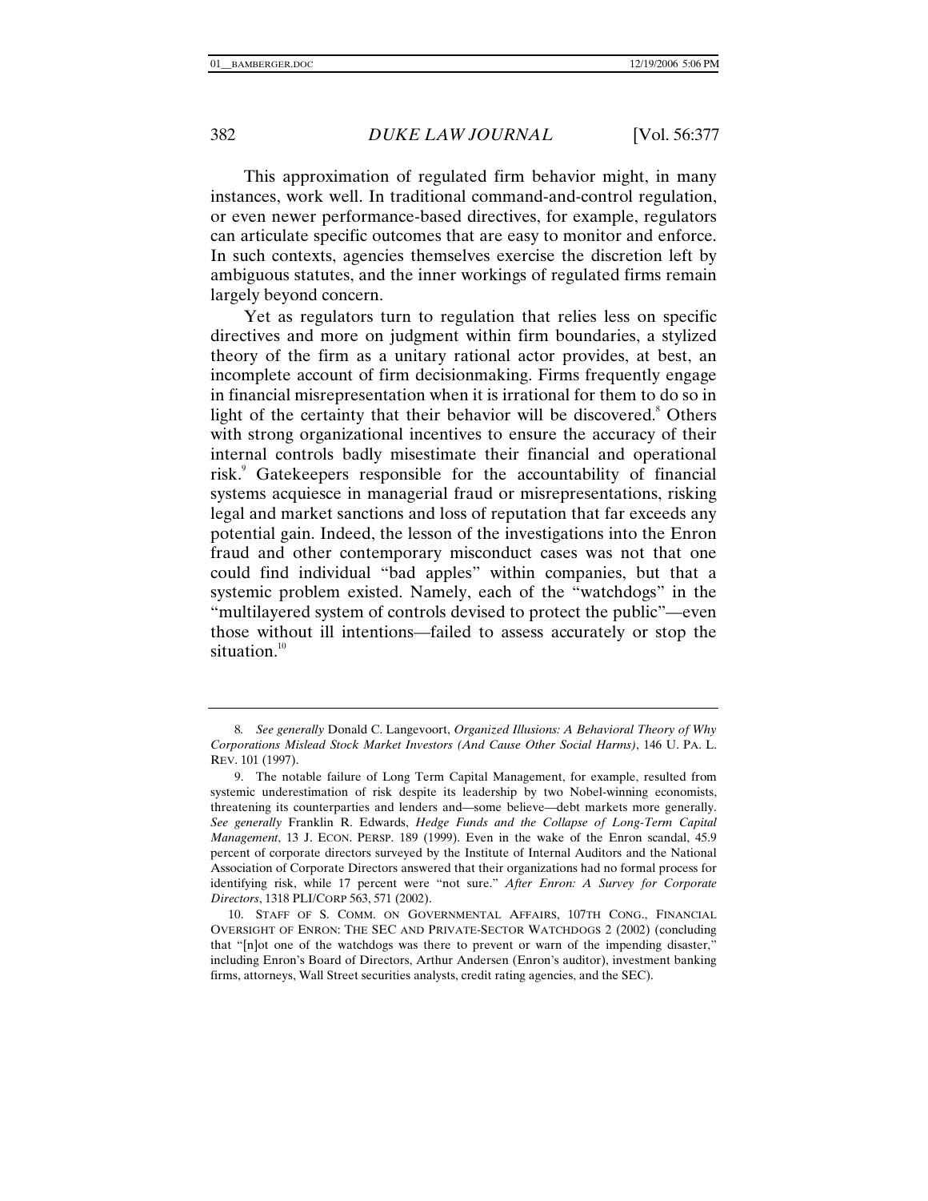This approximation of regulated firm behavior might, in many instances, work well. In traditional command-and-control regulation, or even newer performance-based directives, for example, regulators can articulate specific outcomes that are easy to monitor and enforce. In such contexts, agencies themselves exercise the discretion left by ambiguous statutes, and the inner workings of regulated firms remain largely beyond concern.

Yet as regulators turn to regulation that relies less on specific directives and more on judgment within firm boundaries, a stylized theory of the firm as a unitary rational actor provides, at best, an incomplete account of firm decisionmaking. Firms frequently engage in financial misrepresentation when it is irrational for them to do so in light of the certainty that their behavior will be discovered.[8] Others with strong organizational incentives to ensure the accuracy of their internal controls badly misestimate their financial and operational risk.[9] Gatekeepers responsible for the accountability of financial systems acquiesce in managerial fraud or misrepresentations, risking legal and market sanctions and loss of reputation that far exceeds any potential gain. Indeed, the lesson of the investigations into the Enron fraud and other contemporary misconduct cases was not that one could find individual "bad apples" within companies, but that a systemic problem existed. Namely, each of the "watchdogs" in the "multilayered system of controls devised to protect the public"—even those without ill intentions—failed to assess accurately or stop the situation.[10]

---

8. *See generally* Donald C. Langevoort, *Organized Illusions: A Behavioral Theory of Why Corporations Mislead Stock Market Investors (And Cause Other Social Harms)*, 146 U. PA. L. REV. 101 (1997).

9. The notable failure of Long Term Capital Management, for example, resulted from systemic underestimation of risk despite its leadership by two Nobel-winning economists, threatening its counterparties and lenders and—some believe—debt markets more generally. *See generally* Franklin R. Edwards, *Hedge Funds and the Collapse of Long-Term Capital Management*, 13 J. ECON. PERSP. 189 (1999). Even in the wake of the Enron scandal, 45.9 percent of corporate directors surveyed by the Institute of Internal Auditors and the National Association of Corporate Directors answered that their organizations had no formal process for identifying risk, while 17 percent were "not sure." *After Enron: A Survey for Corporate Directors*, 1318 PLI/CORP 563, 571 (2002).

10. STAFF OF S. COMM. ON GOVERNMENTAL AFFAIRS, 107TH CONG., FINANCIAL OVERSIGHT OF ENRON: THE SEC AND PRIVATE-SECTOR WATCHDOGS 2 (2002) (concluding that "[n]ot one of the watchdogs was there to prevent or warn of the impending disaster," including Enron's Board of Directors, Arthur Andersen (Enron's auditor), investment banking firms, attorneys, Wall Street securities analysts, credit rating agencies, and the SEC).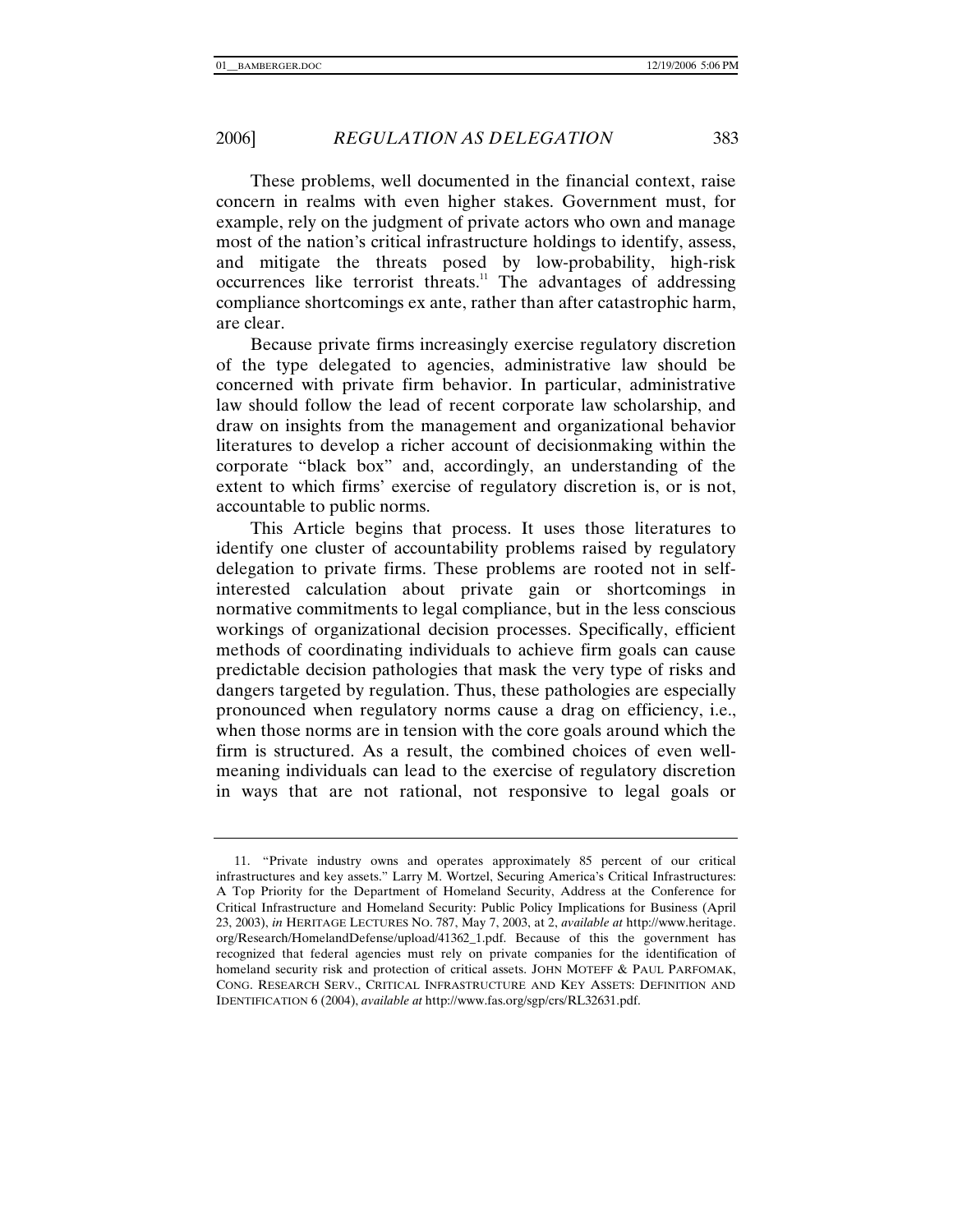These problems, well documented in the financial context, raise concern in realms with even higher stakes. Government must, for example, rely on the judgment of private actors who own and manage most of the nation's critical infrastructure holdings to identify, assess, and mitigate the threats posed by low-probability, high-risk occurrences like terrorist threats.[11] The advantages of addressing compliance shortcomings ex ante, rather than after catastrophic harm, are clear.

Because private firms increasingly exercise regulatory discretion of the type delegated to agencies, administrative law should be concerned with private firm behavior. In particular, administrative law should follow the lead of recent corporate law scholarship, and draw on insights from the management and organizational behavior literatures to develop a richer account of decisionmaking within the corporate "black box" and, accordingly, an understanding of the extent to which firms' exercise of regulatory discretion is, or is not, accountable to public norms.

This Article begins that process. It uses those literatures to identify one cluster of accountability problems raised by regulatory delegation to private firms. These problems are rooted not in self-interested calculation about private gain or shortcomings in normative commitments to legal compliance, but in the less conscious workings of organizational decision processes. Specifically, efficient methods of coordinating individuals to achieve firm goals can cause predictable decision pathologies that mask the very type of risks and dangers targeted by regulation. Thus, these pathologies are especially pronounced when regulatory norms cause a drag on efficiency, i.e., when those norms are in tension with the core goals around which the firm is structured. As a result, the combined choices of even well-meaning individuals can lead to the exercise of regulatory discretion in ways that are not rational, not responsive to legal goals or

---

11. "Private industry owns and operates approximately 85 percent of our critical infrastructures and key assets." Larry M. Wortzel, Securing America's Critical Infrastructures: A Top Priority for the Department of Homeland Security, Address at the Conference for Critical Infrastructure and Homeland Security: Public Policy Implications for Business (April 23, 2003), *in* HERITAGE LECTURES NO. 787, May 7, 2003, at 2, *available at* http://www.heritage.org/Research/HomelandDefense/upload/41362_1.pdf. Because of this the government has recognized that federal agencies must rely on private companies for the identification of homeland security risk and protection of critical assets. JOHN MOTEFF & PAUL PARFOMAK, CONG. RESEARCH SERV., CRITICAL INFRASTRUCTURE AND KEY ASSETS: DEFINITION AND IDENTIFICATION 6 (2004), *available at* http://www.fas.org/sgp/crs/RL32631.pdf.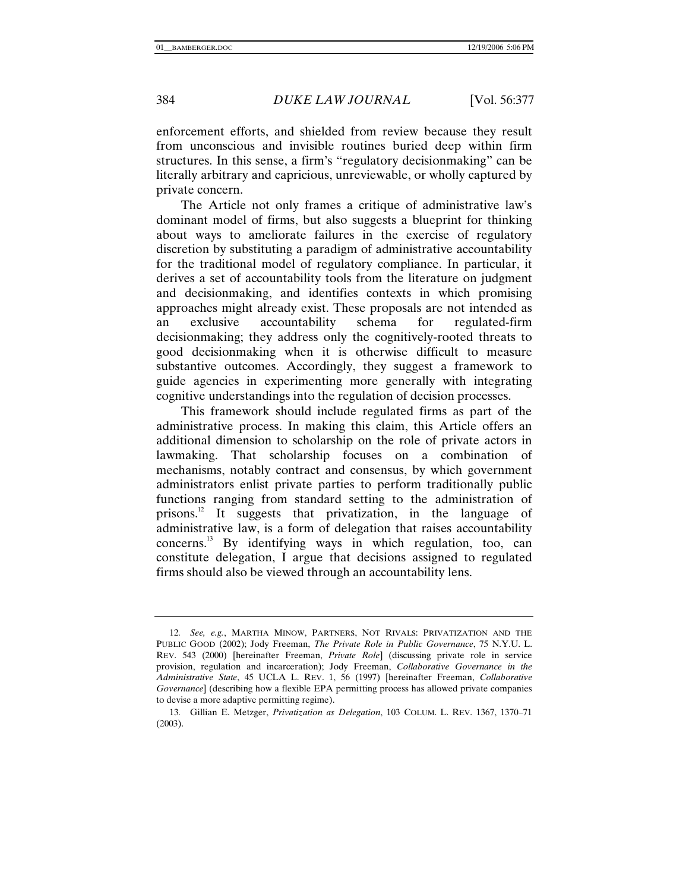enforcement efforts, and shielded from review because they result from unconscious and invisible routines buried deep within firm structures. In this sense, a firm's "regulatory decisionmaking" can be literally arbitrary and capricious, unreviewable, or wholly captured by private concern.

The Article not only frames a critique of administrative law's dominant model of firms, but also suggests a blueprint for thinking about ways to ameliorate failures in the exercise of regulatory discretion by substituting a paradigm of administrative accountability for the traditional model of regulatory compliance. In particular, it derives a set of accountability tools from the literature on judgment and decisionmaking, and identifies contexts in which promising approaches might already exist. These proposals are not intended as an exclusive accountability schema for regulated-firm decisionmaking; they address only the cognitively-rooted threats to good decisionmaking when it is otherwise difficult to measure substantive outcomes. Accordingly, they suggest a framework to guide agencies in experimenting more generally with integrating cognitive understandings into the regulation of decision processes.

This framework should include regulated firms as part of the administrative process. In making this claim, this Article offers an additional dimension to scholarship on the role of private actors in lawmaking. That scholarship focuses on a combination of mechanisms, notably contract and consensus, by which government administrators enlist private parties to perform traditionally public functions ranging from standard setting to the administration of prisons.[12] It suggests that privatization, in the language of administrative law, is a form of delegation that raises accountability concerns.[13] By identifying ways in which regulation, too, can constitute delegation, I argue that decisions assigned to regulated firms should also be viewed through an accountability lens.

---

12. *See, e.g.*, MARTHA MINOW, PARTNERS, NOT RIVALS: PRIVATIZATION AND THE PUBLIC GOOD (2002); Jody Freeman, *The Private Role in Public Governance*, 75 N.Y.U. L. REV. 543 (2000) [hereinafter Freeman, *Private Role*] (discussing private role in service provision, regulation and incarceration); Jody Freeman, *Collaborative Governance in the Administrative State*, 45 UCLA L. REV. 1, 56 (1997) [hereinafter Freeman, *Collaborative Governance*] (describing how a flexible EPA permitting process has allowed private companies to devise a more adaptive permitting regime).

13. Gillian E. Metzger, *Privatization as Delegation*, 103 COLUM. L. REV. 1367, 1370–71 (2003).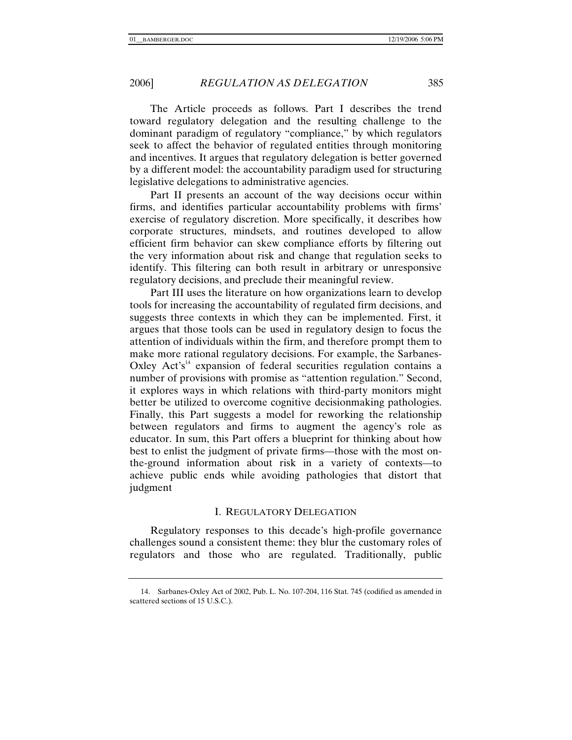The Article proceeds as follows. Part I describes the trend toward regulatory delegation and the resulting challenge to the dominant paradigm of regulatory "compliance," by which regulators seek to affect the behavior of regulated entities through monitoring and incentives. It argues that regulatory delegation is better governed by a different model: the accountability paradigm used for structuring legislative delegations to administrative agencies.

Part II presents an account of the way decisions occur within firms, and identifies particular accountability problems with firms' exercise of regulatory discretion. More specifically, it describes how corporate structures, mindsets, and routines developed to allow efficient firm behavior can skew compliance efforts by filtering out the very information about risk and change that regulation seeks to identify. This filtering can both result in arbitrary or unresponsive regulatory decisions, and preclude their meaningful review.

Part III uses the literature on how organizations learn to develop tools for increasing the accountability of regulated firm decisions, and suggests three contexts in which they can be implemented. First, it argues that those tools can be used in regulatory design to focus the attention of individuals within the firm, and therefore prompt them to make more rational regulatory decisions. For example, the Sarbanes-Oxley Act's[14] expansion of federal securities regulation contains a number of provisions with promise as "attention regulation." Second, it explores ways in which relations with third-party monitors might better be utilized to overcome cognitive decisionmaking pathologies. Finally, this Part suggests a model for reworking the relationship between regulators and firms to augment the agency's role as educator. In sum, this Part offers a blueprint for thinking about how best to enlist the judgment of private firms—those with the most on-the-ground information about risk in a variety of contexts—to achieve public ends while avoiding pathologies that distort that judgment

## I. REGULATORY DELEGATION

Regulatory responses to this decade's high-profile governance challenges sound a consistent theme: they blur the customary roles of regulators and those who are regulated. Traditionally, public

14. Sarbanes-Oxley Act of 2002, Pub. L. No. 107-204, 116 Stat. 745 (codified as amended in scattered sections of 15 U.S.C.).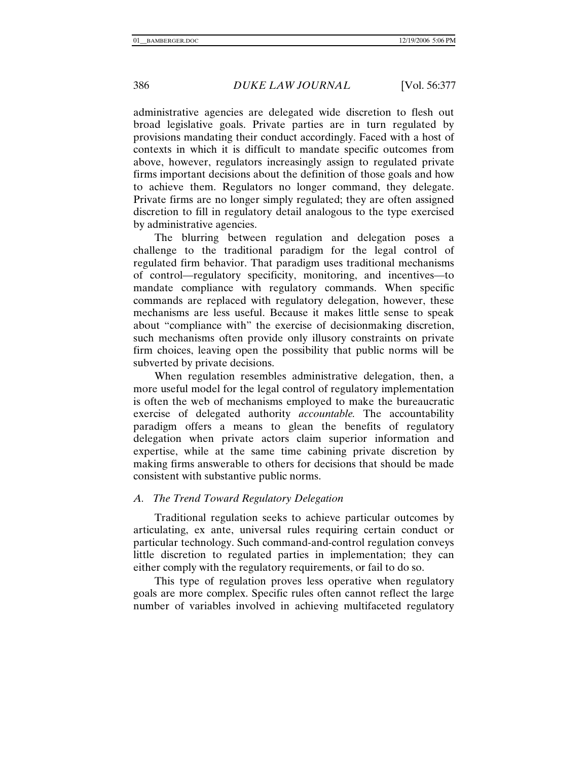administrative agencies are delegated wide discretion to flesh out broad legislative goals. Private parties are in turn regulated by provisions mandating their conduct accordingly. Faced with a host of contexts in which it is difficult to mandate specific outcomes from above, however, regulators increasingly assign to regulated private firms important decisions about the definition of those goals and how to achieve them. Regulators no longer command, they delegate. Private firms are no longer simply regulated; they are often assigned discretion to fill in regulatory detail analogous to the type exercised by administrative agencies.

The blurring between regulation and delegation poses a challenge to the traditional paradigm for the legal control of regulated firm behavior. That paradigm uses traditional mechanisms of control—regulatory specificity, monitoring, and incentives—to mandate compliance with regulatory commands. When specific commands are replaced with regulatory delegation, however, these mechanisms are less useful. Because it makes little sense to speak about "compliance with" the exercise of decisionmaking discretion, such mechanisms often provide only illusory constraints on private firm choices, leaving open the possibility that public norms will be subverted by private decisions.

When regulation resembles administrative delegation, then, a more useful model for the legal control of regulatory implementation is often the web of mechanisms employed to make the bureaucratic exercise of delegated authority *accountable.* The accountability paradigm offers a means to glean the benefits of regulatory delegation when private actors claim superior information and expertise, while at the same time cabining private discretion by making firms answerable to others for decisions that should be made consistent with substantive public norms.

### *A. The Trend Toward Regulatory Delegation*

Traditional regulation seeks to achieve particular outcomes by articulating, ex ante, universal rules requiring certain conduct or particular technology. Such command-and-control regulation conveys little discretion to regulated parties in implementation; they can either comply with the regulatory requirements, or fail to do so.

This type of regulation proves less operative when regulatory goals are more complex. Specific rules often cannot reflect the large number of variables involved in achieving multifaceted regulatory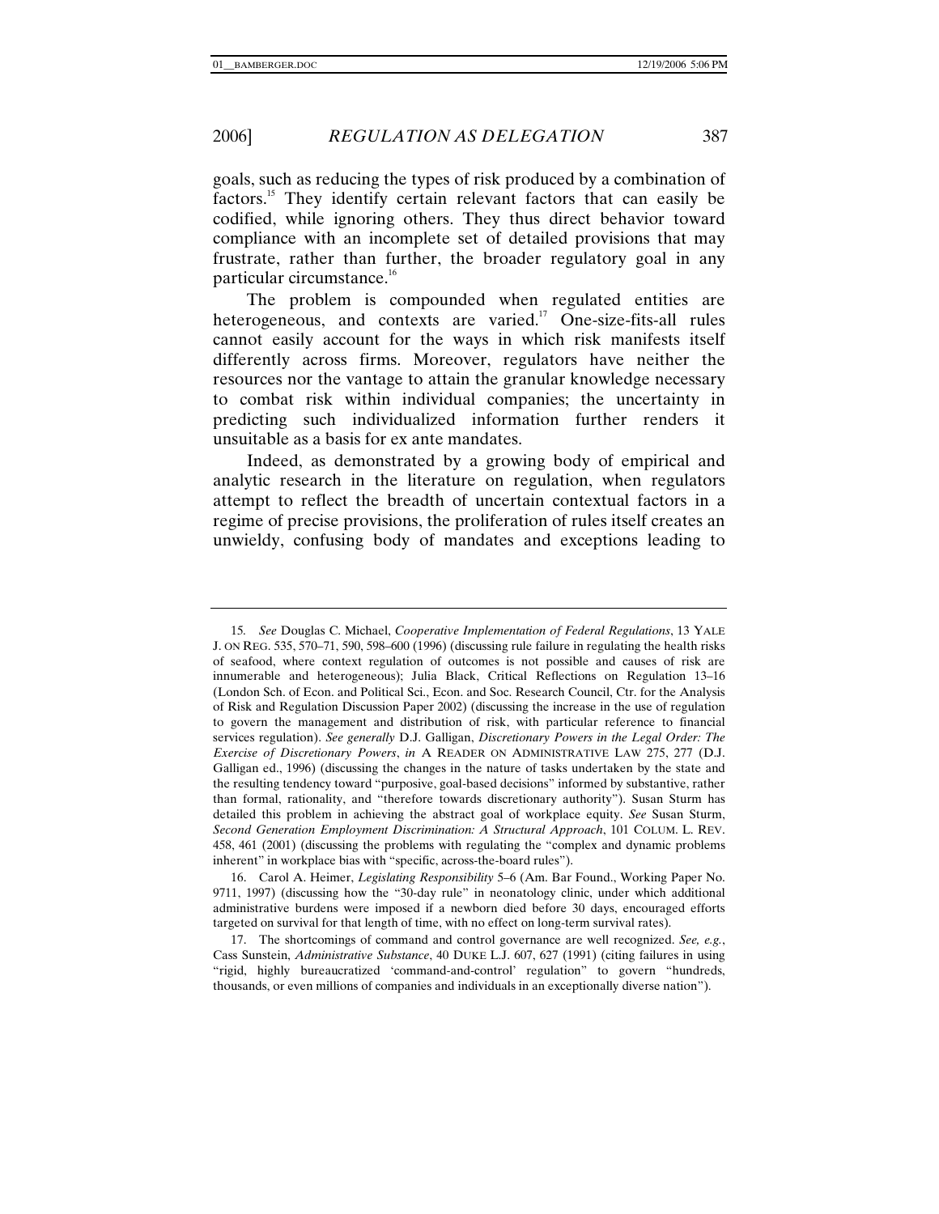goals, such as reducing the types of risk produced by a combination of factors.[15] They identify certain relevant factors that can easily be codified, while ignoring others. They thus direct behavior toward compliance with an incomplete set of detailed provisions that may frustrate, rather than further, the broader regulatory goal in any particular circumstance.[16]

The problem is compounded when regulated entities are heterogeneous, and contexts are varied.[17] One-size-fits-all rules cannot easily account for the ways in which risk manifests itself differently across firms. Moreover, regulators have neither the resources nor the vantage to attain the granular knowledge necessary to combat risk within individual companies; the uncertainty in predicting such individualized information further renders it unsuitable as a basis for ex ante mandates.

Indeed, as demonstrated by a growing body of empirical and analytic research in the literature on regulation, when regulators attempt to reflect the breadth of uncertain contextual factors in a regime of precise provisions, the proliferation of rules itself creates an unwieldy, confusing body of mandates and exceptions leading to

---

15. *See* Douglas C. Michael, *Cooperative Implementation of Federal Regulations*, 13 YALE J. ON REG. 535, 570–71, 590, 598–600 (1996) (discussing rule failure in regulating the health risks of seafood, where context regulation of outcomes is not possible and causes of risk are innumerable and heterogeneous); Julia Black, Critical Reflections on Regulation 13–16 (London Sch. of Econ. and Political Sci., Econ. and Soc. Research Council, Ctr. for the Analysis of Risk and Regulation Discussion Paper 2002) (discussing the increase in the use of regulation to govern the management and distribution of risk, with particular reference to financial services regulation). *See generally* D.J. Galligan, *Discretionary Powers in the Legal Order: The Exercise of Discretionary Powers*, *in* A READER ON ADMINISTRATIVE LAW 275, 277 (D.J. Galligan ed., 1996) (discussing the changes in the nature of tasks undertaken by the state and the resulting tendency toward "purposive, goal-based decisions" informed by substantive, rather than formal, rationality, and "therefore towards discretionary authority"). Susan Sturm has detailed this problem in achieving the abstract goal of workplace equity. *See* Susan Sturm, *Second Generation Employment Discrimination: A Structural Approach*, 101 COLUM. L. REV. 458, 461 (2001) (discussing the problems with regulating the "complex and dynamic problems inherent" in workplace bias with "specific, across-the-board rules").

16. Carol A. Heimer, *Legislating Responsibility* 5–6 (Am. Bar Found., Working Paper No. 9711, 1997) (discussing how the "30-day rule" in neonatology clinic, under which additional administrative burdens were imposed if a newborn died before 30 days, encouraged efforts targeted on survival for that length of time, with no effect on long-term survival rates).

17. The shortcomings of command and control governance are well recognized. *See, e.g.*, Cass Sunstein, *Administrative Substance*, 40 DUKE L.J. 607, 627 (1991) (citing failures in using "rigid, highly bureaucratized 'command-and-control' regulation" to govern "hundreds, thousands, or even millions of companies and individuals in an exceptionally diverse nation").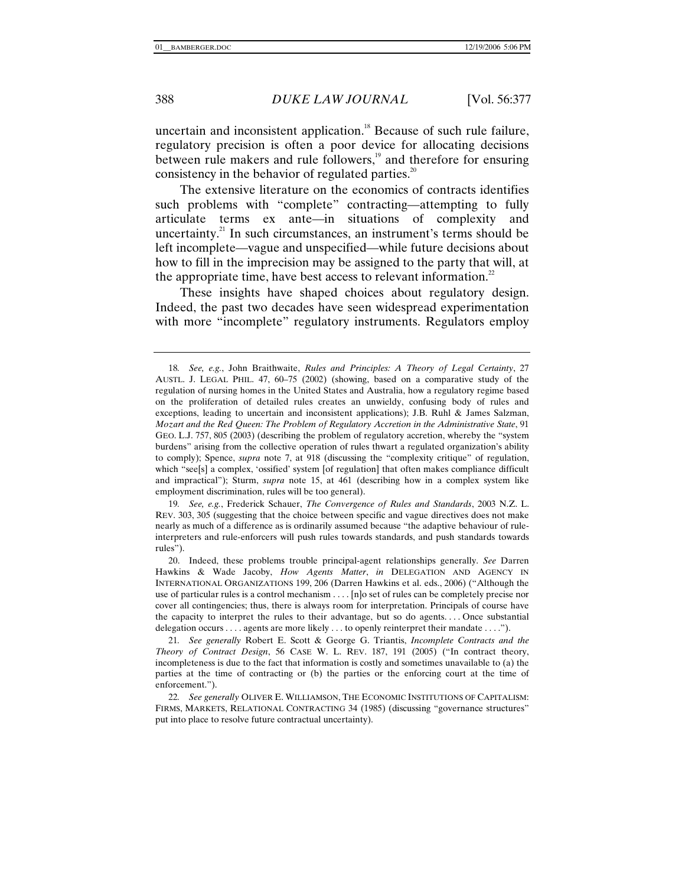uncertain and inconsistent application.[18] Because of such rule failure, regulatory precision is often a poor device for allocating decisions between rule makers and rule followers,[19] and therefore for ensuring consistency in the behavior of regulated parties.[20]

The extensive literature on the economics of contracts identifies such problems with "complete" contracting—attempting to fully articulate terms ex ante—in situations of complexity and uncertainty.[21] In such circumstances, an instrument's terms should be left incomplete—vague and unspecified—while future decisions about how to fill in the imprecision may be assigned to the party that will, at the appropriate time, have best access to relevant information.[22]

These insights have shaped choices about regulatory design. Indeed, the past two decades have seen widespread experimentation with more "incomplete" regulatory instruments. Regulators employ

---

18. *See, e.g.*, John Braithwaite, *Rules and Principles: A Theory of Legal Certainty*, 27 AUSTL. J. LEGAL PHIL. 47, 60–75 (2002) (showing, based on a comparative study of the regulation of nursing homes in the United States and Australia, how a regulatory regime based on the proliferation of detailed rules creates an unwieldy, confusing body of rules and exceptions, leading to uncertain and inconsistent applications); J.B. Ruhl & James Salzman, *Mozart and the Red Queen: The Problem of Regulatory Accretion in the Administrative State*, 91 GEO. L.J. 757, 805 (2003) (describing the problem of regulatory accretion, whereby the "system burdens" arising from the collective operation of rules thwart a regulated organization's ability to comply); Spence, *supra* note 7, at 918 (discussing the "complexity critique" of regulation, which "see[s] a complex, 'ossified' system [of regulation] that often makes compliance difficult and impractical"); Sturm, *supra* note 15, at 461 (describing how in a complex system like employment discrimination, rules will be too general).

19. *See, e.g.*, Frederick Schauer, *The Convergence of Rules and Standards*, 2003 N.Z. L. REV. 303, 305 (suggesting that the choice between specific and vague directives does not make nearly as much of a difference as is ordinarily assumed because "the adaptive behaviour of rule-interpreters and rule-enforcers will push rules towards standards, and push standards towards rules").

20. Indeed, these problems trouble principal-agent relationships generally. *See* Darren Hawkins & Wade Jacoby, *How Agents Matter*, *in* DELEGATION AND AGENCY IN INTERNATIONAL ORGANIZATIONS 199, 206 (Darren Hawkins et al. eds., 2006) ("Although the use of particular rules is a control mechanism . . . . [n]o set of rules can be completely precise nor cover all contingencies; thus, there is always room for interpretation. Principals of course have the capacity to interpret the rules to their advantage, but so do agents. . . . Once substantial delegation occurs . . . . agents are more likely . . . to openly reinterpret their mandate . . . .").

21. *See generally* Robert E. Scott & George G. Triantis, *Incomplete Contracts and the Theory of Contract Design*, 56 CASE W. L. REV. 187, 191 (2005) ("In contract theory, incompleteness is due to the fact that information is costly and sometimes unavailable to (a) the parties at the time of contracting or (b) the parties or the enforcing court at the time of enforcement.").

22. *See generally* OLIVER E. WILLIAMSON, THE ECONOMIC INSTITUTIONS OF CAPITALISM: FIRMS, MARKETS, RELATIONAL CONTRACTING 34 (1985) (discussing "governance structures" put into place to resolve future contractual uncertainty).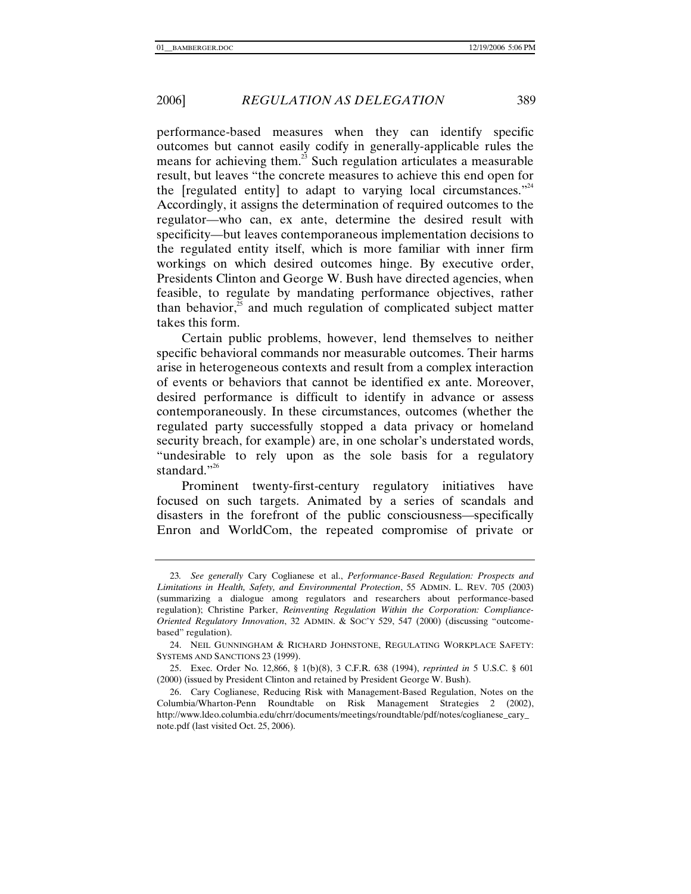performance-based measures when they can identify specific outcomes but cannot easily codify in generally-applicable rules the means for achieving them.[23] Such regulation articulates a measurable result, but leaves "the concrete measures to achieve this end open for the [regulated entity] to adapt to varying local circumstances."[24] Accordingly, it assigns the determination of required outcomes to the regulator—who can, ex ante, determine the desired result with specificity—but leaves contemporaneous implementation decisions to the regulated entity itself, which is more familiar with inner firm workings on which desired outcomes hinge. By executive order, Presidents Clinton and George W. Bush have directed agencies, when feasible, to regulate by mandating performance objectives, rather than behavior,[25] and much regulation of complicated subject matter takes this form.

Certain public problems, however, lend themselves to neither specific behavioral commands nor measurable outcomes. Their harms arise in heterogeneous contexts and result from a complex interaction of events or behaviors that cannot be identified ex ante. Moreover, desired performance is difficult to identify in advance or assess contemporaneously. In these circumstances, outcomes (whether the regulated party successfully stopped a data privacy or homeland security breach, for example) are, in one scholar's understated words, "undesirable to rely upon as the sole basis for a regulatory standard."[26]

Prominent twenty-first-century regulatory initiatives have focused on such targets. Animated by a series of scandals and disasters in the forefront of the public consciousness—specifically Enron and WorldCom, the repeated compromise of private or

---

23. *See generally* Cary Coglianese et al., *Performance-Based Regulation: Prospects and Limitations in Health, Safety, and Environmental Protection*, 55 ADMIN. L. REV. 705 (2003) (summarizing a dialogue among regulators and researchers about performance-based regulation); Christine Parker, *Reinventing Regulation Within the Corporation: Compliance-Oriented Regulatory Innovation*, 32 ADMIN. & SOC'Y 529, 547 (2000) (discussing "outcome-based" regulation).

24. NEIL GUNNINGHAM & RICHARD JOHNSTONE, REGULATING WORKPLACE SAFETY: SYSTEMS AND SANCTIONS 23 (1999).

25. Exec. Order No. 12,866, § 1(b)(8), 3 C.F.R. 638 (1994), *reprinted in* 5 U.S.C. § 601 (2000) (issued by President Clinton and retained by President George W. Bush).

26. Cary Coglianese, Reducing Risk with Management-Based Regulation, Notes on the Columbia/Wharton-Penn Roundtable on Risk Management Strategies 2 (2002), http://www.ldeo.columbia.edu/chrr/documents/meetings/roundtable/pdf/notes/coglianese_cary_note.pdf (last visited Oct. 25, 2006).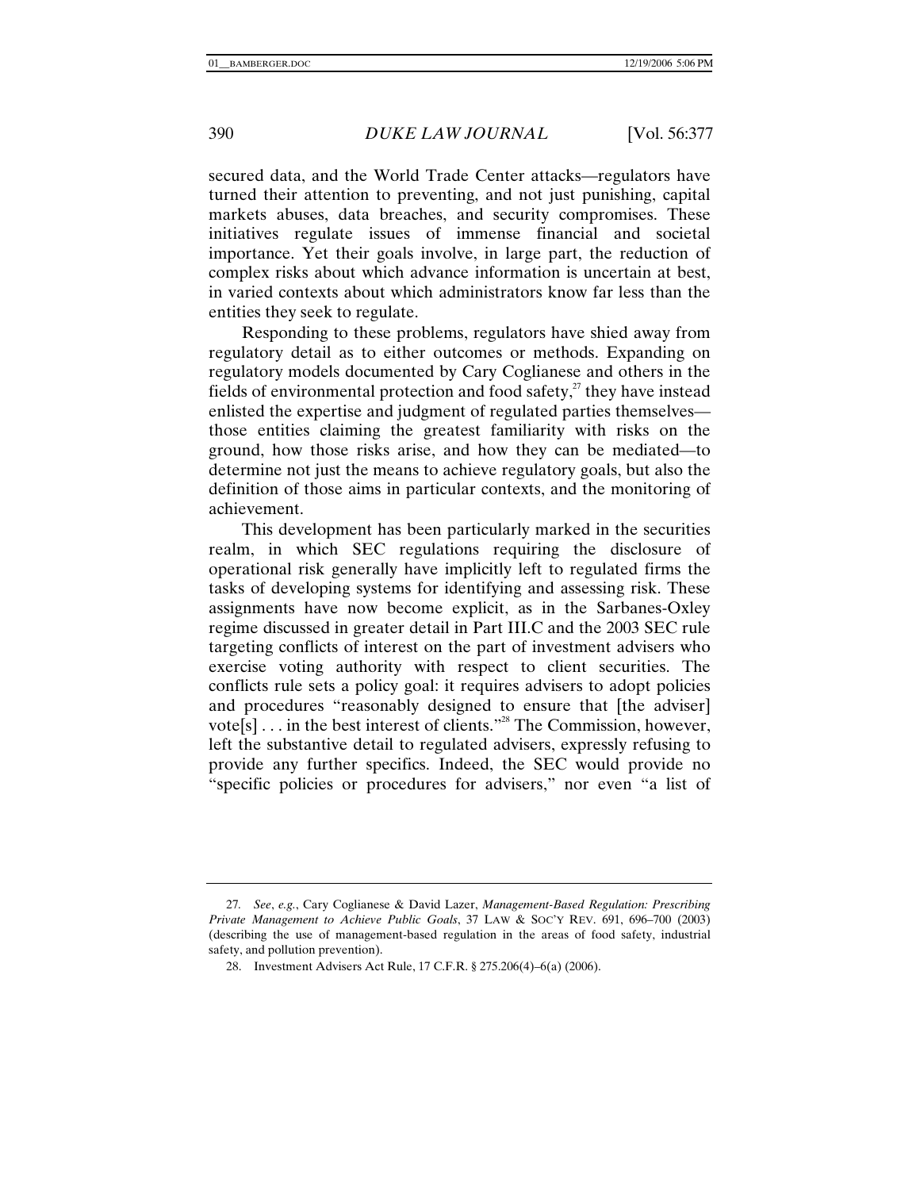secured data, and the World Trade Center attacks—regulators have turned their attention to preventing, and not just punishing, capital markets abuses, data breaches, and security compromises. These initiatives regulate issues of immense financial and societal importance. Yet their goals involve, in large part, the reduction of complex risks about which advance information is uncertain at best, in varied contexts about which administrators know far less than the entities they seek to regulate.

Responding to these problems, regulators have shied away from regulatory detail as to either outcomes or methods. Expanding on regulatory models documented by Cary Coglianese and others in the fields of environmental protection and food safety,[27] they have instead enlisted the expertise and judgment of regulated parties themselves—those entities claiming the greatest familiarity with risks on the ground, how those risks arise, and how they can be mediated—to determine not just the means to achieve regulatory goals, but also the definition of those aims in particular contexts, and the monitoring of achievement.

This development has been particularly marked in the securities realm, in which SEC regulations requiring the disclosure of operational risk generally have implicitly left to regulated firms the tasks of developing systems for identifying and assessing risk. These assignments have now become explicit, as in the Sarbanes-Oxley regime discussed in greater detail in Part III.C and the 2003 SEC rule targeting conflicts of interest on the part of investment advisers who exercise voting authority with respect to client securities. The conflicts rule sets a policy goal: it requires advisers to adopt policies and procedures "reasonably designed to ensure that [the adviser] vote[s] . . . in the best interest of clients."[28] The Commission, however, left the substantive detail to regulated advisers, expressly refusing to provide any further specifics. Indeed, the SEC would provide no "specific policies or procedures for advisers," nor even "a list of

---

27. *See*, *e.g.*, Cary Coglianese & David Lazer, *Management-Based Regulation: Prescribing Private Management to Achieve Public Goals*, 37 LAW & SOC'Y REV. 691, 696–700 (2003) (describing the use of management-based regulation in the areas of food safety, industrial safety, and pollution prevention).

28. Investment Advisers Act Rule, 17 C.F.R. § 275.206(4)–6(a) (2006).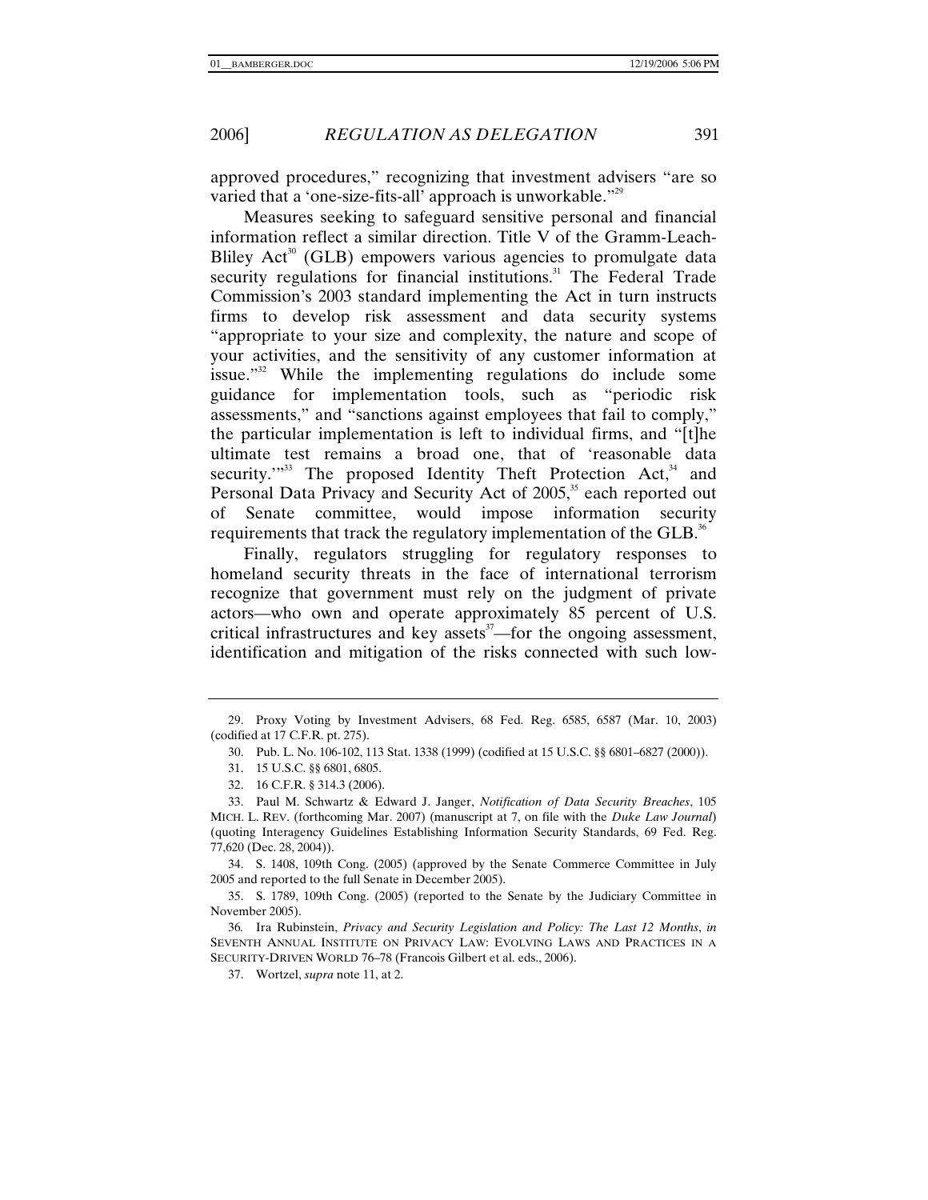approved procedures," recognizing that investment advisers "are so varied that a 'one-size-fits-all' approach is unworkable."[29]

Measures seeking to safeguard sensitive personal and financial information reflect a similar direction. Title V of the Gramm-Leach-Bliley Act[30] (GLB) empowers various agencies to promulgate data security regulations for financial institutions.[31] The Federal Trade Commission's 2003 standard implementing the Act in turn instructs firms to develop risk assessment and data security systems "appropriate to your size and complexity, the nature and scope of your activities, and the sensitivity of any customer information at issue."[32] While the implementing regulations do include some guidance for implementation tools, such as "periodic risk assessments," and "sanctions against employees that fail to comply," the particular implementation is left to individual firms, and "[t]he ultimate test remains a broad one, that of 'reasonable data security.'"[33] The proposed Identity Theft Protection Act,[34] and Personal Data Privacy and Security Act of 2005,[35] each reported out of Senate committee, would impose information security requirements that track the regulatory implementation of the GLB.[36]

Finally, regulators struggling for regulatory responses to homeland security threats in the face of international terrorism recognize that government must rely on the judgment of private actors—who own and operate approximately 85 percent of U.S. critical infrastructures and key assets[37]—for the ongoing assessment, identification and mitigation of the risks connected with such low-

---

29. Proxy Voting by Investment Advisers, 68 Fed. Reg. 6585, 6587 (Mar. 10, 2003) (codified at 17 C.F.R. pt. 275).

30. Pub. L. No. 106-102, 113 Stat. 1338 (1999) (codified at 15 U.S.C. §§ 6801–6827 (2000)).

31. 15 U.S.C. §§ 6801, 6805.

32. 16 C.F.R. § 314.3 (2006).

33. Paul M. Schwartz & Edward J. Janger, *Notification of Data Security Breaches*, 105 MICH. L. REV. (forthcoming Mar. 2007) (manuscript at 7, on file with the *Duke Law Journal*) (quoting Interagency Guidelines Establishing Information Security Standards, 69 Fed. Reg. 77,620 (Dec. 28, 2004)).

34. S. 1408, 109th Cong. (2005) (approved by the Senate Commerce Committee in July 2005 and reported to the full Senate in December 2005).

35. S. 1789, 109th Cong. (2005) (reported to the Senate by the Judiciary Committee in November 2005).

36. Ira Rubinstein, *Privacy and Security Legislation and Policy: The Last 12 Months*, *in* SEVENTH ANNUAL INSTITUTE ON PRIVACY LAW: EVOLVING LAWS AND PRACTICES IN A SECURITY-DRIVEN WORLD 76–78 (Francois Gilbert et al. eds., 2006).

37. Wortzel, *supra* note 11, at 2.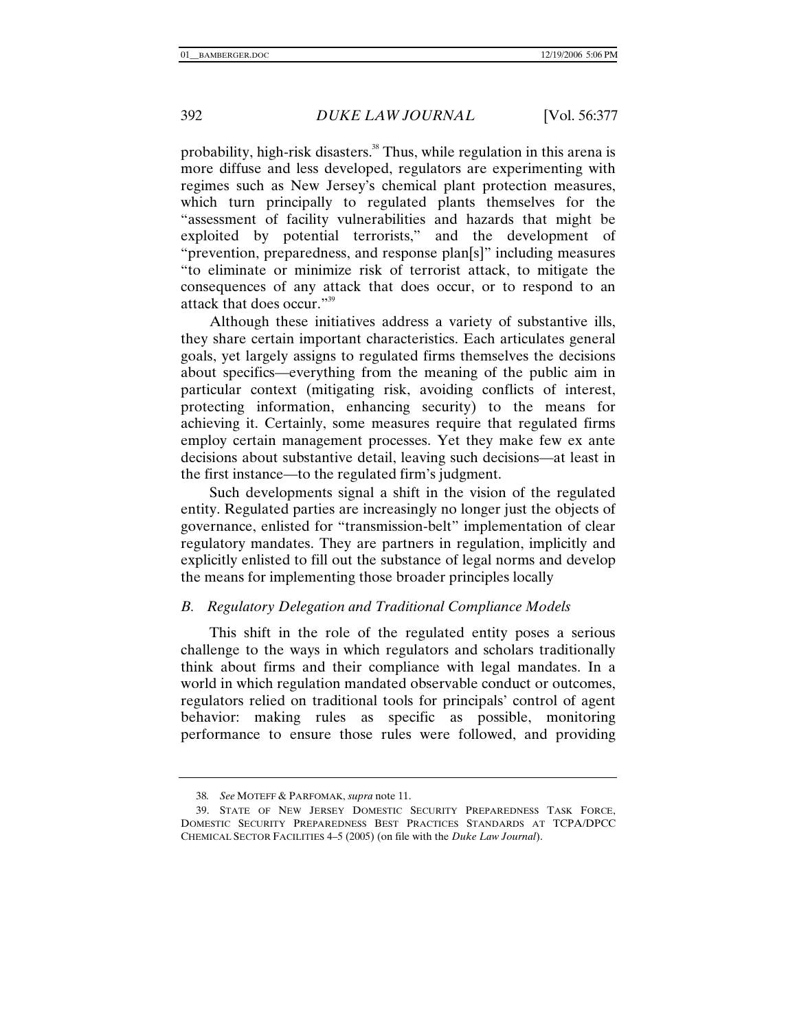probability, high-risk disasters.[38] Thus, while regulation in this arena is more diffuse and less developed, regulators are experimenting with regimes such as New Jersey's chemical plant protection measures, which turn principally to regulated plants themselves for the "assessment of facility vulnerabilities and hazards that might be exploited by potential terrorists," and the development of "prevention, preparedness, and response plan[s]" including measures "to eliminate or minimize risk of terrorist attack, to mitigate the consequences of any attack that does occur, or to respond to an attack that does occur."[39]

Although these initiatives address a variety of substantive ills, they share certain important characteristics. Each articulates general goals, yet largely assigns to regulated firms themselves the decisions about specifics—everything from the meaning of the public aim in particular context (mitigating risk, avoiding conflicts of interest, protecting information, enhancing security) to the means for achieving it. Certainly, some measures require that regulated firms employ certain management processes. Yet they make few ex ante decisions about substantive detail, leaving such decisions—at least in the first instance—to the regulated firm's judgment.

Such developments signal a shift in the vision of the regulated entity. Regulated parties are increasingly no longer just the objects of governance, enlisted for "transmission-belt" implementation of clear regulatory mandates. They are partners in regulation, implicitly and explicitly enlisted to fill out the substance of legal norms and develop the means for implementing those broader principles locally

### *B. Regulatory Delegation and Traditional Compliance Models*

This shift in the role of the regulated entity poses a serious challenge to the ways in which regulators and scholars traditionally think about firms and their compliance with legal mandates. In a world in which regulation mandated observable conduct or outcomes, regulators relied on traditional tools for principals' control of agent behavior: making rules as specific as possible, monitoring performance to ensure those rules were followed, and providing

---

38. *See* MOTEFF & PARFOMAK, *supra* note 11.

39. STATE OF NEW JERSEY DOMESTIC SECURITY PREPAREDNESS TASK FORCE, DOMESTIC SECURITY PREPAREDNESS BEST PRACTICES STANDARDS AT TCPA/DPCC CHEMICAL SECTOR FACILITIES 4–5 (2005) (on file with the *Duke Law Journal*).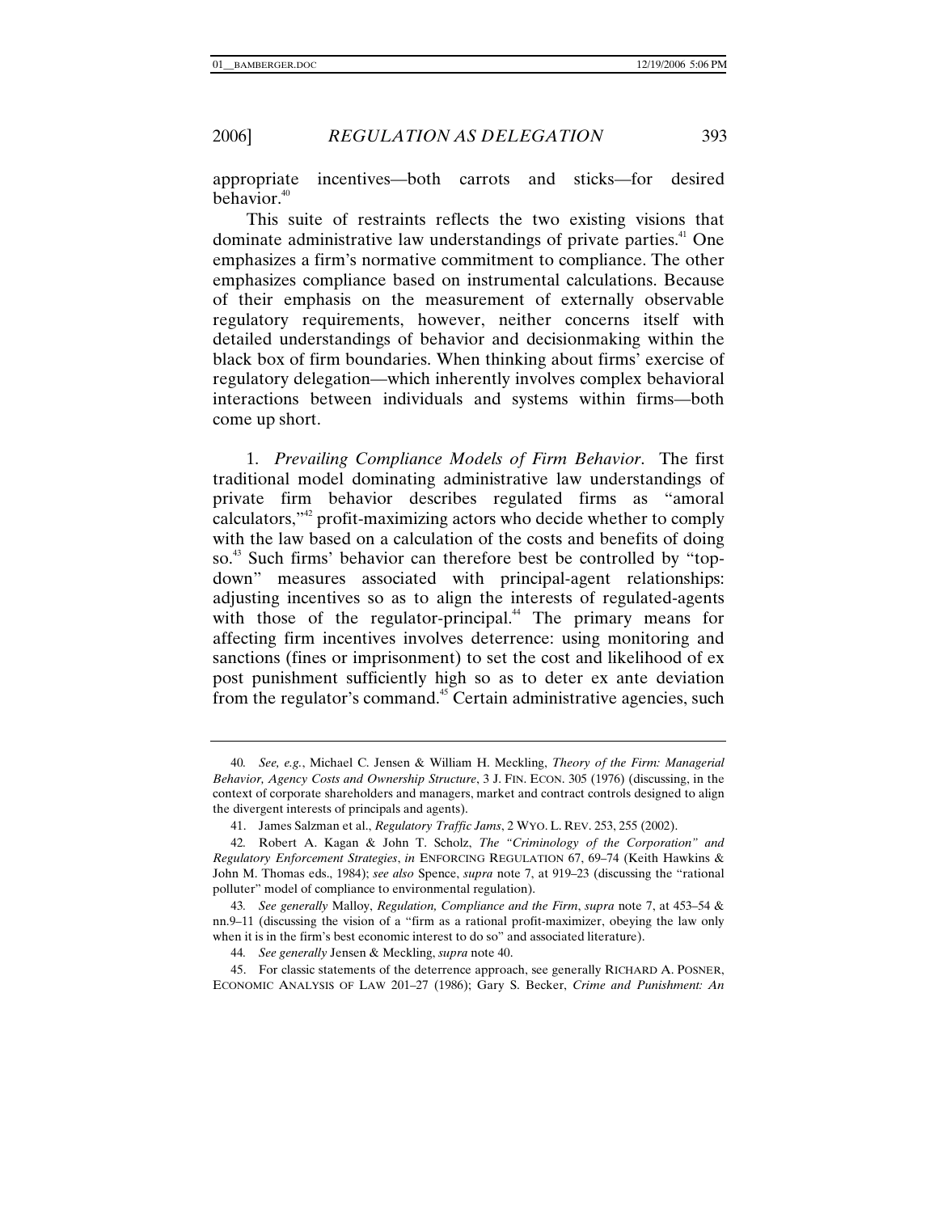appropriate incentives—both carrots and sticks—for desired behavior.[40]

This suite of restraints reflects the two existing visions that dominate administrative law understandings of private parties.[41] One emphasizes a firm's normative commitment to compliance. The other emphasizes compliance based on instrumental calculations. Because of their emphasis on the measurement of externally observable regulatory requirements, however, neither concerns itself with detailed understandings of behavior and decisionmaking within the black box of firm boundaries. When thinking about firms' exercise of regulatory delegation—which inherently involves complex behavioral interactions between individuals and systems within firms—both come up short.

1. *Prevailing Compliance Models of Firm Behavior*. The first traditional model dominating administrative law understandings of private firm behavior describes regulated firms as "amoral calculators,"[42] profit-maximizing actors who decide whether to comply with the law based on a calculation of the costs and benefits of doing so.[43] Such firms' behavior can therefore best be controlled by "top-down" measures associated with principal-agent relationships: adjusting incentives so as to align the interests of regulated-agents with those of the regulator-principal.[44] The primary means for affecting firm incentives involves deterrence: using monitoring and sanctions (fines or imprisonment) to set the cost and likelihood of ex post punishment sufficiently high so as to deter ex ante deviation from the regulator's command.[45] Certain administrative agencies, such

---

40. *See, e.g.*, Michael C. Jensen & William H. Meckling, *Theory of the Firm: Managerial Behavior, Agency Costs and Ownership Structure*, 3 J. FIN. ECON. 305 (1976) (discussing, in the context of corporate shareholders and managers, market and contract controls designed to align the divergent interests of principals and agents).

41. James Salzman et al., *Regulatory Traffic Jams*, 2 WYO. L. REV. 253, 255 (2002).

42. Robert A. Kagan & John T. Scholz, *The "Criminology of the Corporation" and Regulatory Enforcement Strategies*, *in* ENFORCING REGULATION 67, 69–74 (Keith Hawkins & John M. Thomas eds., 1984); *see also* Spence, *supra* note 7, at 919–23 (discussing the "rational polluter" model of compliance to environmental regulation).

43. *See generally* Malloy, *Regulation, Compliance and the Firm*, *supra* note 7, at 453–54 & nn.9–11 (discussing the vision of a "firm as a rational profit-maximizer, obeying the law only when it is in the firm's best economic interest to do so" and associated literature).

44. *See generally* Jensen & Meckling, *supra* note 40.

45. For classic statements of the deterrence approach, see generally RICHARD A. POSNER, ECONOMIC ANALYSIS OF LAW 201–27 (1986); Gary S. Becker, *Crime and Punishment: An*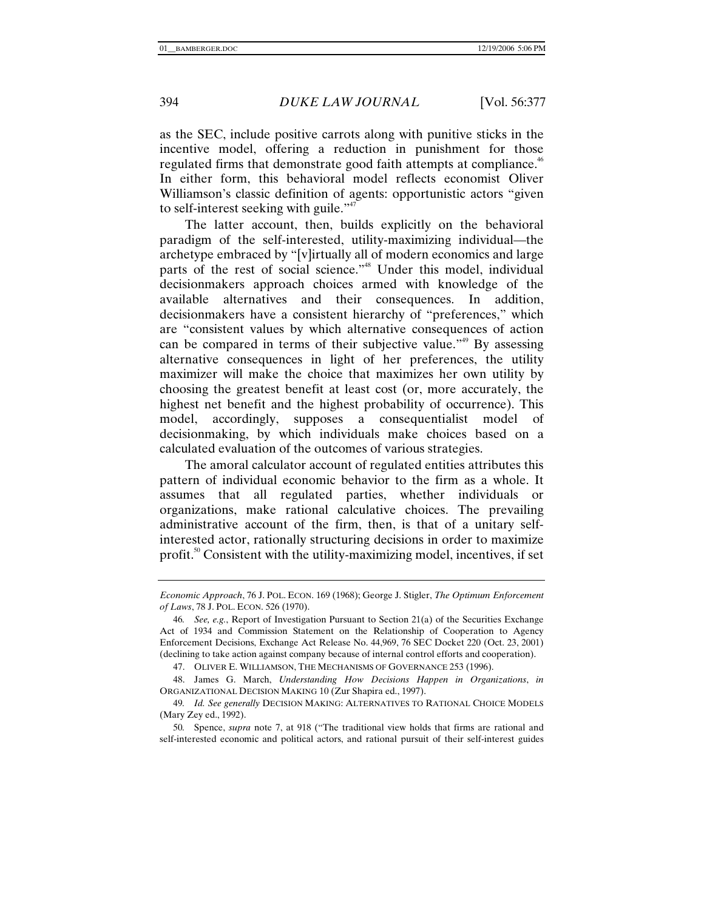as the SEC, include positive carrots along with punitive sticks in the incentive model, offering a reduction in punishment for those regulated firms that demonstrate good faith attempts at compliance.[46] In either form, this behavioral model reflects economist Oliver Williamson's classic definition of agents: opportunistic actors "given to self-interest seeking with guile."[47]

The latter account, then, builds explicitly on the behavioral paradigm of the self-interested, utility-maximizing individual—the archetype embraced by "[v]irtually all of modern economics and large parts of the rest of social science."[48] Under this model, individual decisionmakers approach choices armed with knowledge of the available alternatives and their consequences. In addition, decisionmakers have a consistent hierarchy of "preferences," which are "consistent values by which alternative consequences of action can be compared in terms of their subjective value."[49] By assessing alternative consequences in light of her preferences, the utility maximizer will make the choice that maximizes her own utility by choosing the greatest benefit at least cost (or, more accurately, the highest net benefit and the highest probability of occurrence). This model, accordingly, supposes a consequentialist model of decisionmaking, by which individuals make choices based on a calculated evaluation of the outcomes of various strategies.

The amoral calculator account of regulated entities attributes this pattern of individual economic behavior to the firm as a whole. It assumes that all regulated parties, whether individuals or organizations, make rational calculative choices. The prevailing administrative account of the firm, then, is that of a unitary self-interested actor, rationally structuring decisions in order to maximize profit.[50] Consistent with the utility-maximizing model, incentives, if set

---

*Economic Approach*, 76 J. POL. ECON. 169 (1968); George J. Stigler, *The Optimum Enforcement of Laws*, 78 J. POL. ECON. 526 (1970).

46. *See, e.g.*, Report of Investigation Pursuant to Section 21(a) of the Securities Exchange Act of 1934 and Commission Statement on the Relationship of Cooperation to Agency Enforcement Decisions, Exchange Act Release No. 44,969, 76 SEC Docket 220 (Oct. 23, 2001) (declining to take action against company because of internal control efforts and cooperation).

47. OLIVER E. WILLIAMSON, THE MECHANISMS OF GOVERNANCE 253 (1996).

48. James G. March, *Understanding How Decisions Happen in Organizations*, *in* ORGANIZATIONAL DECISION MAKING 10 (Zur Shapira ed., 1997).

49. *Id. See generally* DECISION MAKING: ALTERNATIVES TO RATIONAL CHOICE MODELS (Mary Zey ed., 1992).

50. Spence, *supra* note 7, at 918 ("The traditional view holds that firms are rational and self-interested economic and political actors, and rational pursuit of their self-interest guides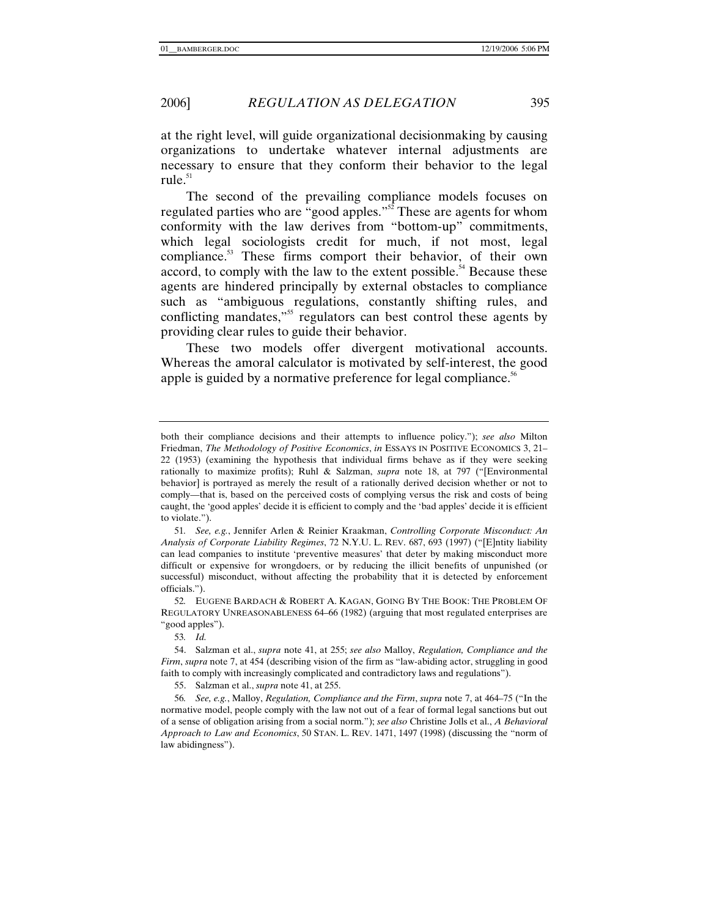at the right level, will guide organizational decisionmaking by causing organizations to undertake whatever internal adjustments are necessary to ensure that they conform their behavior to the legal rule.[51]

The second of the prevailing compliance models focuses on regulated parties who are "good apples."[52] These are agents for whom conformity with the law derives from "bottom-up" commitments, which legal sociologists credit for much, if not most, legal compliance.[53] These firms comport their behavior, of their own accord, to comply with the law to the extent possible.[54] Because these agents are hindered principally by external obstacles to compliance such as "ambiguous regulations, constantly shifting rules, and conflicting mandates,"[55] regulators can best control these agents by providing clear rules to guide their behavior.

These two models offer divergent motivational accounts. Whereas the amoral calculator is motivated by self-interest, the good apple is guided by a normative preference for legal compliance.[56]

---

both their compliance decisions and their attempts to influence policy."); *see also* Milton Friedman, *The Methodology of Positive Economics*, *in* ESSAYS IN POSITIVE ECONOMICS 3, 21–22 (1953) (examining the hypothesis that individual firms behave as if they were seeking rationally to maximize profits); Ruhl & Salzman, *supra* note 18, at 797 ("[Environmental behavior] is portrayed as merely the result of a rationally derived decision whether or not to comply—that is, based on the perceived costs of complying versus the risk and costs of being caught, the 'good apples' decide it is efficient to comply and the 'bad apples' decide it is efficient to violate.").

51. *See, e.g.*, Jennifer Arlen & Reinier Kraakman, *Controlling Corporate Misconduct: An Analysis of Corporate Liability Regimes*, 72 N.Y.U. L. REV. 687, 693 (1997) ("[E]ntity liability can lead companies to institute 'preventive measures' that deter by making misconduct more difficult or expensive for wrongdoers, or by reducing the illicit benefits of unpunished (or successful) misconduct, without affecting the probability that it is detected by enforcement officials.").

52. EUGENE BARDACH & ROBERT A. KAGAN, GOING BY THE BOOK: THE PROBLEM OF REGULATORY UNREASONABLENESS 64–66 (1982) (arguing that most regulated enterprises are "good apples").

53. *Id.*

54. Salzman et al., *supra* note 41, at 255; *see also* Malloy, *Regulation, Compliance and the Firm*, *supra* note 7, at 454 (describing vision of the firm as "law-abiding actor, struggling in good faith to comply with increasingly complicated and contradictory laws and regulations").

55. Salzman et al., *supra* note 41, at 255.

56. *See, e.g.*, Malloy, *Regulation, Compliance and the Firm*, *supra* note 7, at 464–75 ("In the normative model, people comply with the law not out of a fear of formal legal sanctions but out of a sense of obligation arising from a social norm."); *see also* Christine Jolls et al., *A Behavioral Approach to Law and Economics*, 50 STAN. L. REV. 1471, 1497 (1998) (discussing the "norm of law abidingness").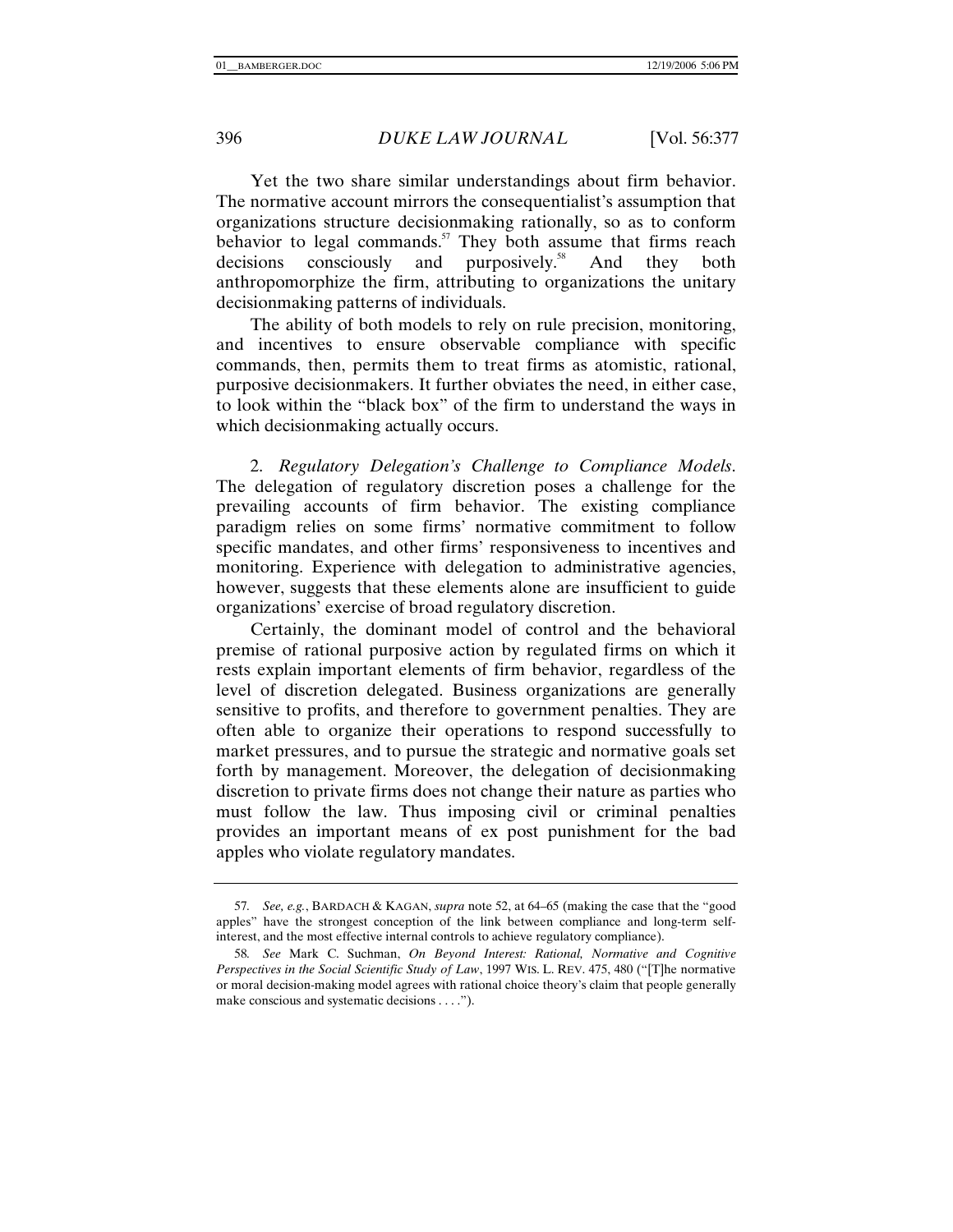Yet the two share similar understandings about firm behavior. The normative account mirrors the consequentialist's assumption that organizations structure decisionmaking rationally, so as to conform behavior to legal commands.[57] They both assume that firms reach decisions consciously and purposively.[58] And they both anthropomorphize the firm, attributing to organizations the unitary decisionmaking patterns of individuals.

The ability of both models to rely on rule precision, monitoring, and incentives to ensure observable compliance with specific commands, then, permits them to treat firms as atomistic, rational, purposive decisionmakers. It further obviates the need, in either case, to look within the "black box" of the firm to understand the ways in which decisionmaking actually occurs.

2. *Regulatory Delegation's Challenge to Compliance Models*. The delegation of regulatory discretion poses a challenge for the prevailing accounts of firm behavior. The existing compliance paradigm relies on some firms' normative commitment to follow specific mandates, and other firms' responsiveness to incentives and monitoring. Experience with delegation to administrative agencies, however, suggests that these elements alone are insufficient to guide organizations' exercise of broad regulatory discretion.

Certainly, the dominant model of control and the behavioral premise of rational purposive action by regulated firms on which it rests explain important elements of firm behavior, regardless of the level of discretion delegated. Business organizations are generally sensitive to profits, and therefore to government penalties. They are often able to organize their operations to respond successfully to market pressures, and to pursue the strategic and normative goals set forth by management. Moreover, the delegation of decisionmaking discretion to private firms does not change their nature as parties who must follow the law. Thus imposing civil or criminal penalties provides an important means of ex post punishment for the bad apples who violate regulatory mandates.

---

57. *See, e.g.*, BARDACH & KAGAN, *supra* note 52, at 64–65 (making the case that the "good apples" have the strongest conception of the link between compliance and long-term self-interest, and the most effective internal controls to achieve regulatory compliance).

58. *See* Mark C. Suchman, *On Beyond Interest: Rational, Normative and Cognitive Perspectives in the Social Scientific Study of Law*, 1997 WIS. L. REV. 475, 480 ("[T]he normative or moral decision-making model agrees with rational choice theory's claim that people generally make conscious and systematic decisions . . . .").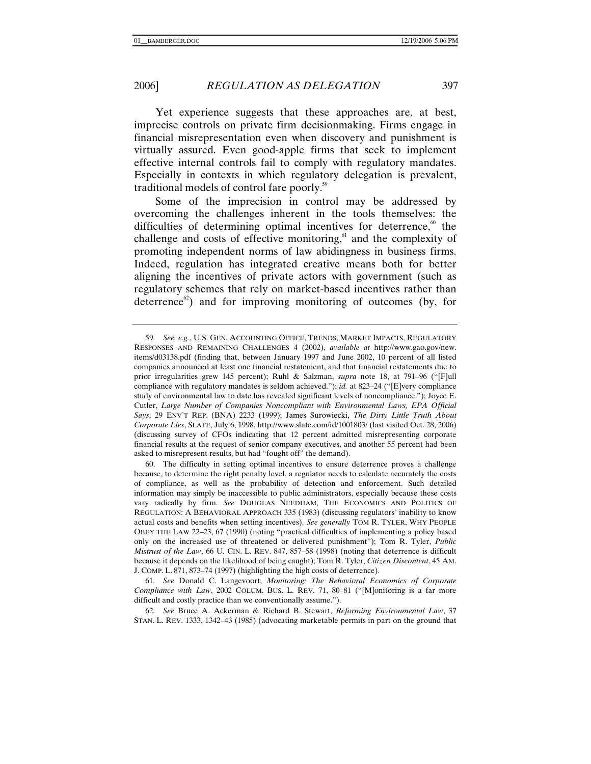Yet experience suggests that these approaches are, at best, imprecise controls on private firm decisionmaking. Firms engage in financial misrepresentation even when discovery and punishment is virtually assured. Even good-apple firms that seek to implement effective internal controls fail to comply with regulatory mandates. Especially in contexts in which regulatory delegation is prevalent, traditional models of control fare poorly.[59]

Some of the imprecision in control may be addressed by overcoming the challenges inherent in the tools themselves: the difficulties of determining optimal incentives for deterrence,[60] the challenge and costs of effective monitoring,[61] and the complexity of promoting independent norms of law abidingness in business firms. Indeed, regulation has integrated creative means both for better aligning the incentives of private actors with government (such as regulatory schemes that rely on market-based incentives rather than deterrence[62]) and for improving monitoring of outcomes (by, for

---

59. *See, e.g.*, U.S. GEN. ACCOUNTING OFFICE, TRENDS, MARKET IMPACTS, REGULATORY RESPONSES AND REMAINING CHALLENGES 4 (2002), *available at* http://www.gao.gov/new.items/d03138.pdf (finding that, between January 1997 and June 2002, 10 percent of all listed companies announced at least one financial restatement, and that financial restatements due to prior irregularities grew 145 percent); Ruhl & Salzman, *supra* note 18, at 791–96 ("[F]ull compliance with regulatory mandates is seldom achieved."); *id.* at 823–24 ("[E]very compliance study of environmental law to date has revealed significant levels of noncompliance."); Joyce E. Cutler, *Large Number of Companies Noncompliant with Environmental Laws, EPA Official Says*, 29 ENV'T REP. (BNA) 2233 (1999); James Surowiecki, *The Dirty Little Truth About Corporate Lies*, SLATE, July 6, 1998, http://www.slate.com/id/1001803/ (last visited Oct. 28, 2006) (discussing survey of CFOs indicating that 12 percent admitted misrepresenting corporate financial results at the request of senior company executives, and another 55 percent had been asked to misrepresent results, but had "fought off" the demand).

60. The difficulty in setting optimal incentives to ensure deterrence proves a challenge because, to determine the right penalty level, a regulator needs to calculate accurately the costs of compliance, as well as the probability of detection and enforcement. Such detailed information may simply be inaccessible to public administrators, especially because these costs vary radically by firm. *See* DOUGLAS NEEDHAM, THE ECONOMICS AND POLITICS OF REGULATION: A BEHAVIORAL APPROACH 335 (1983) (discussing regulators' inability to know actual costs and benefits when setting incentives). *See generally* TOM R. TYLER, WHY PEOPLE OBEY THE LAW 22–23, 67 (1990) (noting "practical difficulties of implementing a policy based only on the increased use of threatened or delivered punishment"); Tom R. Tyler, *Public Mistrust of the Law*, 66 U. CIN. L. REV. 847, 857–58 (1998) (noting that deterrence is difficult because it depends on the likelihood of being caught); Tom R. Tyler, *Citizen Discontent*, 45 AM. J. COMP. L. 871, 873–74 (1997) (highlighting the high costs of deterrence).

61. *See* Donald C. Langevoort, *Monitoring: The Behavioral Economics of Corporate Compliance with Law*, 2002 COLUM. BUS. L. REV. 71, 80–81 ("[M]onitoring is a far more difficult and costly practice than we conventionally assume.").

62. *See* Bruce A. Ackerman & Richard B. Stewart, *Reforming Environmental Law*, 37 STAN. L. REV. 1333, 1342–43 (1985) (advocating marketable permits in part on the ground that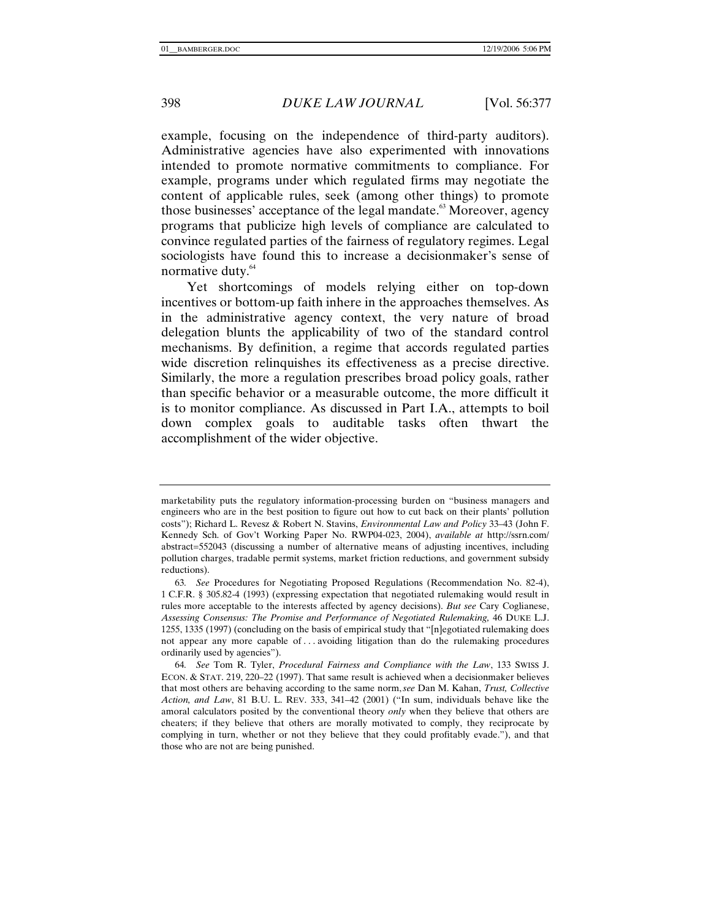example, focusing on the independence of third-party auditors). Administrative agencies have also experimented with innovations intended to promote normative commitments to compliance. For example, programs under which regulated firms may negotiate the content of applicable rules, seek (among other things) to promote those businesses' acceptance of the legal mandate.[63] Moreover, agency programs that publicize high levels of compliance are calculated to convince regulated parties of the fairness of regulatory regimes. Legal sociologists have found this to increase a decisionmaker's sense of normative duty.[64]

Yet shortcomings of models relying either on top-down incentives or bottom-up faith inhere in the approaches themselves. As in the administrative agency context, the very nature of broad delegation blunts the applicability of two of the standard control mechanisms. By definition, a regime that accords regulated parties wide discretion relinquishes its effectiveness as a precise directive. Similarly, the more a regulation prescribes broad policy goals, rather than specific behavior or a measurable outcome, the more difficult it is to monitor compliance. As discussed in Part I.A., attempts to boil down complex goals to auditable tasks often thwart the accomplishment of the wider objective.

---

marketability puts the regulatory information-processing burden on "business managers and engineers who are in the best position to figure out how to cut back on their plants' pollution costs"); Richard L. Revesz & Robert N. Stavins, *Environmental Law and Policy* 33–43 (John F. Kennedy Sch. of Gov't Working Paper No. RWP04-023, 2004), *available at* http://ssrn.com/abstract=552043 (discussing a number of alternative means of adjusting incentives, including pollution charges, tradable permit systems, market friction reductions, and government subsidy reductions).

63. *See* Procedures for Negotiating Proposed Regulations (Recommendation No. 82-4), 1 C.F.R. § 305.82-4 (1993) (expressing expectation that negotiated rulemaking would result in rules more acceptable to the interests affected by agency decisions). *But see* Cary Coglianese, *Assessing Consensus: The Promise and Performance of Negotiated Rulemaking,* 46 DUKE L.J. 1255, 1335 (1997) (concluding on the basis of empirical study that "[n]egotiated rulemaking does not appear any more capable of . . . avoiding litigation than do the rulemaking procedures ordinarily used by agencies").

64. *See* Tom R. Tyler, *Procedural Fairness and Compliance with the Law*, 133 SWISS J. ECON. & STAT. 219, 220–22 (1997). That same result is achieved when a decisionmaker believes that most others are behaving according to the same norm, *see* Dan M. Kahan, *Trust, Collective Action, and Law*, 81 B.U. L. REV. 333, 341–42 (2001) ("In sum, individuals behave like the amoral calculators posited by the conventional theory *only* when they believe that others are cheaters; if they believe that others are morally motivated to comply, they reciprocate by complying in turn, whether or not they believe that they could profitably evade."), and that those who are not are being punished.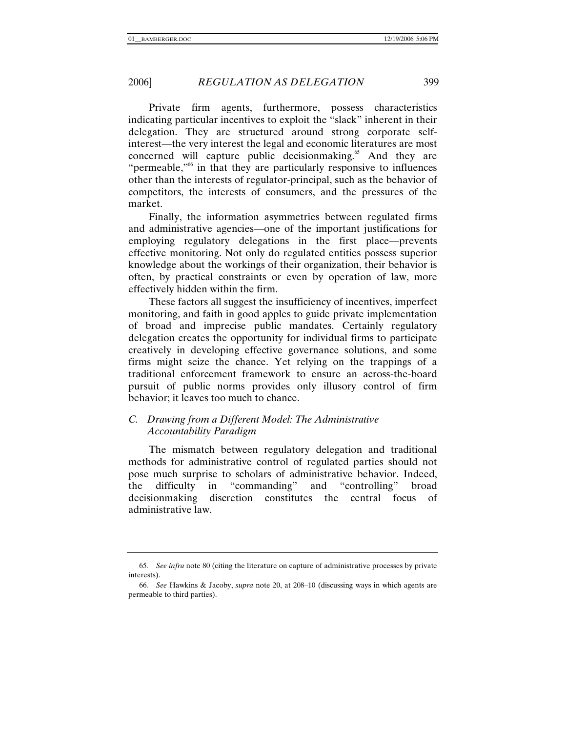Private firm agents, furthermore, possess characteristics indicating particular incentives to exploit the "slack" inherent in their delegation. They are structured around strong corporate self-interest—the very interest the legal and economic literatures are most concerned will capture public decisionmaking.[65] And they are "permeable,"[66] in that they are particularly responsive to influences other than the interests of regulator-principal, such as the behavior of competitors, the interests of consumers, and the pressures of the market.

Finally, the information asymmetries between regulated firms and administrative agencies—one of the important justifications for employing regulatory delegations in the first place—prevents effective monitoring. Not only do regulated entities possess superior knowledge about the workings of their organization, their behavior is often, by practical constraints or even by operation of law, more effectively hidden within the firm.

These factors all suggest the insufficiency of incentives, imperfect monitoring, and faith in good apples to guide private implementation of broad and imprecise public mandates. Certainly regulatory delegation creates the opportunity for individual firms to participate creatively in developing effective governance solutions, and some firms might seize the chance. Yet relying on the trappings of a traditional enforcement framework to ensure an across-the-board pursuit of public norms provides only illusory control of firm behavior; it leaves too much to chance.

### *C. Drawing from a Different Model: The Administrative Accountability Paradigm*

The mismatch between regulatory delegation and traditional methods for administrative control of regulated parties should not pose much surprise to scholars of administrative behavior. Indeed, the difficulty in "commanding" and "controlling" broad decisionmaking discretion constitutes the central focus of administrative law.

---

65. *See infra* note 80 (citing the literature on capture of administrative processes by private interests).

66. *See* Hawkins & Jacoby, *supra* note 20, at 208–10 (discussing ways in which agents are permeable to third parties).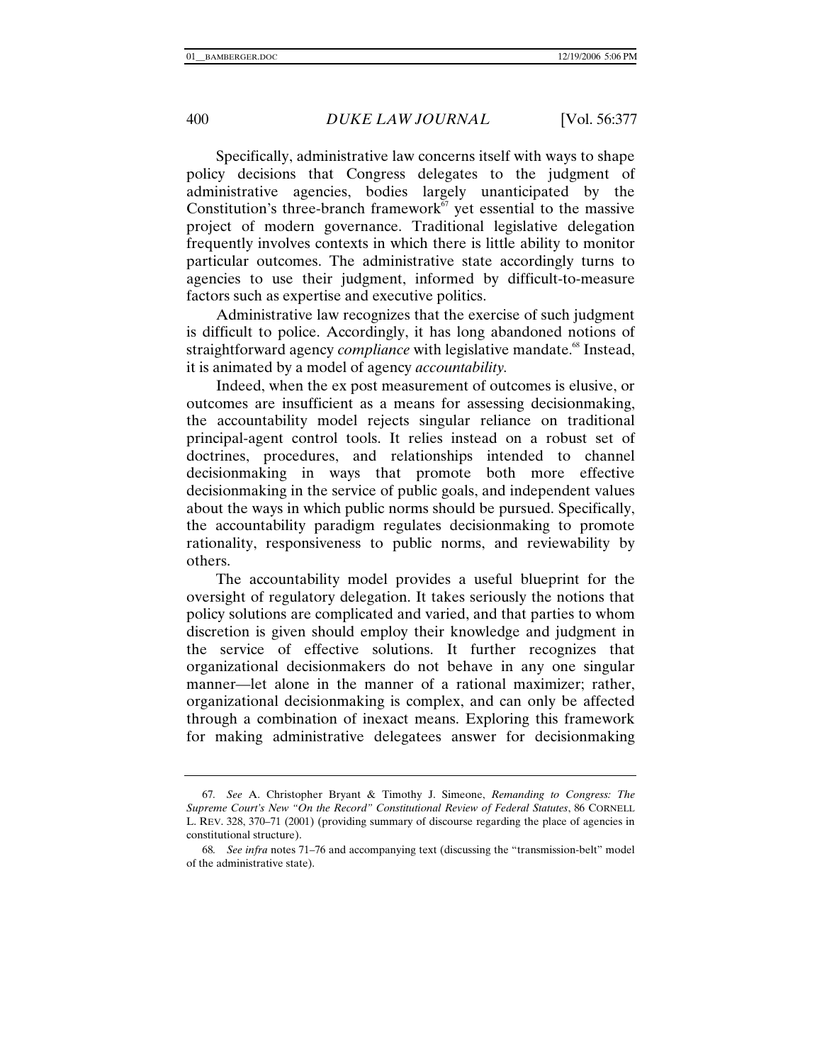Specifically, administrative law concerns itself with ways to shape policy decisions that Congress delegates to the judgment of administrative agencies, bodies largely unanticipated by the Constitution's three-branch framework[67] yet essential to the massive project of modern governance. Traditional legislative delegation frequently involves contexts in which there is little ability to monitor particular outcomes. The administrative state accordingly turns to agencies to use their judgment, informed by difficult-to-measure factors such as expertise and executive politics.

Administrative law recognizes that the exercise of such judgment is difficult to police. Accordingly, it has long abandoned notions of straightforward agency *compliance* with legislative mandate.[68] Instead, it is animated by a model of agency *accountability*.

Indeed, when the ex post measurement of outcomes is elusive, or outcomes are insufficient as a means for assessing decisionmaking, the accountability model rejects singular reliance on traditional principal-agent control tools. It relies instead on a robust set of doctrines, procedures, and relationships intended to channel decisionmaking in ways that promote both more effective decisionmaking in the service of public goals, and independent values about the ways in which public norms should be pursued. Specifically, the accountability paradigm regulates decisionmaking to promote rationality, responsiveness to public norms, and reviewability by others.

The accountability model provides a useful blueprint for the oversight of regulatory delegation. It takes seriously the notions that policy solutions are complicated and varied, and that parties to whom discretion is given should employ their knowledge and judgment in the service of effective solutions. It further recognizes that organizational decisionmakers do not behave in any one singular manner—let alone in the manner of a rational maximizer; rather, organizational decisionmaking is complex, and can only be affected through a combination of inexact means. Exploring this framework for making administrative delegatees answer for decisionmaking

---

67. *See* A. Christopher Bryant & Timothy J. Simeone, *Remanding to Congress: The Supreme Court's New "On the Record" Constitutional Review of Federal Statutes*, 86 CORNELL L. REV. 328, 370–71 (2001) (providing summary of discourse regarding the place of agencies in constitutional structure).

68. *See infra* notes 71–76 and accompanying text (discussing the "transmission-belt" model of the administrative state).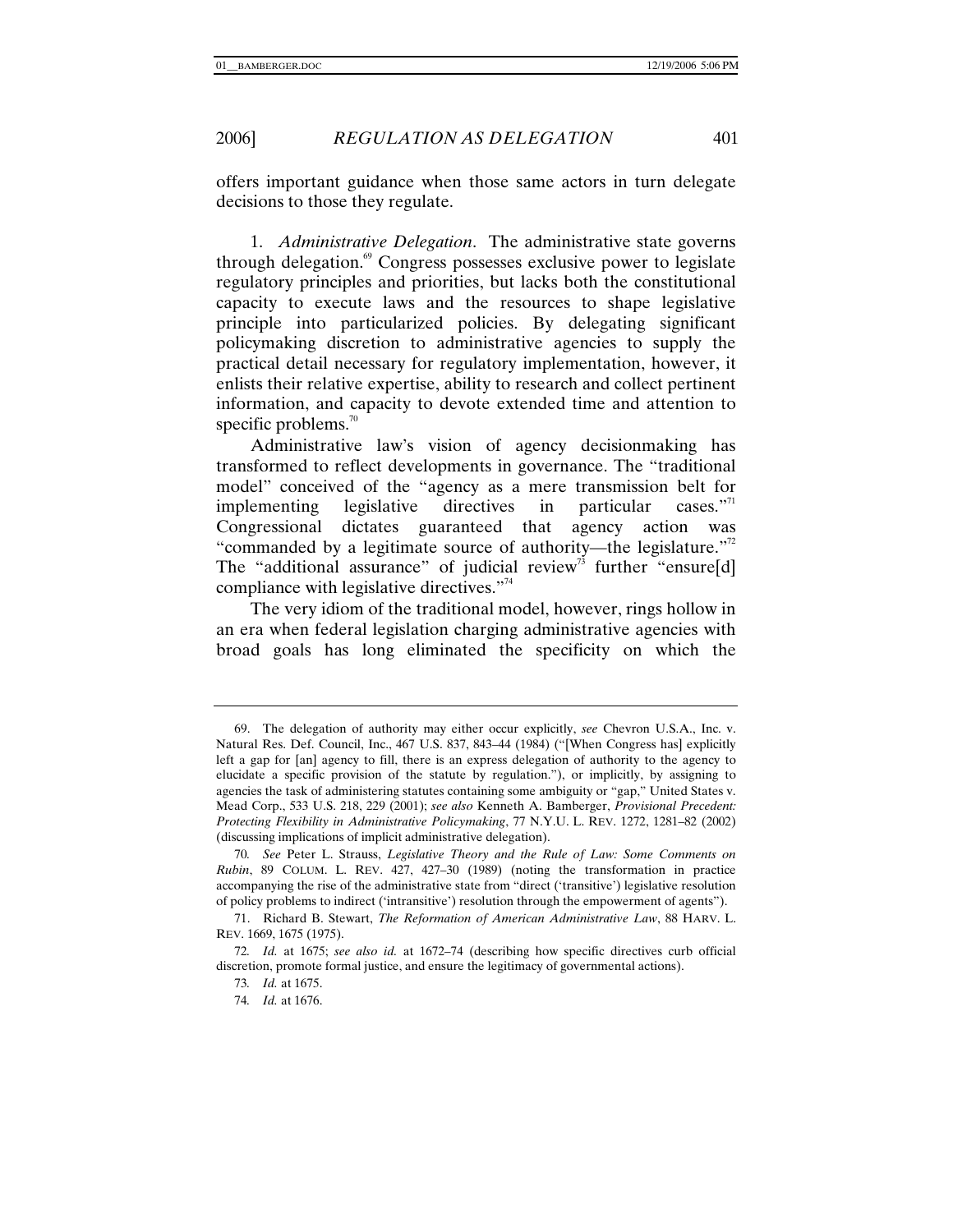offers important guidance when those same actors in turn delegate decisions to those they regulate.

1. *Administrative Delegation*. The administrative state governs through delegation.[69] Congress possesses exclusive power to legislate regulatory principles and priorities, but lacks both the constitutional capacity to execute laws and the resources to shape legislative principle into particularized policies. By delegating significant policymaking discretion to administrative agencies to supply the practical detail necessary for regulatory implementation, however, it enlists their relative expertise, ability to research and collect pertinent information, and capacity to devote extended time and attention to specific problems.[70]

Administrative law's vision of agency decisionmaking has transformed to reflect developments in governance. The "traditional model" conceived of the "agency as a mere transmission belt for implementing legislative directives in particular cases."[71] Congressional dictates guaranteed that agency action was "commanded by a legitimate source of authority—the legislature."[72] The "additional assurance" of judicial review[73] further "ensure[d] compliance with legislative directives."[74]

The very idiom of the traditional model, however, rings hollow in an era when federal legislation charging administrative agencies with broad goals has long eliminated the specificity on which the

---

69. The delegation of authority may either occur explicitly, *see* Chevron U.S.A., Inc. v. Natural Res. Def. Council, Inc., 467 U.S. 837, 843–44 (1984) ("[When Congress has] explicitly left a gap for [an] agency to fill, there is an express delegation of authority to the agency to elucidate a specific provision of the statute by regulation."), or implicitly, by assigning to agencies the task of administering statutes containing some ambiguity or "gap," United States v. Mead Corp., 533 U.S. 218, 229 (2001); *see also* Kenneth A. Bamberger, *Provisional Precedent: Protecting Flexibility in Administrative Policymaking*, 77 N.Y.U. L. REV. 1272, 1281–82 (2002) (discussing implications of implicit administrative delegation).

70. *See* Peter L. Strauss, *Legislative Theory and the Rule of Law: Some Comments on Rubin*, 89 COLUM. L. REV. 427, 427–30 (1989) (noting the transformation in practice accompanying the rise of the administrative state from "direct ('transitive') legislative resolution of policy problems to indirect ('intransitive') resolution through the empowerment of agents").

71. Richard B. Stewart, *The Reformation of American Administrative Law*, 88 HARV. L. REV. 1669, 1675 (1975).

72. *Id.* at 1675; *see also id.* at 1672–74 (describing how specific directives curb official discretion, promote formal justice, and ensure the legitimacy of governmental actions).

73. *Id.* at 1675.

74. *Id.* at 1676.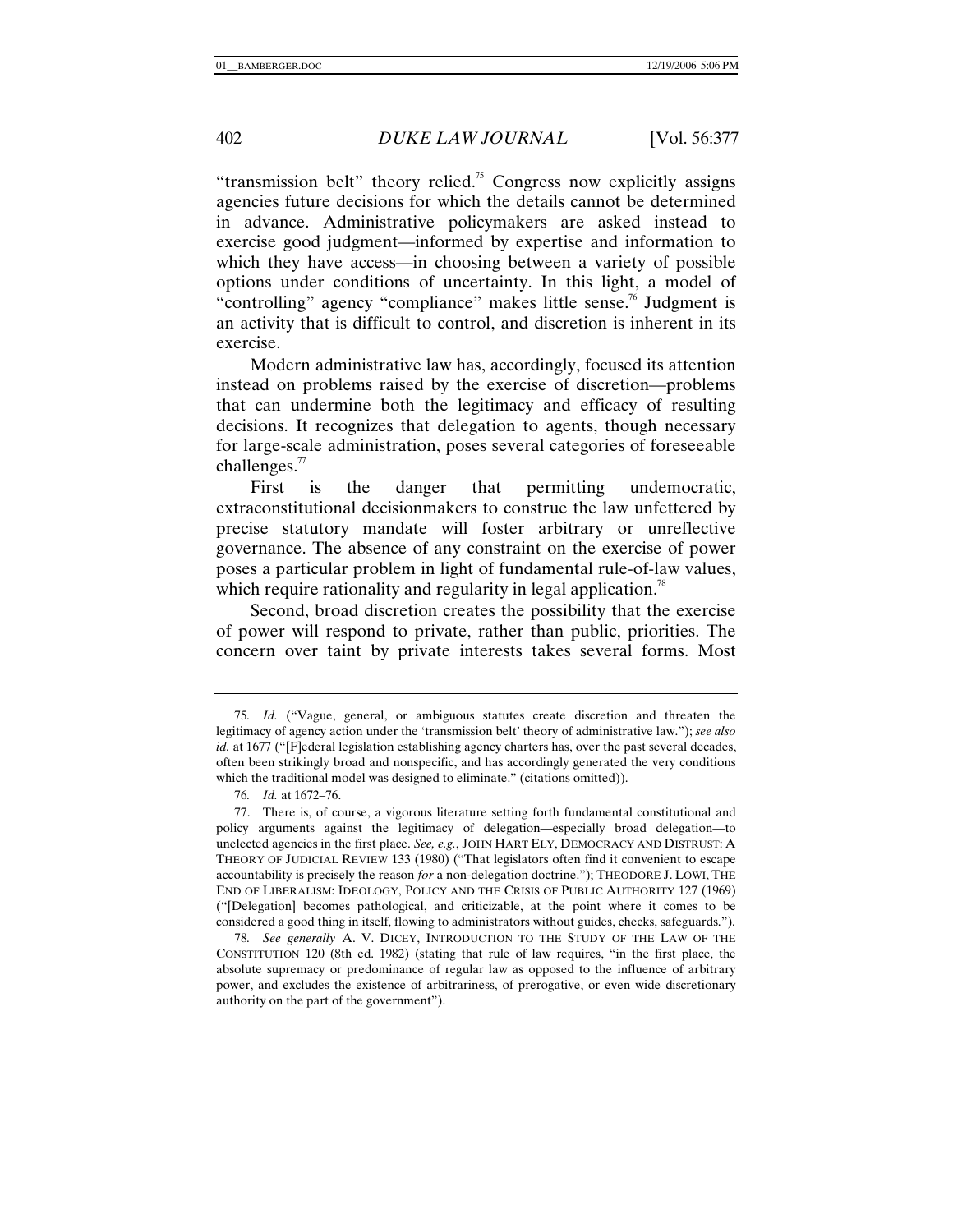"transmission belt" theory relied.[75] Congress now explicitly assigns agencies future decisions for which the details cannot be determined in advance. Administrative policymakers are asked instead to exercise good judgment—informed by expertise and information to which they have access—in choosing between a variety of possible options under conditions of uncertainty. In this light, a model of "controlling" agency "compliance" makes little sense.[76] Judgment is an activity that is difficult to control, and discretion is inherent in its exercise.

Modern administrative law has, accordingly, focused its attention instead on problems raised by the exercise of discretion—problems that can undermine both the legitimacy and efficacy of resulting decisions. It recognizes that delegation to agents, though necessary for large-scale administration, poses several categories of foreseeable challenges.[77]

First is the danger that permitting undemocratic, extraconstitutional decisionmakers to construe the law unfettered by precise statutory mandate will foster arbitrary or unreflective governance. The absence of any constraint on the exercise of power poses a particular problem in light of fundamental rule-of-law values, which require rationality and regularity in legal application.[78]

Second, broad discretion creates the possibility that the exercise of power will respond to private, rather than public, priorities. The concern over taint by private interests takes several forms. Most

---

75. *Id.* ("Vague, general, or ambiguous statutes create discretion and threaten the legitimacy of agency action under the 'transmission belt' theory of administrative law."); *see also id.* at 1677 ("[F]ederal legislation establishing agency charters has, over the past several decades, often been strikingly broad and nonspecific, and has accordingly generated the very conditions which the traditional model was designed to eliminate." (citations omitted)).

76. *Id.* at 1672–76.

77. There is, of course, a vigorous literature setting forth fundamental constitutional and policy arguments against the legitimacy of delegation—especially broad delegation—to unelected agencies in the first place. *See, e.g.*, JOHN HART ELY, DEMOCRACY AND DISTRUST: A THEORY OF JUDICIAL REVIEW 133 (1980) ("That legislators often find it convenient to escape accountability is precisely the reason *for* a non-delegation doctrine."); THEODORE J. LOWI, THE END OF LIBERALISM: IDEOLOGY, POLICY AND THE CRISIS OF PUBLIC AUTHORITY 127 (1969) ("[Delegation] becomes pathological, and criticizable, at the point where it comes to be considered a good thing in itself, flowing to administrators without guides, checks, safeguards.").

78. *See generally* A. V. DICEY, INTRODUCTION TO THE STUDY OF THE LAW OF THE CONSTITUTION 120 (8th ed. 1982) (stating that rule of law requires, "in the first place, the absolute supremacy or predominance of regular law as opposed to the influence of arbitrary power, and excludes the existence of arbitrariness, of prerogative, or even wide discretionary authority on the part of the government").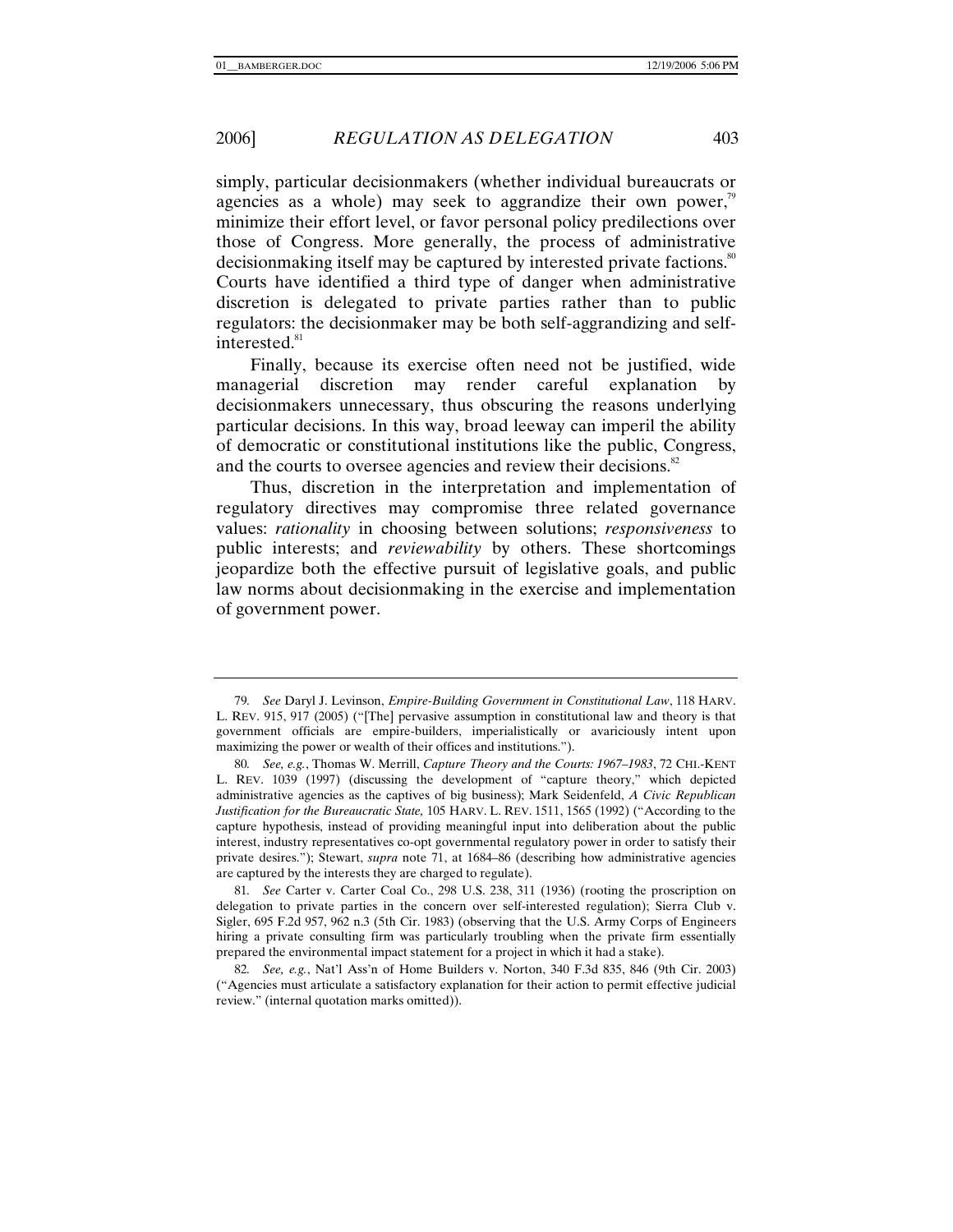simply, particular decisionmakers (whether individual bureaucrats or agencies as a whole) may seek to aggrandize their own power,[79] minimize their effort level, or favor personal policy predilections over those of Congress. More generally, the process of administrative decisionmaking itself may be captured by interested private factions.[80] Courts have identified a third type of danger when administrative discretion is delegated to private parties rather than to public regulators: the decisionmaker may be both self-aggrandizing and self-interested.[81]

Finally, because its exercise often need not be justified, wide managerial discretion may render careful explanation by decisionmakers unnecessary, thus obscuring the reasons underlying particular decisions. In this way, broad leeway can imperil the ability of democratic or constitutional institutions like the public, Congress, and the courts to oversee agencies and review their decisions.[82]

Thus, discretion in the interpretation and implementation of regulatory directives may compromise three related governance values: *rationality* in choosing between solutions; *responsiveness* to public interests; and *reviewability* by others. These shortcomings jeopardize both the effective pursuit of legislative goals, and public law norms about decisionmaking in the exercise and implementation of government power.

---

79. *See* Daryl J. Levinson, *Empire-Building Government in Constitutional Law*, 118 HARV. L. REV. 915, 917 (2005) ("[The] pervasive assumption in constitutional law and theory is that government officials are empire-builders, imperialistically or avariciously intent upon maximizing the power or wealth of their offices and institutions.").

80. *See, e.g.*, Thomas W. Merrill, *Capture Theory and the Courts: 1967–1983*, 72 CHI.-KENT L. REV. 1039 (1997) (discussing the development of "capture theory," which depicted administrative agencies as the captives of big business); Mark Seidenfeld, *A Civic Republican Justification for the Bureaucratic State,* 105 HARV. L. REV. 1511, 1565 (1992) ("According to the capture hypothesis, instead of providing meaningful input into deliberation about the public interest, industry representatives co-opt governmental regulatory power in order to satisfy their private desires."); Stewart, *supra* note 71, at 1684–86 (describing how administrative agencies are captured by the interests they are charged to regulate).

81. *See* Carter v. Carter Coal Co., 298 U.S. 238, 311 (1936) (rooting the proscription on delegation to private parties in the concern over self-interested regulation); Sierra Club v. Sigler, 695 F.2d 957, 962 n.3 (5th Cir. 1983) (observing that the U.S. Army Corps of Engineers hiring a private consulting firm was particularly troubling when the private firm essentially prepared the environmental impact statement for a project in which it had a stake).

82. *See, e.g.*, Nat'l Ass'n of Home Builders v. Norton, 340 F.3d 835, 846 (9th Cir. 2003) ("Agencies must articulate a satisfactory explanation for their action to permit effective judicial review." (internal quotation marks omitted)).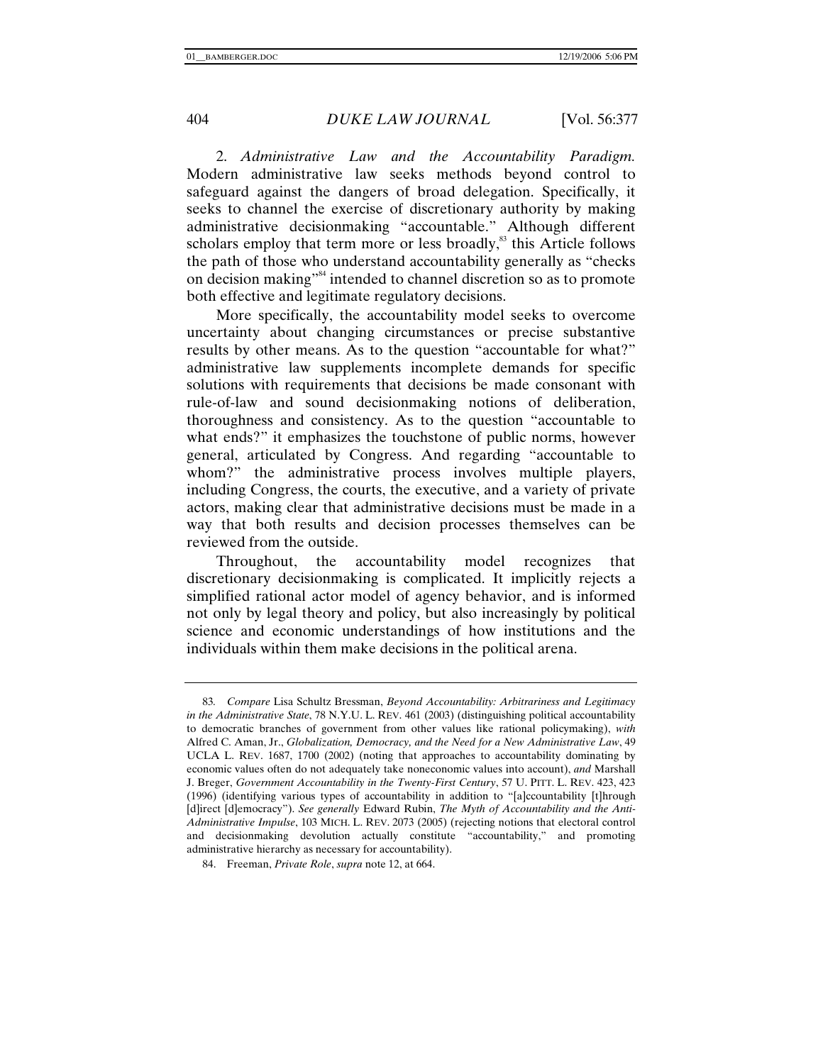2. *Administrative Law and the Accountability Paradigm.* Modern administrative law seeks methods beyond control to safeguard against the dangers of broad delegation. Specifically, it seeks to channel the exercise of discretionary authority by making administrative decisionmaking "accountable." Although different scholars employ that term more or less broadly,[83] this Article follows the path of those who understand accountability generally as "checks on decision making"[84] intended to channel discretion so as to promote both effective and legitimate regulatory decisions.

More specifically, the accountability model seeks to overcome uncertainty about changing circumstances or precise substantive results by other means. As to the question "accountable for what?" administrative law supplements incomplete demands for specific solutions with requirements that decisions be made consonant with rule-of-law and sound decisionmaking notions of deliberation, thoroughness and consistency. As to the question "accountable to what ends?" it emphasizes the touchstone of public norms, however general, articulated by Congress. And regarding "accountable to whom?" the administrative process involves multiple players, including Congress, the courts, the executive, and a variety of private actors, making clear that administrative decisions must be made in a way that both results and decision processes themselves can be reviewed from the outside.

Throughout, the accountability model recognizes that discretionary decisionmaking is complicated. It implicitly rejects a simplified rational actor model of agency behavior, and is informed not only by legal theory and policy, but also increasingly by political science and economic understandings of how institutions and the individuals within them make decisions in the political arena.

---

83. *Compare* Lisa Schultz Bressman, *Beyond Accountability: Arbitrariness and Legitimacy in the Administrative State*, 78 N.Y.U. L. REV. 461 (2003) (distinguishing political accountability to democratic branches of government from other values like rational policymaking), *with* Alfred C. Aman, Jr., *Globalization, Democracy, and the Need for a New Administrative Law*, 49 UCLA L. REV. 1687, 1700 (2002) (noting that approaches to accountability dominating by economic values often do not adequately take noneconomic values into account), *and* Marshall J. Breger, *Government Accountability in the Twenty-First Century*, 57 U. PITT. L. REV. 423, 423 (1996) (identifying various types of accountability in addition to "[a]ccountability [t]hrough [d]irect [d]emocracy"). *See generally* Edward Rubin, *The Myth of Accountability and the Anti-Administrative Impulse*, 103 MICH. L. REV. 2073 (2005) (rejecting notions that electoral control and decisionmaking devolution actually constitute "accountability," and promoting administrative hierarchy as necessary for accountability).

84. Freeman, *Private Role*, *supra* note 12, at 664.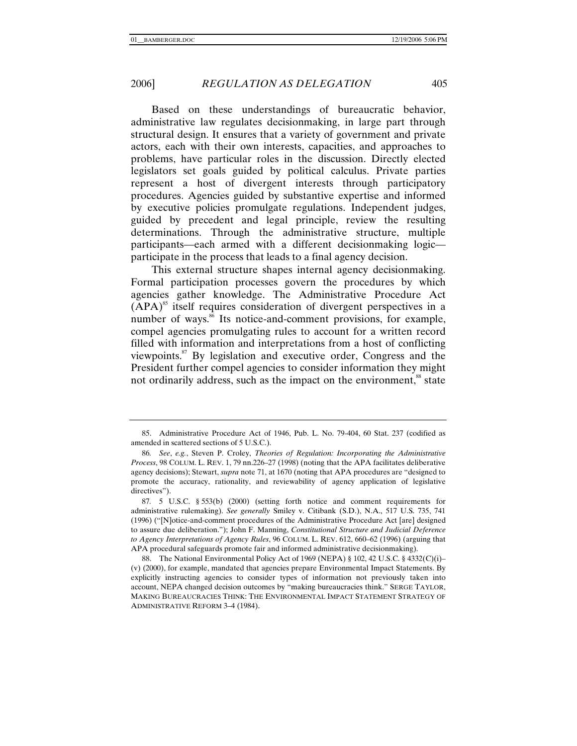Based on these understandings of bureaucratic behavior, administrative law regulates decisionmaking, in large part through structural design. It ensures that a variety of government and private actors, each with their own interests, capacities, and approaches to problems, have particular roles in the discussion. Directly elected legislators set goals guided by political calculus. Private parties represent a host of divergent interests through participatory procedures. Agencies guided by substantive expertise and informed by executive policies promulgate regulations. Independent judges, guided by precedent and legal principle, review the resulting determinations. Through the administrative structure, multiple participants—each armed with a different decisionmaking logic—participate in the process that leads to a final agency decision.

This external structure shapes internal agency decisionmaking. Formal participation processes govern the procedures by which agencies gather knowledge. The Administrative Procedure Act (APA)[85] itself requires consideration of divergent perspectives in a number of ways.[86] Its notice-and-comment provisions, for example, compel agencies promulgating rules to account for a written record filled with information and interpretations from a host of conflicting viewpoints.[87] By legislation and executive order, Congress and the President further compel agencies to consider information they might not ordinarily address, such as the impact on the environment,[88] state

---

85. Administrative Procedure Act of 1946, Pub. L. No. 79-404, 60 Stat. 237 (codified as amended in scattered sections of 5 U.S.C.).

86. *See*, *e.g.*, Steven P. Croley, *Theories of Regulation: Incorporating the Administrative Process*, 98 COLUM. L. REV. 1, 79 nn.226–27 (1998) (noting that the APA facilitates deliberative agency decisions); Stewart, *supra* note 71, at 1670 (noting that APA procedures are "designed to promote the accuracy, rationality, and reviewability of agency application of legislative directives").

87. 5 U.S.C. § 553(b) (2000) (setting forth notice and comment requirements for administrative rulemaking). *See generally* Smiley v. Citibank (S.D.), N.A., 517 U.S. 735, 741 (1996) ("[N]otice-and-comment procedures of the Administrative Procedure Act [are] designed to assure due deliberation."); John F. Manning, *Constitutional Structure and Judicial Deference to Agency Interpretations of Agency Rules*, 96 COLUM. L. REV. 612, 660–62 (1996) (arguing that APA procedural safeguards promote fair and informed administrative decisionmaking).

88. The National Environmental Policy Act of 1969 (NEPA) § 102, 42 U.S.C. § 4332(C)(i)–(v) (2000), for example, mandated that agencies prepare Environmental Impact Statements. By explicitly instructing agencies to consider types of information not previously taken into account, NEPA changed decision outcomes by "making bureaucracies think." SERGE TAYLOR, MAKING BUREAUCRACIES THINK: THE ENVIRONMENTAL IMPACT STATEMENT STRATEGY OF ADMINISTRATIVE REFORM 3–4 (1984).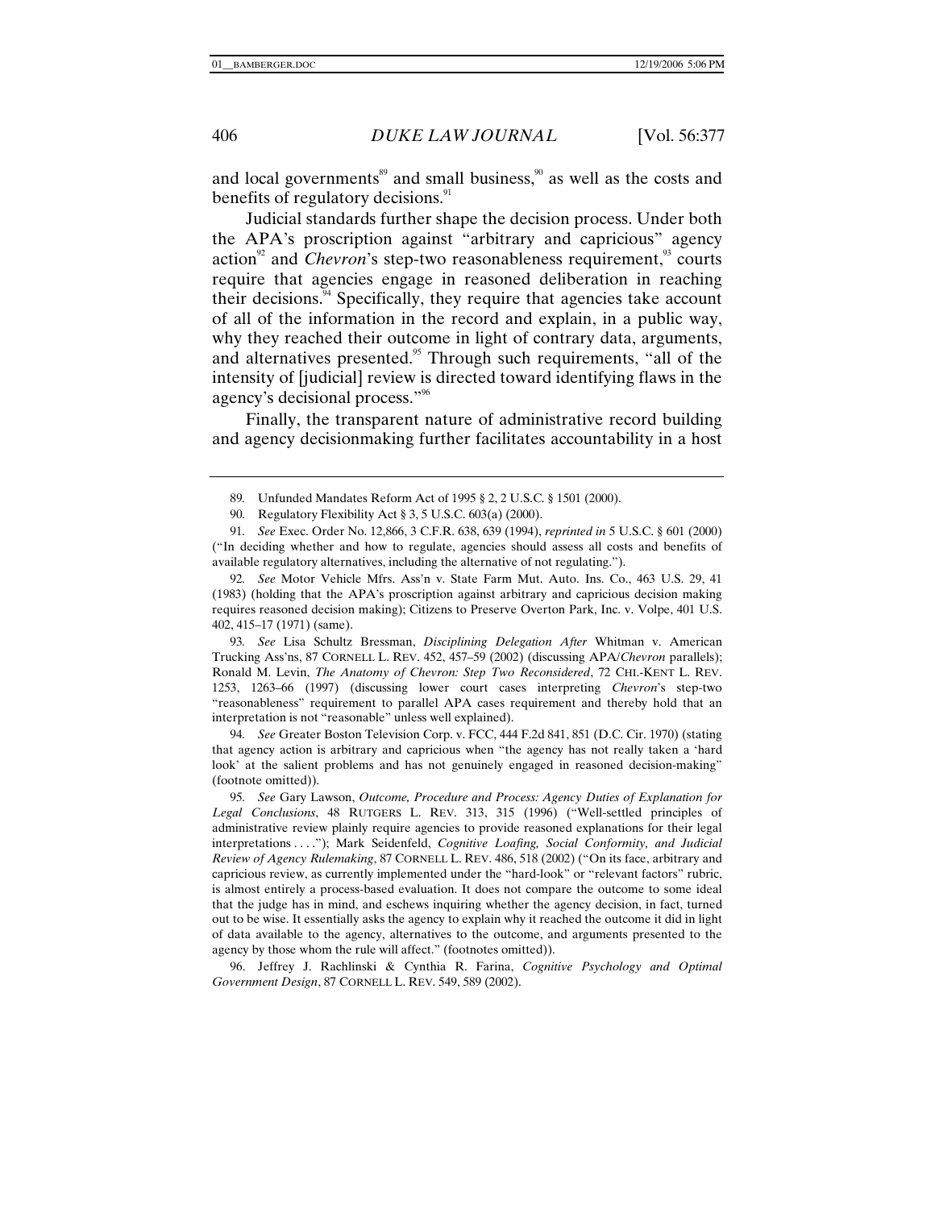and local governments[89] and small business,[90] as well as the costs and benefits of regulatory decisions.[91]

Judicial standards further shape the decision process. Under both the APA's proscription against "arbitrary and capricious" agency action[92] and *Chevron*'s step-two reasonableness requirement,[93] courts require that agencies engage in reasoned deliberation in reaching their decisions.[94] Specifically, they require that agencies take account of all of the information in the record and explain, in a public way, why they reached their outcome in light of contrary data, arguments, and alternatives presented.[95] Through such requirements, "all of the intensity of [judicial] review is directed toward identifying flaws in the agency's decisional process."[96]

Finally, the transparent nature of administrative record building and agency decisionmaking further facilitates accountability in a host

---

89. Unfunded Mandates Reform Act of 1995 § 2, 2 U.S.C. § 1501 (2000).

90. Regulatory Flexibility Act § 3, 5 U.S.C. 603(a) (2000).

91. *See* Exec. Order No. 12,866, 3 C.F.R. 638, 639 (1994), *reprinted in* 5 U.S.C. § 601 (2000) ("In deciding whether and how to regulate, agencies should assess all costs and benefits of available regulatory alternatives, including the alternative of not regulating.").

92. *See* Motor Vehicle Mfrs. Ass'n v. State Farm Mut. Auto. Ins. Co., 463 U.S. 29, 41 (1983) (holding that the APA's proscription against arbitrary and capricious decision making requires reasoned decision making); Citizens to Preserve Overton Park, Inc. v. Volpe, 401 U.S. 402, 415–17 (1971) (same).

93. *See* Lisa Schultz Bressman, *Disciplining Delegation After* Whitman v. American Trucking Ass'ns, 87 CORNELL L. REV. 452, 457–59 (2002) (discussing APA/*Chevron* parallels); Ronald M. Levin, *The Anatomy of Chevron: Step Two Reconsidered*, 72 CHI.-KENT L. REV. 1253, 1263–66 (1997) (discussing lower court cases interpreting *Chevron*'s step-two "reasonableness" requirement to parallel APA cases requirement and thereby hold that an interpretation is not "reasonable" unless well explained).

94. *See* Greater Boston Television Corp. v. FCC, 444 F.2d 841, 851 (D.C. Cir. 1970) (stating that agency action is arbitrary and capricious when "the agency has not really taken a 'hard look' at the salient problems and has not genuinely engaged in reasoned decision-making" (footnote omitted)).

95. *See* Gary Lawson, *Outcome, Procedure and Process: Agency Duties of Explanation for Legal Conclusions*, 48 RUTGERS L. REV. 313, 315 (1996) ("Well-settled principles of administrative review plainly require agencies to provide reasoned explanations for their legal interpretations . . . ."); Mark Seidenfeld, *Cognitive Loafing, Social Conformity, and Judicial Review of Agency Rulemaking*, 87 CORNELL L. REV. 486, 518 (2002) ("On its face, arbitrary and capricious review, as currently implemented under the "hard-look" or "relevant factors" rubric, is almost entirely a process-based evaluation. It does not compare the outcome to some ideal that the judge has in mind, and eschews inquiring whether the agency decision, in fact, turned out to be wise. It essentially asks the agency to explain why it reached the outcome it did in light of data available to the agency, alternatives to the outcome, and arguments presented to the agency by those whom the rule will affect." (footnotes omitted)).

96. Jeffrey J. Rachlinski & Cynthia R. Farina, *Cognitive Psychology and Optimal Government Design*, 87 CORNELL L. REV. 549, 589 (2002).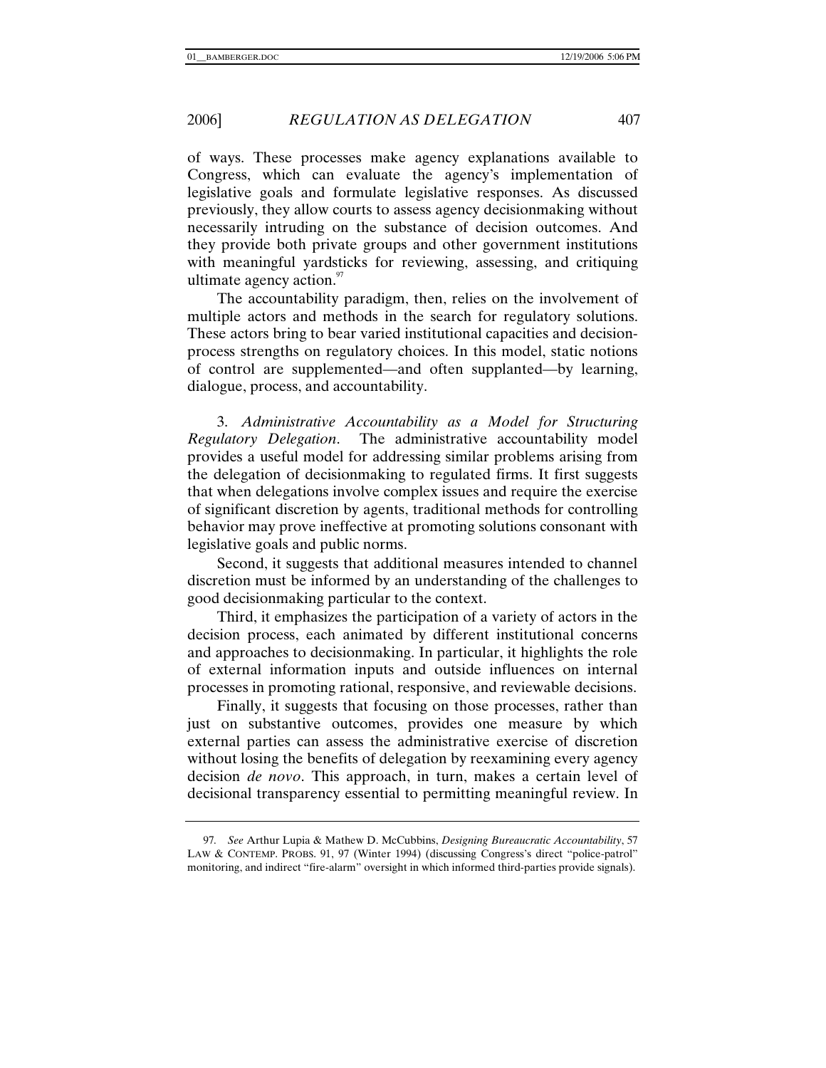of ways. These processes make agency explanations available to Congress, which can evaluate the agency's implementation of legislative goals and formulate legislative responses. As discussed previously, they allow courts to assess agency decisionmaking without necessarily intruding on the substance of decision outcomes. And they provide both private groups and other government institutions with meaningful yardsticks for reviewing, assessing, and critiquing ultimate agency action.[97]

The accountability paradigm, then, relies on the involvement of multiple actors and methods in the search for regulatory solutions. These actors bring to bear varied institutional capacities and decision-process strengths on regulatory choices. In this model, static notions of control are supplemented—and often supplanted—by learning, dialogue, process, and accountability.

3. *Administrative Accountability as a Model for Structuring Regulatory Delegation*. The administrative accountability model provides a useful model for addressing similar problems arising from the delegation of decisionmaking to regulated firms. It first suggests that when delegations involve complex issues and require the exercise of significant discretion by agents, traditional methods for controlling behavior may prove ineffective at promoting solutions consonant with legislative goals and public norms.

Second, it suggests that additional measures intended to channel discretion must be informed by an understanding of the challenges to good decisionmaking particular to the context.

Third, it emphasizes the participation of a variety of actors in the decision process, each animated by different institutional concerns and approaches to decisionmaking. In particular, it highlights the role of external information inputs and outside influences on internal processes in promoting rational, responsive, and reviewable decisions.

Finally, it suggests that focusing on those processes, rather than just on substantive outcomes, provides one measure by which external parties can assess the administrative exercise of discretion without losing the benefits of delegation by reexamining every agency decision *de novo*. This approach, in turn, makes a certain level of decisional transparency essential to permitting meaningful review. In

---

97. *See* Arthur Lupia & Mathew D. McCubbins, *Designing Bureaucratic Accountability*, 57 LAW & CONTEMP. PROBS. 91, 97 (Winter 1994) (discussing Congress's direct "police-patrol" monitoring, and indirect "fire-alarm" oversight in which informed third-parties provide signals).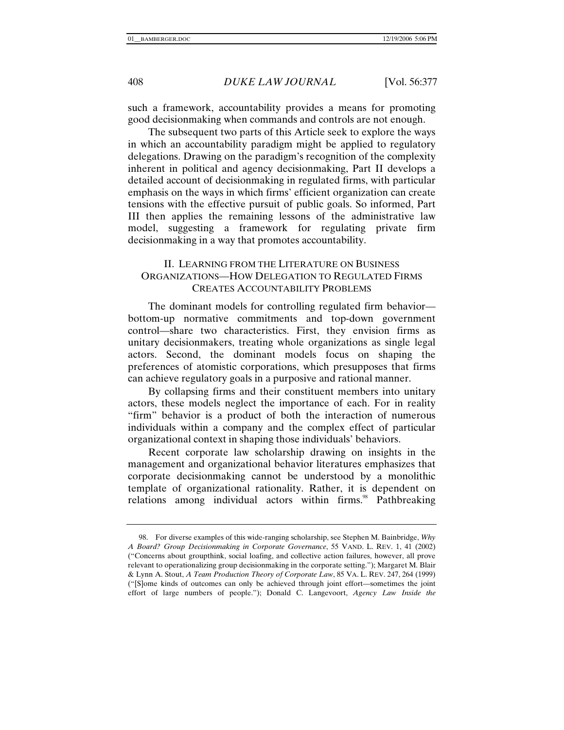such a framework, accountability provides a means for promoting good decisionmaking when commands and controls are not enough.

The subsequent two parts of this Article seek to explore the ways in which an accountability paradigm might be applied to regulatory delegations. Drawing on the paradigm's recognition of the complexity inherent in political and agency decisionmaking, Part II develops a detailed account of decisionmaking in regulated firms, with particular emphasis on the ways in which firms' efficient organization can create tensions with the effective pursuit of public goals. So informed, Part III then applies the remaining lessons of the administrative law model, suggesting a framework for regulating private firm decisionmaking in a way that promotes accountability.

## II. LEARNING FROM THE LITERATURE ON BUSINESS ORGANIZATIONS—HOW DELEGATION TO REGULATED FIRMS CREATES ACCOUNTABILITY PROBLEMS

The dominant models for controlling regulated firm behavior—bottom-up normative commitments and top-down government control—share two characteristics. First, they envision firms as unitary decisionmakers, treating whole organizations as single legal actors. Second, the dominant models focus on shaping the preferences of atomistic corporations, which presupposes that firms can achieve regulatory goals in a purposive and rational manner.

By collapsing firms and their constituent members into unitary actors, these models neglect the importance of each. For in reality "firm" behavior is a product of both the interaction of numerous individuals within a company and the complex effect of particular organizational context in shaping those individuals' behaviors.

Recent corporate law scholarship drawing on insights in the management and organizational behavior literatures emphasizes that corporate decisionmaking cannot be understood by a monolithic template of organizational rationality. Rather, it is dependent on relations among individual actors within firms.[98] Pathbreaking

---

98. For diverse examples of this wide-ranging scholarship, see Stephen M. Bainbridge, *Why A Board? Group Decisionmaking in Corporate Governance*, 55 VAND. L. REV. 1, 41 (2002) ("Concerns about groupthink, social loafing, and collective action failures, however, all prove relevant to operationalizing group decisionmaking in the corporate setting."); Margaret M. Blair & Lynn A. Stout, *A Team Production Theory of Corporate Law*, 85 VA. L. REV. 247, 264 (1999) ("[S]ome kinds of outcomes can only be achieved through joint effort—sometimes the joint effort of large numbers of people."); Donald C. Langevoort, *Agency Law Inside the*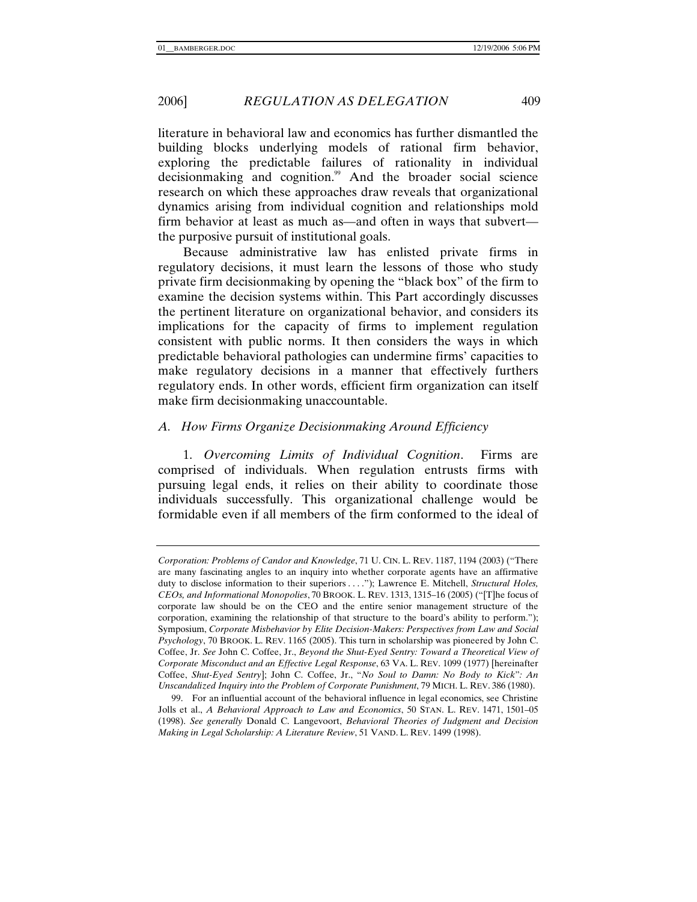literature in behavioral law and economics has further dismantled the building blocks underlying models of rational firm behavior, exploring the predictable failures of rationality in individual decisionmaking and cognition.[99] And the broader social science research on which these approaches draw reveals that organizational dynamics arising from individual cognition and relationships mold firm behavior at least as much as—and often in ways that subvert—the purposive pursuit of institutional goals.

Because administrative law has enlisted private firms in regulatory decisions, it must learn the lessons of those who study private firm decisionmaking by opening the "black box" of the firm to examine the decision systems within. This Part accordingly discusses the pertinent literature on organizational behavior, and considers its implications for the capacity of firms to implement regulation consistent with public norms. It then considers the ways in which predictable behavioral pathologies can undermine firms' capacities to make regulatory decisions in a manner that effectively furthers regulatory ends. In other words, efficient firm organization can itself make firm decisionmaking unaccountable.

### *A. How Firms Organize Decisionmaking Around Efficiency*

1. *Overcoming Limits of Individual Cognition*. Firms are comprised of individuals. When regulation entrusts firms with pursuing legal ends, it relies on their ability to coordinate those individuals successfully. This organizational challenge would be formidable even if all members of the firm conformed to the ideal of

---

*Corporation: Problems of Candor and Knowledge*, 71 U. CIN. L. REV. 1187, 1194 (2003) ("There are many fascinating angles to an inquiry into whether corporate agents have an affirmative duty to disclose information to their superiors . . . ."); Lawrence E. Mitchell, *Structural Holes, CEOs, and Informational Monopolies*, 70 BROOK. L. REV. 1313, 1315–16 (2005) ("[T]he focus of corporate law should be on the CEO and the entire senior management structure of the corporation, examining the relationship of that structure to the board's ability to perform."); Symposium, *Corporate Misbehavior by Elite Decision-Makers: Perspectives from Law and Social Psychology*, 70 BROOK. L. REV. 1165 (2005). This turn in scholarship was pioneered by John C. Coffee, Jr. *See* John C. Coffee, Jr., *Beyond the Shut-Eyed Sentry: Toward a Theoretical View of Corporate Misconduct and an Effective Legal Response*, 63 VA. L. REV. 1099 (1977) [hereinafter Coffee, *Shut-Eyed Sentry*]; John C. Coffee, Jr., "*No Soul to Damn: No Body to Kick*": *An Unscandalized Inquiry into the Problem of Corporate Punishment*, 79 MICH. L. REV. 386 (1980).

99. For an influential account of the behavioral influence in legal economics, see Christine Jolls et al., *A Behavioral Approach to Law and Economics*, 50 STAN. L. REV. 1471, 1501–05 (1998). *See generally* Donald C. Langevoort, *Behavioral Theories of Judgment and Decision Making in Legal Scholarship: A Literature Review*, 51 VAND. L. REV. 1499 (1998).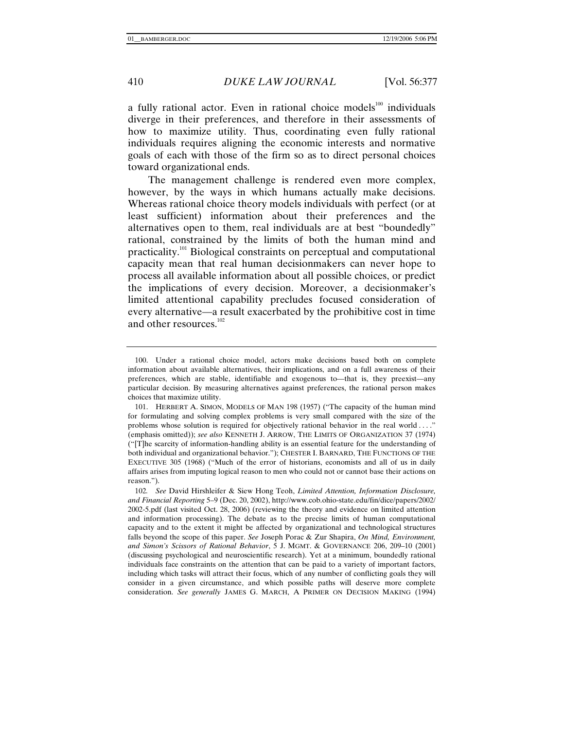a fully rational actor. Even in rational choice models[100] individuals diverge in their preferences, and therefore in their assessments of how to maximize utility. Thus, coordinating even fully rational individuals requires aligning the economic interests and normative goals of each with those of the firm so as to direct personal choices toward organizational ends.

The management challenge is rendered even more complex, however, by the ways in which humans actually make decisions. Whereas rational choice theory models individuals with perfect (or at least sufficient) information about their preferences and the alternatives open to them, real individuals are at best "boundedly" rational, constrained by the limits of both the human mind and practicality.[101] Biological constraints on perceptual and computational capacity mean that real human decisionmakers can never hope to process all available information about all possible choices, or predict the implications of every decision. Moreover, a decisionmaker's limited attentional capability precludes focused consideration of every alternative—a result exacerbated by the prohibitive cost in time and other resources.[102]

---

100. Under a rational choice model, actors make decisions based both on complete information about available alternatives, their implications, and on a full awareness of their preferences, which are stable, identifiable and exogenous to—that is, they preexist—any particular decision. By measuring alternatives against preferences, the rational person makes choices that maximize utility.

101. HERBERT A. SIMON, MODELS OF MAN 198 (1957) ("The capacity of the human mind for formulating and solving complex problems is very small compared with the size of the problems whose solution is required for objectively rational behavior in the real world . . . ." (emphasis omitted)); *see also* KENNETH J. ARROW, THE LIMITS OF ORGANIZATION 37 (1974) ("[T]he scarcity of information-handling ability is an essential feature for the understanding of both individual and organizational behavior."); CHESTER I. BARNARD, THE FUNCTIONS OF THE EXECUTIVE 305 (1968) ("Much of the error of historians, economists and all of us in daily affairs arises from imputing logical reason to men who could not or cannot base their actions on reason.").

102. *See* David Hirshleifer & Siew Hong Teoh, *Limited Attention, Information Disclosure, and Financial Reporting* 5–9 (Dec. 20, 2002), http://www.cob.ohio-state.edu/fin/dice/papers/2002/2002-5.pdf (last visited Oct. 28, 2006) (reviewing the theory and evidence on limited attention and information processing). The debate as to the precise limits of human computational capacity and to the extent it might be affected by organizational and technological structures falls beyond the scope of this paper. *See* Joseph Porac & Zur Shapira, *On Mind, Environment, and Simon's Scissors of Rational Behavior*, 5 J. MGMT. & GOVERNANCE 206, 209–10 (2001) (discussing psychological and neuroscientific research). Yet at a minimum, boundedly rational individuals face constraints on the attention that can be paid to a variety of important factors, including which tasks will attract their focus, which of any number of conflicting goals they will consider in a given circumstance, and which possible paths will deserve more complete consideration. *See generally* JAMES G. MARCH, A PRIMER ON DECISION MAKING (1994)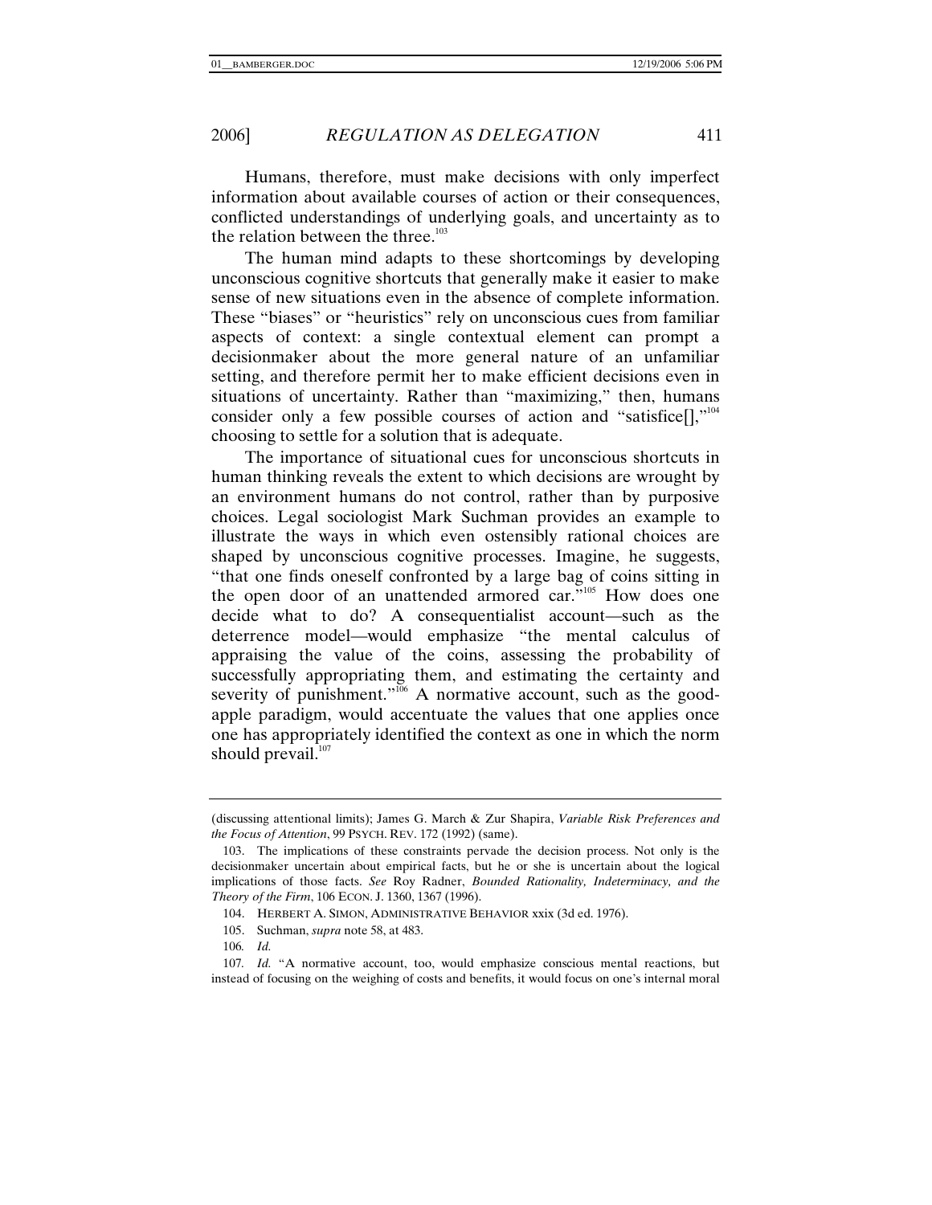Humans, therefore, must make decisions with only imperfect information about available courses of action or their consequences, conflicted understandings of underlying goals, and uncertainty as to the relation between the three.[103]

The human mind adapts to these shortcomings by developing unconscious cognitive shortcuts that generally make it easier to make sense of new situations even in the absence of complete information. These "biases" or "heuristics" rely on unconscious cues from familiar aspects of context: a single contextual element can prompt a decisionmaker about the more general nature of an unfamiliar setting, and therefore permit her to make efficient decisions even in situations of uncertainty. Rather than "maximizing," then, humans consider only a few possible courses of action and "satisfice[],"[104] choosing to settle for a solution that is adequate.

The importance of situational cues for unconscious shortcuts in human thinking reveals the extent to which decisions are wrought by an environment humans do not control, rather than by purposive choices. Legal sociologist Mark Suchman provides an example to illustrate the ways in which even ostensibly rational choices are shaped by unconscious cognitive processes. Imagine, he suggests, "that one finds oneself confronted by a large bag of coins sitting in the open door of an unattended armored car."[105] How does one decide what to do? A consequentialist account—such as the deterrence model—would emphasize "the mental calculus of appraising the value of the coins, assessing the probability of successfully appropriating them, and estimating the certainty and severity of punishment."[106] A normative account, such as the good-apple paradigm, would accentuate the values that one applies once one has appropriately identified the context as one in which the norm should prevail.[107]

---

(discussing attentional limits); James G. March & Zur Shapira, *Variable Risk Preferences and the Focus of Attention*, 99 PSYCH. REV. 172 (1992) (same).

103. The implications of these constraints pervade the decision process. Not only is the decisionmaker uncertain about empirical facts, but he or she is uncertain about the logical implications of those facts. *See* Roy Radner, *Bounded Rationality, Indeterminacy, and the Theory of the Firm*, 106 ECON. J. 1360, 1367 (1996).

104. HERBERT A. SIMON, ADMINISTRATIVE BEHAVIOR xxix (3d ed. 1976).

105. Suchman, *supra* note 58, at 483.

106. *Id.*

107. *Id.* "A normative account, too, would emphasize conscious mental reactions, but instead of focusing on the weighing of costs and benefits, it would focus on one's internal moral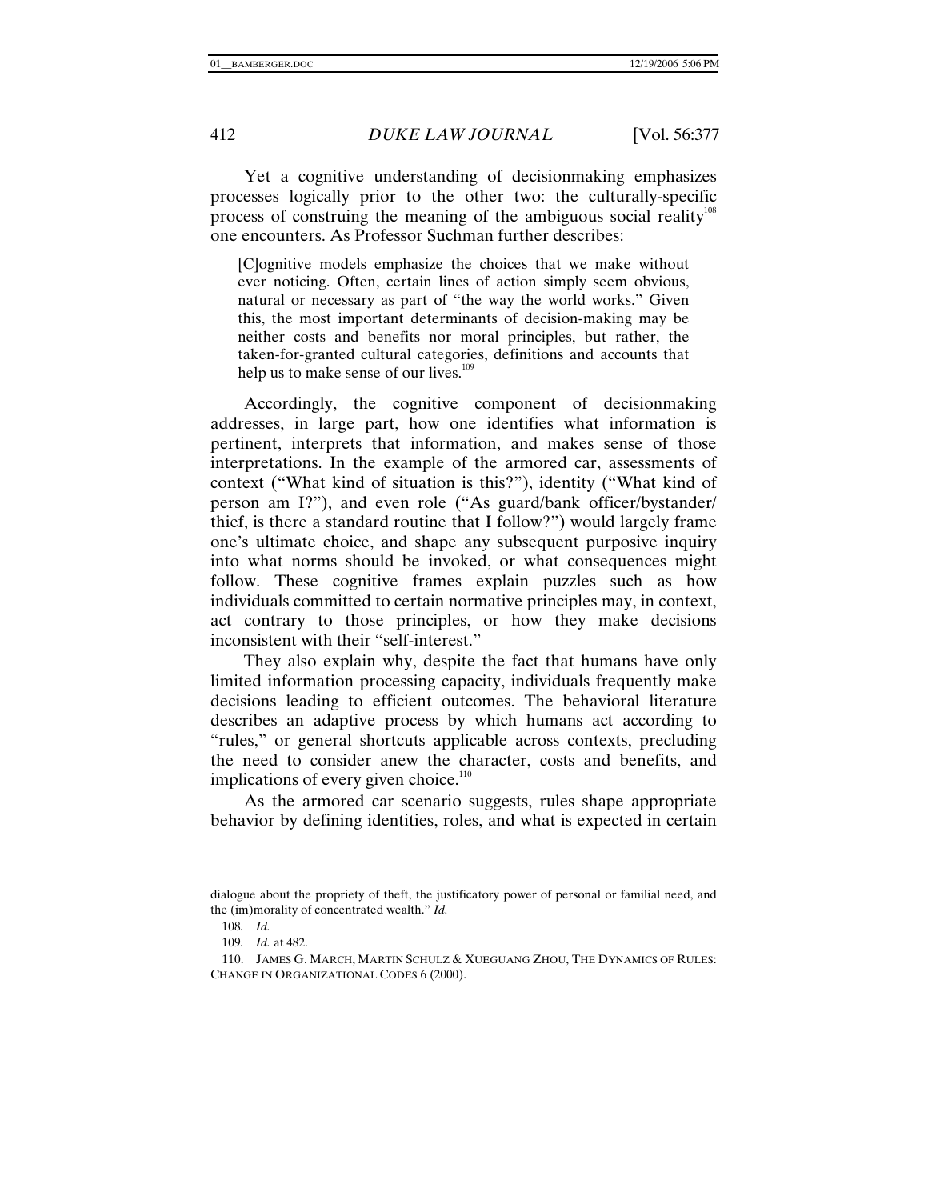Yet a cognitive understanding of decisionmaking emphasizes processes logically prior to the other two: the culturally-specific process of construing the meaning of the ambiguous social reality[108] one encounters. As Professor Suchman further describes:

> [C]ognitive models emphasize the choices that we make without ever noticing. Often, certain lines of action simply seem obvious, natural or necessary as part of "the way the world works." Given this, the most important determinants of decision-making may be neither costs and benefits nor moral principles, but rather, the taken-for-granted cultural categories, definitions and accounts that help us to make sense of our lives.[109]

Accordingly, the cognitive component of decisionmaking addresses, in large part, how one identifies what information is pertinent, interprets that information, and makes sense of those interpretations. In the example of the armored car, assessments of context ("What kind of situation is this?"), identity ("What kind of person am I?"), and even role ("As guard/bank officer/bystander/thief, is there a standard routine that I follow?") would largely frame one's ultimate choice, and shape any subsequent purposive inquiry into what norms should be invoked, or what consequences might follow. These cognitive frames explain puzzles such as how individuals committed to certain normative principles may, in context, act contrary to those principles, or how they make decisions inconsistent with their "self-interest."

They also explain why, despite the fact that humans have only limited information processing capacity, individuals frequently make decisions leading to efficient outcomes. The behavioral literature describes an adaptive process by which humans act according to "rules," or general shortcuts applicable across contexts, precluding the need to consider anew the character, costs and benefits, and implications of every given choice.[110]

As the armored car scenario suggests, rules shape appropriate behavior by defining identities, roles, and what is expected in certain

---

dialogue about the propriety of theft, the justificatory power of personal or familial need, and the (im)morality of concentrated wealth." *Id.*

108. *Id.*

109. *Id.* at 482.

110. JAMES G. MARCH, MARTIN SCHULZ & XUEGUANG ZHOU, THE DYNAMICS OF RULES: CHANGE IN ORGANIZATIONAL CODES 6 (2000).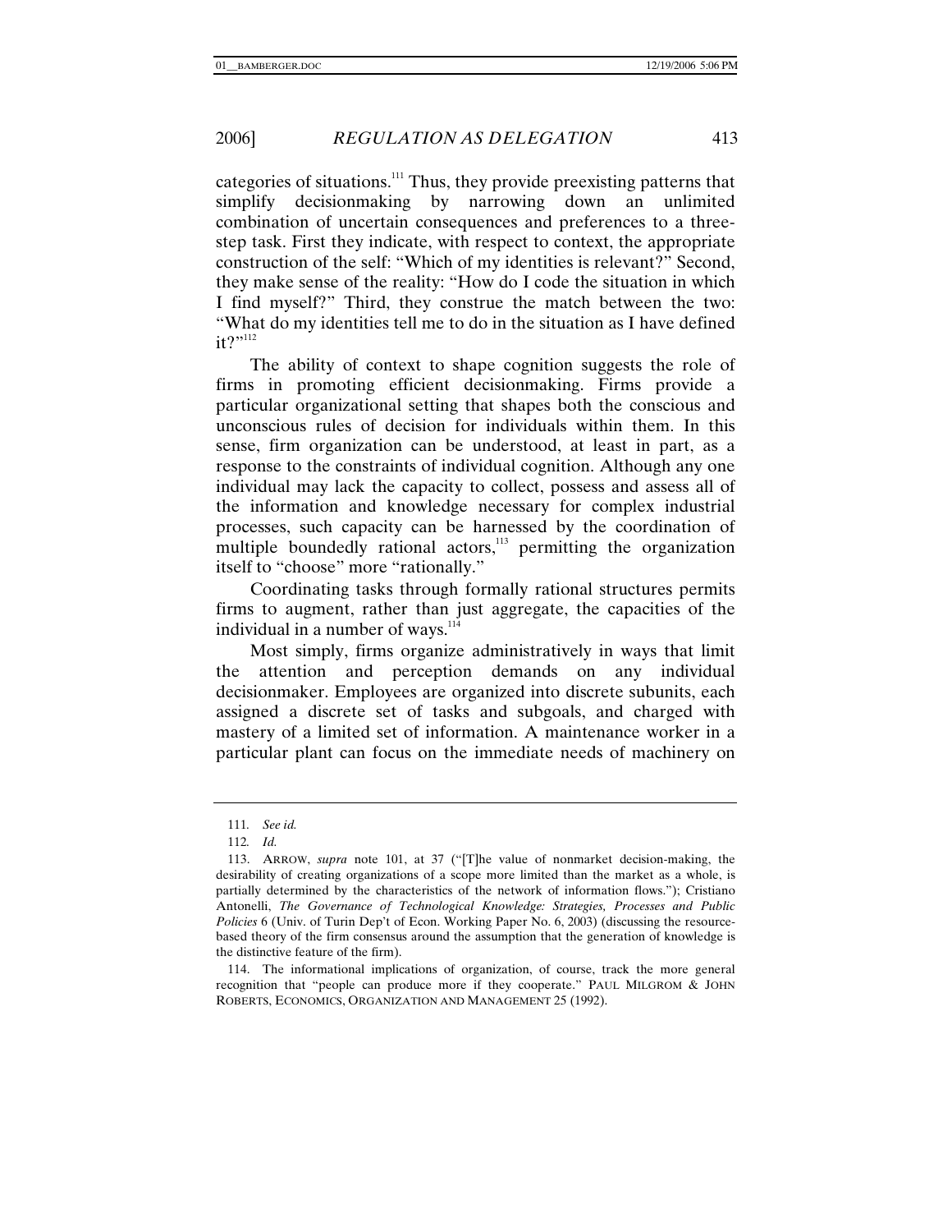categories of situations.[111] Thus, they provide preexisting patterns that simplify decisionmaking by narrowing down an unlimited combination of uncertain consequences and preferences to a three-step task. First they indicate, with respect to context, the appropriate construction of the self: "Which of my identities is relevant?" Second, they make sense of the reality: "How do I code the situation in which I find myself?" Third, they construe the match between the two: "What do my identities tell me to do in the situation as I have defined it?"[112]

The ability of context to shape cognition suggests the role of firms in promoting efficient decisionmaking. Firms provide a particular organizational setting that shapes both the conscious and unconscious rules of decision for individuals within them. In this sense, firm organization can be understood, at least in part, as a response to the constraints of individual cognition. Although any one individual may lack the capacity to collect, possess and assess all of the information and knowledge necessary for complex industrial processes, such capacity can be harnessed by the coordination of multiple boundedly rational actors,[113] permitting the organization itself to "choose" more "rationally."

Coordinating tasks through formally rational structures permits firms to augment, rather than just aggregate, the capacities of the individual in a number of ways.[114]

Most simply, firms organize administratively in ways that limit the attention and perception demands on any individual decisionmaker. Employees are organized into discrete subunits, each assigned a discrete set of tasks and subgoals, and charged with mastery of a limited set of information. A maintenance worker in a particular plant can focus on the immediate needs of machinery on

---

111. *See id.*

112. *Id.*

113. ARROW, *supra* note 101, at 37 ("[T]he value of nonmarket decision-making, the desirability of creating organizations of a scope more limited than the market as a whole, is partially determined by the characteristics of the network of information flows."); Cristiano Antonelli, *The Governance of Technological Knowledge: Strategies, Processes and Public Policies* 6 (Univ. of Turin Dep't of Econ. Working Paper No. 6, 2003) (discussing the resource-based theory of the firm consensus around the assumption that the generation of knowledge is the distinctive feature of the firm).

114. The informational implications of organization, of course, track the more general recognition that "people can produce more if they cooperate." PAUL MILGROM & JOHN ROBERTS, ECONOMICS, ORGANIZATION AND MANAGEMENT 25 (1992).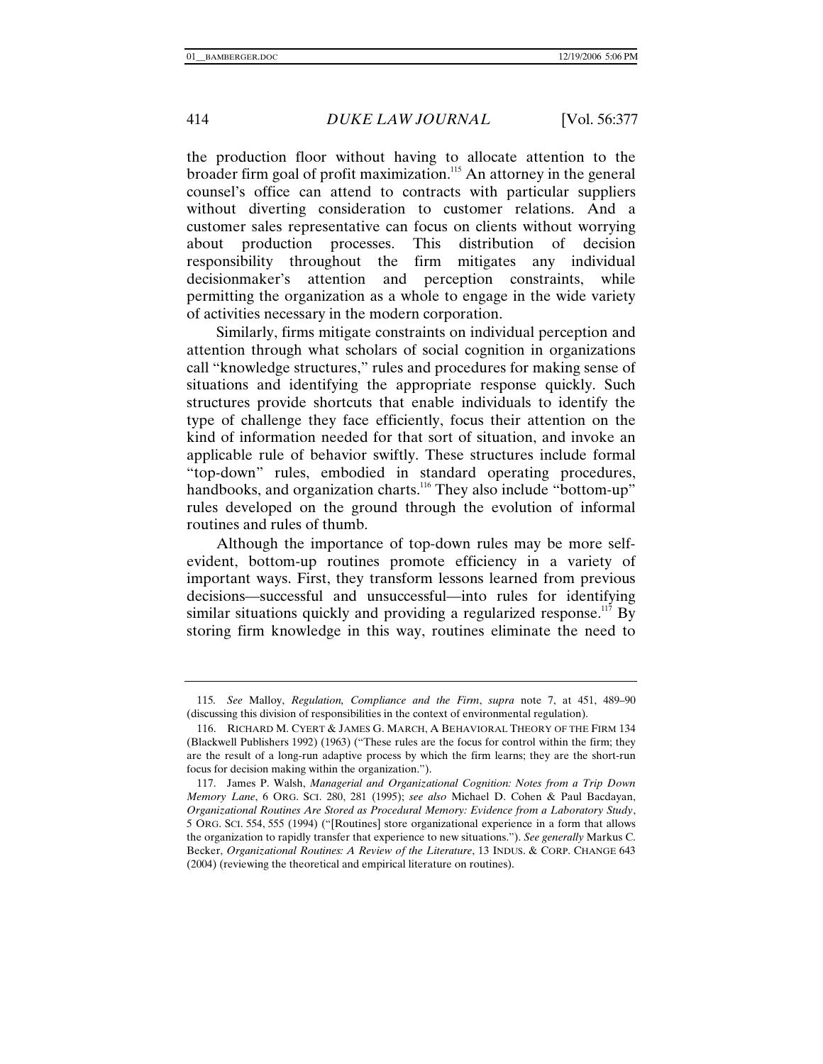the production floor without having to allocate attention to the broader firm goal of profit maximization.[115] An attorney in the general counsel's office can attend to contracts with particular suppliers without diverting consideration to customer relations. And a customer sales representative can focus on clients without worrying about production processes. This distribution of decision responsibility throughout the firm mitigates any individual decisionmaker's attention and perception constraints, while permitting the organization as a whole to engage in the wide variety of activities necessary in the modern corporation.

Similarly, firms mitigate constraints on individual perception and attention through what scholars of social cognition in organizations call "knowledge structures," rules and procedures for making sense of situations and identifying the appropriate response quickly. Such structures provide shortcuts that enable individuals to identify the type of challenge they face efficiently, focus their attention on the kind of information needed for that sort of situation, and invoke an applicable rule of behavior swiftly. These structures include formal "top-down" rules, embodied in standard operating procedures, handbooks, and organization charts.[116] They also include "bottom-up" rules developed on the ground through the evolution of informal routines and rules of thumb.

Although the importance of top-down rules may be more self-evident, bottom-up routines promote efficiency in a variety of important ways. First, they transform lessons learned from previous decisions—successful and unsuccessful—into rules for identifying similar situations quickly and providing a regularized response.[117] By storing firm knowledge in this way, routines eliminate the need to

---

115. *See* Malloy, *Regulation, Compliance and the Firm*, *supra* note 7, at 451, 489–90 (discussing this division of responsibilities in the context of environmental regulation).

116. RICHARD M. CYERT & JAMES G. MARCH, A BEHAVIORAL THEORY OF THE FIRM 134 (Blackwell Publishers 1992) (1963) ("These rules are the focus for control within the firm; they are the result of a long-run adaptive process by which the firm learns; they are the short-run focus for decision making within the organization.").

117. James P. Walsh, *Managerial and Organizational Cognition: Notes from a Trip Down Memory Lane*, 6 ORG. SCI. 280, 281 (1995); *see also* Michael D. Cohen & Paul Bacdayan, *Organizational Routines Are Stored as Procedural Memory: Evidence from a Laboratory Study*, 5 ORG. SCI. 554, 555 (1994) ("[Routines] store organizational experience in a form that allows the organization to rapidly transfer that experience to new situations."). *See generally* Markus C. Becker, *Organizational Routines: A Review of the Literature*, 13 INDUS. & CORP. CHANGE 643 (2004) (reviewing the theoretical and empirical literature on routines).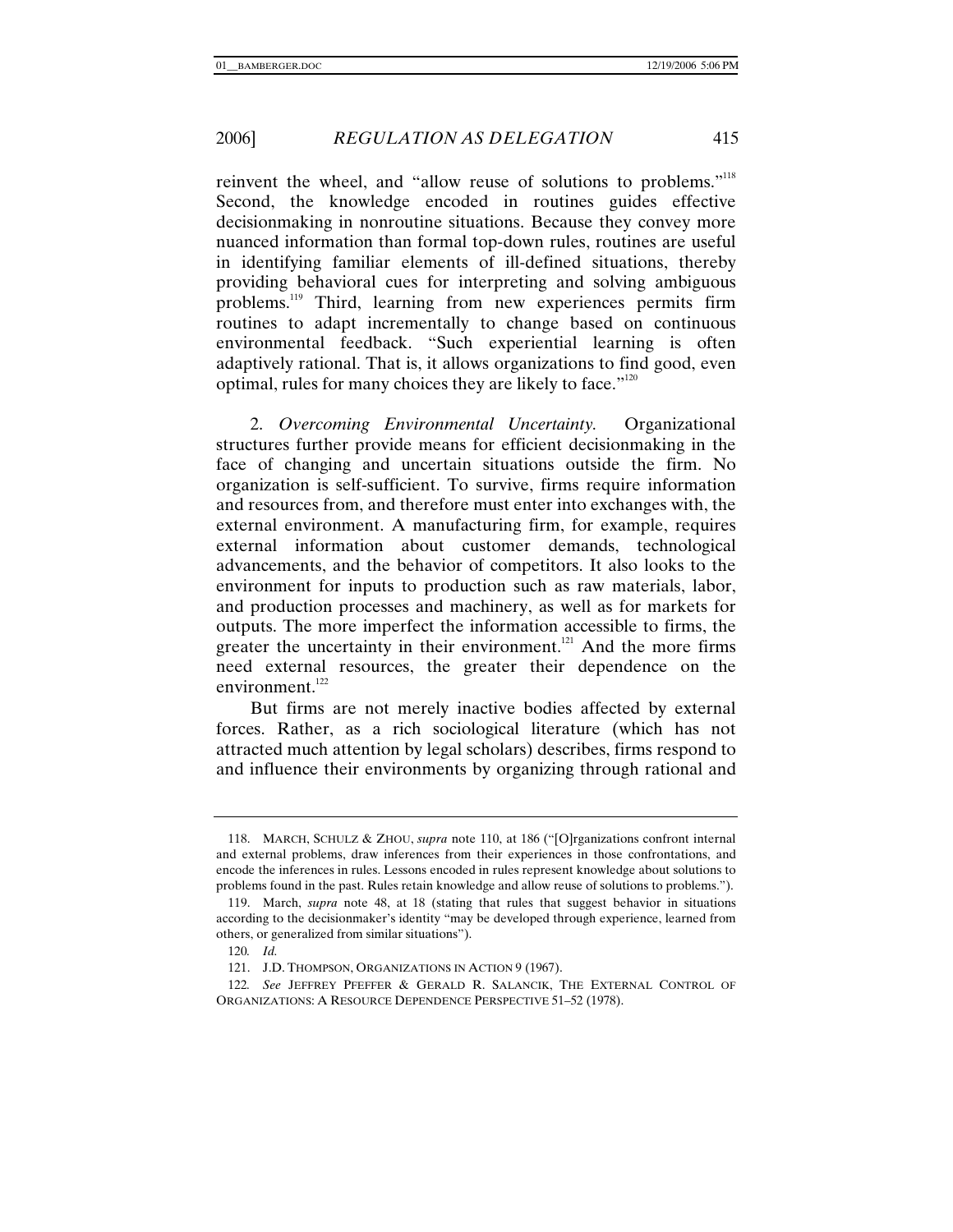reinvent the wheel, and "allow reuse of solutions to problems."[118] Second, the knowledge encoded in routines guides effective decisionmaking in nonroutine situations. Because they convey more nuanced information than formal top-down rules, routines are useful in identifying familiar elements of ill-defined situations, thereby providing behavioral cues for interpreting and solving ambiguous problems.[119] Third, learning from new experiences permits firm routines to adapt incrementally to change based on continuous environmental feedback. "Such experiential learning is often adaptively rational. That is, it allows organizations to find good, even optimal, rules for many choices they are likely to face."[120]

2. *Overcoming Environmental Uncertainty.* Organizational structures further provide means for efficient decisionmaking in the face of changing and uncertain situations outside the firm. No organization is self-sufficient. To survive, firms require information and resources from, and therefore must enter into exchanges with, the external environment. A manufacturing firm, for example, requires external information about customer demands, technological advancements, and the behavior of competitors. It also looks to the environment for inputs to production such as raw materials, labor, and production processes and machinery, as well as for markets for outputs. The more imperfect the information accessible to firms, the greater the uncertainty in their environment.[121] And the more firms need external resources, the greater their dependence on the environment.[122]

But firms are not merely inactive bodies affected by external forces. Rather, as a rich sociological literature (which has not attracted much attention by legal scholars) describes, firms respond to and influence their environments by organizing through rational and

---

118. MARCH, SCHULZ & ZHOU, *supra* note 110, at 186 ("[O]rganizations confront internal and external problems, draw inferences from their experiences in those confrontations, and encode the inferences in rules. Lessons encoded in rules represent knowledge about solutions to problems found in the past. Rules retain knowledge and allow reuse of solutions to problems.").

119. March, *supra* note 48, at 18 (stating that rules that suggest behavior in situations according to the decisionmaker's identity "may be developed through experience, learned from others, or generalized from similar situations").

120. *Id.*

121. J.D. THOMPSON, ORGANIZATIONS IN ACTION 9 (1967).

122. *See* JEFFREY PFEFFER & GERALD R. SALANCIK, THE EXTERNAL CONTROL OF ORGANIZATIONS: A RESOURCE DEPENDENCE PERSPECTIVE 51–52 (1978).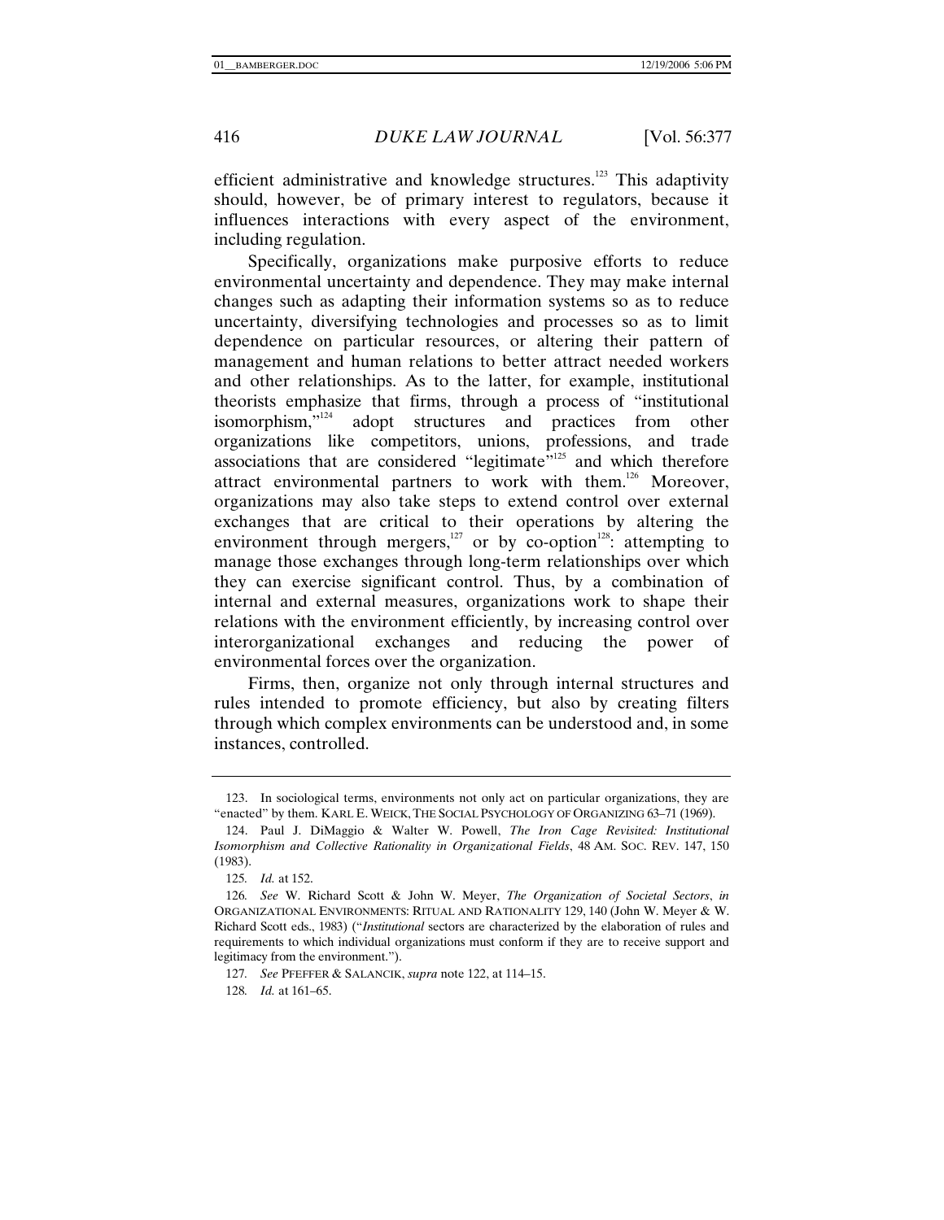efficient administrative and knowledge structures.[123] This adaptivity should, however, be of primary interest to regulators, because it influences interactions with every aspect of the environment, including regulation.

Specifically, organizations make purposive efforts to reduce environmental uncertainty and dependence. They may make internal changes such as adapting their information systems so as to reduce uncertainty, diversifying technologies and processes so as to limit dependence on particular resources, or altering their pattern of management and human relations to better attract needed workers and other relationships. As to the latter, for example, institutional theorists emphasize that firms, through a process of "institutional isomorphism,"[124] adopt structures and practices from other organizations like competitors, unions, professions, and trade associations that are considered "legitimate"[125] and which therefore attract environmental partners to work with them.[126] Moreover, organizations may also take steps to extend control over external exchanges that are critical to their operations by altering the environment through mergers,[127] or by co-option[128]: attempting to manage those exchanges through long-term relationships over which they can exercise significant control. Thus, by a combination of internal and external measures, organizations work to shape their relations with the environment efficiently, by increasing control over interorganizational exchanges and reducing the power of environmental forces over the organization.

Firms, then, organize not only through internal structures and rules intended to promote efficiency, but also by creating filters through which complex environments can be understood and, in some instances, controlled.

---

123. In sociological terms, environments not only act on particular organizations, they are "enacted" by them. KARL E. WEICK, THE SOCIAL PSYCHOLOGY OF ORGANIZING 63–71 (1969).

124. Paul J. DiMaggio & Walter W. Powell, *The Iron Cage Revisited: Institutional Isomorphism and Collective Rationality in Organizational Fields*, 48 AM. SOC. REV. 147, 150 (1983).

125. *Id.* at 152.

126. *See* W. Richard Scott & John W. Meyer, *The Organization of Societal Sectors*, *in* ORGANIZATIONAL ENVIRONMENTS: RITUAL AND RATIONALITY 129, 140 (John W. Meyer & W. Richard Scott eds., 1983) ("*Institutional* sectors are characterized by the elaboration of rules and requirements to which individual organizations must conform if they are to receive support and legitimacy from the environment.").

127. *See* PFEFFER & SALANCIK, *supra* note 122, at 114–15.

128. *Id.* at 161–65.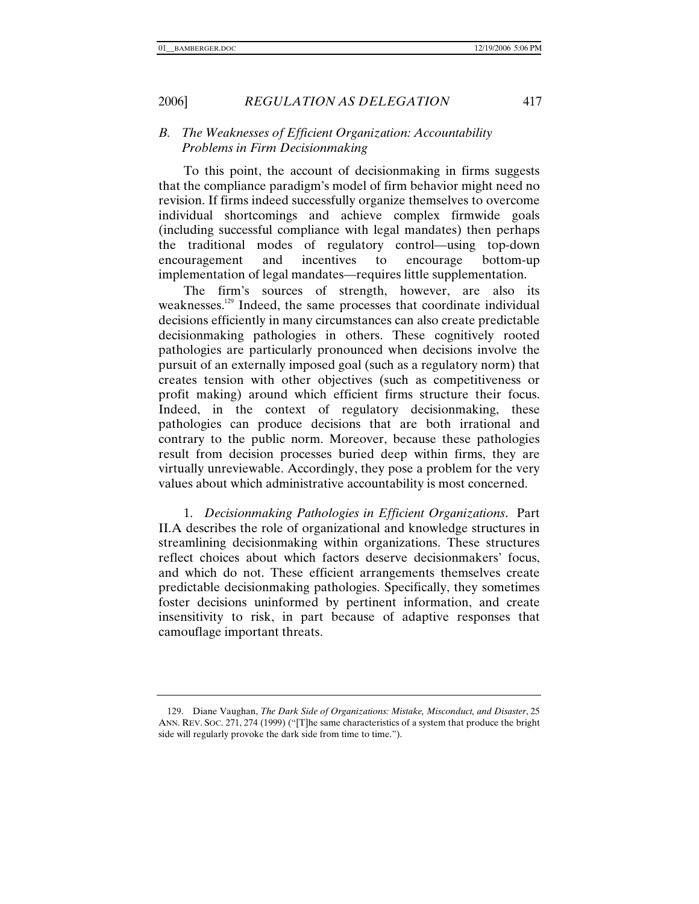### B. *The Weaknesses of Efficient Organization: Accountability Problems in Firm Decisionmaking*

To this point, the account of decisionmaking in firms suggests that the compliance paradigm's model of firm behavior might need no revision. If firms indeed successfully organize themselves to overcome individual shortcomings and achieve complex firmwide goals (including successful compliance with legal mandates) then perhaps the traditional modes of regulatory control—using top-down encouragement and incentives to encourage bottom-up implementation of legal mandates—requires little supplementation.

The firm's sources of strength, however, are also its weaknesses.[129] Indeed, the same processes that coordinate individual decisions efficiently in many circumstances can also create predictable decisionmaking pathologies in others. These cognitively rooted pathologies are particularly pronounced when decisions involve the pursuit of an externally imposed goal (such as a regulatory norm) that creates tension with other objectives (such as competitiveness or profit making) around which efficient firms structure their focus. Indeed, in the context of regulatory decisionmaking, these pathologies can produce decisions that are both irrational and contrary to the public norm. Moreover, because these pathologies result from decision processes buried deep within firms, they are virtually unreviewable. Accordingly, they pose a problem for the very values about which administrative accountability is most concerned.

1. *Decisionmaking Pathologies in Efficient Organizations*. Part II.A describes the role of organizational and knowledge structures in streamlining decisionmaking within organizations. These structures reflect choices about which factors deserve decisionmakers' focus, and which do not. These efficient arrangements themselves create predictable decisionmaking pathologies. Specifically, they sometimes foster decisions uninformed by pertinent information, and create insensitivity to risk, in part because of adaptive responses that camouflage important threats.

---

129. Diane Vaughan, *The Dark Side of Organizations: Mistake, Misconduct, and Disaster*, 25 ANN. REV. SOC. 271, 274 (1999) ("[T]he same characteristics of a system that produce the bright side will regularly provoke the dark side from time to time.").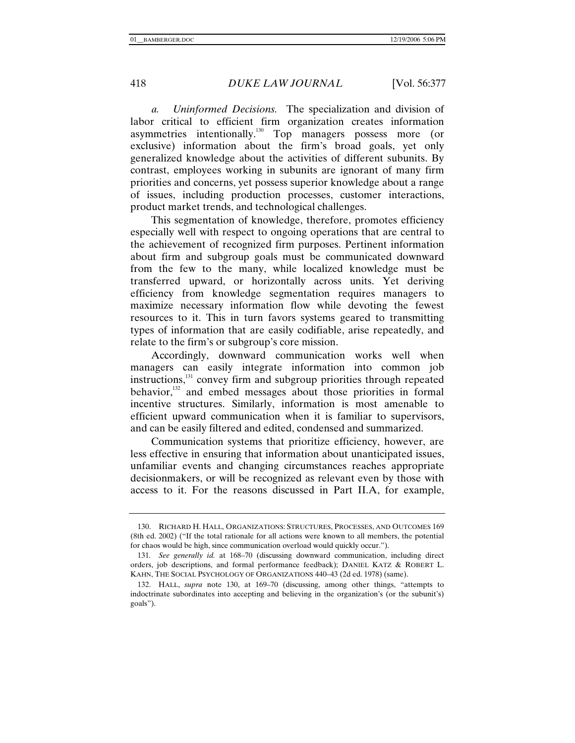*a. Uninformed Decisions.* The specialization and division of labor critical to efficient firm organization creates information asymmetries intentionally.[130] Top managers possess more (or exclusive) information about the firm's broad goals, yet only generalized knowledge about the activities of different subunits. By contrast, employees working in subunits are ignorant of many firm priorities and concerns, yet possess superior knowledge about a range of issues, including production processes, customer interactions, product market trends, and technological challenges.

This segmentation of knowledge, therefore, promotes efficiency especially well with respect to ongoing operations that are central to the achievement of recognized firm purposes. Pertinent information about firm and subgroup goals must be communicated downward from the few to the many, while localized knowledge must be transferred upward, or horizontally across units. Yet deriving efficiency from knowledge segmentation requires managers to maximize necessary information flow while devoting the fewest resources to it. This in turn favors systems geared to transmitting types of information that are easily codifiable, arise repeatedly, and relate to the firm's or subgroup's core mission.

Accordingly, downward communication works well when managers can easily integrate information into common job instructions,[131] convey firm and subgroup priorities through repeated behavior,[132] and embed messages about those priorities in formal incentive structures. Similarly, information is most amenable to efficient upward communication when it is familiar to supervisors, and can be easily filtered and edited, condensed and summarized.

Communication systems that prioritize efficiency, however, are less effective in ensuring that information about unanticipated issues, unfamiliar events and changing circumstances reaches appropriate decisionmakers, or will be recognized as relevant even by those with access to it. For the reasons discussed in Part II.A, for example,

---

130. RICHARD H. HALL, ORGANIZATIONS: STRUCTURES, PROCESSES, AND OUTCOMES 169 (8th ed. 2002) ("If the total rationale for all actions were known to all members, the potential for chaos would be high, since communication overload would quickly occur.").

131. *See generally id.* at 168–70 (discussing downward communication, including direct orders, job descriptions, and formal performance feedback); DANIEL KATZ & ROBERT L. KAHN, THE SOCIAL PSYCHOLOGY OF ORGANIZATIONS 440–43 (2d ed. 1978) (same).

132. HALL, *supra* note 130, at 169–70 (discussing, among other things, "attempts to indoctrinate subordinates into accepting and believing in the organization's (or the subunit's) goals").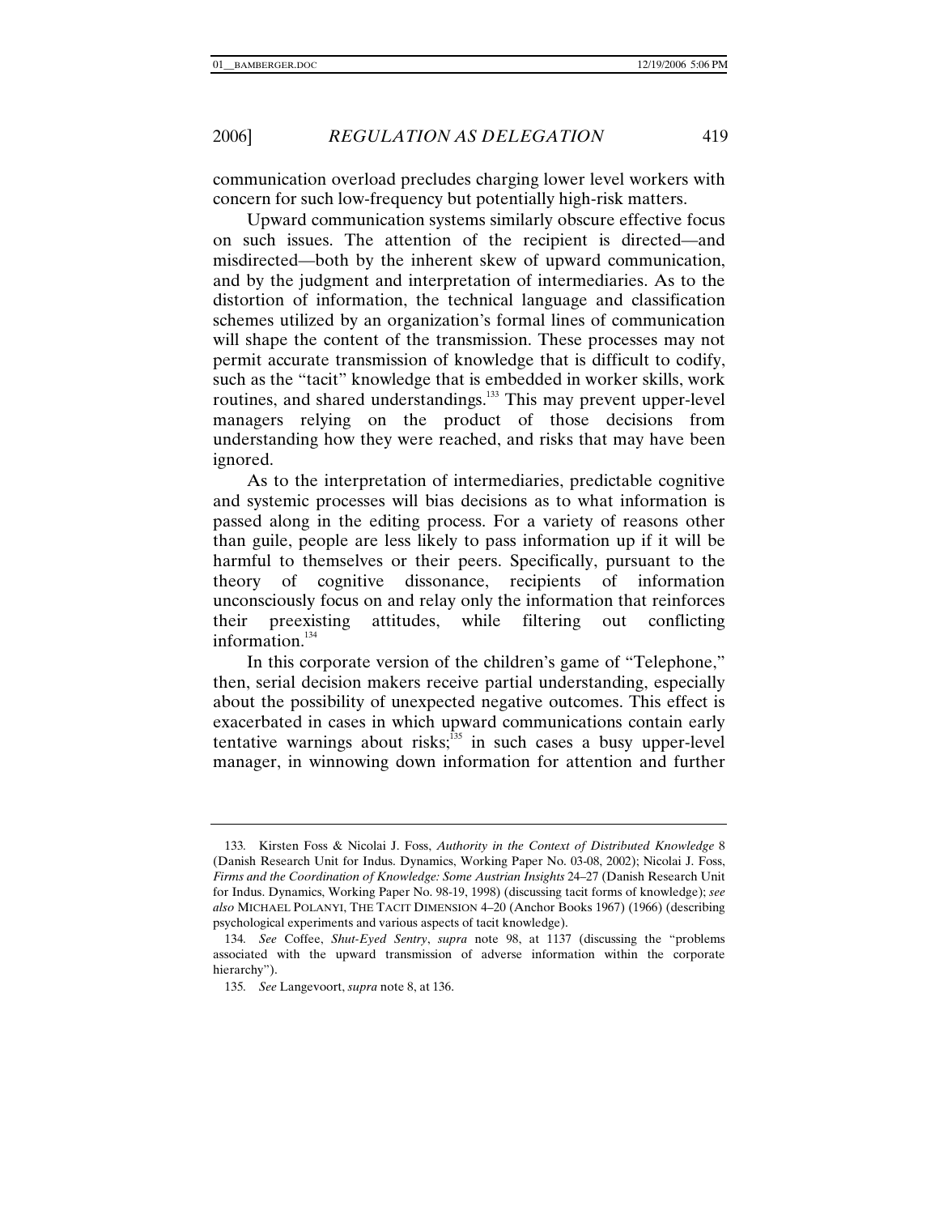communication overload precludes charging lower level workers with concern for such low-frequency but potentially high-risk matters.

Upward communication systems similarly obscure effective focus on such issues. The attention of the recipient is directed—and misdirected—both by the inherent skew of upward communication, and by the judgment and interpretation of intermediaries. As to the distortion of information, the technical language and classification schemes utilized by an organization's formal lines of communication will shape the content of the transmission. These processes may not permit accurate transmission of knowledge that is difficult to codify, such as the "tacit" knowledge that is embedded in worker skills, work routines, and shared understandings.[133] This may prevent upper-level managers relying on the product of those decisions from understanding how they were reached, and risks that may have been ignored.

As to the interpretation of intermediaries, predictable cognitive and systemic processes will bias decisions as to what information is passed along in the editing process. For a variety of reasons other than guile, people are less likely to pass information up if it will be harmful to themselves or their peers. Specifically, pursuant to the theory of cognitive dissonance, recipients of information unconsciously focus on and relay only the information that reinforces their preexisting attitudes, while filtering out conflicting information.[134]

In this corporate version of the children's game of "Telephone," then, serial decision makers receive partial understanding, especially about the possibility of unexpected negative outcomes. This effect is exacerbated in cases in which upward communications contain early tentative warnings about risks;[135] in such cases a busy upper-level manager, in winnowing down information for attention and further

---

133. Kirsten Foss & Nicolai J. Foss, *Authority in the Context of Distributed Knowledge* 8 (Danish Research Unit for Indus. Dynamics, Working Paper No. 03-08, 2002); Nicolai J. Foss, *Firms and the Coordination of Knowledge: Some Austrian Insights* 24–27 (Danish Research Unit for Indus. Dynamics, Working Paper No. 98-19, 1998) (discussing tacit forms of knowledge); *see also* MICHAEL POLANYI, THE TACIT DIMENSION 4–20 (Anchor Books 1967) (1966) (describing psychological experiments and various aspects of tacit knowledge).

134. *See* Coffee, *Shut-Eyed Sentry*, *supra* note 98, at 1137 (discussing the "problems associated with the upward transmission of adverse information within the corporate hierarchy").

135. *See* Langevoort, *supra* note 8, at 136.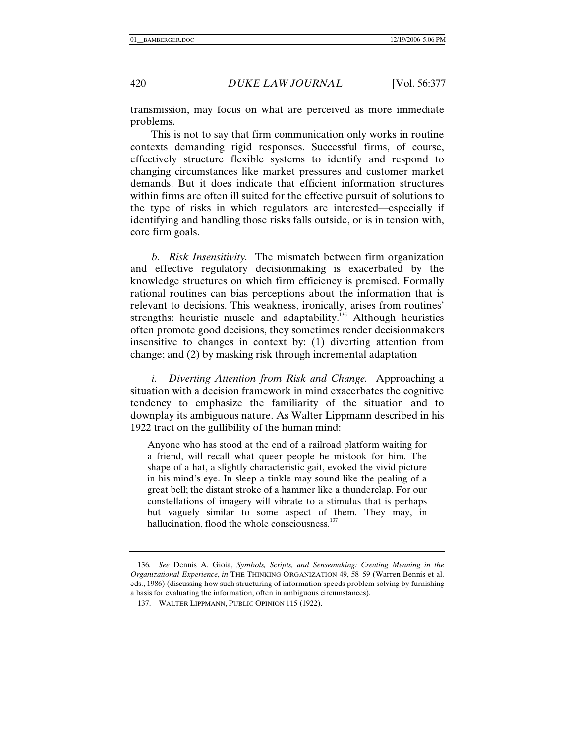transmission, may focus on what are perceived as more immediate problems.

This is not to say that firm communication only works in routine contexts demanding rigid responses. Successful firms, of course, effectively structure flexible systems to identify and respond to changing circumstances like market pressures and customer market demands. But it does indicate that efficient information structures within firms are often ill suited for the effective pursuit of solutions to the type of risks in which regulators are interested—especially if identifying and handling those risks falls outside, or is in tension with, core firm goals.

*b. Risk Insensitivity.* The mismatch between firm organization and effective regulatory decisionmaking is exacerbated by the knowledge structures on which firm efficiency is premised. Formally rational routines can bias perceptions about the information that is relevant to decisions. This weakness, ironically, arises from routines' strengths: heuristic muscle and adaptability.[136] Although heuristics often promote good decisions, they sometimes render decisionmakers insensitive to changes in context by: (1) diverting attention from change; and (2) by masking risk through incremental adaptation

*i. Diverting Attention from Risk and Change.* Approaching a situation with a decision framework in mind exacerbates the cognitive tendency to emphasize the familiarity of the situation and to downplay its ambiguous nature. As Walter Lippmann described in his 1922 tract on the gullibility of the human mind:

> Anyone who has stood at the end of a railroad platform waiting for a friend, will recall what queer people he mistook for him. The shape of a hat, a slightly characteristic gait, evoked the vivid picture in his mind's eye. In sleep a tinkle may sound like the pealing of a great bell; the distant stroke of a hammer like a thunderclap. For our constellations of imagery will vibrate to a stimulus that is perhaps but vaguely similar to some aspect of them. They may, in hallucination, flood the whole consciousness.[137]

---

136. *See* Dennis A. Gioia, *Symbols, Scripts, and Sensemaking: Creating Meaning in the Organizational Experience*, *in* THE THINKING ORGANIZATION 49, 58–59 (Warren Bennis et al. eds., 1986) (discussing how such structuring of information speeds problem solving by furnishing a basis for evaluating the information, often in ambiguous circumstances).

137. WALTER LIPPMANN, PUBLIC OPINION 115 (1922).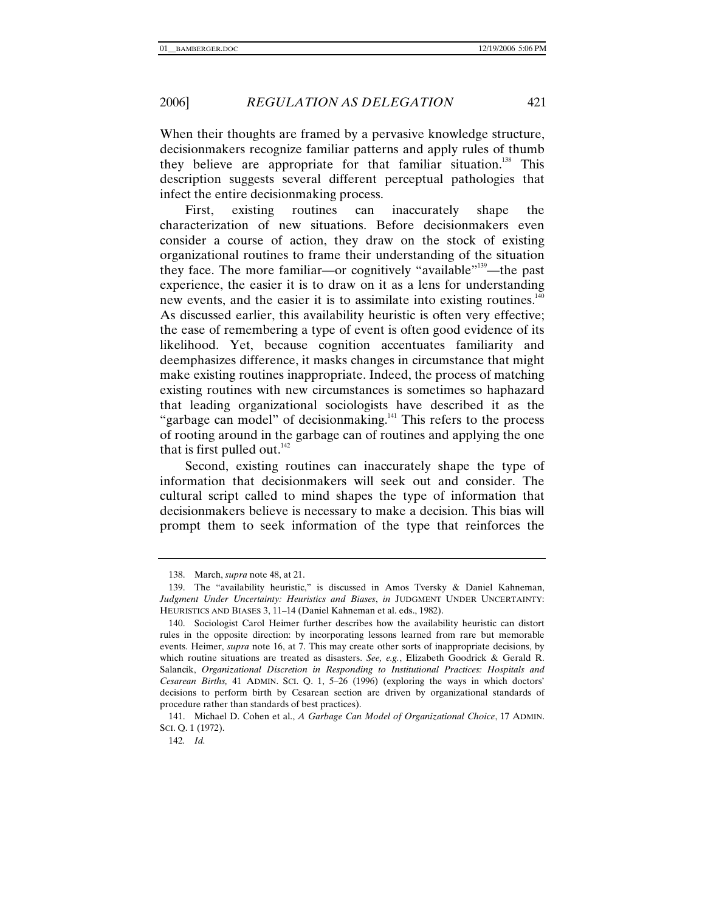When their thoughts are framed by a pervasive knowledge structure, decisionmakers recognize familiar patterns and apply rules of thumb they believe are appropriate for that familiar situation.[138] This description suggests several different perceptual pathologies that infect the entire decisionmaking process.

First, existing routines can inaccurately shape the characterization of new situations. Before decisionmakers even consider a course of action, they draw on the stock of existing organizational routines to frame their understanding of the situation they face. The more familiar—or cognitively "available"[139]—the past experience, the easier it is to draw on it as a lens for understanding new events, and the easier it is to assimilate into existing routines.[140] As discussed earlier, this availability heuristic is often very effective; the ease of remembering a type of event is often good evidence of its likelihood. Yet, because cognition accentuates familiarity and deemphasizes difference, it masks changes in circumstance that might make existing routines inappropriate. Indeed, the process of matching existing routines with new circumstances is sometimes so haphazard that leading organizational sociologists have described it as the "garbage can model" of decisionmaking.[141] This refers to the process of rooting around in the garbage can of routines and applying the one that is first pulled out.[142]

Second, existing routines can inaccurately shape the type of information that decisionmakers will seek out and consider. The cultural script called to mind shapes the type of information that decisionmakers believe is necessary to make a decision. This bias will prompt them to seek information of the type that reinforces the

---

138. March, *supra* note 48, at 21.

139. The "availability heuristic," is discussed in Amos Tversky & Daniel Kahneman, *Judgment Under Uncertainty: Heuristics and Biases*, *in* JUDGMENT UNDER UNCERTAINTY: HEURISTICS AND BIASES 3, 11–14 (Daniel Kahneman et al. eds., 1982).

140. Sociologist Carol Heimer further describes how the availability heuristic can distort rules in the opposite direction: by incorporating lessons learned from rare but memorable events. Heimer, *supra* note 16, at 7. This may create other sorts of inappropriate decisions, by which routine situations are treated as disasters. *See, e.g.*, Elizabeth Goodrick & Gerald R. Salancik, *Organizational Discretion in Responding to Institutional Practices: Hospitals and Cesarean Births,* 41 ADMIN. SCI. Q. 1, 5–26 (1996) (exploring the ways in which doctors' decisions to perform birth by Cesarean section are driven by organizational standards of procedure rather than standards of best practices).

141. Michael D. Cohen et al., *A Garbage Can Model of Organizational Choice*, 17 ADMIN. SCI. Q. 1 (1972).

142. *Id.*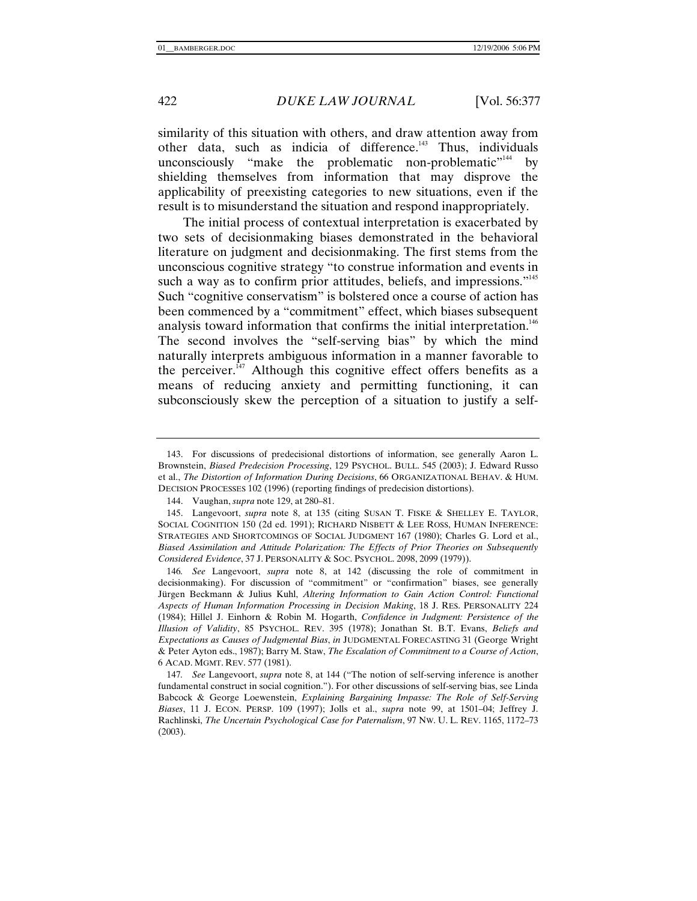similarity of this situation with others, and draw attention away from other data, such as indicia of difference.[143] Thus, individuals unconsciously "make the problematic non-problematic"[144] by shielding themselves from information that may disprove the applicability of preexisting categories to new situations, even if the result is to misunderstand the situation and respond inappropriately.

The initial process of contextual interpretation is exacerbated by two sets of decisionmaking biases demonstrated in the behavioral literature on judgment and decisionmaking. The first stems from the unconscious cognitive strategy "to construe information and events in such a way as to confirm prior attitudes, beliefs, and impressions."[145] Such "cognitive conservatism" is bolstered once a course of action has been commenced by a "commitment" effect, which biases subsequent analysis toward information that confirms the initial interpretation.[146] The second involves the "self-serving bias" by which the mind naturally interprets ambiguous information in a manner favorable to the perceiver.[147] Although this cognitive effect offers benefits as a means of reducing anxiety and permitting functioning, it can subconsciously skew the perception of a situation to justify a self-

---

143. For discussions of predecisional distortions of information, see generally Aaron L. Brownstein, *Biased Predecision Processing*, 129 PSYCHOL. BULL. 545 (2003); J. Edward Russo et al., *The Distortion of Information During Decisions*, 66 ORGANIZATIONAL BEHAV. & HUM. DECISION PROCESSES 102 (1996) (reporting findings of predecision distortions).

144. Vaughan, *supra* note 129, at 280–81.

145. Langevoort, *supra* note 8, at 135 (citing SUSAN T. FISKE & SHELLEY E. TAYLOR, SOCIAL COGNITION 150 (2d ed. 1991); RICHARD NISBETT & LEE ROSS, HUMAN INFERENCE: STRATEGIES AND SHORTCOMINGS OF SOCIAL JUDGMENT 167 (1980); Charles G. Lord et al., *Biased Assimilation and Attitude Polarization: The Effects of Prior Theories on Subsequently Considered Evidence*, 37 J. PERSONALITY & SOC. PSYCHOL. 2098, 2099 (1979)).

146. *See* Langevoort, *supra* note 8, at 142 (discussing the role of commitment in decisionmaking). For discussion of "commitment" or "confirmation" biases, see generally Jürgen Beckmann & Julius Kuhl, *Altering Information to Gain Action Control: Functional Aspects of Human Information Processing in Decision Making*, 18 J. RES. PERSONALITY 224 (1984); Hillel J. Einhorn & Robin M. Hogarth, *Confidence in Judgment: Persistence of the Illusion of Validity*, 85 PSYCHOL. REV. 395 (1978); Jonathan St. B.T. Evans, *Beliefs and Expectations as Causes of Judgmental Bias*, *in* JUDGMENTAL FORECASTING 31 (George Wright & Peter Ayton eds., 1987); Barry M. Staw, *The Escalation of Commitment to a Course of Action*, 6 ACAD. MGMT. REV. 577 (1981).

147. *See* Langevoort, *supra* note 8, at 144 ("The notion of self-serving inference is another fundamental construct in social cognition."). For other discussions of self-serving bias, see Linda Babcock & George Loewenstein, *Explaining Bargaining Impasse: The Role of Self-Serving Biases*, 11 J. ECON. PERSP. 109 (1997); Jolls et al., *supra* note 99, at 1501–04; Jeffrey J. Rachlinski, *The Uncertain Psychological Case for Paternalism*, 97 NW. U. L. REV. 1165, 1172–73 (2003).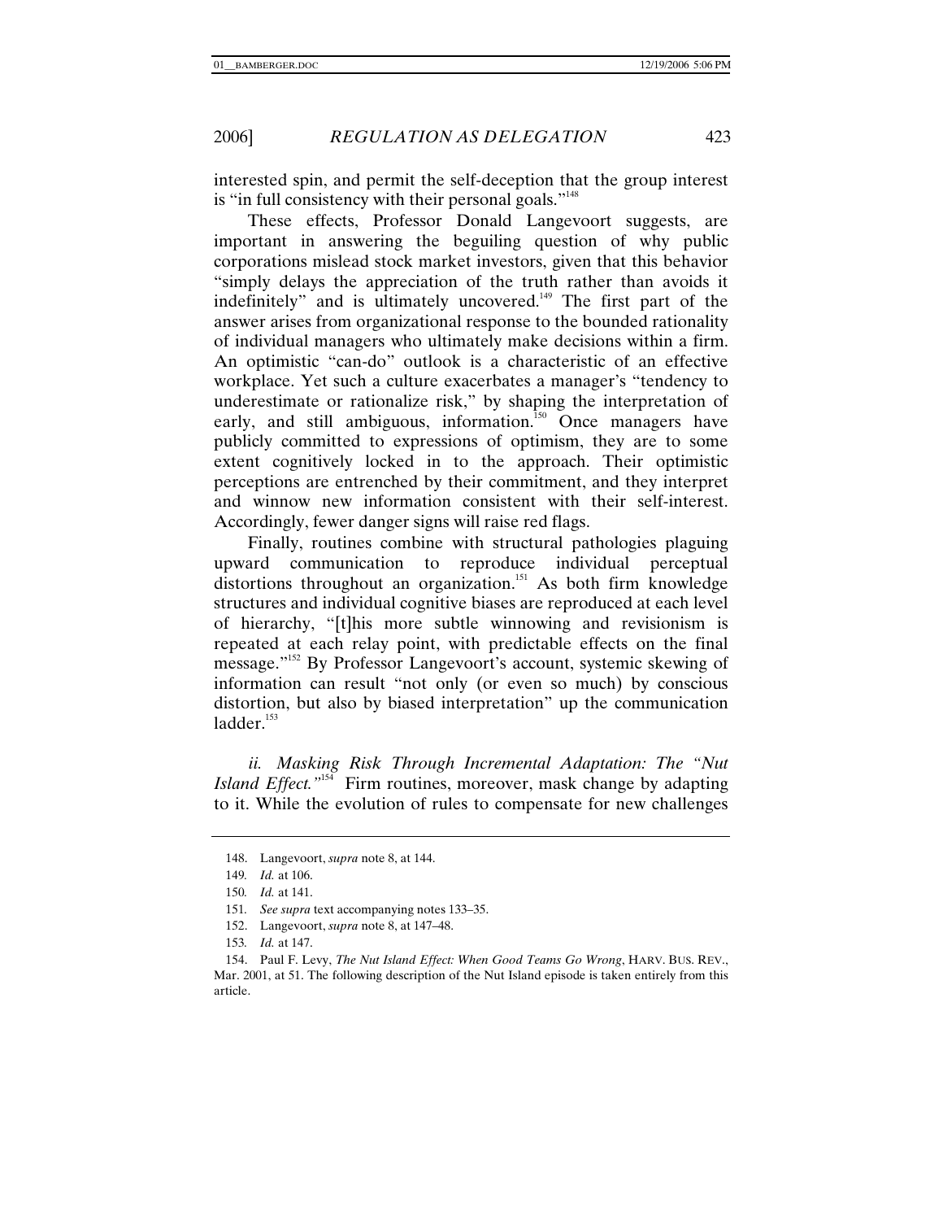interested spin, and permit the self-deception that the group interest is "in full consistency with their personal goals."[148]

These effects, Professor Donald Langevoort suggests, are important in answering the beguiling question of why public corporations mislead stock market investors, given that this behavior "simply delays the appreciation of the truth rather than avoids it indefinitely" and is ultimately uncovered.[149] The first part of the answer arises from organizational response to the bounded rationality of individual managers who ultimately make decisions within a firm. An optimistic "can-do" outlook is a characteristic of an effective workplace. Yet such a culture exacerbates a manager's "tendency to underestimate or rationalize risk," by shaping the interpretation of early, and still ambiguous, information.[150] Once managers have publicly committed to expressions of optimism, they are to some extent cognitively locked in to the approach. Their optimistic perceptions are entrenched by their commitment, and they interpret and winnow new information consistent with their self-interest. Accordingly, fewer danger signs will raise red flags.

Finally, routines combine with structural pathologies plaguing upward communication to reproduce individual perceptual distortions throughout an organization.[151] As both firm knowledge structures and individual cognitive biases are reproduced at each level of hierarchy, "[t]his more subtle winnowing and revisionism is repeated at each relay point, with predictable effects on the final message."[152] By Professor Langevoort's account, systemic skewing of information can result "not only (or even so much) by conscious distortion, but also by biased interpretation" up the communication ladder.[153]

*ii. Masking Risk Through Incremental Adaptation: The "Nut Island Effect."*[154] Firm routines, moreover, mask change by adapting to it. While the evolution of rules to compensate for new challenges

148. Langevoort, *supra* note 8, at 144.

149. *Id.* at 106.

150. *Id.* at 141.

151. *See supra* text accompanying notes 133–35.

152. Langevoort, *supra* note 8, at 147–48.

153. *Id.* at 147.

154. Paul F. Levy, *The Nut Island Effect: When Good Teams Go Wrong*, HARV. BUS. REV., Mar. 2001, at 51. The following description of the Nut Island episode is taken entirely from this article.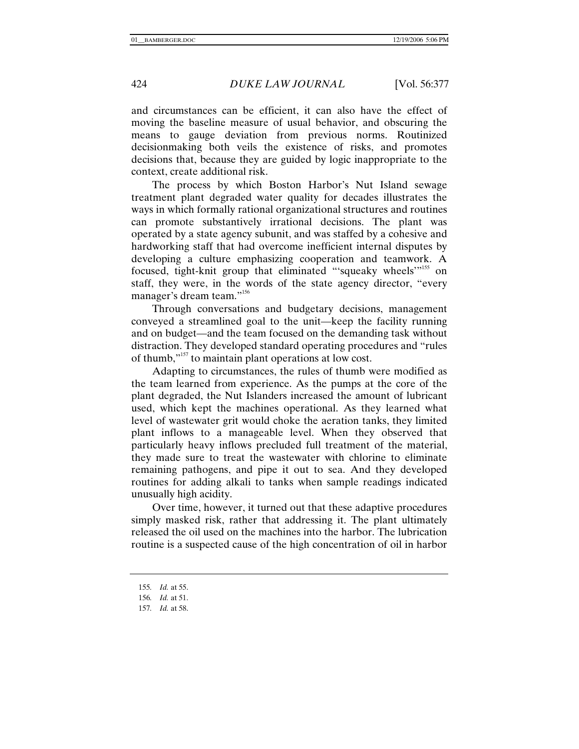and circumstances can be efficient, it can also have the effect of moving the baseline measure of usual behavior, and obscuring the means to gauge deviation from previous norms. Routinized decisionmaking both veils the existence of risks, and promotes decisions that, because they are guided by logic inappropriate to the context, create additional risk.

The process by which Boston Harbor's Nut Island sewage treatment plant degraded water quality for decades illustrates the ways in which formally rational organizational structures and routines can promote substantively irrational decisions. The plant was operated by a state agency subunit, and was staffed by a cohesive and hardworking staff that had overcome inefficient internal disputes by developing a culture emphasizing cooperation and teamwork. A focused, tight-knit group that eliminated "'squeaky wheels'"[155] on staff, they were, in the words of the state agency director, "every manager's dream team."[156]

Through conversations and budgetary decisions, management conveyed a streamlined goal to the unit—keep the facility running and on budget—and the team focused on the demanding task without distraction. They developed standard operating procedures and "rules of thumb,"[157] to maintain plant operations at low cost.

Adapting to circumstances, the rules of thumb were modified as the team learned from experience. As the pumps at the core of the plant degraded, the Nut Islanders increased the amount of lubricant used, which kept the machines operational. As they learned what level of wastewater grit would choke the aeration tanks, they limited plant inflows to a manageable level. When they observed that particularly heavy inflows precluded full treatment of the material, they made sure to treat the wastewater with chlorine to eliminate remaining pathogens, and pipe it out to sea. And they developed routines for adding alkali to tanks when sample readings indicated unusually high acidity.

Over time, however, it turned out that these adaptive procedures simply masked risk, rather that addressing it. The plant ultimately released the oil used on the machines into the harbor. The lubrication routine is a suspected cause of the high concentration of oil in harbor

---

155. *Id.* at 55.

156. *Id.* at 51.

157. *Id.* at 58.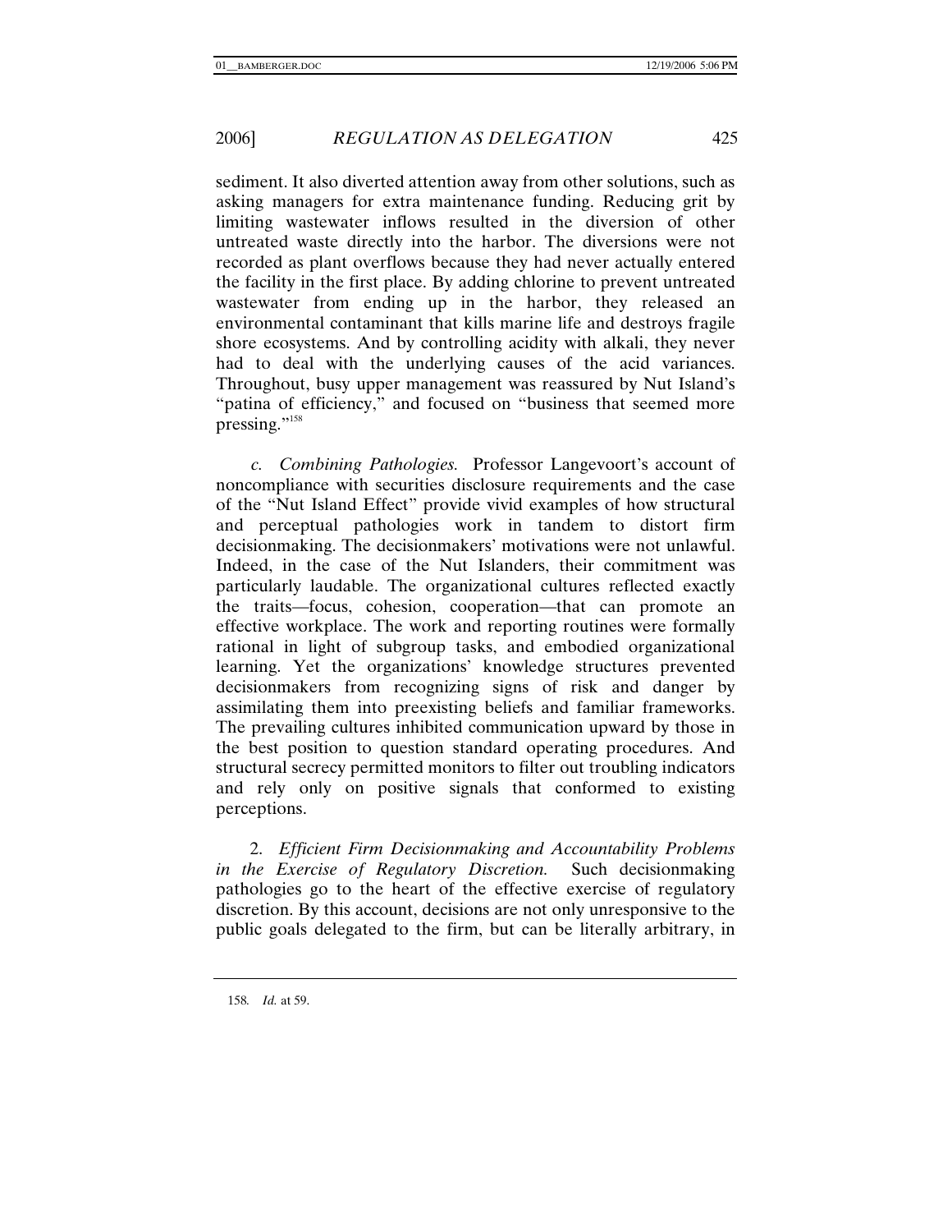sediment. It also diverted attention away from other solutions, such as asking managers for extra maintenance funding. Reducing grit by limiting wastewater inflows resulted in the diversion of other untreated waste directly into the harbor. The diversions were not recorded as plant overflows because they had never actually entered the facility in the first place. By adding chlorine to prevent untreated wastewater from ending up in the harbor, they released an environmental contaminant that kills marine life and destroys fragile shore ecosystems. And by controlling acidity with alkali, they never had to deal with the underlying causes of the acid variances. Throughout, busy upper management was reassured by Nut Island's "patina of efficiency," and focused on "business that seemed more pressing."[158]

*c. Combining Pathologies.* Professor Langevoort's account of noncompliance with securities disclosure requirements and the case of the "Nut Island Effect" provide vivid examples of how structural and perceptual pathologies work in tandem to distort firm decisionmaking. The decisionmakers' motivations were not unlawful. Indeed, in the case of the Nut Islanders, their commitment was particularly laudable. The organizational cultures reflected exactly the traits—focus, cohesion, cooperation—that can promote an effective workplace. The work and reporting routines were formally rational in light of subgroup tasks, and embodied organizational learning. Yet the organizations' knowledge structures prevented decisionmakers from recognizing signs of risk and danger by assimilating them into preexisting beliefs and familiar frameworks. The prevailing cultures inhibited communication upward by those in the best position to question standard operating procedures. And structural secrecy permitted monitors to filter out troubling indicators and rely only on positive signals that conformed to existing perceptions.

2. *Efficient Firm Decisionmaking and Accountability Problems in the Exercise of Regulatory Discretion.* Such decisionmaking pathologies go to the heart of the effective exercise of regulatory discretion. By this account, decisions are not only unresponsive to the public goals delegated to the firm, but can be literally arbitrary, in

158. *Id.* at 59.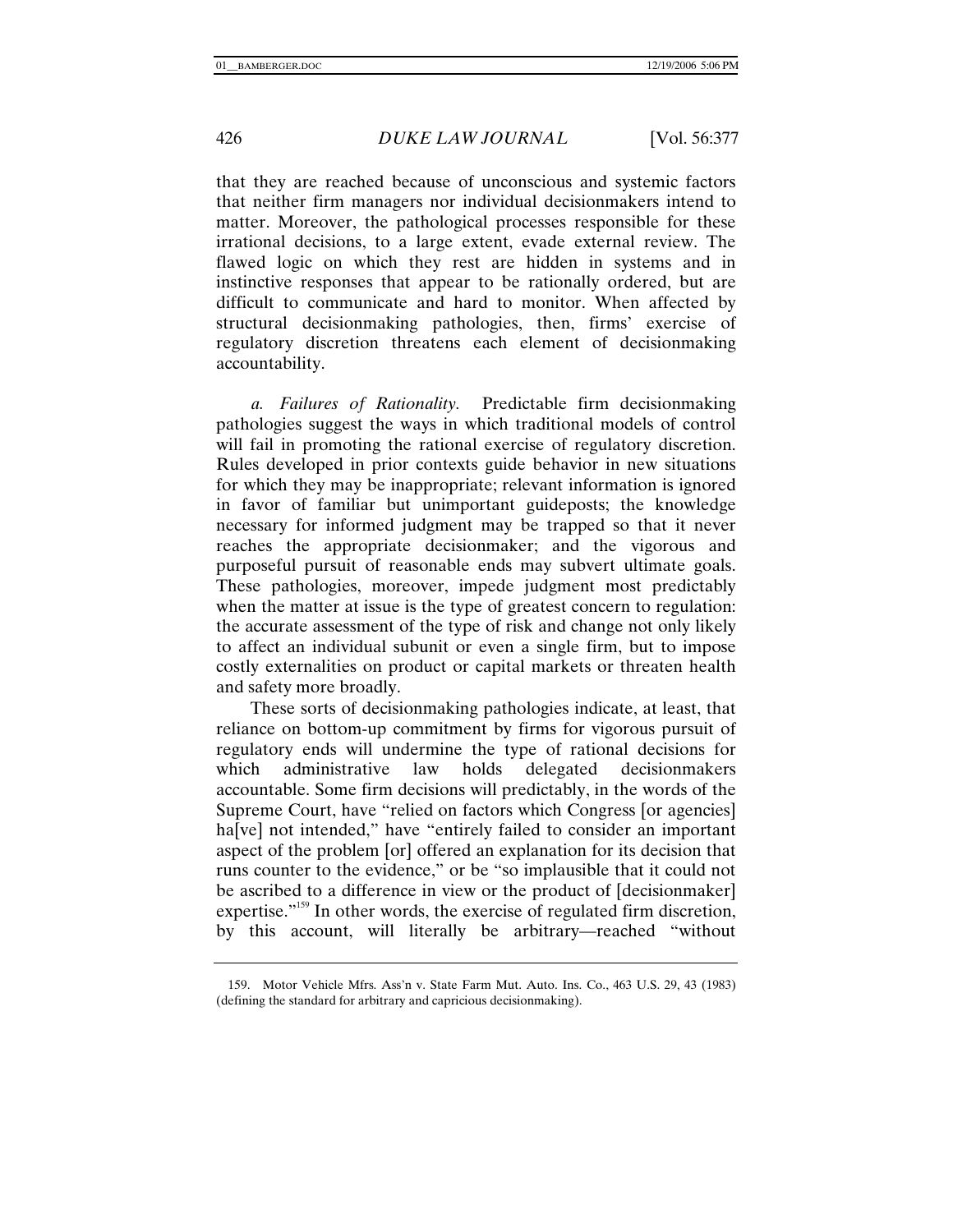that they are reached because of unconscious and systemic factors that neither firm managers nor individual decisionmakers intend to matter. Moreover, the pathological processes responsible for these irrational decisions, to a large extent, evade external review. The flawed logic on which they rest are hidden in systems and in instinctive responses that appear to be rationally ordered, but are difficult to communicate and hard to monitor. When affected by structural decisionmaking pathologies, then, firms' exercise of regulatory discretion threatens each element of decisionmaking accountability.

*a. Failures of Rationality.* Predictable firm decisionmaking pathologies suggest the ways in which traditional models of control will fail in promoting the rational exercise of regulatory discretion. Rules developed in prior contexts guide behavior in new situations for which they may be inappropriate; relevant information is ignored in favor of familiar but unimportant guideposts; the knowledge necessary for informed judgment may be trapped so that it never reaches the appropriate decisionmaker; and the vigorous and purposeful pursuit of reasonable ends may subvert ultimate goals. These pathologies, moreover, impede judgment most predictably when the matter at issue is the type of greatest concern to regulation: the accurate assessment of the type of risk and change not only likely to affect an individual subunit or even a single firm, but to impose costly externalities on product or capital markets or threaten health and safety more broadly.

These sorts of decisionmaking pathologies indicate, at least, that reliance on bottom-up commitment by firms for vigorous pursuit of regulatory ends will undermine the type of rational decisions for which administrative law holds delegated decisionmakers accountable. Some firm decisions will predictably, in the words of the Supreme Court, have "relied on factors which Congress [or agencies] ha[ve] not intended," have "entirely failed to consider an important aspect of the problem [or] offered an explanation for its decision that runs counter to the evidence," or be "so implausible that it could not be ascribed to a difference in view or the product of [decisionmaker] expertise."[159] In other words, the exercise of regulated firm discretion, by this account, will literally be arbitrary—reached "without

---

159. Motor Vehicle Mfrs. Ass'n v. State Farm Mut. Auto. Ins. Co., 463 U.S. 29, 43 (1983) (defining the standard for arbitrary and capricious decisionmaking).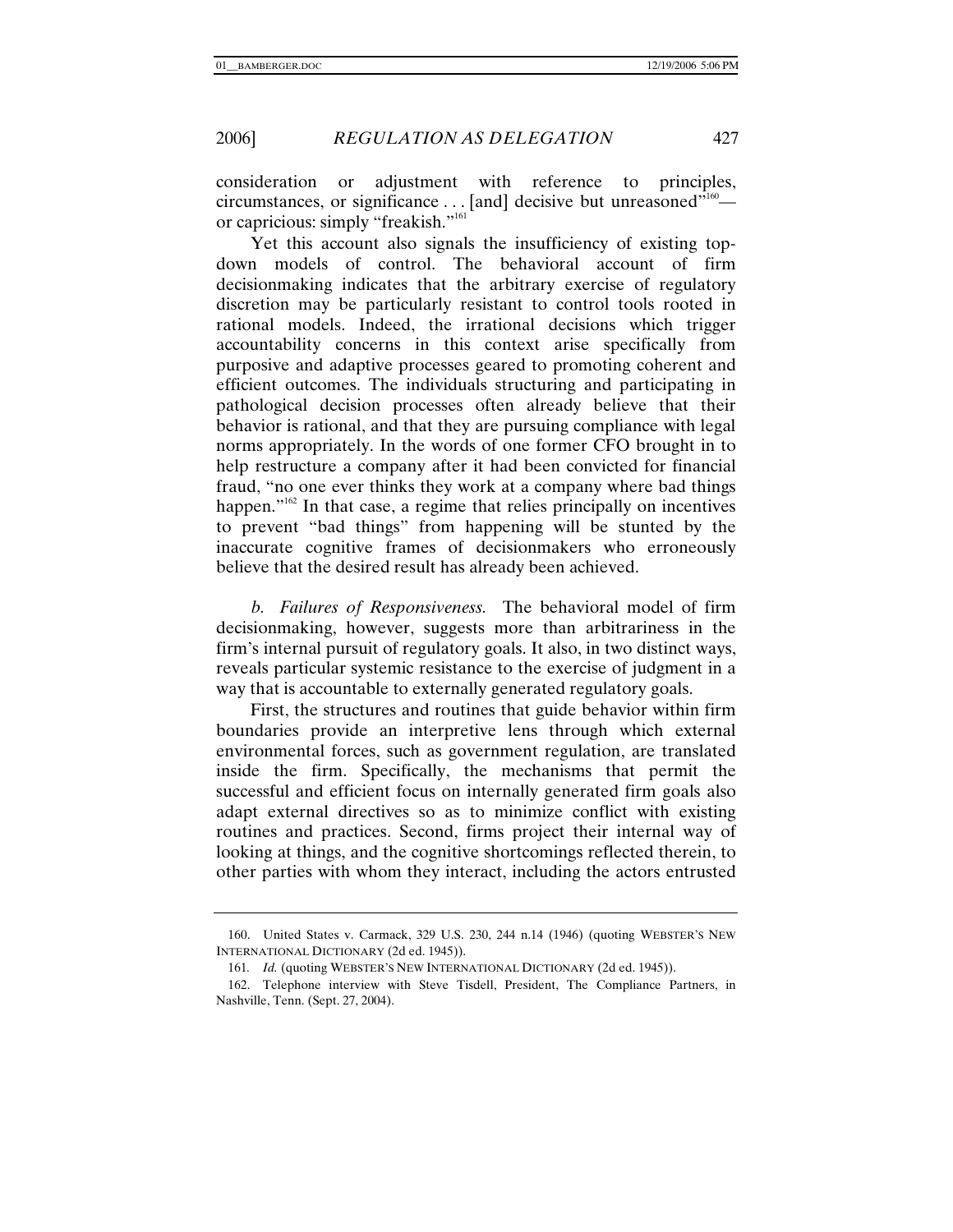consideration or adjustment with reference to principles, circumstances, or significance . . . [and] decisive but unreasoned"[160]—or capricious: simply "freakish."[161]

Yet this account also signals the insufficiency of existing top-down models of control. The behavioral account of firm decisionmaking indicates that the arbitrary exercise of regulatory discretion may be particularly resistant to control tools rooted in rational models. Indeed, the irrational decisions which trigger accountability concerns in this context arise specifically from purposive and adaptive processes geared to promoting coherent and efficient outcomes. The individuals structuring and participating in pathological decision processes often already believe that their behavior is rational, and that they are pursuing compliance with legal norms appropriately. In the words of one former CFO brought in to help restructure a company after it had been convicted for financial fraud, "no one ever thinks they work at a company where bad things happen."[162] In that case, a regime that relies principally on incentives to prevent "bad things" from happening will be stunted by the inaccurate cognitive frames of decisionmakers who erroneously believe that the desired result has already been achieved.

*b. Failures of Responsiveness.* The behavioral model of firm decisionmaking, however, suggests more than arbitrariness in the firm's internal pursuit of regulatory goals. It also, in two distinct ways, reveals particular systemic resistance to the exercise of judgment in a way that is accountable to externally generated regulatory goals.

First, the structures and routines that guide behavior within firm boundaries provide an interpretive lens through which external environmental forces, such as government regulation, are translated inside the firm. Specifically, the mechanisms that permit the successful and efficient focus on internally generated firm goals also adapt external directives so as to minimize conflict with existing routines and practices. Second, firms project their internal way of looking at things, and the cognitive shortcomings reflected therein, to other parties with whom they interact, including the actors entrusted

---

160. United States v. Carmack, 329 U.S. 230, 244 n.14 (1946) (quoting WEBSTER'S NEW INTERNATIONAL DICTIONARY (2d ed. 1945)).

161. *Id.* (quoting WEBSTER'S NEW INTERNATIONAL DICTIONARY (2d ed. 1945)).

162. Telephone interview with Steve Tisdell, President, The Compliance Partners, in Nashville, Tenn. (Sept. 27, 2004).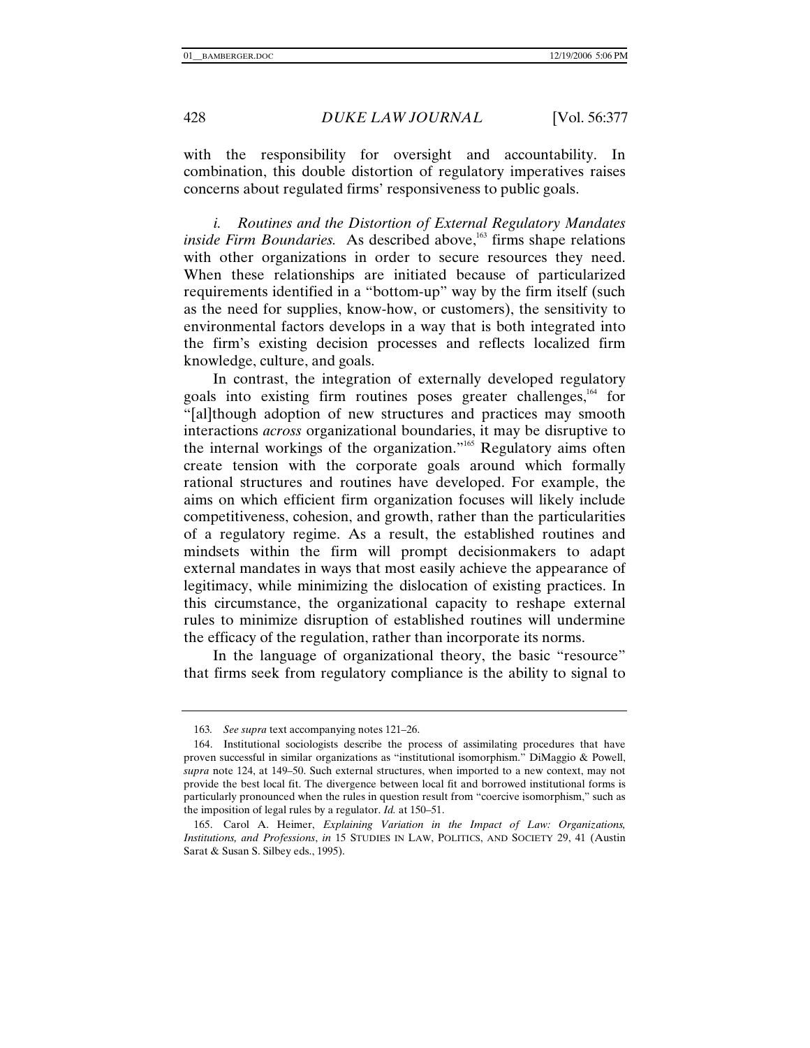with the responsibility for oversight and accountability. In combination, this double distortion of regulatory imperatives raises concerns about regulated firms' responsiveness to public goals.

*i. Routines and the Distortion of External Regulatory Mandates inside Firm Boundaries.* As described above,[163] firms shape relations with other organizations in order to secure resources they need. When these relationships are initiated because of particularized requirements identified in a "bottom-up" way by the firm itself (such as the need for supplies, know-how, or customers), the sensitivity to environmental factors develops in a way that is both integrated into the firm's existing decision processes and reflects localized firm knowledge, culture, and goals.

In contrast, the integration of externally developed regulatory goals into existing firm routines poses greater challenges,[164] for "[al]though adoption of new structures and practices may smooth interactions *across* organizational boundaries, it may be disruptive to the internal workings of the organization."[165] Regulatory aims often create tension with the corporate goals around which formally rational structures and routines have developed. For example, the aims on which efficient firm organization focuses will likely include competitiveness, cohesion, and growth, rather than the particularities of a regulatory regime. As a result, the established routines and mindsets within the firm will prompt decisionmakers to adapt external mandates in ways that most easily achieve the appearance of legitimacy, while minimizing the dislocation of existing practices. In this circumstance, the organizational capacity to reshape external rules to minimize disruption of established routines will undermine the efficacy of the regulation, rather than incorporate its norms.

In the language of organizational theory, the basic "resource" that firms seek from regulatory compliance is the ability to signal to

---

163. *See supra* text accompanying notes 121–26.

164. Institutional sociologists describe the process of assimilating procedures that have proven successful in similar organizations as "institutional isomorphism." DiMaggio & Powell, *supra* note 124, at 149–50. Such external structures, when imported to a new context, may not provide the best local fit. The divergence between local fit and borrowed institutional forms is particularly pronounced when the rules in question result from "coercive isomorphism," such as the imposition of legal rules by a regulator. *Id.* at 150–51.

165. Carol A. Heimer, *Explaining Variation in the Impact of Law: Organizations, Institutions, and Professions*, *in* 15 STUDIES IN LAW, POLITICS, AND SOCIETY 29, 41 (Austin Sarat & Susan S. Silbey eds., 1995).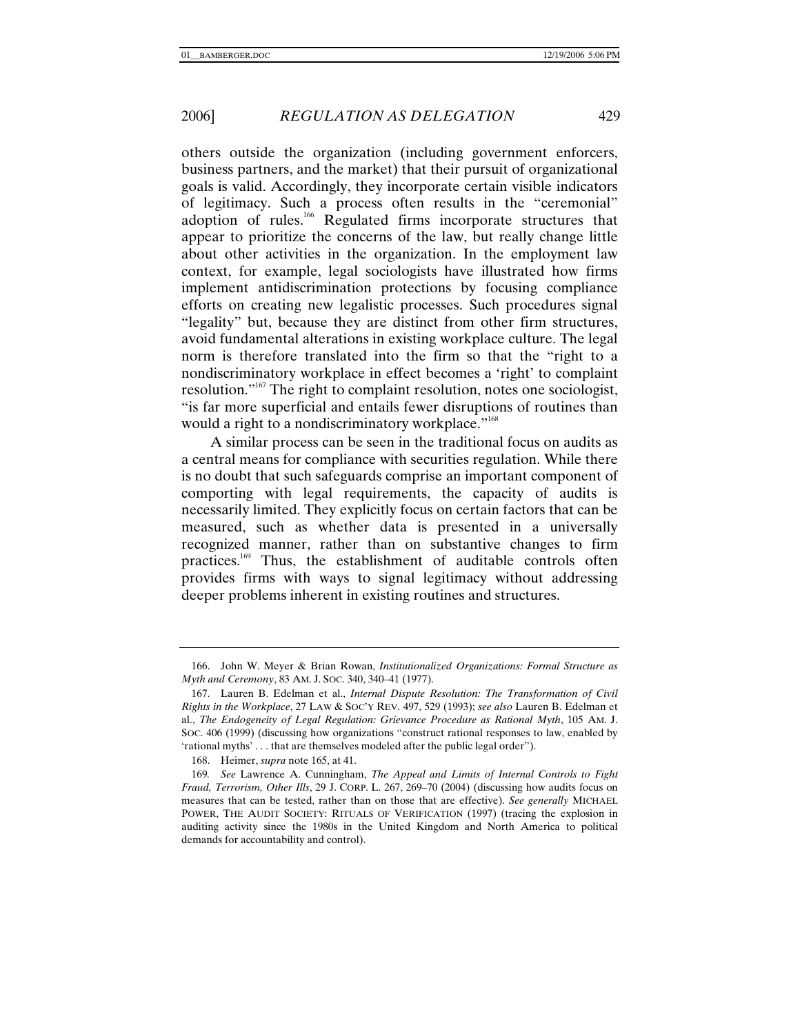others outside the organization (including government enforcers, business partners, and the market) that their pursuit of organizational goals is valid. Accordingly, they incorporate certain visible indicators of legitimacy. Such a process often results in the "ceremonial" adoption of rules.[166] Regulated firms incorporate structures that appear to prioritize the concerns of the law, but really change little about other activities in the organization. In the employment law context, for example, legal sociologists have illustrated how firms implement antidiscrimination protections by focusing compliance efforts on creating new legalistic processes. Such procedures signal "legality" but, because they are distinct from other firm structures, avoid fundamental alterations in existing workplace culture. The legal norm is therefore translated into the firm so that the "right to a nondiscriminatory workplace in effect becomes a 'right' to complaint resolution."[167] The right to complaint resolution, notes one sociologist, "is far more superficial and entails fewer disruptions of routines than would a right to a nondiscriminatory workplace."[168]

A similar process can be seen in the traditional focus on audits as a central means for compliance with securities regulation. While there is no doubt that such safeguards comprise an important component of comporting with legal requirements, the capacity of audits is necessarily limited. They explicitly focus on certain factors that can be measured, such as whether data is presented in a universally recognized manner, rather than on substantive changes to firm practices.[169] Thus, the establishment of auditable controls often provides firms with ways to signal legitimacy without addressing deeper problems inherent in existing routines and structures.

---

166. John W. Meyer & Brian Rowan, *Institutionalized Organizations: Formal Structure as Myth and Ceremony*, 83 AM. J. SOC. 340, 340–41 (1977).

167. Lauren B. Edelman et al., *Internal Dispute Resolution: The Transformation of Civil Rights in the Workplace*, 27 LAW & SOC'Y REV. 497, 529 (1993); *see also* Lauren B. Edelman et al., *The Endogeneity of Legal Regulation: Grievance Procedure as Rational Myth*, 105 AM. J. SOC. 406 (1999) (discussing how organizations "construct rational responses to law, enabled by 'rational myths' . . . that are themselves modeled after the public legal order").

168. Heimer, *supra* note 165, at 41.

169. *See* Lawrence A. Cunningham, *The Appeal and Limits of Internal Controls to Fight Fraud, Terrorism, Other Ills*, 29 J. CORP. L. 267, 269–70 (2004) (discussing how audits focus on measures that can be tested, rather than on those that are effective). *See generally* MICHAEL POWER, THE AUDIT SOCIETY: RITUALS OF VERIFICATION (1997) (tracing the explosion in auditing activity since the 1980s in the United Kingdom and North America to political demands for accountability and control).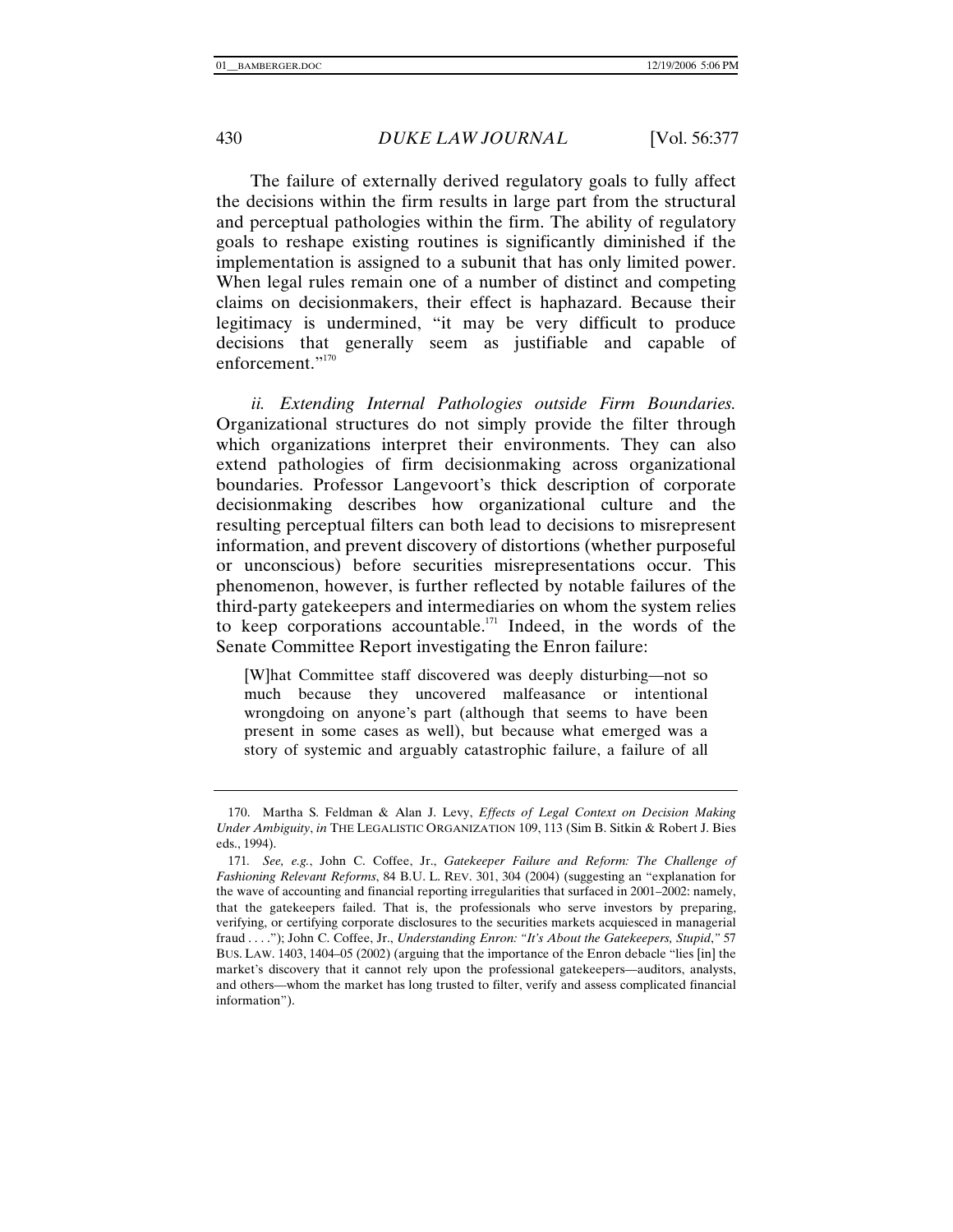The failure of externally derived regulatory goals to fully affect the decisions within the firm results in large part from the structural and perceptual pathologies within the firm. The ability of regulatory goals to reshape existing routines is significantly diminished if the implementation is assigned to a subunit that has only limited power. When legal rules remain one of a number of distinct and competing claims on decisionmakers, their effect is haphazard. Because their legitimacy is undermined, "it may be very difficult to produce decisions that generally seem as justifiable and capable of enforcement."[170]

*ii. Extending Internal Pathologies outside Firm Boundaries.* Organizational structures do not simply provide the filter through which organizations interpret their environments. They can also extend pathologies of firm decisionmaking across organizational boundaries. Professor Langevoort's thick description of corporate decisionmaking describes how organizational culture and the resulting perceptual filters can both lead to decisions to misrepresent information, and prevent discovery of distortions (whether purposeful or unconscious) before securities misrepresentations occur. This phenomenon, however, is further reflected by notable failures of the third-party gatekeepers and intermediaries on whom the system relies to keep corporations accountable.[171] Indeed, in the words of the Senate Committee Report investigating the Enron failure:

> [W]hat Committee staff discovered was deeply disturbing—not so much because they uncovered malfeasance or intentional wrongdoing on anyone's part (although that seems to have been present in some cases as well), but because what emerged was a story of systemic and arguably catastrophic failure, a failure of all

---

170. Martha S. Feldman & Alan J. Levy, *Effects of Legal Context on Decision Making Under Ambiguity*, *in* THE LEGALISTIC ORGANIZATION 109, 113 (Sim B. Sitkin & Robert J. Bies eds., 1994).

171. *See, e.g.*, John C. Coffee, Jr., *Gatekeeper Failure and Reform: The Challenge of Fashioning Relevant Reforms*, 84 B.U. L. REV. 301, 304 (2004) (suggesting an "explanation for the wave of accounting and financial reporting irregularities that surfaced in 2001–2002: namely, that the gatekeepers failed. That is, the professionals who serve investors by preparing, verifying, or certifying corporate disclosures to the securities markets acquiesced in managerial fraud . . . ."); John C. Coffee, Jr., *Understanding Enron: "It's About the Gatekeepers, Stupid*,*"* 57 BUS. LAW. 1403, 1404–05 (2002) (arguing that the importance of the Enron debacle "lies [in] the market's discovery that it cannot rely upon the professional gatekeepers—auditors, analysts, and others—whom the market has long trusted to filter, verify and assess complicated financial information").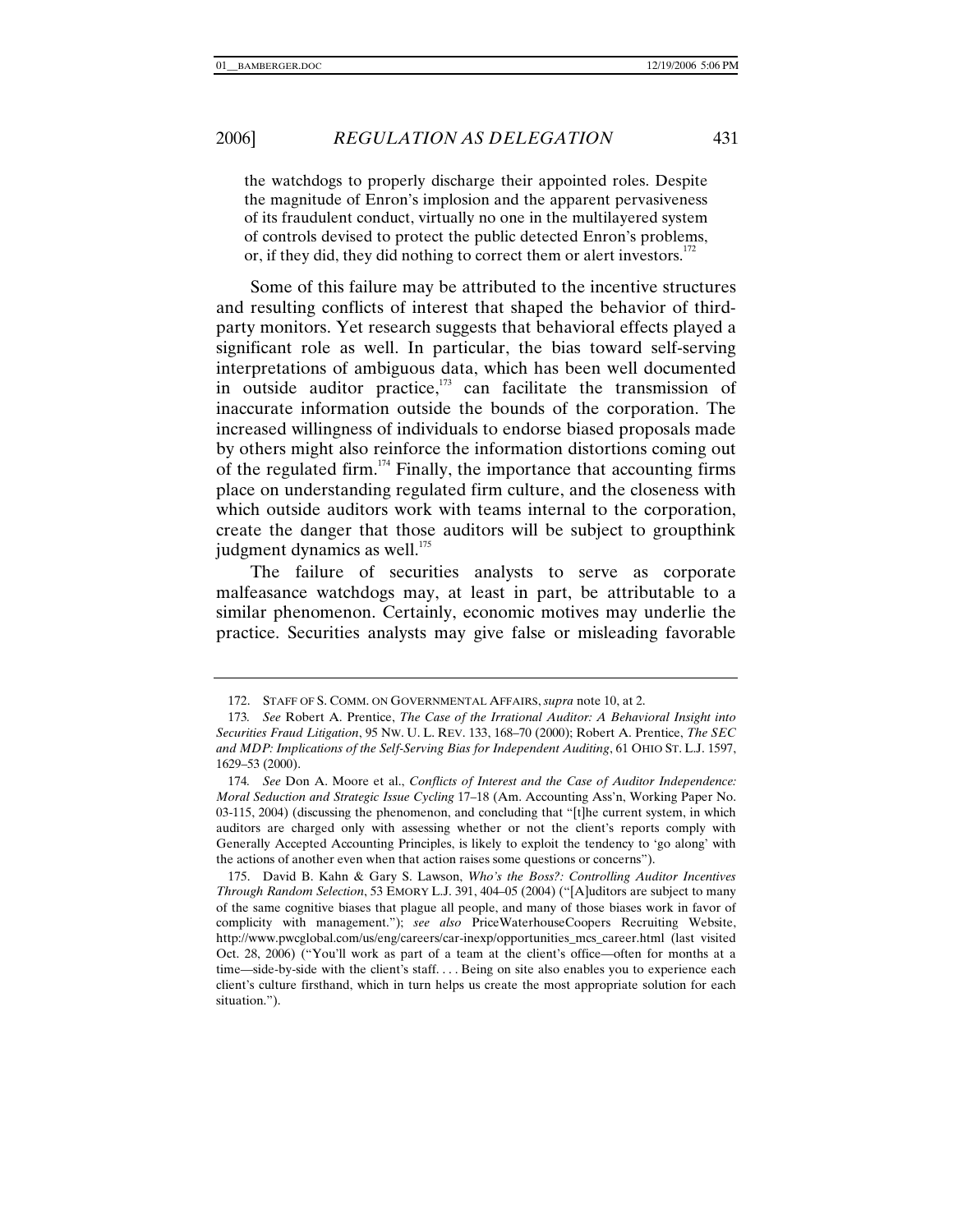> the watchdogs to properly discharge their appointed roles. Despite the magnitude of Enron's implosion and the apparent pervasiveness of its fraudulent conduct, virtually no one in the multilayered system of controls devised to protect the public detected Enron's problems, or, if they did, they did nothing to correct them or alert investors.[172]

Some of this failure may be attributed to the incentive structures and resulting conflicts of interest that shaped the behavior of third-party monitors. Yet research suggests that behavioral effects played a significant role as well. In particular, the bias toward self-serving interpretations of ambiguous data, which has been well documented in outside auditor practice,[173] can facilitate the transmission of inaccurate information outside the bounds of the corporation. The increased willingness of individuals to endorse biased proposals made by others might also reinforce the information distortions coming out of the regulated firm.[174] Finally, the importance that accounting firms place on understanding regulated firm culture, and the closeness with which outside auditors work with teams internal to the corporation, create the danger that those auditors will be subject to groupthink judgment dynamics as well.[175]

The failure of securities analysts to serve as corporate malfeasance watchdogs may, at least in part, be attributable to a similar phenomenon. Certainly, economic motives may underlie the practice. Securities analysts may give false or misleading favorable

---

172. STAFF OF S. COMM. ON GOVERNMENTAL AFFAIRS, *supra* note 10, at 2.

173. *See* Robert A. Prentice, *The Case of the Irrational Auditor: A Behavioral Insight into Securities Fraud Litigation*, 95 NW. U. L. REV. 133, 168–70 (2000); Robert A. Prentice, *The SEC and MDP: Implications of the Self-Serving Bias for Independent Auditing*, 61 OHIO ST. L.J. 1597, 1629–53 (2000).

174. *See* Don A. Moore et al., *Conflicts of Interest and the Case of Auditor Independence: Moral Seduction and Strategic Issue Cycling* 17–18 (Am. Accounting Ass'n, Working Paper No. 03-115, 2004) (discussing the phenomenon, and concluding that "[t]he current system, in which auditors are charged only with assessing whether or not the client's reports comply with Generally Accepted Accounting Principles, is likely to exploit the tendency to 'go along' with the actions of another even when that action raises some questions or concerns").

175. David B. Kahn & Gary S. Lawson, *Who's the Boss?: Controlling Auditor Incentives Through Random Selection*, 53 EMORY L.J. 391, 404–05 (2004) ("[A]uditors are subject to many of the same cognitive biases that plague all people, and many of those biases work in favor of complicity with management."); *see also* PriceWaterhouseCoopers Recruiting Website, http://www.pwcglobal.com/us/eng/careers/car-inexp/opportunities_mcs_career.html (last visited Oct. 28, 2006) ("You'll work as part of a team at the client's office—often for months at a time—side-by-side with the client's staff. . . . Being on site also enables you to experience each client's culture firsthand, which in turn helps us create the most appropriate solution for each situation.").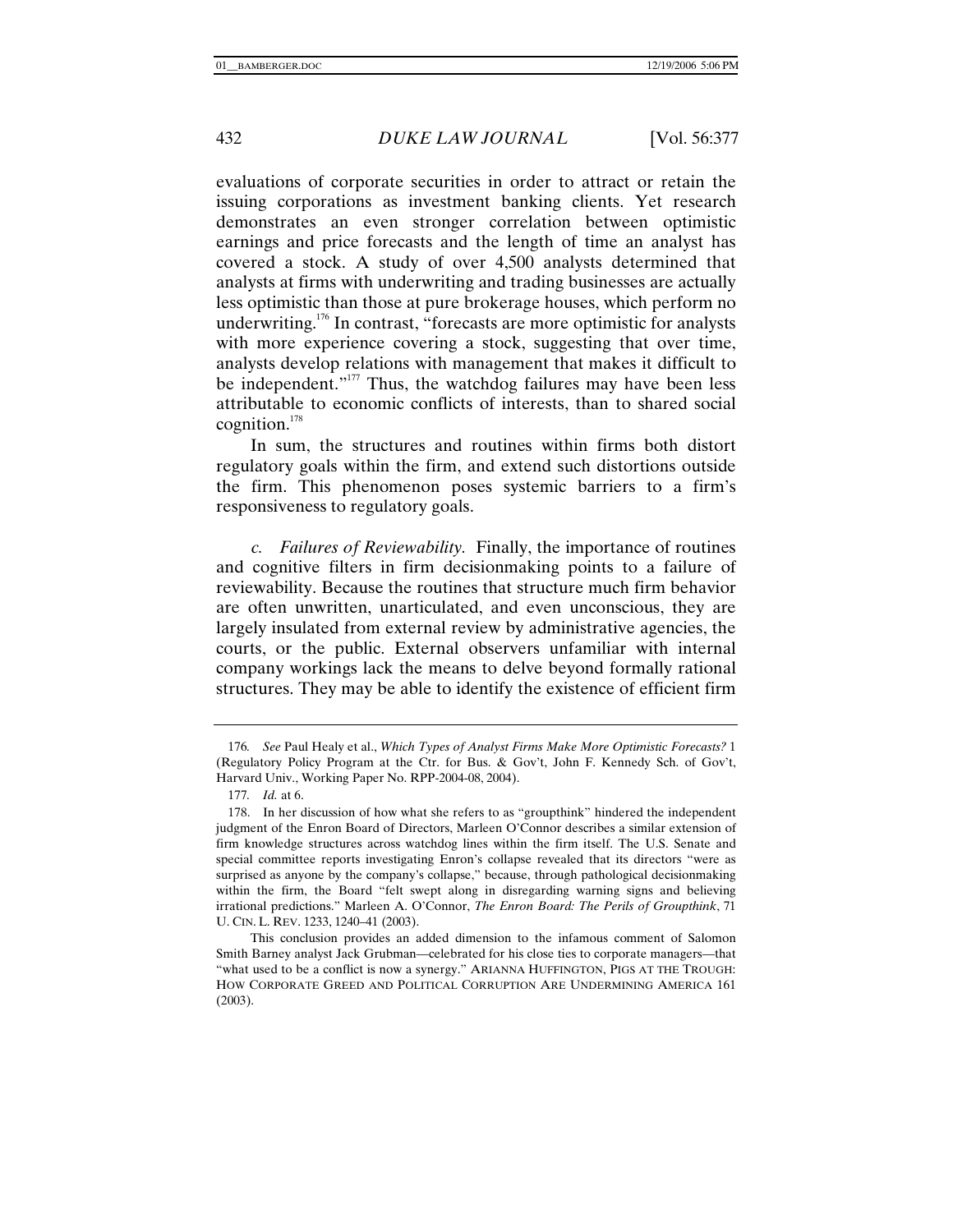evaluations of corporate securities in order to attract or retain the issuing corporations as investment banking clients. Yet research demonstrates an even stronger correlation between optimistic earnings and price forecasts and the length of time an analyst has covered a stock. A study of over 4,500 analysts determined that analysts at firms with underwriting and trading businesses are actually less optimistic than those at pure brokerage houses, which perform no underwriting.[176] In contrast, "forecasts are more optimistic for analysts with more experience covering a stock, suggesting that over time, analysts develop relations with management that makes it difficult to be independent."[177] Thus, the watchdog failures may have been less attributable to economic conflicts of interests, than to shared social cognition.[178]

In sum, the structures and routines within firms both distort regulatory goals within the firm, and extend such distortions outside the firm. This phenomenon poses systemic barriers to a firm's responsiveness to regulatory goals.

*c. Failures of Reviewability.* Finally, the importance of routines and cognitive filters in firm decisionmaking points to a failure of reviewability. Because the routines that structure much firm behavior are often unwritten, unarticulated, and even unconscious, they are largely insulated from external review by administrative agencies, the courts, or the public. External observers unfamiliar with internal company workings lack the means to delve beyond formally rational structures. They may be able to identify the existence of efficient firm

---

176. *See* Paul Healy et al., *Which Types of Analyst Firms Make More Optimistic Forecasts?* 1 (Regulatory Policy Program at the Ctr. for Bus. & Gov't, John F. Kennedy Sch. of Gov't, Harvard Univ., Working Paper No. RPP-2004-08, 2004).

177. *Id.* at 6.

178. In her discussion of how what she refers to as "groupthink" hindered the independent judgment of the Enron Board of Directors, Marleen O'Connor describes a similar extension of firm knowledge structures across watchdog lines within the firm itself. The U.S. Senate and special committee reports investigating Enron's collapse revealed that its directors "were as surprised as anyone by the company's collapse," because, through pathological decisionmaking within the firm, the Board "felt swept along in disregarding warning signs and believing irrational predictions." Marleen A. O'Connor, *The Enron Board: The Perils of Groupthink*, 71 U. CIN. L. REV. 1233, 1240–41 (2003).

This conclusion provides an added dimension to the infamous comment of Salomon Smith Barney analyst Jack Grubman—celebrated for his close ties to corporate managers—that "what used to be a conflict is now a synergy." ARIANNA HUFFINGTON, PIGS AT THE TROUGH: HOW CORPORATE GREED AND POLITICAL CORRUPTION ARE UNDERMINING AMERICA 161 (2003).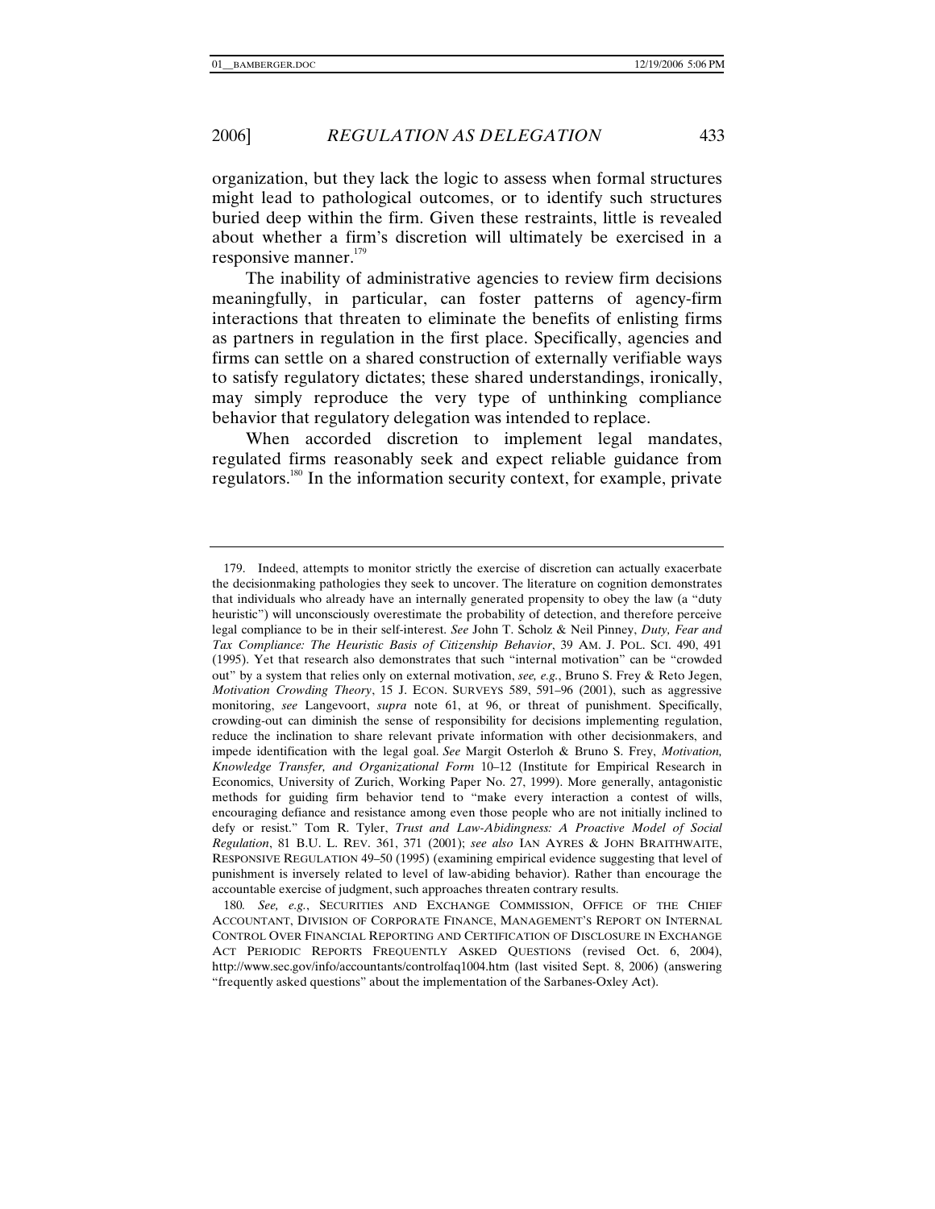organization, but they lack the logic to assess when formal structures might lead to pathological outcomes, or to identify such structures buried deep within the firm. Given these restraints, little is revealed about whether a firm's discretion will ultimately be exercised in a responsive manner.[179]

The inability of administrative agencies to review firm decisions meaningfully, in particular, can foster patterns of agency-firm interactions that threaten to eliminate the benefits of enlisting firms as partners in regulation in the first place. Specifically, agencies and firms can settle on a shared construction of externally verifiable ways to satisfy regulatory dictates; these shared understandings, ironically, may simply reproduce the very type of unthinking compliance behavior that regulatory delegation was intended to replace.

When accorded discretion to implement legal mandates, regulated firms reasonably seek and expect reliable guidance from regulators.[180] In the information security context, for example, private

---

179. Indeed, attempts to monitor strictly the exercise of discretion can actually exacerbate the decisionmaking pathologies they seek to uncover. The literature on cognition demonstrates that individuals who already have an internally generated propensity to obey the law (a "duty heuristic") will unconsciously overestimate the probability of detection, and therefore perceive legal compliance to be in their self-interest. *See* John T. Scholz & Neil Pinney, *Duty, Fear and Tax Compliance: The Heuristic Basis of Citizenship Behavior*, 39 AM. J. POL. SCI. 490, 491 (1995). Yet that research also demonstrates that such "internal motivation" can be "crowded out" by a system that relies only on external motivation, *see, e.g.*, Bruno S. Frey & Reto Jegen, *Motivation Crowding Theory*, 15 J. ECON. SURVEYS 589, 591–96 (2001), such as aggressive monitoring, *see* Langevoort, *supra* note 61, at 96, or threat of punishment. Specifically, crowding-out can diminish the sense of responsibility for decisions implementing regulation, reduce the inclination to share relevant private information with other decisionmakers, and impede identification with the legal goal. *See* Margit Osterloh & Bruno S. Frey, *Motivation, Knowledge Transfer, and Organizational Form* 10–12 (Institute for Empirical Research in Economics, University of Zurich, Working Paper No. 27, 1999). More generally, antagonistic methods for guiding firm behavior tend to "make every interaction a contest of wills, encouraging defiance and resistance among even those people who are not initially inclined to defy or resist." Tom R. Tyler, *Trust and Law-Abidingness: A Proactive Model of Social Regulation*, 81 B.U. L. REV. 361, 371 (2001); *see also* IAN AYRES & JOHN BRAITHWAITE, RESPONSIVE REGULATION 49–50 (1995) (examining empirical evidence suggesting that level of punishment is inversely related to level of law-abiding behavior). Rather than encourage the accountable exercise of judgment, such approaches threaten contrary results.

180. *See, e.g.*, SECURITIES AND EXCHANGE COMMISSION, OFFICE OF THE CHIEF ACCOUNTANT, DIVISION OF CORPORATE FINANCE, MANAGEMENT'S REPORT ON INTERNAL CONTROL OVER FINANCIAL REPORTING AND CERTIFICATION OF DISCLOSURE IN EXCHANGE ACT PERIODIC REPORTS FREQUENTLY ASKED QUESTIONS (revised Oct. 6, 2004), http://www.sec.gov/info/accountants/controlfaq1004.htm (last visited Sept. 8, 2006) (answering "frequently asked questions" about the implementation of the Sarbanes-Oxley Act).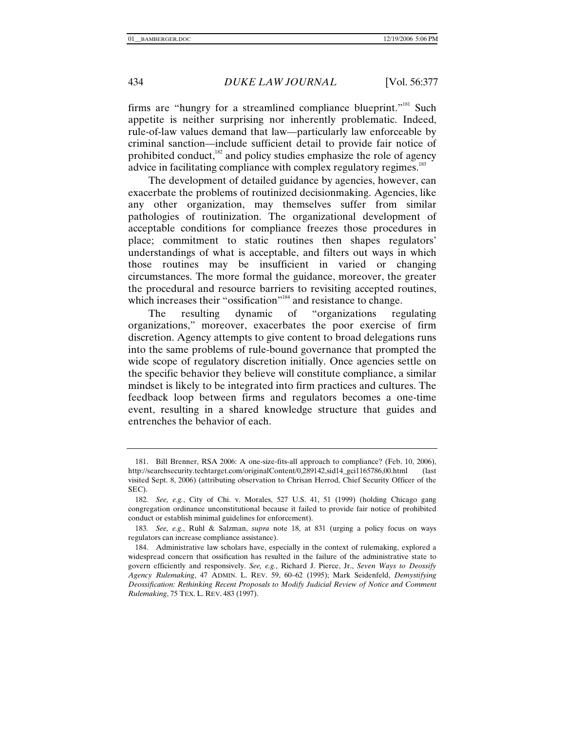firms are "hungry for a streamlined compliance blueprint."[181] Such appetite is neither surprising nor inherently problematic. Indeed, rule-of-law values demand that law—particularly law enforceable by criminal sanction—include sufficient detail to provide fair notice of prohibited conduct,[182] and policy studies emphasize the role of agency advice in facilitating compliance with complex regulatory regimes.[183]

The development of detailed guidance by agencies, however, can exacerbate the problems of routinized decisionmaking. Agencies, like any other organization, may themselves suffer from similar pathologies of routinization. The organizational development of acceptable conditions for compliance freezes those procedures in place; commitment to static routines then shapes regulators' understandings of what is acceptable, and filters out ways in which those routines may be insufficient in varied or changing circumstances. The more formal the guidance, moreover, the greater the procedural and resource barriers to revisiting accepted routines, which increases their "ossification"[184] and resistance to change.

The resulting dynamic of "organizations regulating organizations," moreover, exacerbates the poor exercise of firm discretion. Agency attempts to give content to broad delegations runs into the same problems of rule-bound governance that prompted the wide scope of regulatory discretion initially. Once agencies settle on the specific behavior they believe will constitute compliance, a similar mindset is likely to be integrated into firm practices and cultures. The feedback loop between firms and regulators becomes a one-time event, resulting in a shared knowledge structure that guides and entrenches the behavior of each.

---

181. Bill Brenner, RSA 2006: A one-size-fits-all approach to compliance? (Feb. 10, 2006), http://searchsecurity.techtarget.com/originalContent/0,289142,sid14_gci1165786,00.html (last visited Sept. 8, 2006) (attributing observation to Chrisan Herrod, Chief Security Officer of the SEC).

182. *See, e.g.*, City of Chi. v. Morales, 527 U.S. 41, 51 (1999) (holding Chicago gang congregation ordinance unconstitutional because it failed to provide fair notice of prohibited conduct or establish minimal guidelines for enforcement).

183. *See, e.g.*, Ruhl & Salzman, *supra* note 18, at 831 (urging a policy focus on ways regulators can increase compliance assistance).

184. Administrative law scholars have, especially in the context of rulemaking, explored a widespread concern that ossification has resulted in the failure of the administrative state to govern efficiently and responsively. *See, e.g.*, Richard J. Pierce, Jr., *Seven Ways to Deossify Agency Rulemaking*, 47 ADMIN. L. REV. 59, 60–62 (1995); Mark Seidenfeld, *Demystifying Deossification: Rethinking Recent Proposals to Modify Judicial Review of Notice and Comment Rulemaking*, 75 TEX. L. REV. 483 (1997).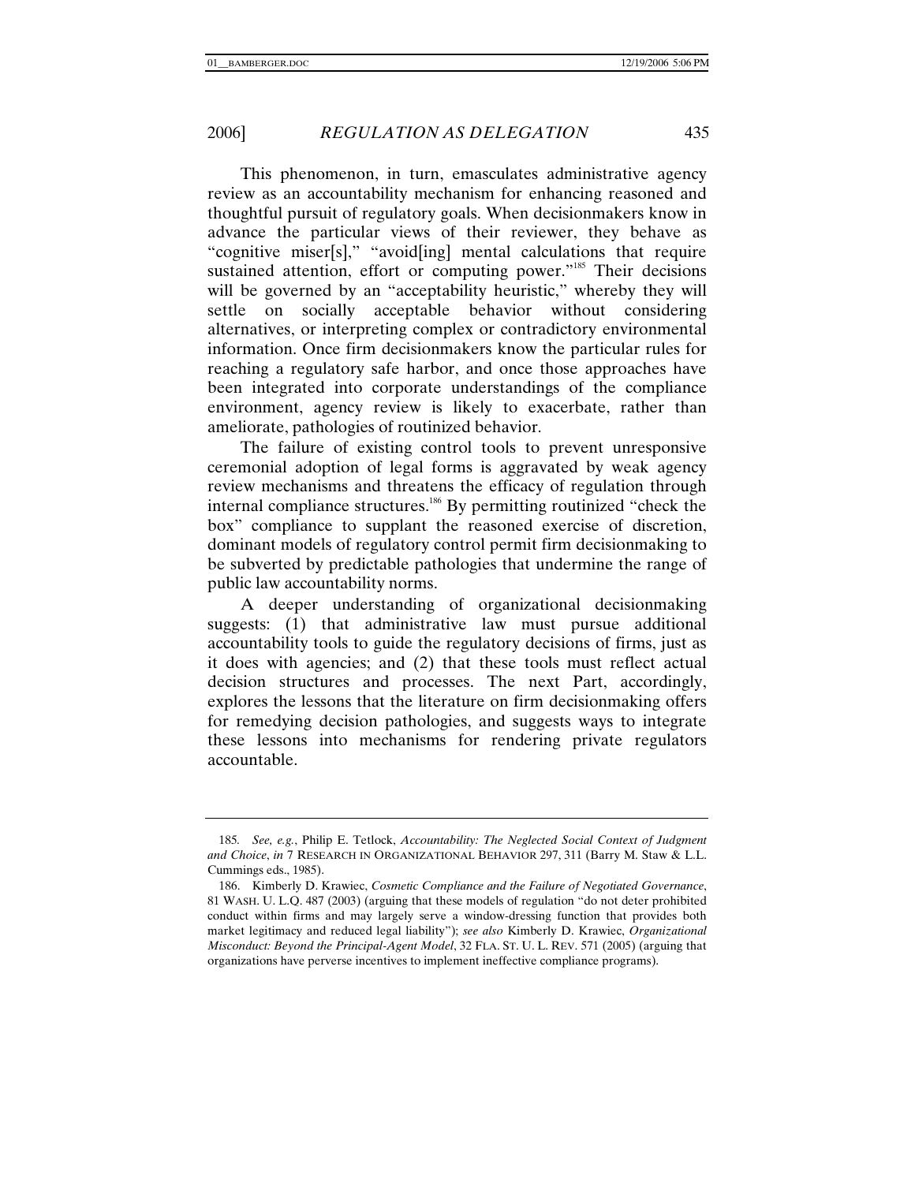This phenomenon, in turn, emasculates administrative agency review as an accountability mechanism for enhancing reasoned and thoughtful pursuit of regulatory goals. When decisionmakers know in advance the particular views of their reviewer, they behave as "cognitive miser[s]," "avoid[ing] mental calculations that require sustained attention, effort or computing power."[185] Their decisions will be governed by an "acceptability heuristic," whereby they will settle on socially acceptable behavior without considering alternatives, or interpreting complex or contradictory environmental information. Once firm decisionmakers know the particular rules for reaching a regulatory safe harbor, and once those approaches have been integrated into corporate understandings of the compliance environment, agency review is likely to exacerbate, rather than ameliorate, pathologies of routinized behavior.

The failure of existing control tools to prevent unresponsive ceremonial adoption of legal forms is aggravated by weak agency review mechanisms and threatens the efficacy of regulation through internal compliance structures.[186] By permitting routinized "check the box" compliance to supplant the reasoned exercise of discretion, dominant models of regulatory control permit firm decisionmaking to be subverted by predictable pathologies that undermine the range of public law accountability norms.

A deeper understanding of organizational decisionmaking suggests: (1) that administrative law must pursue additional accountability tools to guide the regulatory decisions of firms, just as it does with agencies; and (2) that these tools must reflect actual decision structures and processes. The next Part, accordingly, explores the lessons that the literature on firm decisionmaking offers for remedying decision pathologies, and suggests ways to integrate these lessons into mechanisms for rendering private regulators accountable.

---

185. *See, e.g.*, Philip E. Tetlock, *Accountability: The Neglected Social Context of Judgment and Choice*, *in* 7 RESEARCH IN ORGANIZATIONAL BEHAVIOR 297, 311 (Barry M. Staw & L.L. Cummings eds., 1985).

186. Kimberly D. Krawiec, *Cosmetic Compliance and the Failure of Negotiated Governance*, 81 WASH. U. L.Q. 487 (2003) (arguing that these models of regulation "do not deter prohibited conduct within firms and may largely serve a window-dressing function that provides both market legitimacy and reduced legal liability"); *see also* Kimberly D. Krawiec, *Organizational Misconduct: Beyond the Principal-Agent Model*, 32 FLA. ST. U. L. REV. 571 (2005) (arguing that organizations have perverse incentives to implement ineffective compliance programs).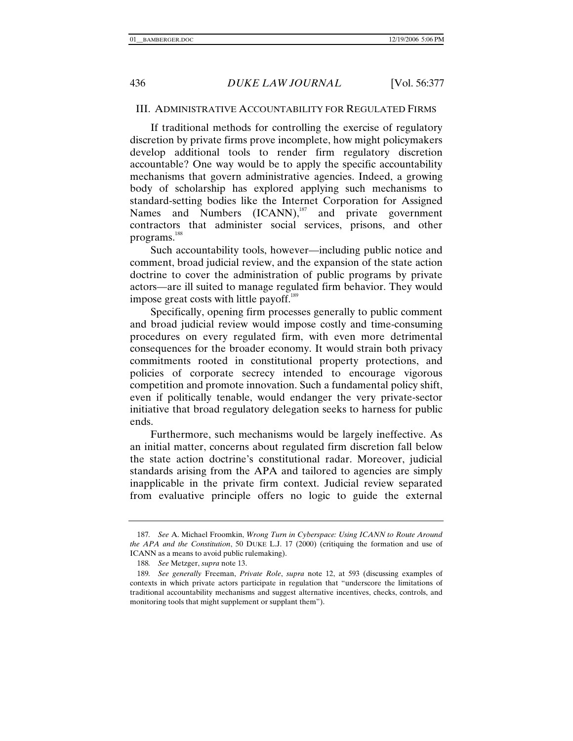## III. Administrative Accountability for Regulated Firms

If traditional methods for controlling the exercise of regulatory discretion by private firms prove incomplete, how might policymakers develop additional tools to render firm regulatory discretion accountable? One way would be to apply the specific accountability mechanisms that govern administrative agencies. Indeed, a growing body of scholarship has explored applying such mechanisms to standard-setting bodies like the Internet Corporation for Assigned Names and Numbers (ICANN),[187] and private government contractors that administer social services, prisons, and other programs.[188]

Such accountability tools, however—including public notice and comment, broad judicial review, and the expansion of the state action doctrine to cover the administration of public programs by private actors—are ill suited to manage regulated firm behavior. They would impose great costs with little payoff.[189]

Specifically, opening firm processes generally to public comment and broad judicial review would impose costly and time-consuming procedures on every regulated firm, with even more detrimental consequences for the broader economy. It would strain both privacy commitments rooted in constitutional property protections, and policies of corporate secrecy intended to encourage vigorous competition and promote innovation. Such a fundamental policy shift, even if politically tenable, would endanger the very private-sector initiative that broad regulatory delegation seeks to harness for public ends.

Furthermore, such mechanisms would be largely ineffective. As an initial matter, concerns about regulated firm discretion fall below the state action doctrine's constitutional radar. Moreover, judicial standards arising from the APA and tailored to agencies are simply inapplicable in the private firm context. Judicial review separated from evaluative principle offers no logic to guide the external

---

187. *See* A. Michael Froomkin, *Wrong Turn in Cyberspace: Using ICANN to Route Around the APA and the Constitution*, 50 DUKE L.J. 17 (2000) (critiquing the formation and use of ICANN as a means to avoid public rulemaking).

188. *See* Metzger, *supra* note 13.

189. *See generally* Freeman, *Private Role*, *supra* note 12, at 593 (discussing examples of contexts in which private actors participate in regulation that "underscore the limitations of traditional accountability mechanisms and suggest alternative incentives, checks, controls, and monitoring tools that might supplement or supplant them").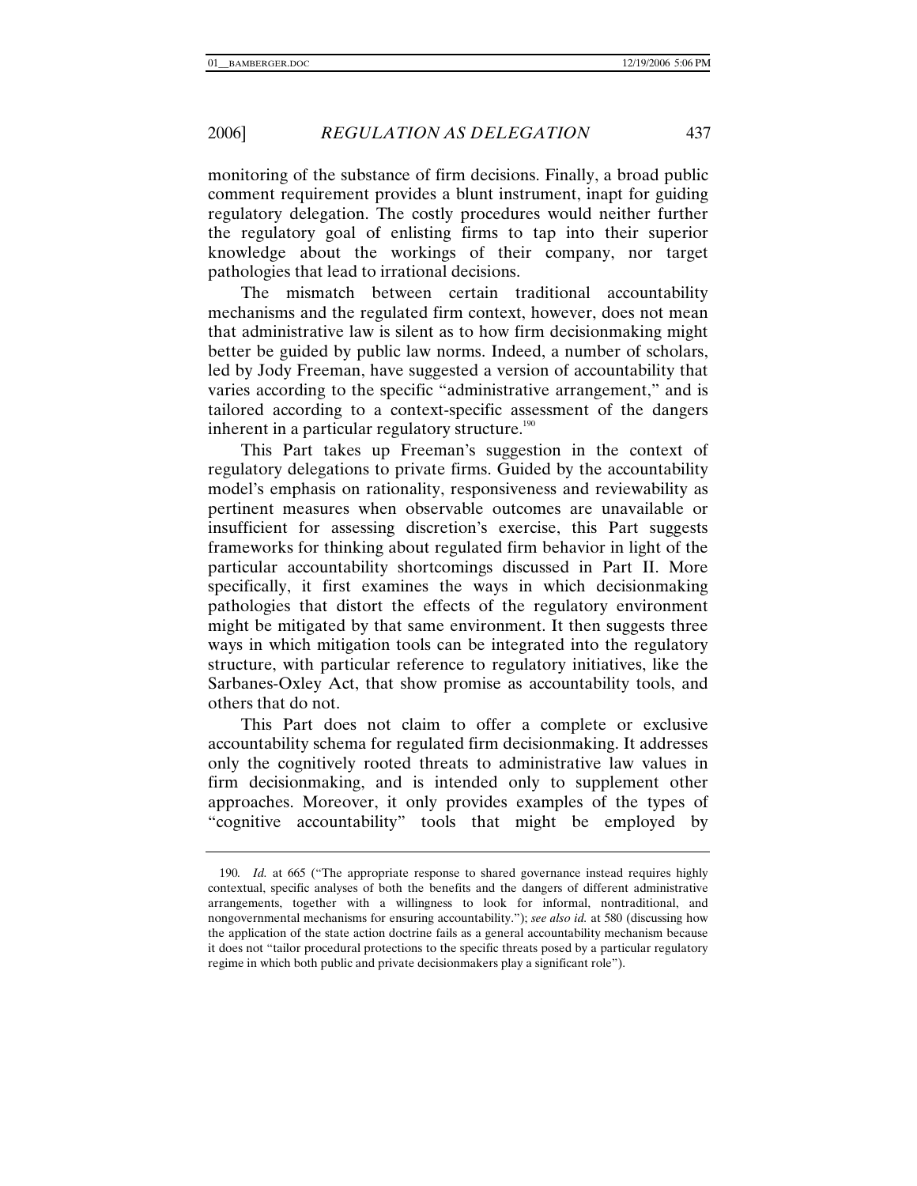monitoring of the substance of firm decisions. Finally, a broad public comment requirement provides a blunt instrument, inapt for guiding regulatory delegation. The costly procedures would neither further the regulatory goal of enlisting firms to tap into their superior knowledge about the workings of their company, nor target pathologies that lead to irrational decisions.

The mismatch between certain traditional accountability mechanisms and the regulated firm context, however, does not mean that administrative law is silent as to how firm decisionmaking might better be guided by public law norms. Indeed, a number of scholars, led by Jody Freeman, have suggested a version of accountability that varies according to the specific "administrative arrangement," and is tailored according to a context-specific assessment of the dangers inherent in a particular regulatory structure.[190]

This Part takes up Freeman's suggestion in the context of regulatory delegations to private firms. Guided by the accountability model's emphasis on rationality, responsiveness and reviewability as pertinent measures when observable outcomes are unavailable or insufficient for assessing discretion's exercise, this Part suggests frameworks for thinking about regulated firm behavior in light of the particular accountability shortcomings discussed in Part II. More specifically, it first examines the ways in which decisionmaking pathologies that distort the effects of the regulatory environment might be mitigated by that same environment. It then suggests three ways in which mitigation tools can be integrated into the regulatory structure, with particular reference to regulatory initiatives, like the Sarbanes-Oxley Act, that show promise as accountability tools, and others that do not.

This Part does not claim to offer a complete or exclusive accountability schema for regulated firm decisionmaking. It addresses only the cognitively rooted threats to administrative law values in firm decisionmaking, and is intended only to supplement other approaches. Moreover, it only provides examples of the types of "cognitive accountability" tools that might be employed by

---

190. *Id.* at 665 ("The appropriate response to shared governance instead requires highly contextual, specific analyses of both the benefits and the dangers of different administrative arrangements, together with a willingness to look for informal, nontraditional, and nongovernmental mechanisms for ensuring accountability."); *see also id.* at 580 (discussing how the application of the state action doctrine fails as a general accountability mechanism because it does not "tailor procedural protections to the specific threats posed by a particular regulatory regime in which both public and private decisionmakers play a significant role").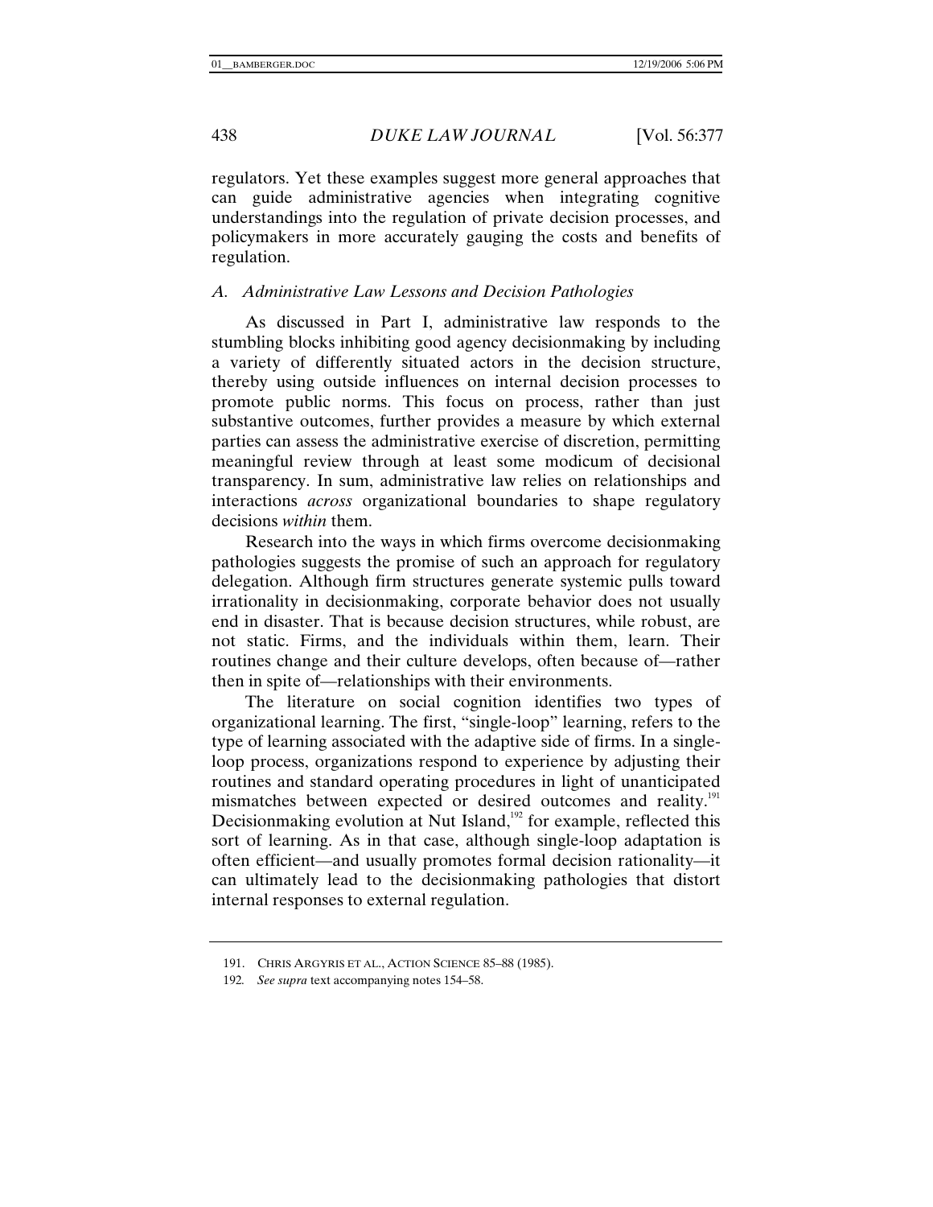regulators. Yet these examples suggest more general approaches that can guide administrative agencies when integrating cognitive understandings into the regulation of private decision processes, and policymakers in more accurately gauging the costs and benefits of regulation.

### *A. Administrative Law Lessons and Decision Pathologies*

As discussed in Part I, administrative law responds to the stumbling blocks inhibiting good agency decisionmaking by including a variety of differently situated actors in the decision structure, thereby using outside influences on internal decision processes to promote public norms. This focus on process, rather than just substantive outcomes, further provides a measure by which external parties can assess the administrative exercise of discretion, permitting meaningful review through at least some modicum of decisional transparency. In sum, administrative law relies on relationships and interactions *across* organizational boundaries to shape regulatory decisions *within* them.

Research into the ways in which firms overcome decisionmaking pathologies suggests the promise of such an approach for regulatory delegation. Although firm structures generate systemic pulls toward irrationality in decisionmaking, corporate behavior does not usually end in disaster. That is because decision structures, while robust, are not static. Firms, and the individuals within them, learn. Their routines change and their culture develops, often because of—rather then in spite of—relationships with their environments.

The literature on social cognition identifies two types of organizational learning. The first, "single-loop" learning, refers to the type of learning associated with the adaptive side of firms. In a single-loop process, organizations respond to experience by adjusting their routines and standard operating procedures in light of unanticipated mismatches between expected or desired outcomes and reality.[191] Decisionmaking evolution at Nut Island,[192] for example, reflected this sort of learning. As in that case, although single-loop adaptation is often efficient—and usually promotes formal decision rationality—it can ultimately lead to the decisionmaking pathologies that distort internal responses to external regulation.

---

191. CHRIS ARGYRIS ET AL., ACTION SCIENCE 85–88 (1985).

192. *See supra* text accompanying notes 154–58.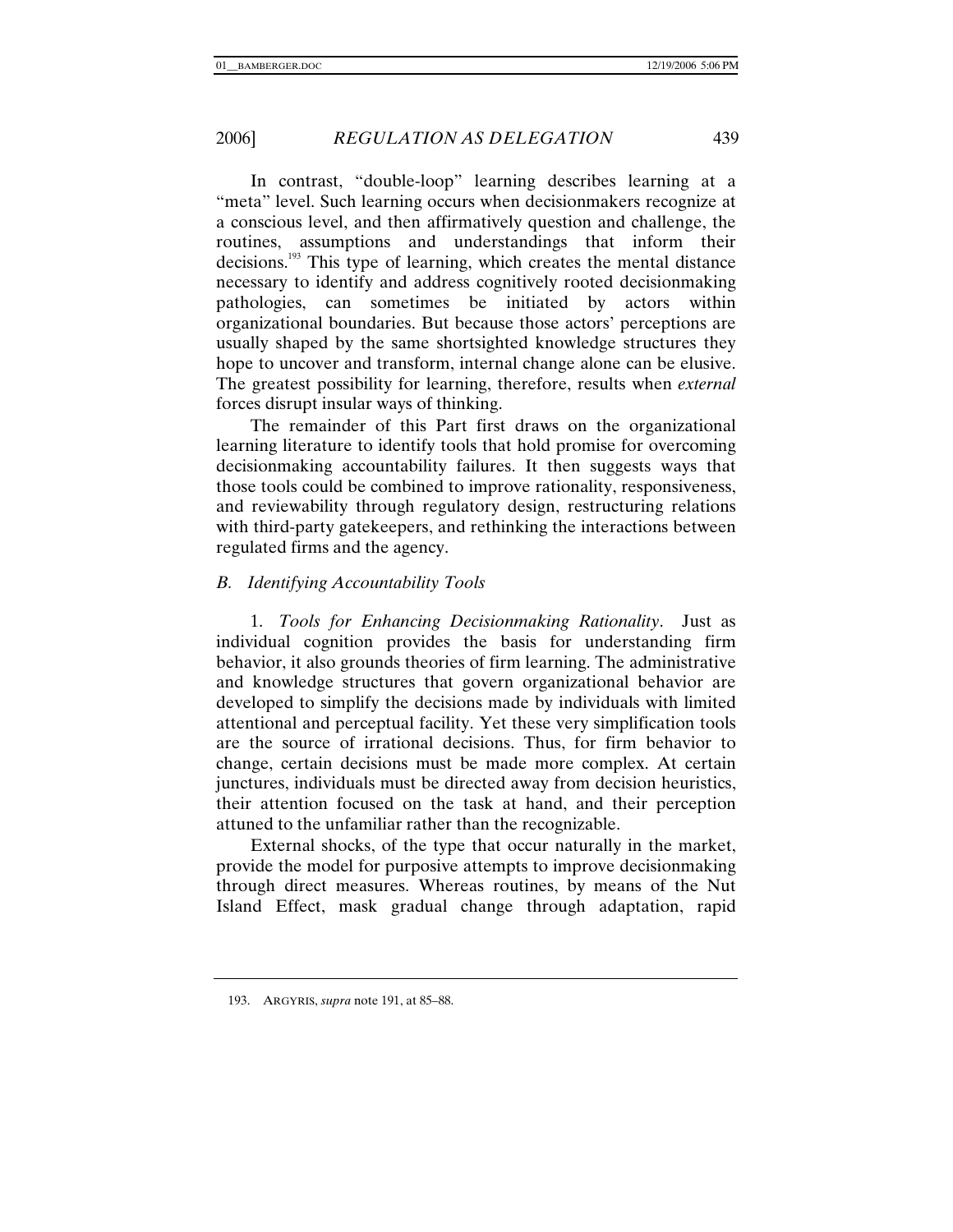In contrast, "double-loop" learning describes learning at a "meta" level. Such learning occurs when decisionmakers recognize at a conscious level, and then affirmatively question and challenge, the routines, assumptions and understandings that inform their decisions.[193] This type of learning, which creates the mental distance necessary to identify and address cognitively rooted decisionmaking pathologies, can sometimes be initiated by actors within organizational boundaries. But because those actors' perceptions are usually shaped by the same shortsighted knowledge structures they hope to uncover and transform, internal change alone can be elusive. The greatest possibility for learning, therefore, results when *external* forces disrupt insular ways of thinking.

The remainder of this Part first draws on the organizational learning literature to identify tools that hold promise for overcoming decisionmaking accountability failures. It then suggests ways that those tools could be combined to improve rationality, responsiveness, and reviewability through regulatory design, restructuring relations with third-party gatekeepers, and rethinking the interactions between regulated firms and the agency.

### *B. Identifying Accountability Tools*

1. *Tools for Enhancing Decisionmaking Rationality*. Just as individual cognition provides the basis for understanding firm behavior, it also grounds theories of firm learning. The administrative and knowledge structures that govern organizational behavior are developed to simplify the decisions made by individuals with limited attentional and perceptual facility. Yet these very simplification tools are the source of irrational decisions. Thus, for firm behavior to change, certain decisions must be made more complex. At certain junctures, individuals must be directed away from decision heuristics, their attention focused on the task at hand, and their perception attuned to the unfamiliar rather than the recognizable.

External shocks, of the type that occur naturally in the market, provide the model for purposive attempts to improve decisionmaking through direct measures. Whereas routines, by means of the Nut Island Effect, mask gradual change through adaptation, rapid

193. ARGYRIS, *supra* note 191, at 85–88.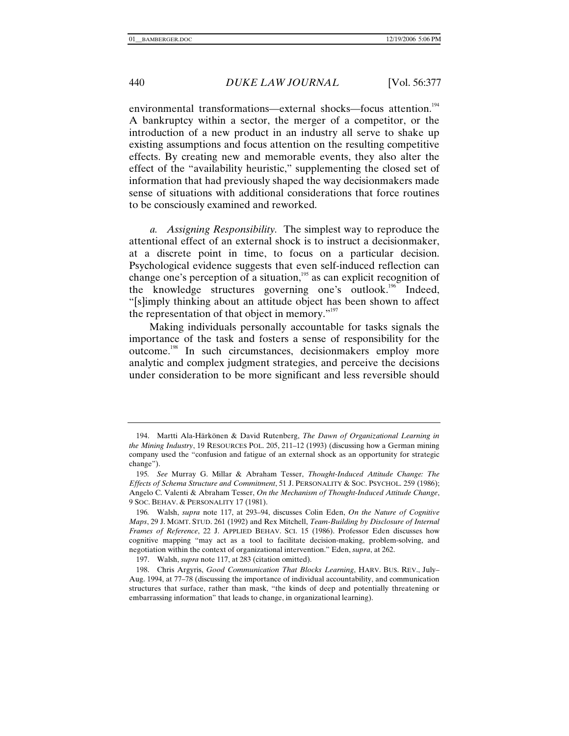environmental transformations—external shocks—focus attention.[194] A bankruptcy within a sector, the merger of a competitor, or the introduction of a new product in an industry all serve to shake up existing assumptions and focus attention on the resulting competitive effects. By creating new and memorable events, they also alter the effect of the "availability heuristic," supplementing the closed set of information that had previously shaped the way decisionmakers made sense of situations with additional considerations that force routines to be consciously examined and reworked.

*a. Assigning Responsibility.* The simplest way to reproduce the attentional effect of an external shock is to instruct a decisionmaker, at a discrete point in time, to focus on a particular decision. Psychological evidence suggests that even self-induced reflection can change one's perception of a situation,[195] as can explicit recognition of the knowledge structures governing one's outlook.[196] Indeed, "[s]imply thinking about an attitude object has been shown to affect the representation of that object in memory."[197]

Making individuals personally accountable for tasks signals the importance of the task and fosters a sense of responsibility for the outcome.[198] In such circumstances, decisionmakers employ more analytic and complex judgment strategies, and perceive the decisions under consideration to be more significant and less reversible should

---

194. Martti Ala-Härkönen & David Rutenberg, *The Dawn of Organizational Learning in the Mining Industry*, 19 RESOURCES POL. 205, 211–12 (1993) (discussing how a German mining company used the "confusion and fatigue of an external shock as an opportunity for strategic change").

195. *See* Murray G. Millar & Abraham Tesser, *Thought-Induced Attitude Change: The Effects of Schema Structure and Commitment*, 51 J. PERSONALITY & SOC. PSYCHOL. 259 (1986); Angelo C. Valenti & Abraham Tesser, *On the Mechanism of Thought-Induced Attitude Change*, 9 SOC. BEHAV. & PERSONALITY 17 (1981).

196. Walsh, *supra* note 117, at 293–94, discusses Colin Eden, *On the Nature of Cognitive Maps*, 29 J. MGMT. STUD. 261 (1992) and Rex Mitchell, *Team-Building by Disclosure of Internal Frames of Reference*, 22 J. APPLIED BEHAV. SCI. 15 (1986). Professor Eden discusses how cognitive mapping "may act as a tool to facilitate decision-making, problem-solving, and negotiation within the context of organizational intervention." Eden, *supra*, at 262.

197. Walsh, *supra* note 117, at 283 (citation omitted).

198. Chris Argyris, *Good Communication That Blocks Learning*, HARV. BUS. REV., July–Aug. 1994, at 77–78 (discussing the importance of individual accountability, and communication structures that surface, rather than mask, "the kinds of deep and potentially threatening or embarrassing information" that leads to change, in organizational learning).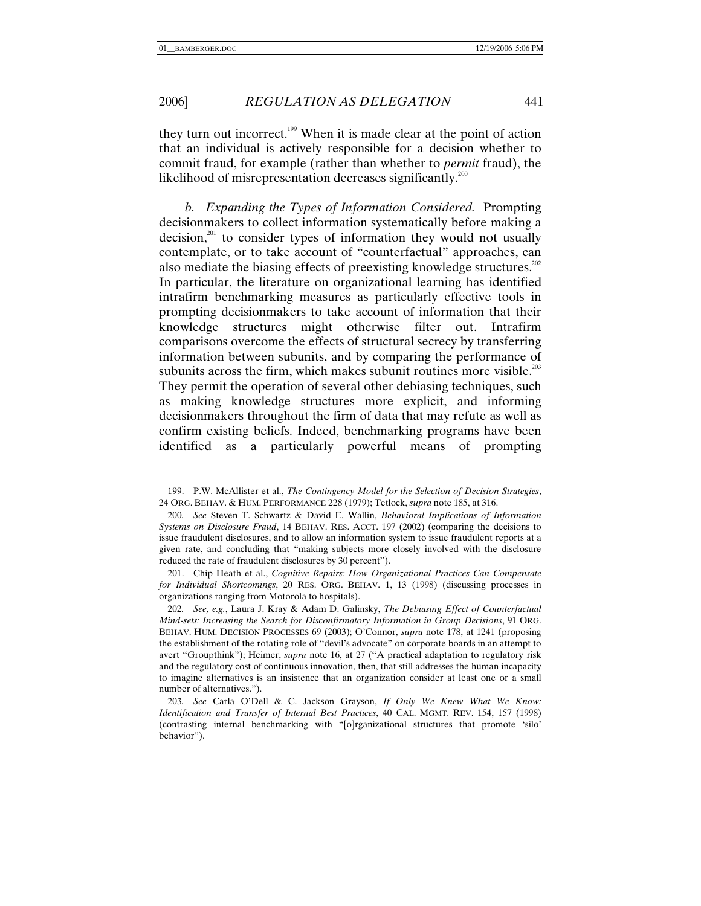they turn out incorrect.[199] When it is made clear at the point of action that an individual is actively responsible for a decision whether to commit fraud, for example (rather than whether to *permit* fraud), the likelihood of misrepresentation decreases significantly.[200]

*b. Expanding the Types of Information Considered.* Prompting decisionmakers to collect information systematically before making a decision,[201] to consider types of information they would not usually contemplate, or to take account of "counterfactual" approaches, can also mediate the biasing effects of preexisting knowledge structures.[202] In particular, the literature on organizational learning has identified intrafirm benchmarking measures as particularly effective tools in prompting decisionmakers to take account of information that their knowledge structures might otherwise filter out. Intrafirm comparisons overcome the effects of structural secrecy by transferring information between subunits, and by comparing the performance of subunits across the firm, which makes subunit routines more visible.[203] They permit the operation of several other debiasing techniques, such as making knowledge structures more explicit, and informing decisionmakers throughout the firm of data that may refute as well as confirm existing beliefs. Indeed, benchmarking programs have been identified as a particularly powerful means of prompting

---

199. P.W. McAllister et al., *The Contingency Model for the Selection of Decision Strategies*, 24 ORG. BEHAV. & HUM. PERFORMANCE 228 (1979); Tetlock, *supra* note 185, at 316.

200. *See* Steven T. Schwartz & David E. Wallin, *Behavioral Implications of Information Systems on Disclosure Fraud*, 14 BEHAV. RES. ACCT. 197 (2002) (comparing the decisions to issue fraudulent disclosures, and to allow an information system to issue fraudulent reports at a given rate, and concluding that "making subjects more closely involved with the disclosure reduced the rate of fraudulent disclosures by 30 percent").

201. Chip Heath et al., *Cognitive Repairs: How Organizational Practices Can Compensate for Individual Shortcomings*, 20 RES. ORG. BEHAV. 1, 13 (1998) (discussing processes in organizations ranging from Motorola to hospitals).

202. *See, e.g.*, Laura J. Kray & Adam D. Galinsky, *The Debiasing Effect of Counterfactual Mind-sets: Increasing the Search for Disconfirmatory Information in Group Decisions*, 91 ORG. BEHAV. HUM. DECISION PROCESSES 69 (2003); O'Connor, *supra* note 178, at 1241 (proposing the establishment of the rotating role of "devil's advocate" on corporate boards in an attempt to avert "Groupthink"); Heimer, *supra* note 16, at 27 ("A practical adaptation to regulatory risk and the regulatory cost of continuous innovation, then, that still addresses the human incapacity to imagine alternatives is an insistence that an organization consider at least one or a small number of alternatives.").

203. *See* Carla O'Dell & C. Jackson Grayson, *If Only We Knew What We Know: Identification and Transfer of Internal Best Practices*, 40 CAL. MGMT. REV. 154, 157 (1998) (contrasting internal benchmarking with "[o]rganizational structures that promote 'silo' behavior").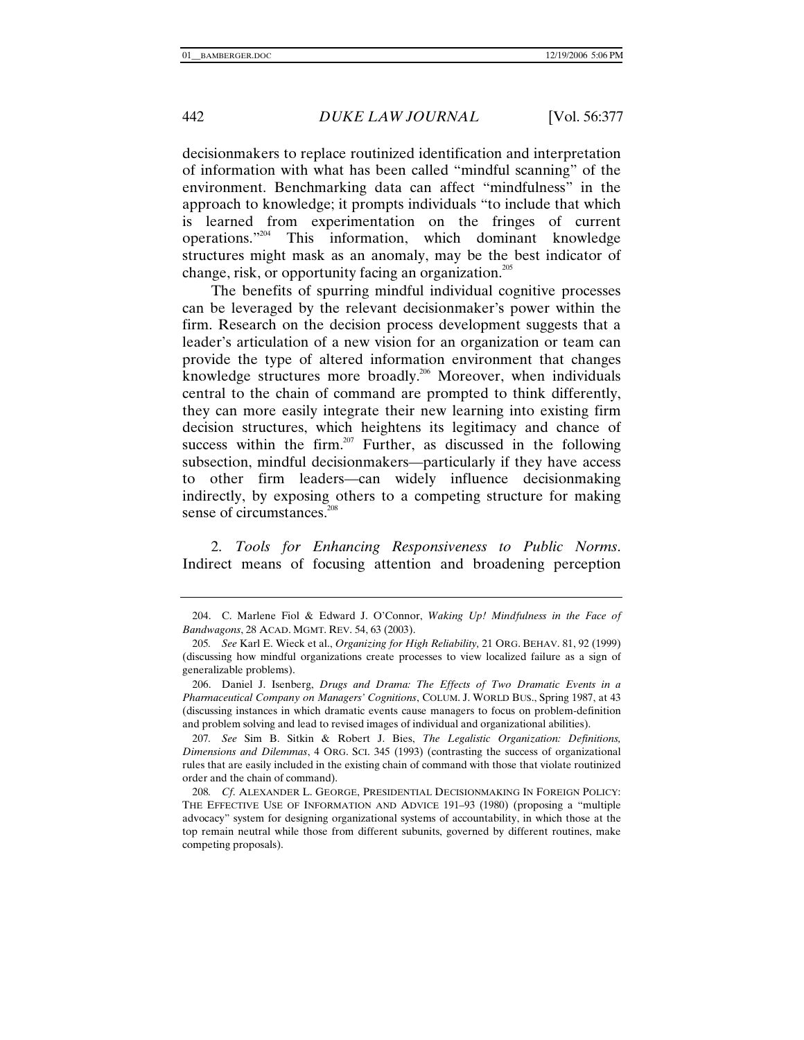decisionmakers to replace routinized identification and interpretation of information with what has been called "mindful scanning" of the environment. Benchmarking data can affect "mindfulness" in the approach to knowledge; it prompts individuals "to include that which is learned from experimentation on the fringes of current operations."[204] This information, which dominant knowledge structures might mask as an anomaly, may be the best indicator of change, risk, or opportunity facing an organization.[205]

The benefits of spurring mindful individual cognitive processes can be leveraged by the relevant decisionmaker's power within the firm. Research on the decision process development suggests that a leader's articulation of a new vision for an organization or team can provide the type of altered information environment that changes knowledge structures more broadly.[206] Moreover, when individuals central to the chain of command are prompted to think differently, they can more easily integrate their new learning into existing firm decision structures, which heightens its legitimacy and chance of success within the firm.[207] Further, as discussed in the following subsection, mindful decisionmakers—particularly if they have access to other firm leaders—can widely influence decisionmaking indirectly, by exposing others to a competing structure for making sense of circumstances.[208]

2. *Tools for Enhancing Responsiveness to Public Norms*. Indirect means of focusing attention and broadening perception

---

204. C. Marlene Fiol & Edward J. O'Connor, *Waking Up! Mindfulness in the Face of Bandwagons*, 28 ACAD. MGMT. REV. 54, 63 (2003).

205. *See* Karl E. Wieck et al., *Organizing for High Reliability,* 21 ORG. BEHAV. 81, 92 (1999) (discussing how mindful organizations create processes to view localized failure as a sign of generalizable problems).

206. Daniel J. Isenberg, *Drugs and Drama: The Effects of Two Dramatic Events in a Pharmaceutical Company on Managers' Cognitions*, COLUM. J. WORLD BUS., Spring 1987, at 43 (discussing instances in which dramatic events cause managers to focus on problem-definition and problem solving and lead to revised images of individual and organizational abilities).

207. *See* Sim B. Sitkin & Robert J. Bies, *The Legalistic Organization: Definitions, Dimensions and Dilemmas*, 4 ORG. SCI. 345 (1993) (contrasting the success of organizational rules that are easily included in the existing chain of command with those that violate routinized order and the chain of command).

208. *Cf*. ALEXANDER L. GEORGE, PRESIDENTIAL DECISIONMAKING IN FOREIGN POLICY: THE EFFECTIVE USE OF INFORMATION AND ADVICE 191–93 (1980) (proposing a "multiple advocacy" system for designing organizational systems of accountability, in which those at the top remain neutral while those from different subunits, governed by different routines, make competing proposals).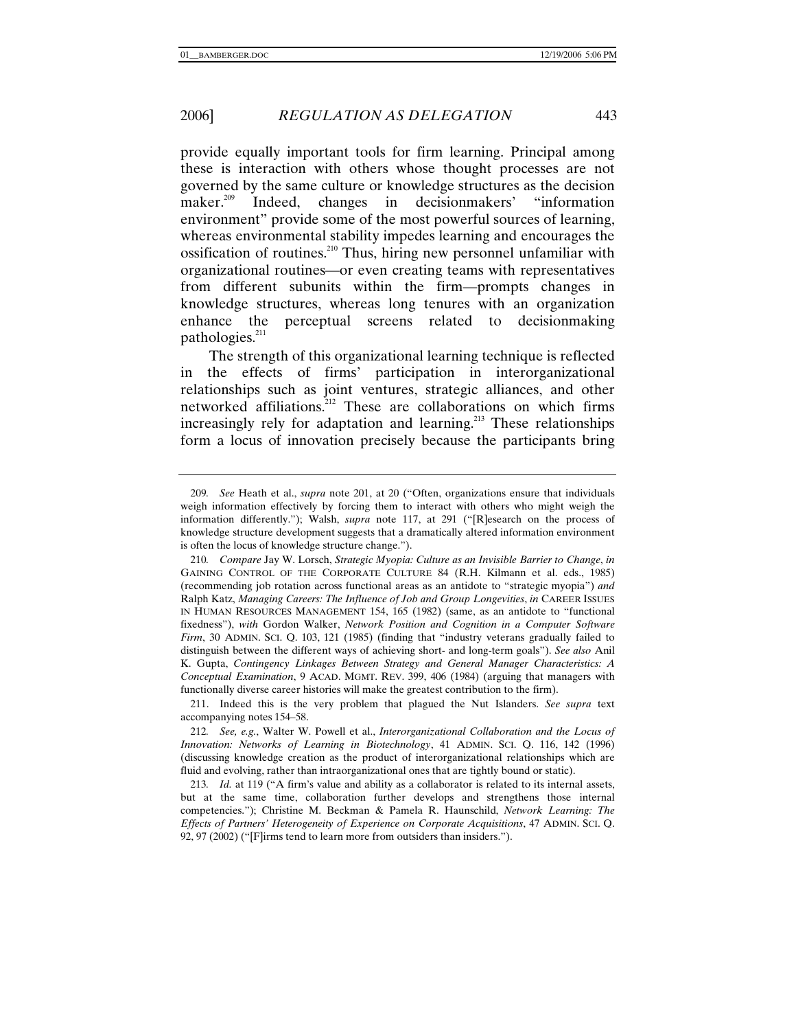provide equally important tools for firm learning. Principal among these is interaction with others whose thought processes are not governed by the same culture or knowledge structures as the decision maker.[209] Indeed, changes in decisionmakers' "information environment" provide some of the most powerful sources of learning, whereas environmental stability impedes learning and encourages the ossification of routines.[210] Thus, hiring new personnel unfamiliar with organizational routines—or even creating teams with representatives from different subunits within the firm—prompts changes in knowledge structures, whereas long tenures with an organization enhance the perceptual screens related to decisionmaking pathologies.[211]

The strength of this organizational learning technique is reflected in the effects of firms' participation in interorganizational relationships such as joint ventures, strategic alliances, and other networked affiliations.[212] These are collaborations on which firms increasingly rely for adaptation and learning.[213] These relationships form a locus of innovation precisely because the participants bring

---

209. *See* Heath et al., *supra* note 201, at 20 ("Often, organizations ensure that individuals weigh information effectively by forcing them to interact with others who might weigh the information differently."); Walsh, *supra* note 117, at 291 ("[R]esearch on the process of knowledge structure development suggests that a dramatically altered information environment is often the locus of knowledge structure change.").

210. *Compare* Jay W. Lorsch, *Strategic Myopia: Culture as an Invisible Barrier to Change*, *in* GAINING CONTROL OF THE CORPORATE CULTURE 84 (R.H. Kilmann et al. eds., 1985) (recommending job rotation across functional areas as an antidote to "strategic myopia") *and* Ralph Katz, *Managing Careers: The Influence of Job and Group Longevities*, *in* CAREER ISSUES IN HUMAN RESOURCES MANAGEMENT 154, 165 (1982) (same, as an antidote to "functional fixedness"), *with* Gordon Walker, *Network Position and Cognition in a Computer Software Firm*, 30 ADMIN. SCI. Q. 103, 121 (1985) (finding that "industry veterans gradually failed to distinguish between the different ways of achieving short- and long-term goals"). *See also* Anil K. Gupta, *Contingency Linkages Between Strategy and General Manager Characteristics: A Conceptual Examination*, 9 ACAD. MGMT. REV. 399, 406 (1984) (arguing that managers with functionally diverse career histories will make the greatest contribution to the firm).

211. Indeed this is the very problem that plagued the Nut Islanders. *See supra* text accompanying notes 154–58.

212. *See, e.g.*, Walter W. Powell et al., *Interorganizational Collaboration and the Locus of Innovation: Networks of Learning in Biotechnology*, 41 ADMIN. SCI. Q. 116, 142 (1996) (discussing knowledge creation as the product of interorganizational relationships which are fluid and evolving, rather than intraorganizational ones that are tightly bound or static).

213. *Id.* at 119 ("A firm's value and ability as a collaborator is related to its internal assets, but at the same time, collaboration further develops and strengthens those internal competencies."); Christine M. Beckman & Pamela R. Haunschild, *Network Learning: The Effects of Partners' Heterogeneity of Experience on Corporate Acquisitions*, 47 ADMIN. SCI. Q. 92, 97 (2002) ("[F]irms tend to learn more from outsiders than insiders.").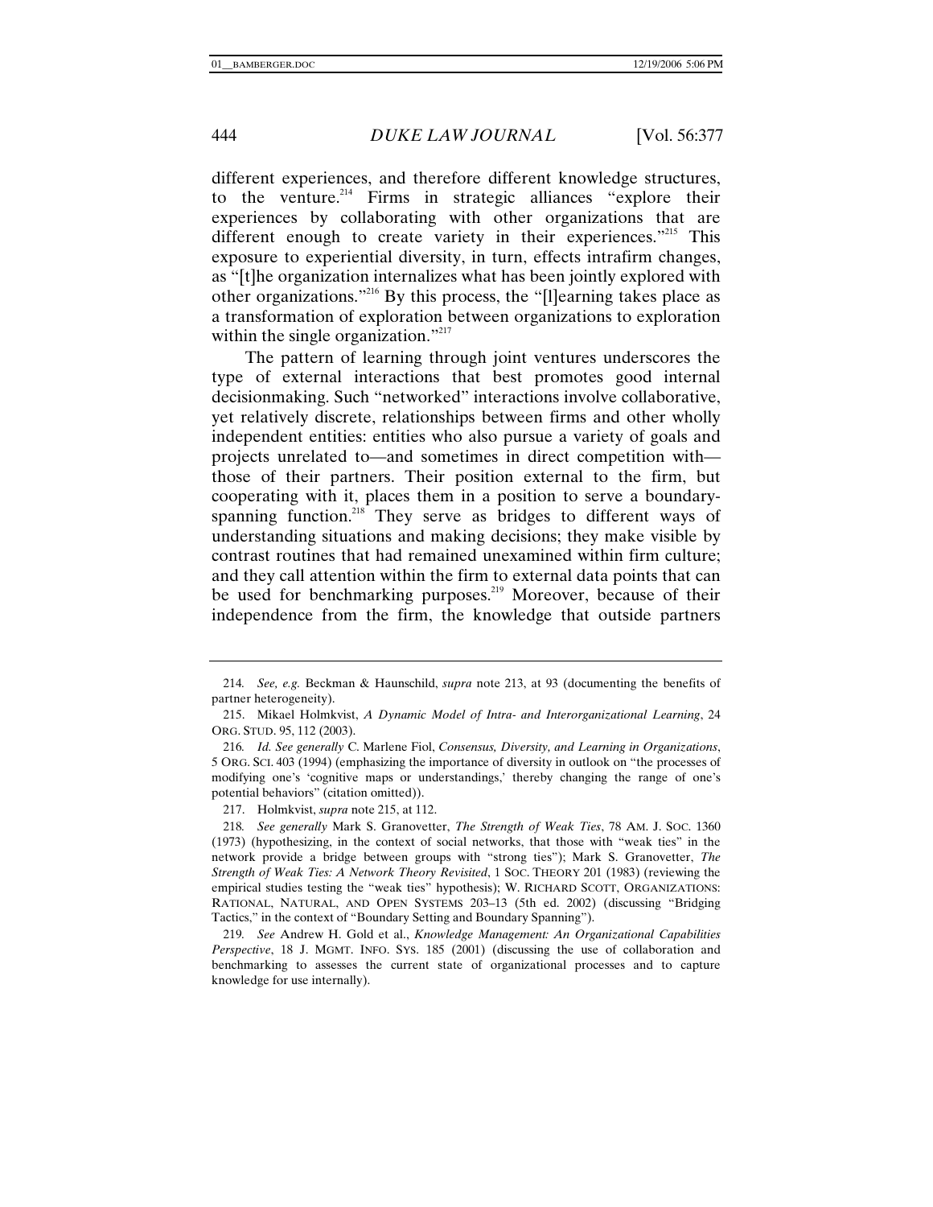different experiences, and therefore different knowledge structures, to the venture.[214] Firms in strategic alliances "explore their experiences by collaborating with other organizations that are different enough to create variety in their experiences."[215] This exposure to experiential diversity, in turn, effects intrafirm changes, as "[t]he organization internalizes what has been jointly explored with other organizations."[216] By this process, the "[l]earning takes place as a transformation of exploration between organizations to exploration within the single organization."[217]

The pattern of learning through joint ventures underscores the type of external interactions that best promotes good internal decisionmaking. Such "networked" interactions involve collaborative, yet relatively discrete, relationships between firms and other wholly independent entities: entities who also pursue a variety of goals and projects unrelated to—and sometimes in direct competition with—those of their partners. Their position external to the firm, but cooperating with it, places them in a position to serve a boundary-spanning function.[218] They serve as bridges to different ways of understanding situations and making decisions; they make visible by contrast routines that had remained unexamined within firm culture; and they call attention within the firm to external data points that can be used for benchmarking purposes.[219] Moreover, because of their independence from the firm, the knowledge that outside partners

---

214. *See, e.g.* Beckman & Haunschild, *supra* note 213, at 93 (documenting the benefits of partner heterogeneity).

215. Mikael Holmkvist, *A Dynamic Model of Intra- and Interorganizational Learning*, 24 ORG. STUD. 95, 112 (2003).

216. *Id. See generally* C. Marlene Fiol, *Consensus, Diversity, and Learning in Organizations*, 5 ORG. SCI. 403 (1994) (emphasizing the importance of diversity in outlook on "the processes of modifying one's 'cognitive maps or understandings,' thereby changing the range of one's potential behaviors" (citation omitted)).

217. Holmkvist, *supra* note 215, at 112.

218. *See generally* Mark S. Granovetter, *The Strength of Weak Ties*, 78 AM. J. SOC. 1360 (1973) (hypothesizing, in the context of social networks, that those with "weak ties" in the network provide a bridge between groups with "strong ties"); Mark S. Granovetter, *The Strength of Weak Ties: A Network Theory Revisited*, 1 SOC. THEORY 201 (1983) (reviewing the empirical studies testing the "weak ties" hypothesis); W. RICHARD SCOTT, ORGANIZATIONS: RATIONAL, NATURAL, AND OPEN SYSTEMS 203–13 (5th ed. 2002) (discussing "Bridging Tactics," in the context of "Boundary Setting and Boundary Spanning").

219. *See* Andrew H. Gold et al., *Knowledge Management: An Organizational Capabilities Perspective*, 18 J. MGMT. INFO. SYS. 185 (2001) (discussing the use of collaboration and benchmarking to assesses the current state of organizational processes and to capture knowledge for use internally).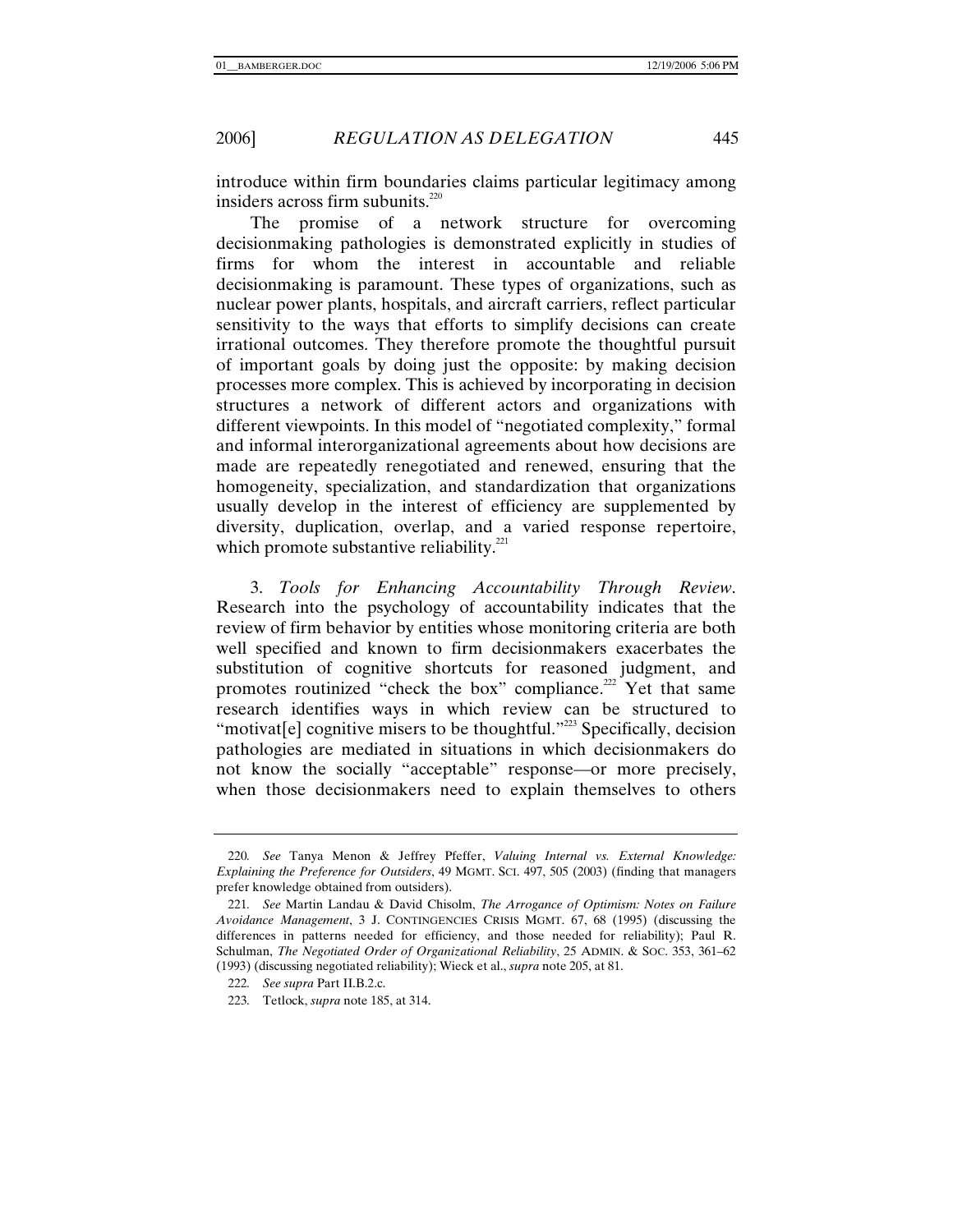introduce within firm boundaries claims particular legitimacy among insiders across firm subunits.[220]

The promise of a network structure for overcoming decisionmaking pathologies is demonstrated explicitly in studies of firms for whom the interest in accountable and reliable decisionmaking is paramount. These types of organizations, such as nuclear power plants, hospitals, and aircraft carriers, reflect particular sensitivity to the ways that efforts to simplify decisions can create irrational outcomes. They therefore promote the thoughtful pursuit of important goals by doing just the opposite: by making decision processes more complex. This is achieved by incorporating in decision structures a network of different actors and organizations with different viewpoints. In this model of "negotiated complexity," formal and informal interorganizational agreements about how decisions are made are repeatedly renegotiated and renewed, ensuring that the homogeneity, specialization, and standardization that organizations usually develop in the interest of efficiency are supplemented by diversity, duplication, overlap, and a varied response repertoire, which promote substantive reliability.[221]

3. *Tools for Enhancing Accountability Through Review*. Research into the psychology of accountability indicates that the review of firm behavior by entities whose monitoring criteria are both well specified and known to firm decisionmakers exacerbates the substitution of cognitive shortcuts for reasoned judgment, and promotes routinized "check the box" compliance.[222] Yet that same research identifies ways in which review can be structured to "motivat[e] cognitive misers to be thoughtful."[223] Specifically, decision pathologies are mediated in situations in which decisionmakers do not know the socially "acceptable" response—or more precisely, when those decisionmakers need to explain themselves to others

---

220. *See* Tanya Menon & Jeffrey Pfeffer, *Valuing Internal vs. External Knowledge: Explaining the Preference for Outsiders*, 49 MGMT. SCI. 497, 505 (2003) (finding that managers prefer knowledge obtained from outsiders).

221. *See* Martin Landau & David Chisolm, *The Arrogance of Optimism: Notes on Failure Avoidance Management*, 3 J. CONTINGENCIES CRISIS MGMT. 67, 68 (1995) (discussing the differences in patterns needed for efficiency, and those needed for reliability); Paul R. Schulman, *The Negotiated Order of Organizational Reliability*, 25 ADMIN. & SOC. 353, 361–62 (1993) (discussing negotiated reliability); Wieck et al., *supra* note 205, at 81.

222. *See supra* Part II.B.2.c.

223. Tetlock, *supra* note 185, at 314.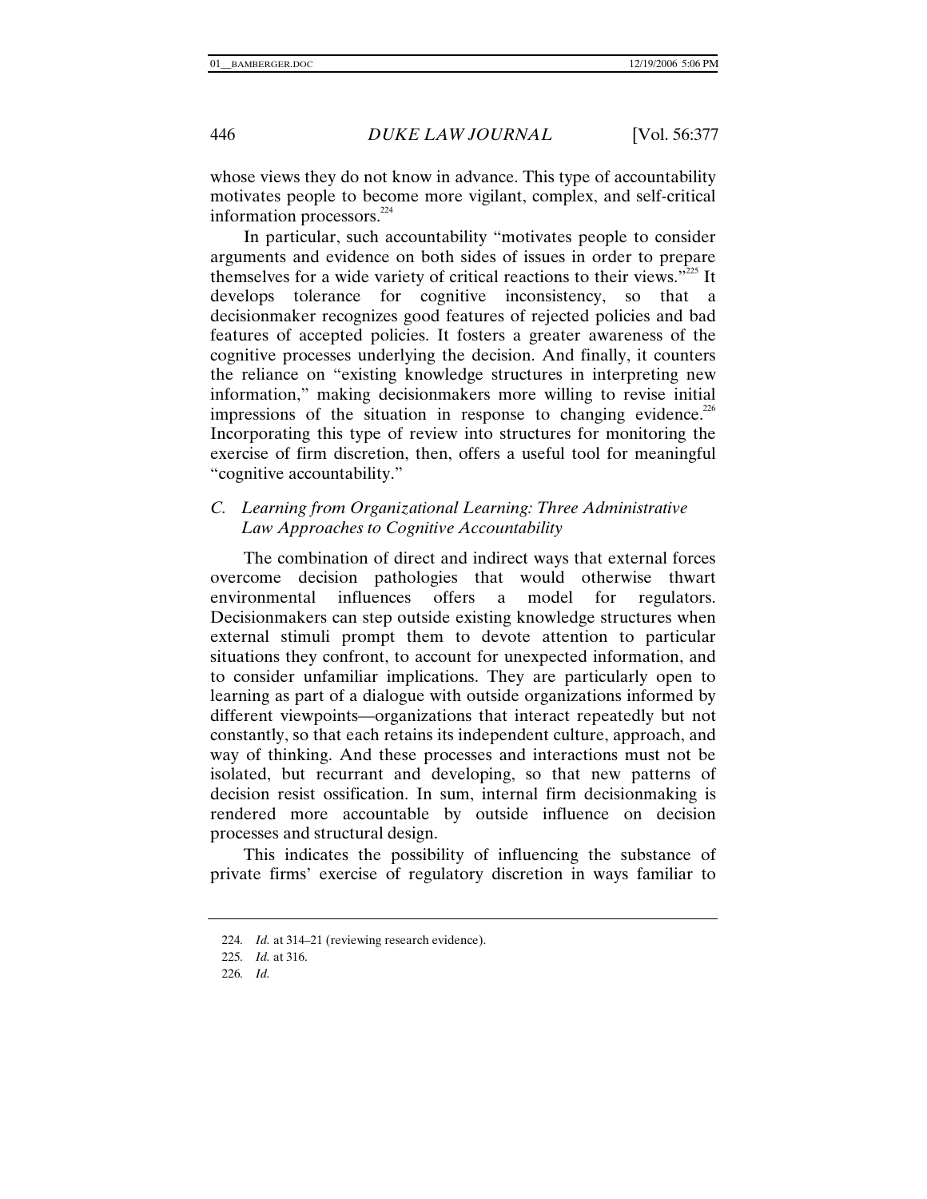whose views they do not know in advance. This type of accountability motivates people to become more vigilant, complex, and self-critical information processors.[224]

In particular, such accountability "motivates people to consider arguments and evidence on both sides of issues in order to prepare themselves for a wide variety of critical reactions to their views."[225] It develops tolerance for cognitive inconsistency, so that a decisionmaker recognizes good features of rejected policies and bad features of accepted policies. It fosters a greater awareness of the cognitive processes underlying the decision. And finally, it counters the reliance on "existing knowledge structures in interpreting new information," making decisionmakers more willing to revise initial impressions of the situation in response to changing evidence.[226] Incorporating this type of review into structures for monitoring the exercise of firm discretion, then, offers a useful tool for meaningful "cognitive accountability."

### *C. Learning from Organizational Learning: Three Administrative Law Approaches to Cognitive Accountability*

The combination of direct and indirect ways that external forces overcome decision pathologies that would otherwise thwart environmental influences offers a model for regulators. Decisionmakers can step outside existing knowledge structures when external stimuli prompt them to devote attention to particular situations they confront, to account for unexpected information, and to consider unfamiliar implications. They are particularly open to learning as part of a dialogue with outside organizations informed by different viewpoints—organizations that interact repeatedly but not constantly, so that each retains its independent culture, approach, and way of thinking. And these processes and interactions must not be isolated, but recurrant and developing, so that new patterns of decision resist ossification. In sum, internal firm decisionmaking is rendered more accountable by outside influence on decision processes and structural design.

This indicates the possibility of influencing the substance of private firms' exercise of regulatory discretion in ways familiar to

---

224. *Id.* at 314–21 (reviewing research evidence).

225. *Id.* at 316.

226. *Id.*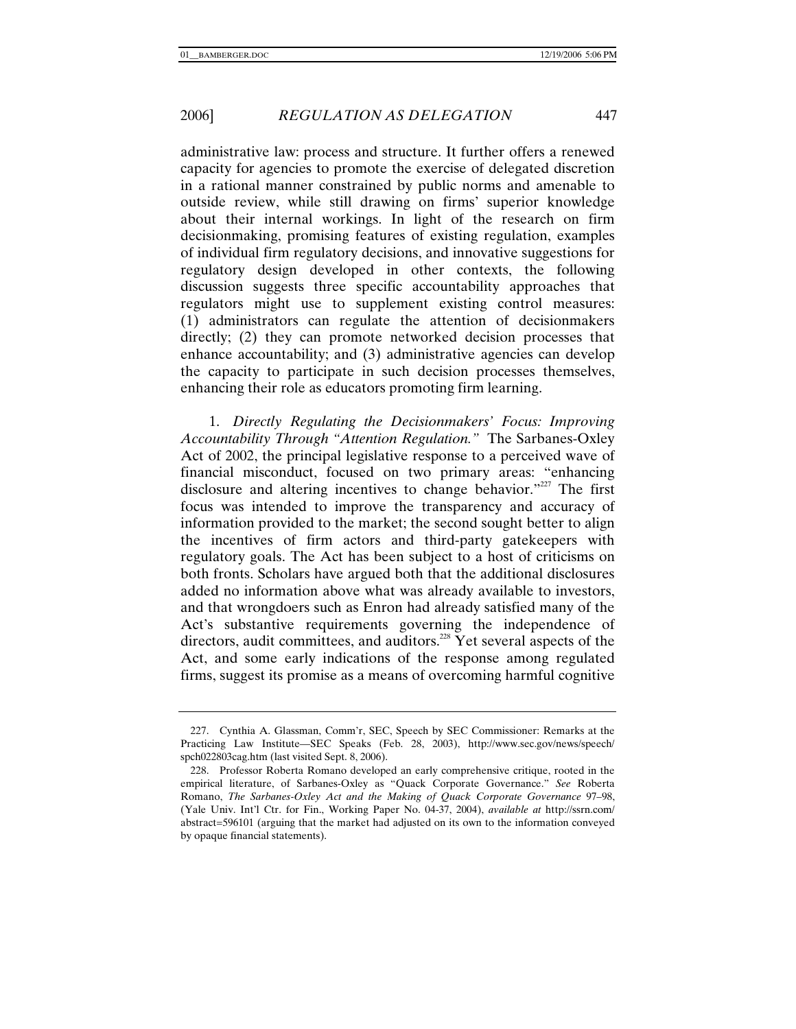administrative law: process and structure. It further offers a renewed capacity for agencies to promote the exercise of delegated discretion in a rational manner constrained by public norms and amenable to outside review, while still drawing on firms' superior knowledge about their internal workings. In light of the research on firm decisionmaking, promising features of existing regulation, examples of individual firm regulatory decisions, and innovative suggestions for regulatory design developed in other contexts, the following discussion suggests three specific accountability approaches that regulators might use to supplement existing control measures: (1) administrators can regulate the attention of decisionmakers directly; (2) they can promote networked decision processes that enhance accountability; and (3) administrative agencies can develop the capacity to participate in such decision processes themselves, enhancing their role as educators promoting firm learning.

1. *Directly Regulating the Decisionmakers' Focus: Improving Accountability Through "Attention Regulation."* The Sarbanes-Oxley Act of 2002, the principal legislative response to a perceived wave of financial misconduct, focused on two primary areas: "enhancing disclosure and altering incentives to change behavior."[227] The first focus was intended to improve the transparency and accuracy of information provided to the market; the second sought better to align the incentives of firm actors and third-party gatekeepers with regulatory goals. The Act has been subject to a host of criticisms on both fronts. Scholars have argued both that the additional disclosures added no information above what was already available to investors, and that wrongdoers such as Enron had already satisfied many of the Act's substantive requirements governing the independence of directors, audit committees, and auditors.[228] Yet several aspects of the Act, and some early indications of the response among regulated firms, suggest its promise as a means of overcoming harmful cognitive

---

227. Cynthia A. Glassman, Comm'r, SEC, Speech by SEC Commissioner: Remarks at the Practicing Law Institute—SEC Speaks (Feb. 28, 2003), http://www.sec.gov/news/speech/spch022803cag.htm (last visited Sept. 8, 2006).

228. Professor Roberta Romano developed an early comprehensive critique, rooted in the empirical literature, of Sarbanes-Oxley as "Quack Corporate Governance." *See* Roberta Romano, *The Sarbanes-Oxley Act and the Making of Quack Corporate Governance* 97–98, (Yale Univ. Int'l Ctr. for Fin., Working Paper No. 04-37, 2004), *available at* http://ssrn.com/abstract=596101 (arguing that the market had adjusted on its own to the information conveyed by opaque financial statements).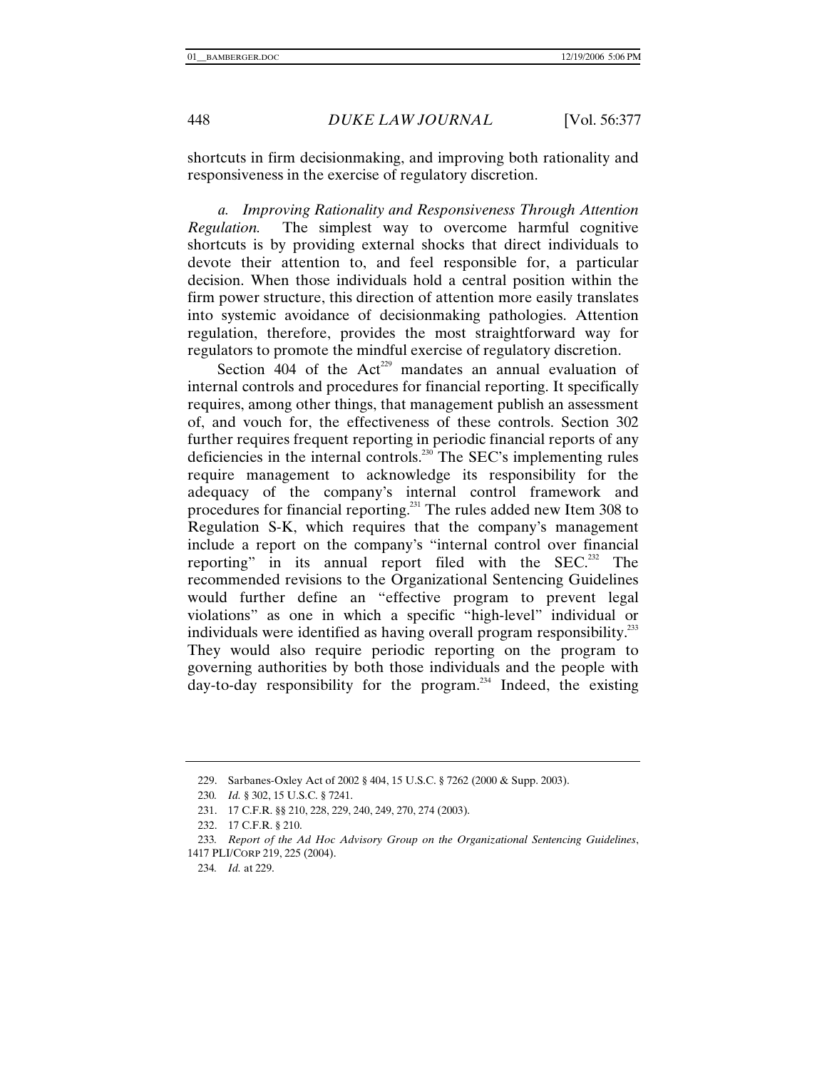shortcuts in firm decisionmaking, and improving both rationality and responsiveness in the exercise of regulatory discretion.

*a. Improving Rationality and Responsiveness Through Attention Regulation.* The simplest way to overcome harmful cognitive shortcuts is by providing external shocks that direct individuals to devote their attention to, and feel responsible for, a particular decision. When those individuals hold a central position within the firm power structure, this direction of attention more easily translates into systemic avoidance of decisionmaking pathologies. Attention regulation, therefore, provides the most straightforward way for regulators to promote the mindful exercise of regulatory discretion.

Section 404 of the Act[229] mandates an annual evaluation of internal controls and procedures for financial reporting. It specifically requires, among other things, that management publish an assessment of, and vouch for, the effectiveness of these controls. Section 302 further requires frequent reporting in periodic financial reports of any deficiencies in the internal controls.[230] The SEC's implementing rules require management to acknowledge its responsibility for the adequacy of the company's internal control framework and procedures for financial reporting.[231] The rules added new Item 308 to Regulation S-K, which requires that the company's management include a report on the company's "internal control over financial reporting" in its annual report filed with the SEC.[232] The recommended revisions to the Organizational Sentencing Guidelines would further define an "effective program to prevent legal violations" as one in which a specific "high-level" individual or individuals were identified as having overall program responsibility.[233] They would also require periodic reporting on the program to governing authorities by both those individuals and the people with day-to-day responsibility for the program.[234] Indeed, the existing

---

229. Sarbanes-Oxley Act of 2002 § 404, 15 U.S.C. § 7262 (2000 & Supp. 2003).

230. *Id.* § 302, 15 U.S.C. § 7241.

231. 17 C.F.R. §§ 210, 228, 229, 240, 249, 270, 274 (2003).

232. 17 C.F.R. § 210.

233. *Report of the Ad Hoc Advisory Group on the Organizational Sentencing Guidelines*, 1417 PLI/CORP 219, 225 (2004).

234. *Id.* at 229.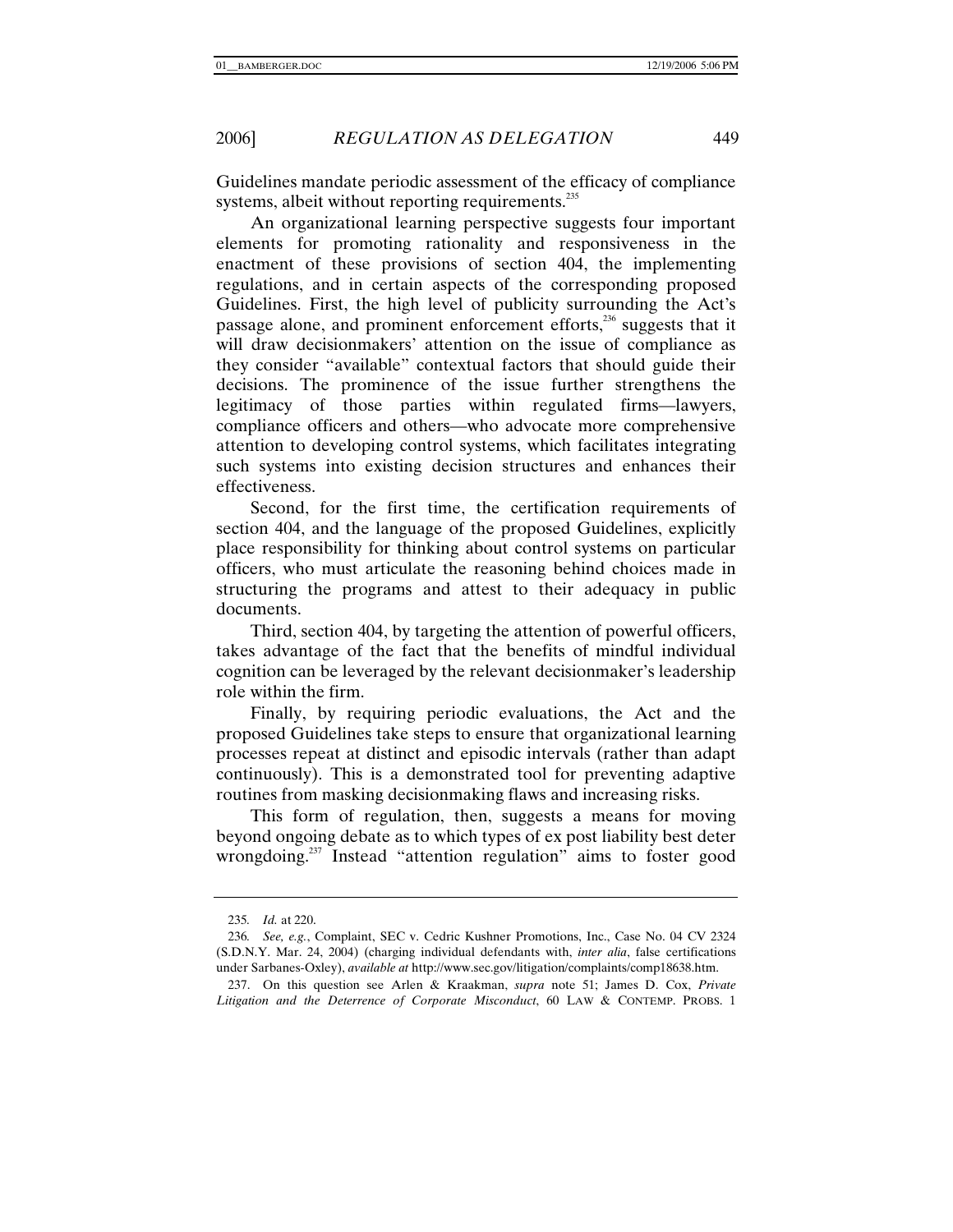Guidelines mandate periodic assessment of the efficacy of compliance systems, albeit without reporting requirements.[235]

An organizational learning perspective suggests four important elements for promoting rationality and responsiveness in the enactment of these provisions of section 404, the implementing regulations, and in certain aspects of the corresponding proposed Guidelines. First, the high level of publicity surrounding the Act's passage alone, and prominent enforcement efforts,[236] suggests that it will draw decisionmakers' attention on the issue of compliance as they consider "available" contextual factors that should guide their decisions. The prominence of the issue further strengthens the legitimacy of those parties within regulated firms—lawyers, compliance officers and others—who advocate more comprehensive attention to developing control systems, which facilitates integrating such systems into existing decision structures and enhances their effectiveness.

Second, for the first time, the certification requirements of section 404, and the language of the proposed Guidelines, explicitly place responsibility for thinking about control systems on particular officers, who must articulate the reasoning behind choices made in structuring the programs and attest to their adequacy in public documents.

Third, section 404, by targeting the attention of powerful officers, takes advantage of the fact that the benefits of mindful individual cognition can be leveraged by the relevant decisionmaker's leadership role within the firm.

Finally, by requiring periodic evaluations, the Act and the proposed Guidelines take steps to ensure that organizational learning processes repeat at distinct and episodic intervals (rather than adapt continuously). This is a demonstrated tool for preventing adaptive routines from masking decisionmaking flaws and increasing risks.

This form of regulation, then, suggests a means for moving beyond ongoing debate as to which types of ex post liability best deter wrongdoing.[237] Instead "attention regulation" aims to foster good

---

235. *Id.* at 220.

236. *See, e.g.*, Complaint, SEC v. Cedric Kushner Promotions, Inc., Case No. 04 CV 2324 (S.D.N.Y. Mar. 24, 2004) (charging individual defendants with, *inter alia*, false certifications under Sarbanes-Oxley), *available at* http://www.sec.gov/litigation/complaints/comp18638.htm.

237. On this question see Arlen & Kraakman, *supra* note 51; James D. Cox, *Private Litigation and the Deterrence of Corporate Misconduct*, 60 LAW & CONTEMP. PROBS. 1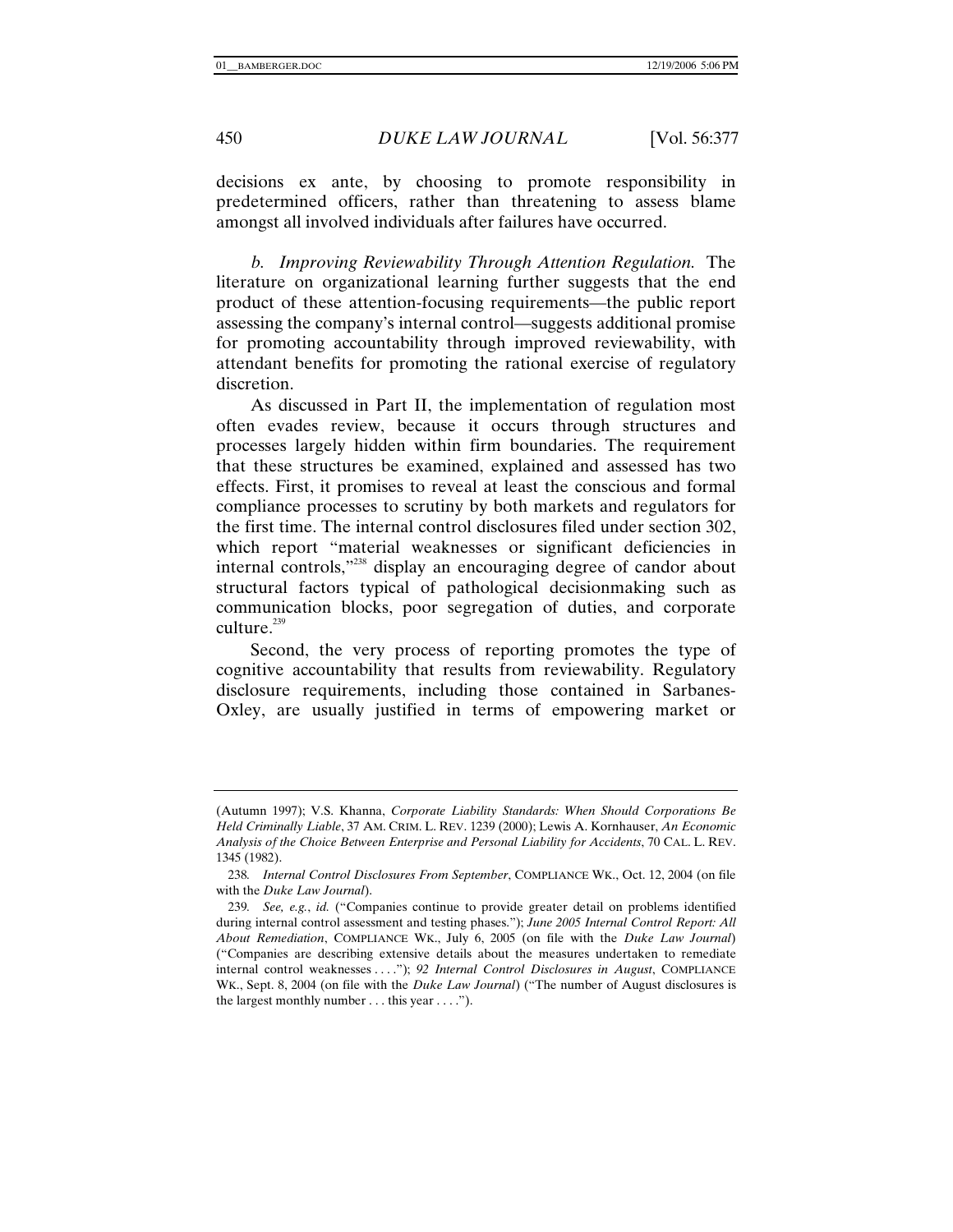decisions ex ante, by choosing to promote responsibility in predetermined officers, rather than threatening to assess blame amongst all involved individuals after failures have occurred.

*b. Improving Reviewability Through Attention Regulation.* The literature on organizational learning further suggests that the end product of these attention-focusing requirements—the public report assessing the company's internal control—suggests additional promise for promoting accountability through improved reviewability, with attendant benefits for promoting the rational exercise of regulatory discretion.

As discussed in Part II, the implementation of regulation most often evades review, because it occurs through structures and processes largely hidden within firm boundaries. The requirement that these structures be examined, explained and assessed has two effects. First, it promises to reveal at least the conscious and formal compliance processes to scrutiny by both markets and regulators for the first time. The internal control disclosures filed under section 302, which report "material weaknesses or significant deficiencies in internal controls,"[238] display an encouraging degree of candor about structural factors typical of pathological decisionmaking such as communication blocks, poor segregation of duties, and corporate culture.[239]

Second, the very process of reporting promotes the type of cognitive accountability that results from reviewability. Regulatory disclosure requirements, including those contained in Sarbanes-Oxley, are usually justified in terms of empowering market or

---

(Autumn 1997); V.S. Khanna, *Corporate Liability Standards: When Should Corporations Be Held Criminally Liable*, 37 AM. CRIM. L. REV. 1239 (2000); Lewis A. Kornhauser, *An Economic Analysis of the Choice Between Enterprise and Personal Liability for Accidents*, 70 CAL. L. REV. 1345 (1982).

238. *Internal Control Disclosures From September*, COMPLIANCE WK., Oct. 12, 2004 (on file with the *Duke Law Journal*).

239. *See, e.g.*, *id.* ("Companies continue to provide greater detail on problems identified during internal control assessment and testing phases."); *June 2005 Internal Control Report: All About Remediation*, COMPLIANCE WK., July 6, 2005 (on file with the *Duke Law Journal*) ("Companies are describing extensive details about the measures undertaken to remediate internal control weaknesses . . . ."); *92 Internal Control Disclosures in August*, COMPLIANCE WK., Sept. 8, 2004 (on file with the *Duke Law Journal*) ("The number of August disclosures is the largest monthly number . . . this year . . . .").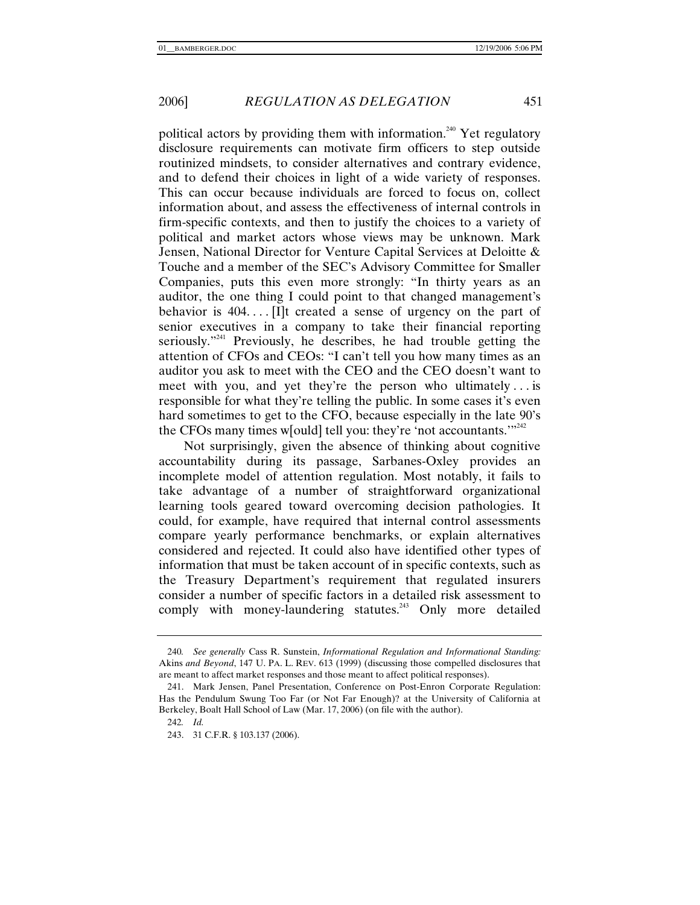political actors by providing them with information.[240] Yet regulatory disclosure requirements can motivate firm officers to step outside routinized mindsets, to consider alternatives and contrary evidence, and to defend their choices in light of a wide variety of responses. This can occur because individuals are forced to focus on, collect information about, and assess the effectiveness of internal controls in firm-specific contexts, and then to justify the choices to a variety of political and market actors whose views may be unknown. Mark Jensen, National Director for Venture Capital Services at Deloitte & Touche and a member of the SEC's Advisory Committee for Smaller Companies, puts this even more strongly: "In thirty years as an auditor, the one thing I could point to that changed management's behavior is 404. . . . [I]t created a sense of urgency on the part of senior executives in a company to take their financial reporting seriously."[241] Previously, he describes, he had trouble getting the attention of CFOs and CEOs: "I can't tell you how many times as an auditor you ask to meet with the CEO and the CEO doesn't want to meet with you, and yet they're the person who ultimately . . . is responsible for what they're telling the public. In some cases it's even hard sometimes to get to the CFO, because especially in the late 90's the CFOs many times w[ould] tell you: they're 'not accountants.'"[242]

Not surprisingly, given the absence of thinking about cognitive accountability during its passage, Sarbanes-Oxley provides an incomplete model of attention regulation. Most notably, it fails to take advantage of a number of straightforward organizational learning tools geared toward overcoming decision pathologies. It could, for example, have required that internal control assessments compare yearly performance benchmarks, or explain alternatives considered and rejected. It could also have identified other types of information that must be taken account of in specific contexts, such as the Treasury Department's requirement that regulated insurers consider a number of specific factors in a detailed risk assessment to comply with money-laundering statutes.[243] Only more detailed

---

240. *See generally* Cass R. Sunstein, *Informational Regulation and Informational Standing:* Akins *and Beyond*, 147 U. PA. L. REV. 613 (1999) (discussing those compelled disclosures that are meant to affect market responses and those meant to affect political responses).

241. Mark Jensen, Panel Presentation, Conference on Post-Enron Corporate Regulation: Has the Pendulum Swung Too Far (or Not Far Enough)? at the University of California at Berkeley, Boalt Hall School of Law (Mar. 17, 2006) (on file with the author).

242. *Id.*

243. 31 C.F.R. § 103.137 (2006).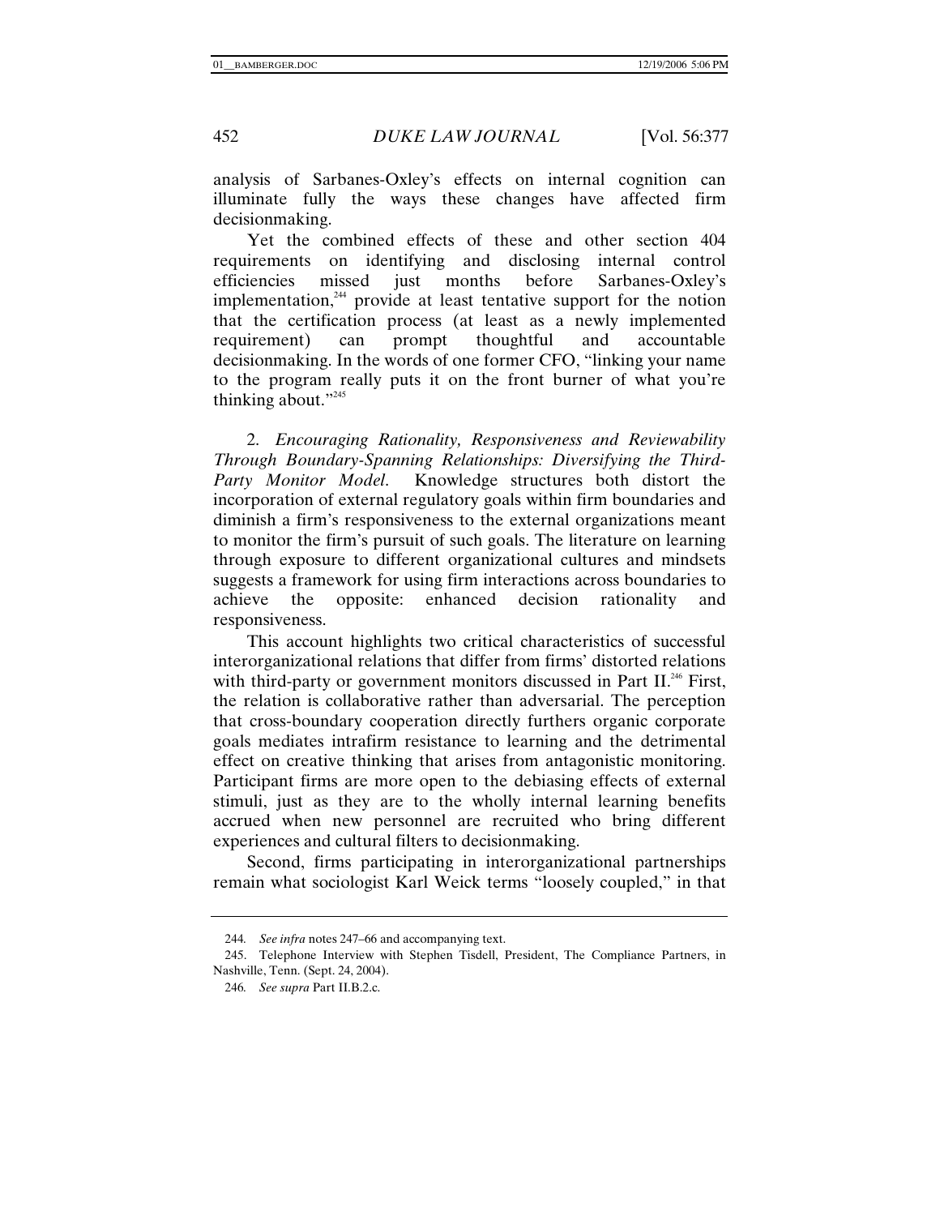analysis of Sarbanes-Oxley's effects on internal cognition can illuminate fully the ways these changes have affected firm decisionmaking.

Yet the combined effects of these and other section 404 requirements on identifying and disclosing internal control efficiencies missed just months before Sarbanes-Oxley's implementation,[244] provide at least tentative support for the notion that the certification process (at least as a newly implemented requirement) can prompt thoughtful and accountable decisionmaking. In the words of one former CFO, "linking your name to the program really puts it on the front burner of what you're thinking about."[245]

2. *Encouraging Rationality, Responsiveness and Reviewability Through Boundary-Spanning Relationships: Diversifying the Third-Party Monitor Model.* Knowledge structures both distort the incorporation of external regulatory goals within firm boundaries and diminish a firm's responsiveness to the external organizations meant to monitor the firm's pursuit of such goals. The literature on learning through exposure to different organizational cultures and mindsets suggests a framework for using firm interactions across boundaries to achieve the opposite: enhanced decision rationality and responsiveness.

This account highlights two critical characteristics of successful interorganizational relations that differ from firms' distorted relations with third-party or government monitors discussed in Part II.[246] First, the relation is collaborative rather than adversarial. The perception that cross-boundary cooperation directly furthers organic corporate goals mediates intrafirm resistance to learning and the detrimental effect on creative thinking that arises from antagonistic monitoring. Participant firms are more open to the debiasing effects of external stimuli, just as they are to the wholly internal learning benefits accrued when new personnel are recruited who bring different experiences and cultural filters to decisionmaking.

Second, firms participating in interorganizational partnerships remain what sociologist Karl Weick terms "loosely coupled," in that

---

244. *See infra* notes 247–66 and accompanying text.

245. Telephone Interview with Stephen Tisdell, President, The Compliance Partners, in Nashville, Tenn. (Sept. 24, 2004).

246. *See supra* Part II.B.2.c.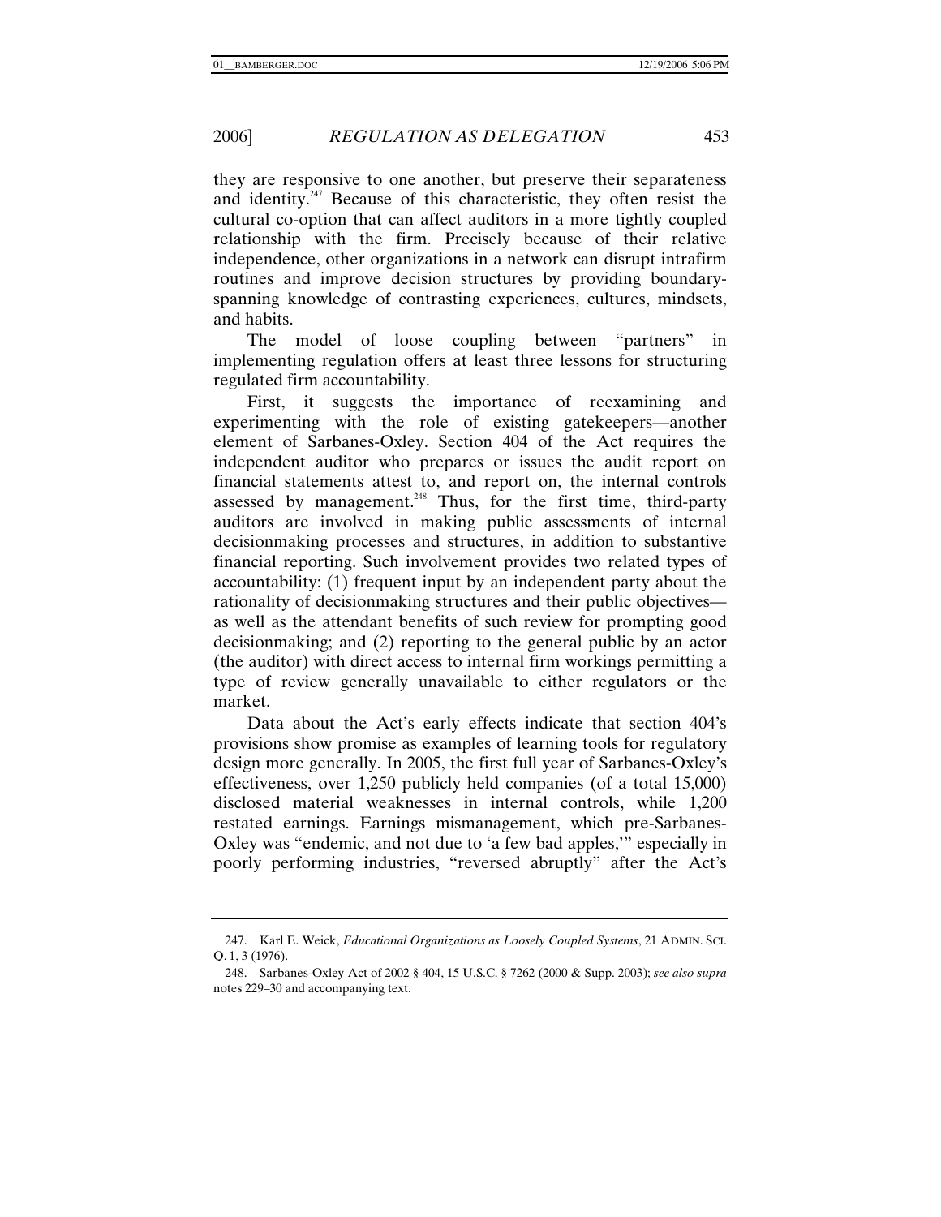they are responsive to one another, but preserve their separateness and identity.[247] Because of this characteristic, they often resist the cultural co-option that can affect auditors in a more tightly coupled relationship with the firm. Precisely because of their relative independence, other organizations in a network can disrupt intrafirm routines and improve decision structures by providing boundary-spanning knowledge of contrasting experiences, cultures, mindsets, and habits.

The model of loose coupling between "partners" in implementing regulation offers at least three lessons for structuring regulated firm accountability.

First, it suggests the importance of reexamining and experimenting with the role of existing gatekeepers—another element of Sarbanes-Oxley. Section 404 of the Act requires the independent auditor who prepares or issues the audit report on financial statements attest to, and report on, the internal controls assessed by management.[248] Thus, for the first time, third-party auditors are involved in making public assessments of internal decisionmaking processes and structures, in addition to substantive financial reporting. Such involvement provides two related types of accountability: (1) frequent input by an independent party about the rationality of decisionmaking structures and their public objectives—as well as the attendant benefits of such review for prompting good decisionmaking; and (2) reporting to the general public by an actor (the auditor) with direct access to internal firm workings permitting a type of review generally unavailable to either regulators or the market.

Data about the Act's early effects indicate that section 404's provisions show promise as examples of learning tools for regulatory design more generally. In 2005, the first full year of Sarbanes-Oxley's effectiveness, over 1,250 publicly held companies (of a total 15,000) disclosed material weaknesses in internal controls, while 1,200 restated earnings. Earnings mismanagement, which pre-Sarbanes-Oxley was "endemic, and not due to 'a few bad apples,'" especially in poorly performing industries, "reversed abruptly" after the Act's

---

247. Karl E. Weick, *Educational Organizations as Loosely Coupled Systems*, 21 ADMIN. SCI. Q. 1, 3 (1976).

248. Sarbanes-Oxley Act of 2002 § 404, 15 U.S.C. § 7262 (2000 & Supp. 2003); *see also supra* notes 229–30 and accompanying text.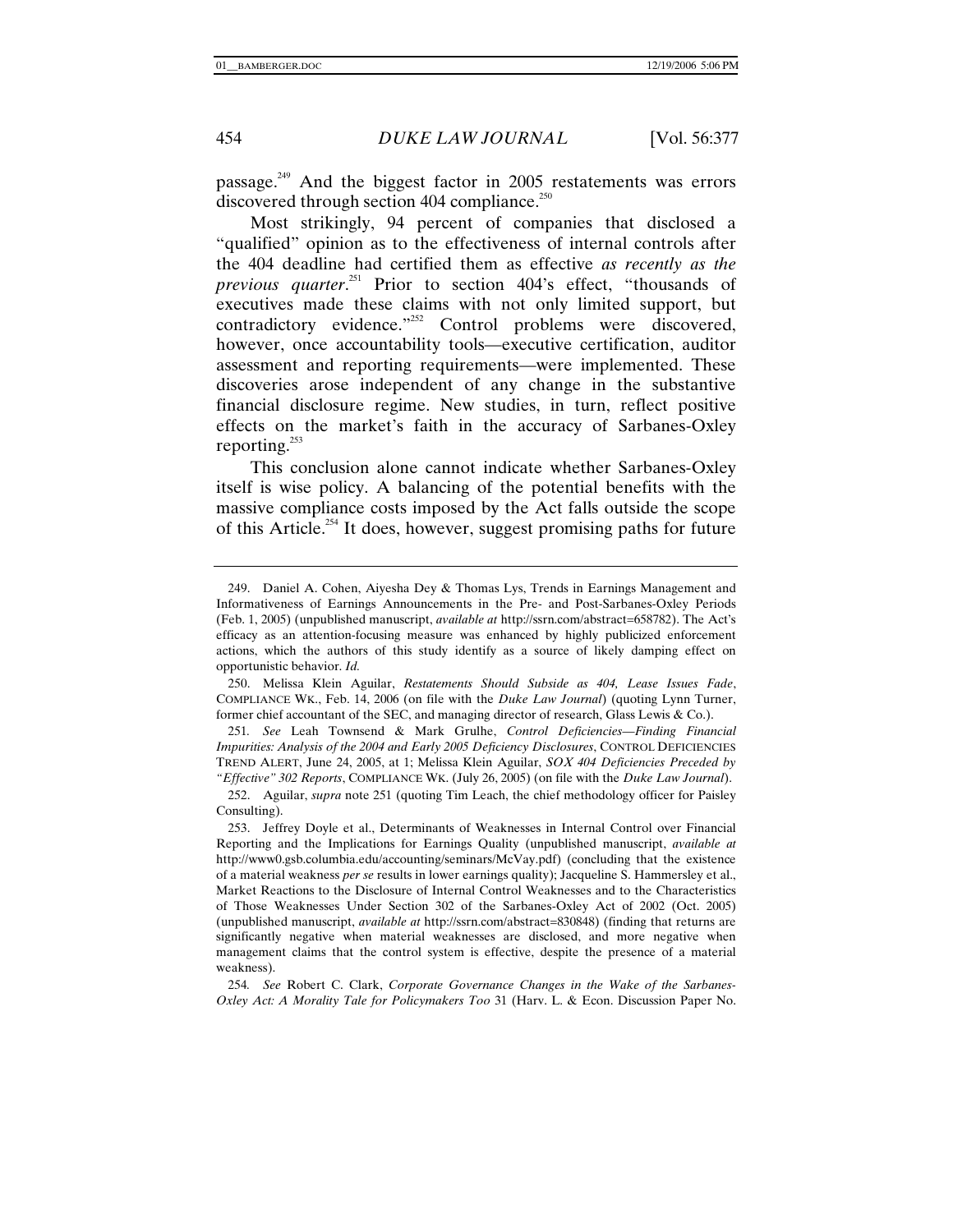passage.[249] And the biggest factor in 2005 restatements was errors discovered through section 404 compliance.[250]

Most strikingly, 94 percent of companies that disclosed a "qualified" opinion as to the effectiveness of internal controls after the 404 deadline had certified them as effective *as recently as the previous quarter*.[251] Prior to section 404's effect, "thousands of executives made these claims with not only limited support, but contradictory evidence."[252] Control problems were discovered, however, once accountability tools—executive certification, auditor assessment and reporting requirements—were implemented. These discoveries arose independent of any change in the substantive financial disclosure regime. New studies, in turn, reflect positive effects on the market's faith in the accuracy of Sarbanes-Oxley reporting.[253]

This conclusion alone cannot indicate whether Sarbanes-Oxley itself is wise policy. A balancing of the potential benefits with the massive compliance costs imposed by the Act falls outside the scope of this Article.[254] It does, however, suggest promising paths for future

---

249. Daniel A. Cohen, Aiyesha Dey & Thomas Lys, Trends in Earnings Management and Informativeness of Earnings Announcements in the Pre- and Post-Sarbanes-Oxley Periods (Feb. 1, 2005) (unpublished manuscript, *available at* http://ssrn.com/abstract=658782). The Act's efficacy as an attention-focusing measure was enhanced by highly publicized enforcement actions, which the authors of this study identify as a source of likely damping effect on opportunistic behavior. *Id.*

250. Melissa Klein Aguilar, *Restatements Should Subside as 404, Lease Issues Fade*, COMPLIANCE WK., Feb. 14, 2006 (on file with the *Duke Law Journal*) (quoting Lynn Turner, former chief accountant of the SEC, and managing director of research, Glass Lewis & Co.).

251. *See* Leah Townsend & Mark Grulhe, *Control Deficiencies—Finding Financial Impurities: Analysis of the 2004 and Early 2005 Deficiency Disclosures*, CONTROL DEFICIENCIES TREND ALERT, June 24, 2005, at 1; Melissa Klein Aguilar, *SOX 404 Deficiencies Preceded by "Effective" 302 Reports*, COMPLIANCE WK. (July 26, 2005) (on file with the *Duke Law Journal*).

252. Aguilar, *supra* note 251 (quoting Tim Leach, the chief methodology officer for Paisley Consulting).

253. Jeffrey Doyle et al., Determinants of Weaknesses in Internal Control over Financial Reporting and the Implications for Earnings Quality (unpublished manuscript, *available at* http://www0.gsb.columbia.edu/accounting/seminars/McVay.pdf) (concluding that the existence of a material weakness *per se* results in lower earnings quality); Jacqueline S. Hammersley et al., Market Reactions to the Disclosure of Internal Control Weaknesses and to the Characteristics of Those Weaknesses Under Section 302 of the Sarbanes-Oxley Act of 2002 (Oct. 2005) (unpublished manuscript, *available at* http://ssrn.com/abstract=830848) (finding that returns are significantly negative when material weaknesses are disclosed, and more negative when management claims that the control system is effective, despite the presence of a material weakness).

254. *See* Robert C. Clark, *Corporate Governance Changes in the Wake of the Sarbanes-Oxley Act: A Morality Tale for Policymakers Too* 31 (Harv. L. & Econ. Discussion Paper No.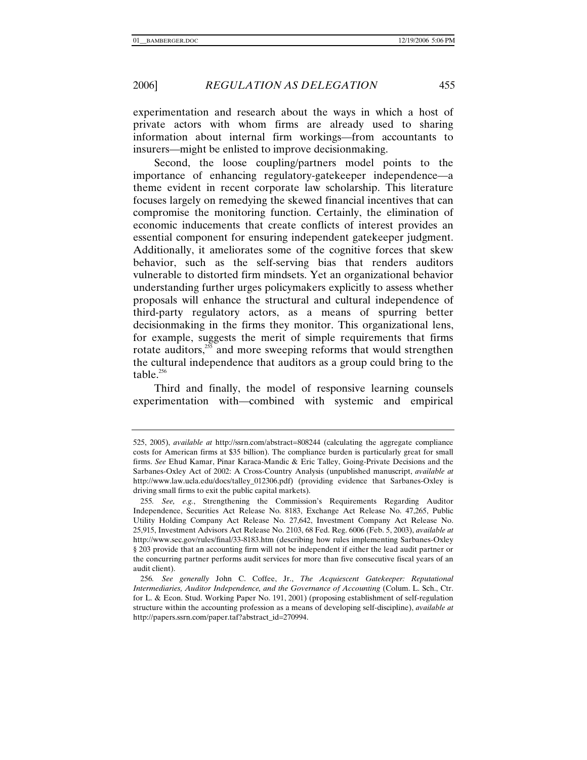experimentation and research about the ways in which a host of private actors with whom firms are already used to sharing information about internal firm workings—from accountants to insurers—might be enlisted to improve decisionmaking.

Second, the loose coupling/partners model points to the importance of enhancing regulatory-gatekeeper independence—a theme evident in recent corporate law scholarship. This literature focuses largely on remedying the skewed financial incentives that can compromise the monitoring function. Certainly, the elimination of economic inducements that create conflicts of interest provides an essential component for ensuring independent gatekeeper judgment. Additionally, it ameliorates some of the cognitive forces that skew behavior, such as the self-serving bias that renders auditors vulnerable to distorted firm mindsets. Yet an organizational behavior understanding further urges policymakers explicitly to assess whether proposals will enhance the structural and cultural independence of third-party regulatory actors, as a means of spurring better decisionmaking in the firms they monitor. This organizational lens, for example, suggests the merit of simple requirements that firms rotate auditors,[255] and more sweeping reforms that would strengthen the cultural independence that auditors as a group could bring to the table.[256]

Third and finally, the model of responsive learning counsels experimentation with—combined with systemic and empirical

---

525, 2005), *available at* http://ssrn.com/abstract=808244 (calculating the aggregate compliance costs for American firms at $35 billion). The compliance burden is particularly great for small firms. *See* Ehud Kamar, Pinar Karaca-Mandic & Eric Talley, Going-Private Decisions and the Sarbanes-Oxley Act of 2002: A Cross-Country Analysis (unpublished manuscript, *available at* http://www.law.ucla.edu/docs/talley_012306.pdf) (providing evidence that Sarbanes-Oxley is driving small firms to exit the public capital markets).

255. *See, e.g.*, Strengthening the Commission's Requirements Regarding Auditor Independence, Securities Act Release No. 8183, Exchange Act Release No. 47,265, Public Utility Holding Company Act Release No. 27,642, Investment Company Act Release No. 25,915, Investment Advisors Act Release No. 2103, 68 Fed. Reg. 6006 (Feb. 5, 2003), *available at* http://www.sec.gov/rules/final/33-8183.htm (describing how rules implementing Sarbanes-Oxley § 203 provide that an accounting firm will not be independent if either the lead audit partner or the concurring partner performs audit services for more than five consecutive fiscal years of an audit client).

256. *See generally* John C. Coffee, Jr., *The Acquiescent Gatekeeper: Reputational Intermediaries, Auditor Independence, and the Governance of Accounting* (Colum. L. Sch., Ctr. for L. & Econ. Stud. Working Paper No. 191, 2001) (proposing establishment of self-regulation structure within the accounting profession as a means of developing self-discipline), *available at* http://papers.ssrn.com/paper.taf?abstract_id=270994.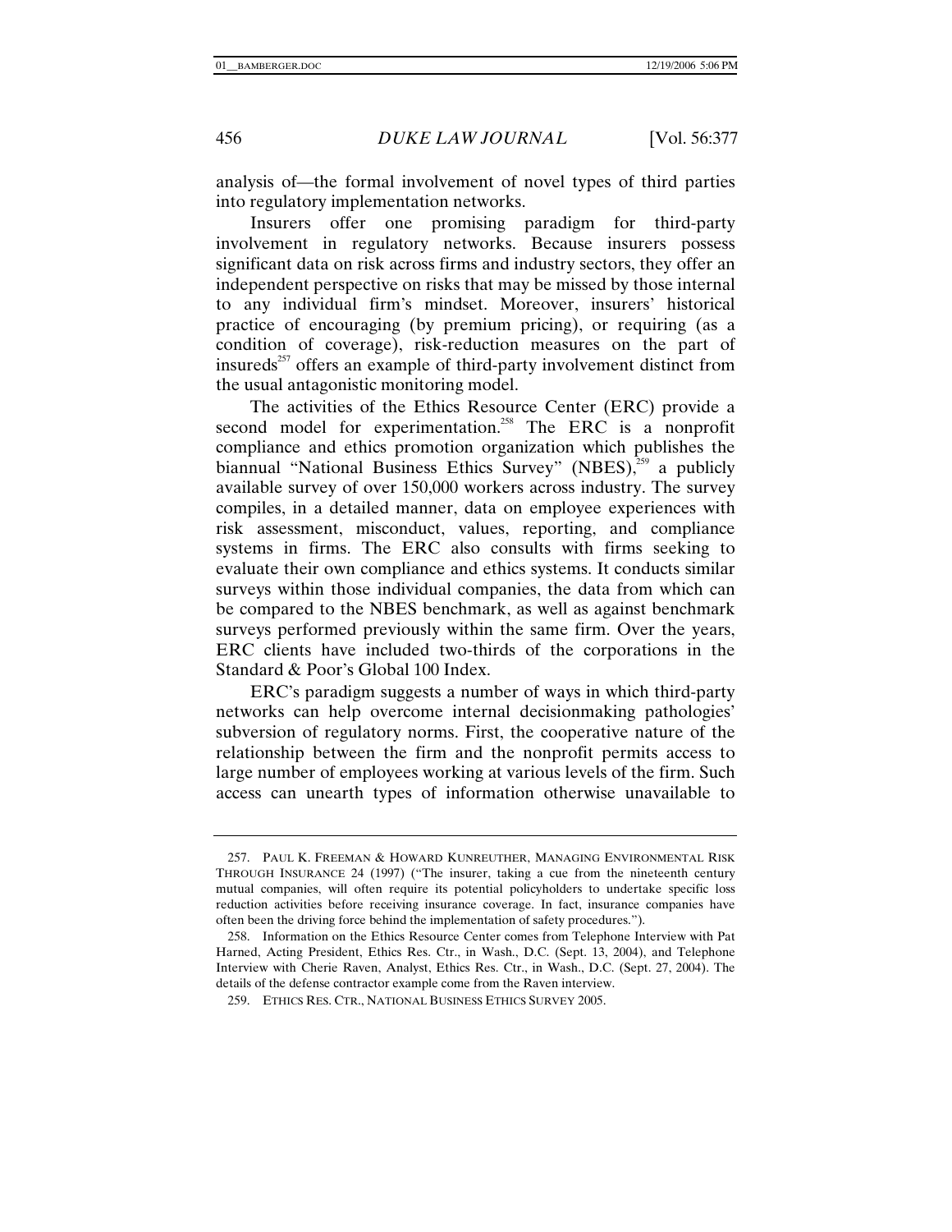analysis of—the formal involvement of novel types of third parties into regulatory implementation networks.

Insurers offer one promising paradigm for third-party involvement in regulatory networks. Because insurers possess significant data on risk across firms and industry sectors, they offer an independent perspective on risks that may be missed by those internal to any individual firm's mindset. Moreover, insurers' historical practice of encouraging (by premium pricing), or requiring (as a condition of coverage), risk-reduction measures on the part of insureds[257] offers an example of third-party involvement distinct from the usual antagonistic monitoring model.

The activities of the Ethics Resource Center (ERC) provide a second model for experimentation.[258] The ERC is a nonprofit compliance and ethics promotion organization which publishes the biannual "National Business Ethics Survey" (NBES),[259] a publicly available survey of over 150,000 workers across industry. The survey compiles, in a detailed manner, data on employee experiences with risk assessment, misconduct, values, reporting, and compliance systems in firms. The ERC also consults with firms seeking to evaluate their own compliance and ethics systems. It conducts similar surveys within those individual companies, the data from which can be compared to the NBES benchmark, as well as against benchmark surveys performed previously within the same firm. Over the years, ERC clients have included two-thirds of the corporations in the Standard & Poor's Global 100 Index.

ERC's paradigm suggests a number of ways in which third-party networks can help overcome internal decisionmaking pathologies' subversion of regulatory norms. First, the cooperative nature of the relationship between the firm and the nonprofit permits access to large number of employees working at various levels of the firm. Such access can unearth types of information otherwise unavailable to

---

257. PAUL K. FREEMAN & HOWARD KUNREUTHER, MANAGING ENVIRONMENTAL RISK THROUGH INSURANCE 24 (1997) ("The insurer, taking a cue from the nineteenth century mutual companies, will often require its potential policyholders to undertake specific loss reduction activities before receiving insurance coverage. In fact, insurance companies have often been the driving force behind the implementation of safety procedures.").

258. Information on the Ethics Resource Center comes from Telephone Interview with Pat Harned, Acting President, Ethics Res. Ctr., in Wash., D.C. (Sept. 13, 2004), and Telephone Interview with Cherie Raven, Analyst, Ethics Res. Ctr., in Wash., D.C. (Sept. 27, 2004). The details of the defense contractor example come from the Raven interview.

259. ETHICS RES. CTR., NATIONAL BUSINESS ETHICS SURVEY 2005.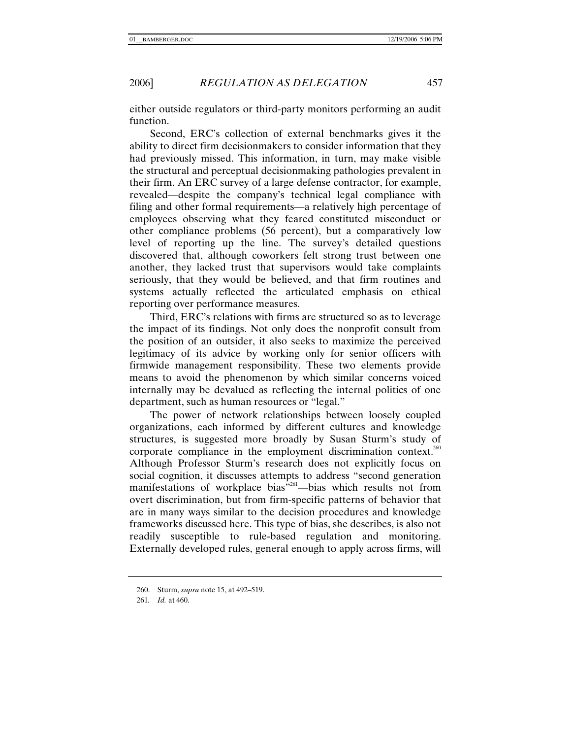either outside regulators or third-party monitors performing an audit function.

Second, ERC's collection of external benchmarks gives it the ability to direct firm decisionmakers to consider information that they had previously missed. This information, in turn, may make visible the structural and perceptual decisionmaking pathologies prevalent in their firm. An ERC survey of a large defense contractor, for example, revealed—despite the company's technical legal compliance with filing and other formal requirements—a relatively high percentage of employees observing what they feared constituted misconduct or other compliance problems (56 percent), but a comparatively low level of reporting up the line. The survey's detailed questions discovered that, although coworkers felt strong trust between one another, they lacked trust that supervisors would take complaints seriously, that they would be believed, and that firm routines and systems actually reflected the articulated emphasis on ethical reporting over performance measures.

Third, ERC's relations with firms are structured so as to leverage the impact of its findings. Not only does the nonprofit consult from the position of an outsider, it also seeks to maximize the perceived legitimacy of its advice by working only for senior officers with firmwide management responsibility. These two elements provide means to avoid the phenomenon by which similar concerns voiced internally may be devalued as reflecting the internal politics of one department, such as human resources or "legal."

The power of network relationships between loosely coupled organizations, each informed by different cultures and knowledge structures, is suggested more broadly by Susan Sturm's study of corporate compliance in the employment discrimination context.[260] Although Professor Sturm's research does not explicitly focus on social cognition, it discusses attempts to address "second generation manifestations of workplace bias"[261]—bias which results not from overt discrimination, but from firm-specific patterns of behavior that are in many ways similar to the decision procedures and knowledge frameworks discussed here. This type of bias, she describes, is also not readily susceptible to rule-based regulation and monitoring. Externally developed rules, general enough to apply across firms, will

---

260. Sturm, *supra* note 15, at 492–519.

261. *Id.* at 460.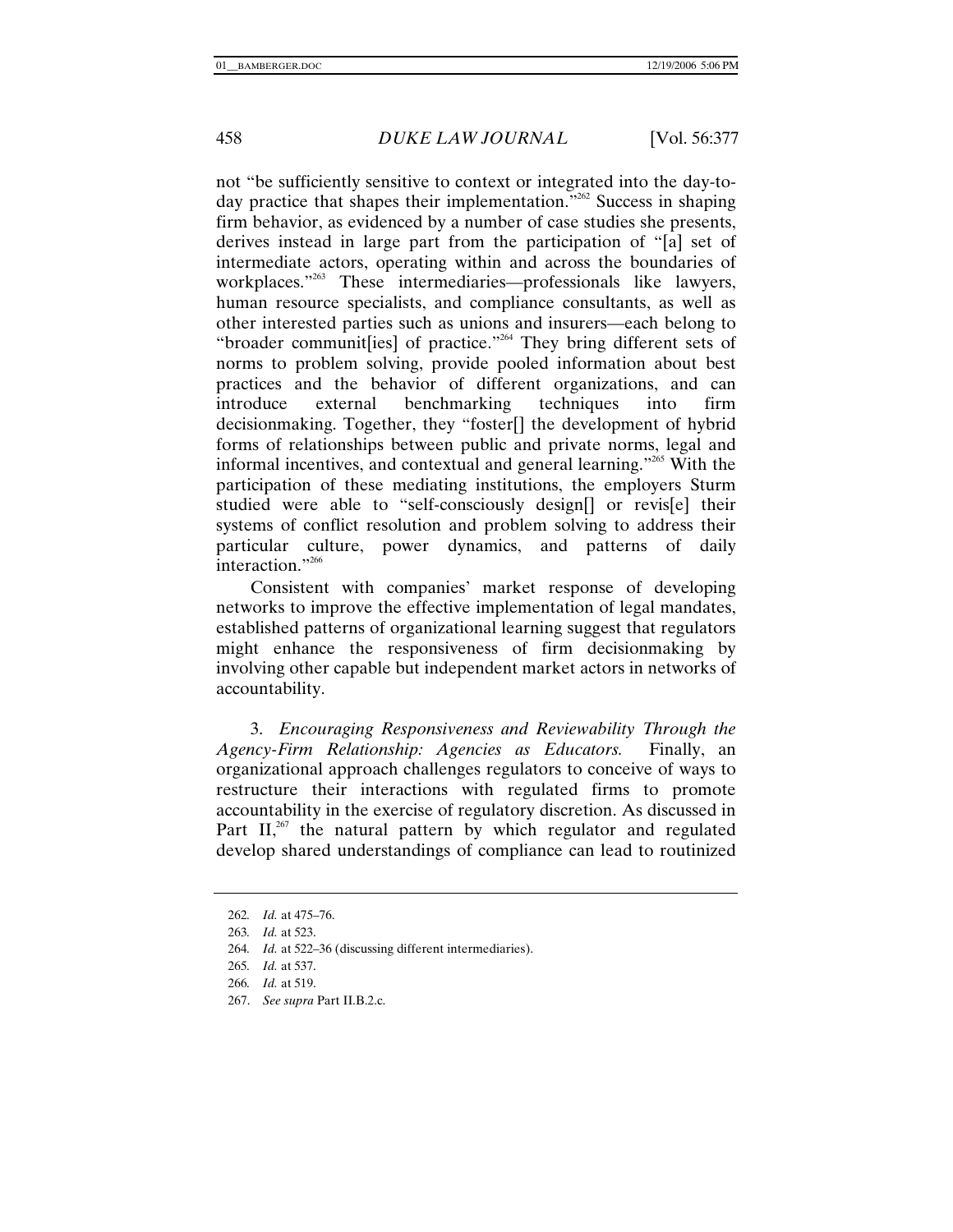not "be sufficiently sensitive to context or integrated into the day-to-day practice that shapes their implementation."[262] Success in shaping firm behavior, as evidenced by a number of case studies she presents, derives instead in large part from the participation of "[a] set of intermediate actors, operating within and across the boundaries of workplaces."[263] These intermediaries—professionals like lawyers, human resource specialists, and compliance consultants, as well as other interested parties such as unions and insurers—each belong to "broader communit[ies] of practice."[264] They bring different sets of norms to problem solving, provide pooled information about best practices and the behavior of different organizations, and can introduce external benchmarking techniques into firm decisionmaking. Together, they "foster[] the development of hybrid forms of relationships between public and private norms, legal and informal incentives, and contextual and general learning."[265] With the participation of these mediating institutions, the employers Sturm studied were able to "self-consciously design[] or revis[e] their systems of conflict resolution and problem solving to address their particular culture, power dynamics, and patterns of daily interaction."[266]

Consistent with companies' market response of developing networks to improve the effective implementation of legal mandates, established patterns of organizational learning suggest that regulators might enhance the responsiveness of firm decisionmaking by involving other capable but independent market actors in networks of accountability.

3. *Encouraging Responsiveness and Reviewability Through the Agency-Firm Relationship: Agencies as Educators.* Finally, an organizational approach challenges regulators to conceive of ways to restructure their interactions with regulated firms to promote accountability in the exercise of regulatory discretion. As discussed in Part II,[267] the natural pattern by which regulator and regulated develop shared understandings of compliance can lead to routinized

---

262. *Id.* at 475–76.

263. *Id.* at 523.

264. *Id.* at 522–36 (discussing different intermediaries).

265. *Id.* at 537.

266. *Id.* at 519.

267. *See supra* Part II.B.2.c.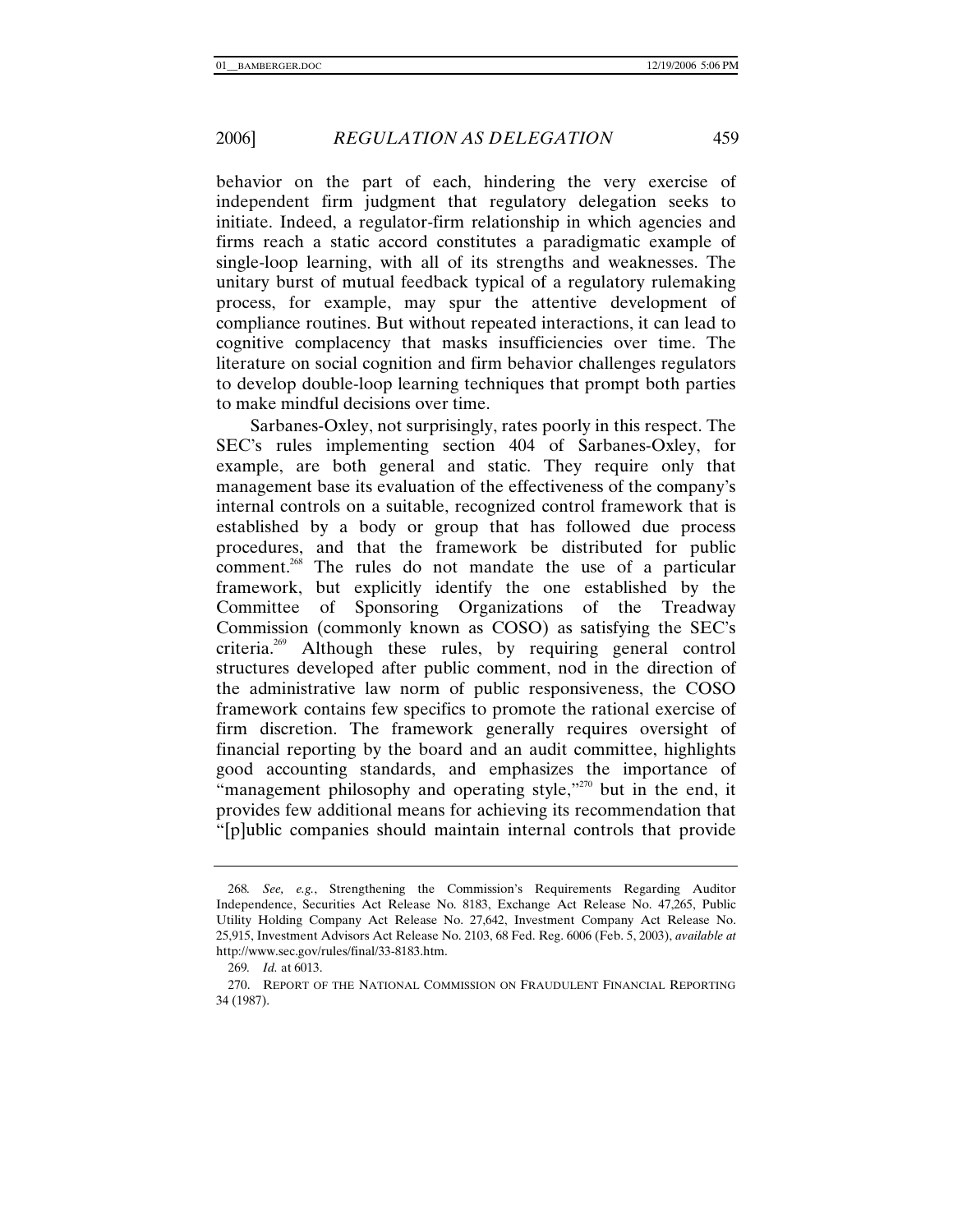behavior on the part of each, hindering the very exercise of independent firm judgment that regulatory delegation seeks to initiate. Indeed, a regulator-firm relationship in which agencies and firms reach a static accord constitutes a paradigmatic example of single-loop learning, with all of its strengths and weaknesses. The unitary burst of mutual feedback typical of a regulatory rulemaking process, for example, may spur the attentive development of compliance routines. But without repeated interactions, it can lead to cognitive complacency that masks insufficiencies over time. The literature on social cognition and firm behavior challenges regulators to develop double-loop learning techniques that prompt both parties to make mindful decisions over time.

Sarbanes-Oxley, not surprisingly, rates poorly in this respect. The SEC's rules implementing section 404 of Sarbanes-Oxley, for example, are both general and static. They require only that management base its evaluation of the effectiveness of the company's internal controls on a suitable, recognized control framework that is established by a body or group that has followed due process procedures, and that the framework be distributed for public comment.[268] The rules do not mandate the use of a particular framework, but explicitly identify the one established by the Committee of Sponsoring Organizations of the Treadway Commission (commonly known as COSO) as satisfying the SEC's criteria.[269] Although these rules, by requiring general control structures developed after public comment, nod in the direction of the administrative law norm of public responsiveness, the COSO framework contains few specifics to promote the rational exercise of firm discretion. The framework generally requires oversight of financial reporting by the board and an audit committee, highlights good accounting standards, and emphasizes the importance of "management philosophy and operating style,"[270] but in the end, it provides few additional means for achieving its recommendation that "[p]ublic companies should maintain internal controls that provide

---

268. *See, e.g.*, Strengthening the Commission's Requirements Regarding Auditor Independence, Securities Act Release No. 8183, Exchange Act Release No. 47,265, Public Utility Holding Company Act Release No. 27,642, Investment Company Act Release No. 25,915, Investment Advisors Act Release No. 2103, 68 Fed. Reg. 6006 (Feb. 5, 2003), *available at* http://www.sec.gov/rules/final/33-8183.htm.

269. *Id.* at 6013.

270. REPORT OF THE NATIONAL COMMISSION ON FRAUDULENT FINANCIAL REPORTING 34 (1987).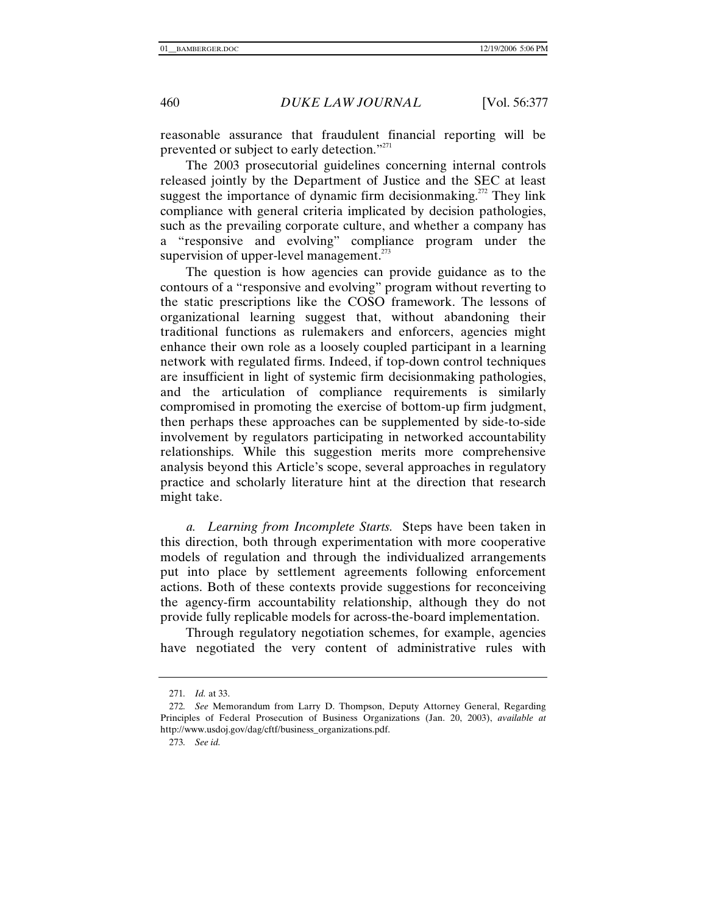reasonable assurance that fraudulent financial reporting will be prevented or subject to early detection."[271]

The 2003 prosecutorial guidelines concerning internal controls released jointly by the Department of Justice and the SEC at least suggest the importance of dynamic firm decisionmaking.[272] They link compliance with general criteria implicated by decision pathologies, such as the prevailing corporate culture, and whether a company has a "responsive and evolving" compliance program under the supervision of upper-level management.[273]

The question is how agencies can provide guidance as to the contours of a "responsive and evolving" program without reverting to the static prescriptions like the COSO framework. The lessons of organizational learning suggest that, without abandoning their traditional functions as rulemakers and enforcers, agencies might enhance their own role as a loosely coupled participant in a learning network with regulated firms. Indeed, if top-down control techniques are insufficient in light of systemic firm decisionmaking pathologies, and the articulation of compliance requirements is similarly compromised in promoting the exercise of bottom-up firm judgment, then perhaps these approaches can be supplemented by side-to-side involvement by regulators participating in networked accountability relationships. While this suggestion merits more comprehensive analysis beyond this Article's scope, several approaches in regulatory practice and scholarly literature hint at the direction that research might take.

*a. Learning from Incomplete Starts.* Steps have been taken in this direction, both through experimentation with more cooperative models of regulation and through the individualized arrangements put into place by settlement agreements following enforcement actions. Both of these contexts provide suggestions for reconceiving the agency-firm accountability relationship, although they do not provide fully replicable models for across-the-board implementation.

Through regulatory negotiation schemes, for example, agencies have negotiated the very content of administrative rules with

---

271. *Id.* at 33.

272. *See* Memorandum from Larry D. Thompson, Deputy Attorney General, Regarding Principles of Federal Prosecution of Business Organizations (Jan. 20, 2003), *available at* http://www.usdoj.gov/dag/cftf/business_organizations.pdf.

273. *See id.*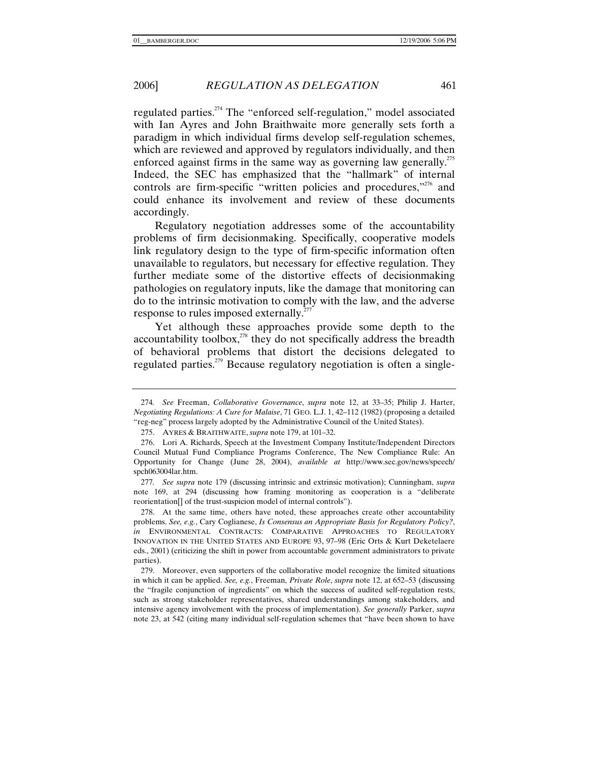regulated parties.[274] The "enforced self-regulation," model associated with Ian Ayres and John Braithwaite more generally sets forth a paradigm in which individual firms develop self-regulation schemes, which are reviewed and approved by regulators individually, and then enforced against firms in the same way as governing law generally.[275] Indeed, the SEC has emphasized that the "hallmark" of internal controls are firm-specific "written policies and procedures,"[276] and could enhance its involvement and review of these documents accordingly.

Regulatory negotiation addresses some of the accountability problems of firm decisionmaking. Specifically, cooperative models link regulatory design to the type of firm-specific information often unavailable to regulators, but necessary for effective regulation. They further mediate some of the distortive effects of decisionmaking pathologies on regulatory inputs, like the damage that monitoring can do to the intrinsic motivation to comply with the law, and the adverse response to rules imposed externally.[277]

Yet although these approaches provide some depth to the accountability toolbox,[278] they do not specifically address the breadth of behavioral problems that distort the decisions delegated to regulated parties.[279] Because regulatory negotiation is often a single-

---

274. *See* Freeman, *Collaborative Governance*, *supra* note 12, at 33–35; Philip J. Harter, *Negotiating Regulations: A Cure for Malaise*, 71 GEO. L.J. 1, 42–112 (1982) (proposing a detailed "reg-neg" process largely adopted by the Administrative Council of the United States).

275. AYRES & BRAITHWAITE, *supra* note 179, at 101–32.

276. Lori A. Richards, Speech at the Investment Company Institute/Independent Directors Council Mutual Fund Compliance Programs Conference, The New Compliance Rule: An Opportunity for Change (June 28, 2004), *available at* http://www.sec.gov/news/speech/spch063004lar.htm.

277. *See supra* note 179 (discussing intrinsic and extrinsic motivation); Cunningham, *supra* note 169, at 294 (discussing how framing monitoring as cooperation is a "deliberate reorientation[] of the trust-suspicion model of internal controls").

278. At the same time, others have noted, these approaches create other accountability problems. *See, e.g.*, Cary Coglianese, *Is Consensus an Appropriate Basis for Regulatory Policy?*, *in* ENVIRONMENTAL CONTRACTS: COMPARATIVE APPROACHES TO REGULATORY INNOVATION IN THE UNITED STATES AND EUROPE 93, 97–98 (Eric Orts & Kurt Deketelaere eds., 2001) (criticizing the shift in power from accountable government administrators to private parties).

279. Moreover, even supporters of the collaborative model recognize the limited situations in which it can be applied. *See, e.g.*, Freeman, *Private Role*, *supra* note 12, at 652–53 (discussing the "fragile conjunction of ingredients" on which the success of audited self-regulation rests, such as strong stakeholder representatives, shared understandings among stakeholders, and intensive agency involvement with the process of implementation). *See generally* Parker, *supra* note 23, at 542 (citing many individual self-regulation schemes that "have been shown to have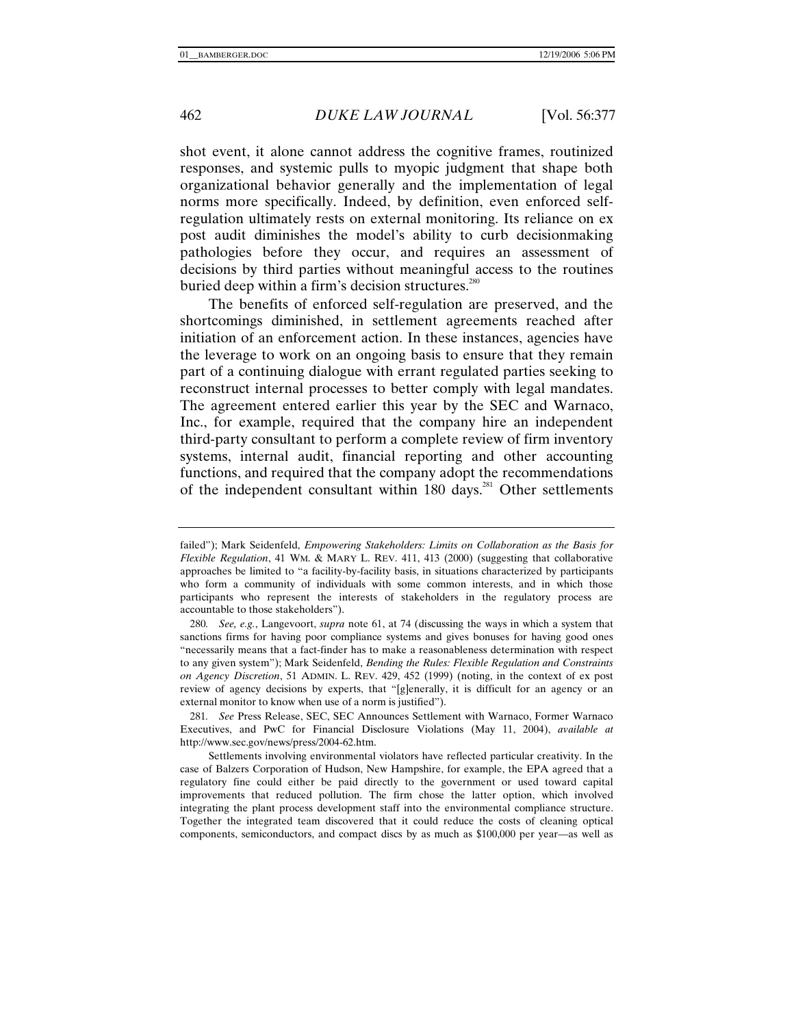shot event, it alone cannot address the cognitive frames, routinized responses, and systemic pulls to myopic judgment that shape both organizational behavior generally and the implementation of legal norms more specifically. Indeed, by definition, even enforced self-regulation ultimately rests on external monitoring. Its reliance on ex post audit diminishes the model's ability to curb decisionmaking pathologies before they occur, and requires an assessment of decisions by third parties without meaningful access to the routines buried deep within a firm's decision structures.[280]

The benefits of enforced self-regulation are preserved, and the shortcomings diminished, in settlement agreements reached after initiation of an enforcement action. In these instances, agencies have the leverage to work on an ongoing basis to ensure that they remain part of a continuing dialogue with errant regulated parties seeking to reconstruct internal processes to better comply with legal mandates. The agreement entered earlier this year by the SEC and Warnaco, Inc., for example, required that the company hire an independent third-party consultant to perform a complete review of firm inventory systems, internal audit, financial reporting and other accounting functions, and required that the company adopt the recommendations of the independent consultant within 180 days.[281] Other settlements

---

failed"); Mark Seidenfeld, *Empowering Stakeholders: Limits on Collaboration as the Basis for Flexible Regulation*, 41 WM. & MARY L. REV. 411, 413 (2000) (suggesting that collaborative approaches be limited to "a facility-by-facility basis, in situations characterized by participants who form a community of individuals with some common interests, and in which those participants who represent the interests of stakeholders in the regulatory process are accountable to those stakeholders").

280. *See, e.g.*, Langevoort, *supra* note 61, at 74 (discussing the ways in which a system that sanctions firms for having poor compliance systems and gives bonuses for having good ones "necessarily means that a fact-finder has to make a reasonableness determination with respect to any given system"); Mark Seidenfeld, *Bending the Rules: Flexible Regulation and Constraints on Agency Discretion*, 51 ADMIN. L. REV. 429, 452 (1999) (noting, in the context of ex post review of agency decisions by experts, that "[g]enerally, it is difficult for an agency or an external monitor to know when use of a norm is justified").

281. *See* Press Release, SEC, SEC Announces Settlement with Warnaco, Former Warnaco Executives, and PwC for Financial Disclosure Violations (May 11, 2004), *available at* http://www.sec.gov/news/press/2004-62.htm.

Settlements involving environmental violators have reflected particular creativity. In the case of Balzers Corporation of Hudson, New Hampshire, for example, the EPA agreed that a regulatory fine could either be paid directly to the government or used toward capital improvements that reduced pollution. The firm chose the latter option, which involved integrating the plant process development staff into the environmental compliance structure. Together the integrated team discovered that it could reduce the costs of cleaning optical components, semiconductors, and compact discs by as much as $100,000 per year—as well as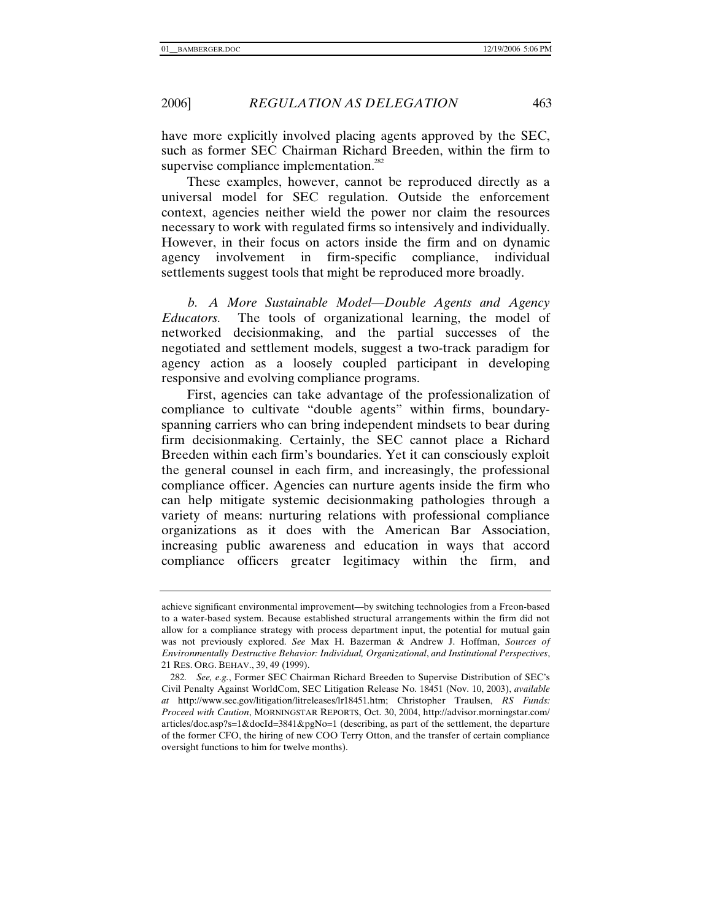have more explicitly involved placing agents approved by the SEC, such as former SEC Chairman Richard Breeden, within the firm to supervise compliance implementation.[282]

These examples, however, cannot be reproduced directly as a universal model for SEC regulation. Outside the enforcement context, agencies neither wield the power nor claim the resources necessary to work with regulated firms so intensively and individually. However, in their focus on actors inside the firm and on dynamic agency involvement in firm-specific compliance, individual settlements suggest tools that might be reproduced more broadly.

*b. A More Sustainable Model—Double Agents and Agency Educators.* The tools of organizational learning, the model of networked decisionmaking, and the partial successes of the negotiated and settlement models, suggest a two-track paradigm for agency action as a loosely coupled participant in developing responsive and evolving compliance programs.

First, agencies can take advantage of the professionalization of compliance to cultivate "double agents" within firms, boundary-spanning carriers who can bring independent mindsets to bear during firm decisionmaking. Certainly, the SEC cannot place a Richard Breeden within each firm's boundaries. Yet it can consciously exploit the general counsel in each firm, and increasingly, the professional compliance officer. Agencies can nurture agents inside the firm who can help mitigate systemic decisionmaking pathologies through a variety of means: nurturing relations with professional compliance organizations as it does with the American Bar Association, increasing public awareness and education in ways that accord compliance officers greater legitimacy within the firm, and

---

achieve significant environmental improvement—by switching technologies from a Freon-based to a water-based system. Because established structural arrangements within the firm did not allow for a compliance strategy with process department input, the potential for mutual gain was not previously explored. *See* Max H. Bazerman & Andrew J. Hoffman, *Sources of Environmentally Destructive Behavior: Individual, Organizational, and Institutional Perspectives*, 21 RES. ORG. BEHAV., 39, 49 (1999).

282. *See, e.g.*, Former SEC Chairman Richard Breeden to Supervise Distribution of SEC's Civil Penalty Against WorldCom, SEC Litigation Release No. 18451 (Nov. 10, 2003), *available at* http://www.sec.gov/litigation/litreleases/lr18451.htm; Christopher Traulsen, *RS Funds: Proceed with Caution*, MORNINGSTAR REPORTS, Oct. 30, 2004, http://advisor.morningstar.com/articles/doc.asp?s=1&docId=3841&pgNo=1 (describing, as part of the settlement, the departure of the former CFO, the hiring of new COO Terry Otton, and the transfer of certain compliance oversight functions to him for twelve months).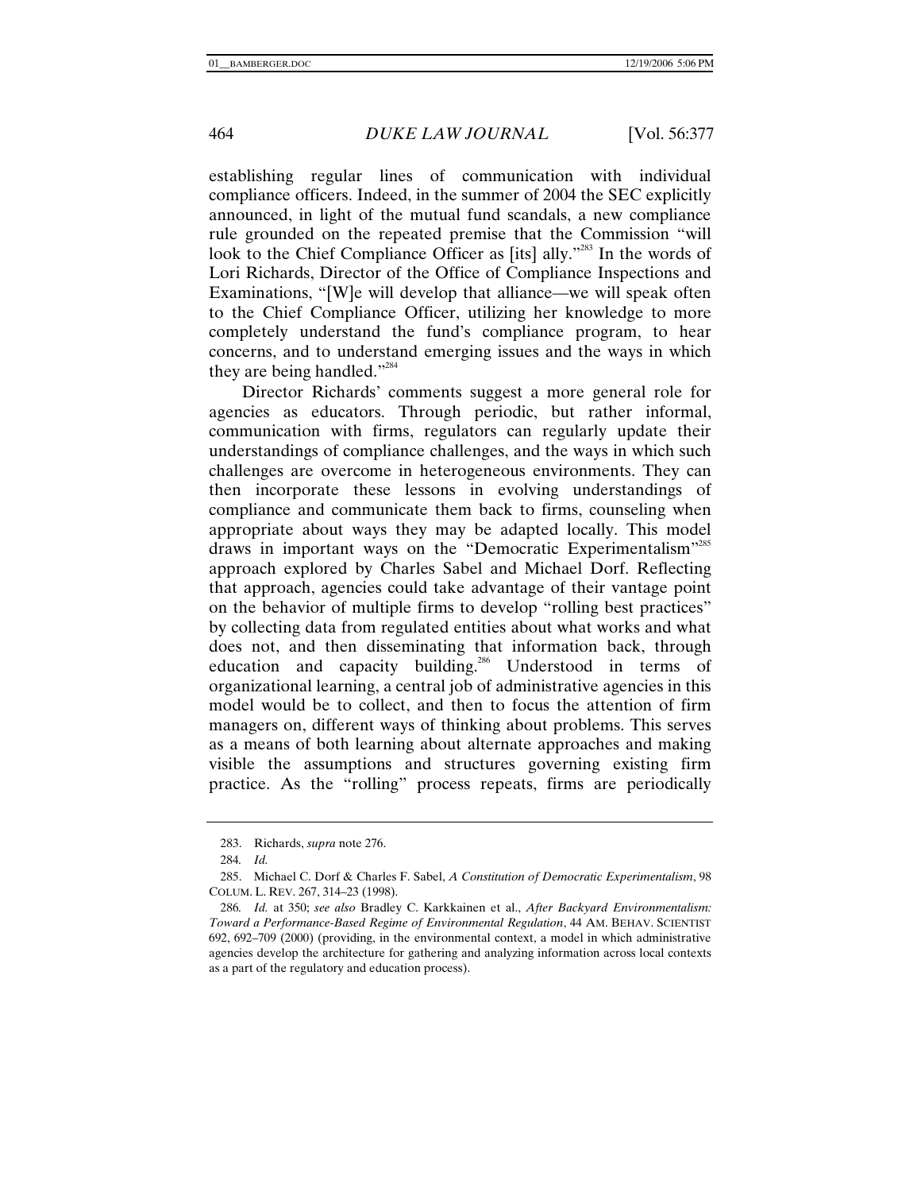establishing regular lines of communication with individual compliance officers. Indeed, in the summer of 2004 the SEC explicitly announced, in light of the mutual fund scandals, a new compliance rule grounded on the repeated premise that the Commission "will look to the Chief Compliance Officer as [its] ally."[283] In the words of Lori Richards, Director of the Office of Compliance Inspections and Examinations, "[W]e will develop that alliance—we will speak often to the Chief Compliance Officer, utilizing her knowledge to more completely understand the fund's compliance program, to hear concerns, and to understand emerging issues and the ways in which they are being handled."[284]

Director Richards' comments suggest a more general role for agencies as educators. Through periodic, but rather informal, communication with firms, regulators can regularly update their understandings of compliance challenges, and the ways in which such challenges are overcome in heterogeneous environments. They can then incorporate these lessons in evolving understandings of compliance and communicate them back to firms, counseling when appropriate about ways they may be adapted locally. This model draws in important ways on the "Democratic Experimentalism"[285] approach explored by Charles Sabel and Michael Dorf. Reflecting that approach, agencies could take advantage of their vantage point on the behavior of multiple firms to develop "rolling best practices" by collecting data from regulated entities about what works and what does not, and then disseminating that information back, through education and capacity building.[286] Understood in terms of organizational learning, a central job of administrative agencies in this model would be to collect, and then to focus the attention of firm managers on, different ways of thinking about problems. This serves as a means of both learning about alternate approaches and making visible the assumptions and structures governing existing firm practice. As the "rolling" process repeats, firms are periodically

---

283. Richards, *supra* note 276.

284. *Id.*

285. Michael C. Dorf & Charles F. Sabel, *A Constitution of Democratic Experimentalism*, 98 COLUM. L. REV. 267, 314–23 (1998).

286. *Id.* at 350; *see also* Bradley C. Karkkainen et al., *After Backyard Environmentalism: Toward a Performance-Based Regime of Environmental Regulation*, 44 AM. BEHAV. SCIENTIST 692, 692–709 (2000) (providing, in the environmental context, a model in which administrative agencies develop the architecture for gathering and analyzing information across local contexts as a part of the regulatory and education process).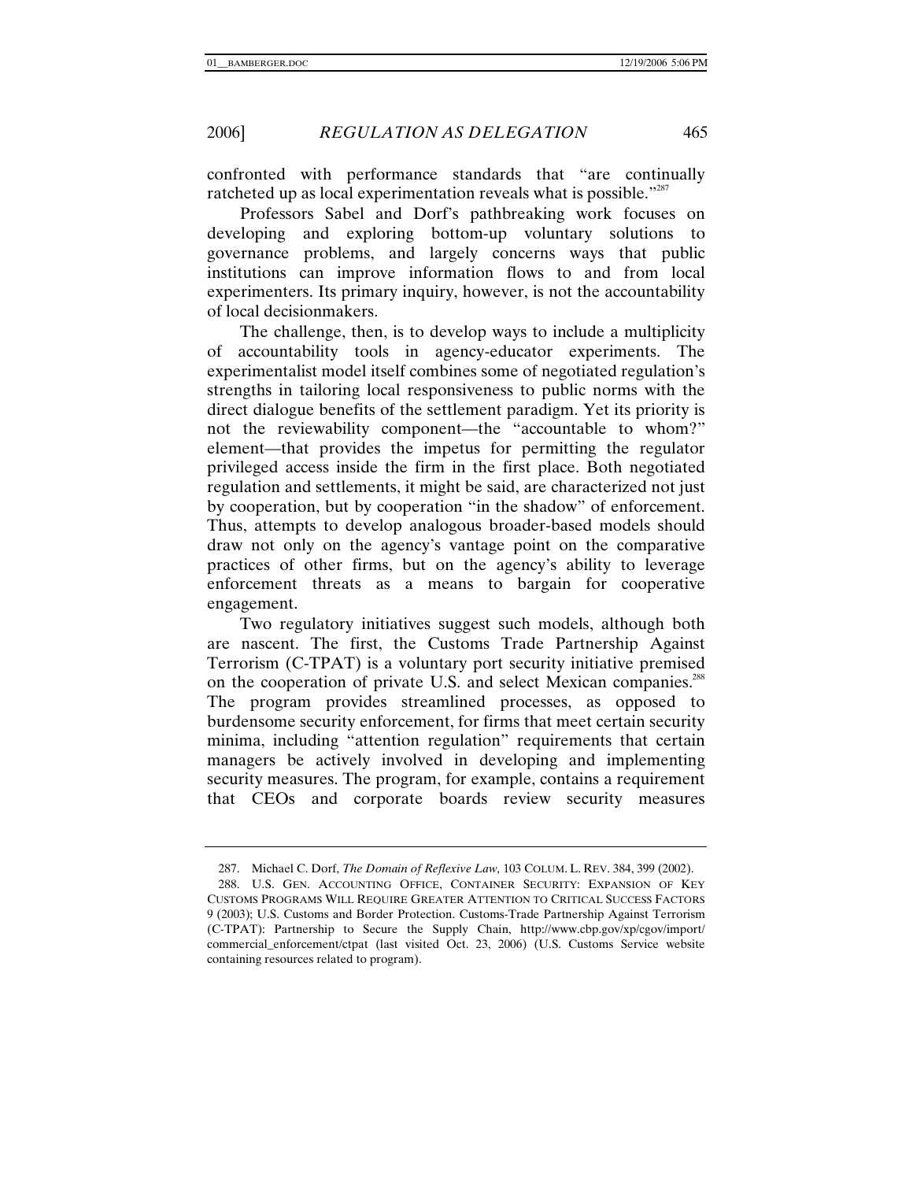confronted with performance standards that "are continually ratcheted up as local experimentation reveals what is possible."[287]

Professors Sabel and Dorf's pathbreaking work focuses on developing and exploring bottom-up voluntary solutions to governance problems, and largely concerns ways that public institutions can improve information flows to and from local experimenters. Its primary inquiry, however, is not the accountability of local decisionmakers.

The challenge, then, is to develop ways to include a multiplicity of accountability tools in agency-educator experiments. The experimentalist model itself combines some of negotiated regulation's strengths in tailoring local responsiveness to public norms with the direct dialogue benefits of the settlement paradigm. Yet its priority is not the reviewability component—the "accountable to whom?" element—that provides the impetus for permitting the regulator privileged access inside the firm in the first place. Both negotiated regulation and settlements, it might be said, are characterized not just by cooperation, but by cooperation "in the shadow" of enforcement. Thus, attempts to develop analogous broader-based models should draw not only on the agency's vantage point on the comparative practices of other firms, but on the agency's ability to leverage enforcement threats as a means to bargain for cooperative engagement.

Two regulatory initiatives suggest such models, although both are nascent. The first, the Customs Trade Partnership Against Terrorism (C-TPAT) is a voluntary port security initiative premised on the cooperation of private U.S. and select Mexican companies.[288] The program provides streamlined processes, as opposed to burdensome security enforcement, for firms that meet certain security minima, including "attention regulation" requirements that certain managers be actively involved in developing and implementing security measures. The program, for example, contains a requirement that CEOs and corporate boards review security measures

---

287. Michael C. Dorf, *The Domain of Reflexive Law*, 103 COLUM. L. REV. 384, 399 (2002).

288. U.S. GEN. ACCOUNTING OFFICE, CONTAINER SECURITY: EXPANSION OF KEY CUSTOMS PROGRAMS WILL REQUIRE GREATER ATTENTION TO CRITICAL SUCCESS FACTORS 9 (2003); U.S. Customs and Border Protection. Customs-Trade Partnership Against Terrorism (C-TPAT): Partnership to Secure the Supply Chain, http://www.cbp.gov/xp/cgov/import/commercial_enforcement/ctpat (last visited Oct. 23, 2006) (U.S. Customs Service website containing resources related to program).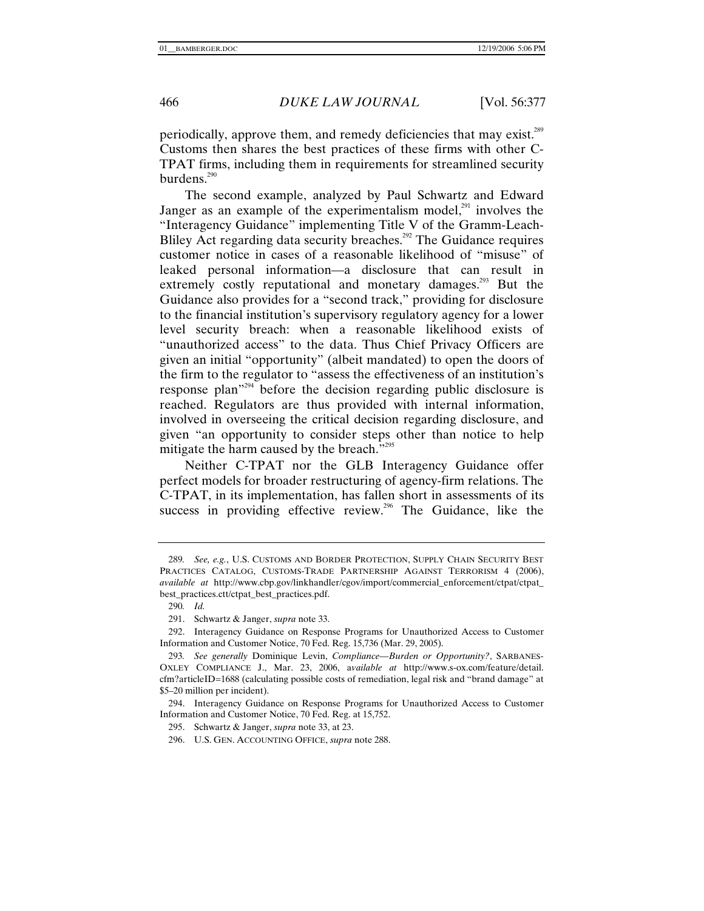periodically, approve them, and remedy deficiencies that may exist.[289] Customs then shares the best practices of these firms with other C-TPAT firms, including them in requirements for streamlined security burdens.[290]

The second example, analyzed by Paul Schwartz and Edward Janger as an example of the experimentalism model,[291] involves the "Interagency Guidance" implementing Title V of the Gramm-Leach-Bliley Act regarding data security breaches.[292] The Guidance requires customer notice in cases of a reasonable likelihood of "misuse" of leaked personal information—a disclosure that can result in extremely costly reputational and monetary damages.[293] But the Guidance also provides for a "second track," providing for disclosure to the financial institution's supervisory regulatory agency for a lower level security breach: when a reasonable likelihood exists of "unauthorized access" to the data. Thus Chief Privacy Officers are given an initial "opportunity" (albeit mandated) to open the doors of the firm to the regulator to "assess the effectiveness of an institution's response plan"[294] before the decision regarding public disclosure is reached. Regulators are thus provided with internal information, involved in overseeing the critical decision regarding disclosure, and given "an opportunity to consider steps other than notice to help mitigate the harm caused by the breach."[295]

Neither C-TPAT nor the GLB Interagency Guidance offer perfect models for broader restructuring of agency-firm relations. The C-TPAT, in its implementation, has fallen short in assessments of its success in providing effective review.[296] The Guidance, like the

---

289. *See, e.g.*, U.S. CUSTOMS AND BORDER PROTECTION, SUPPLY CHAIN SECURITY BEST PRACTICES CATALOG, CUSTOMS-TRADE PARTNERSHIP AGAINST TERRORISM 4 (2006), *available at* http://www.cbp.gov/linkhandler/cgov/import/commercial_enforcement/ctpat/ctpat_best_practices.ctt/ctpat_best_practices.pdf.

290. *Id.*

291. Schwartz & Janger, *supra* note 33.

292. Interagency Guidance on Response Programs for Unauthorized Access to Customer Information and Customer Notice, 70 Fed. Reg. 15,736 (Mar. 29, 2005).

293. *See generally* Dominique Levin, *Compliance—Burden or Opportunity?*, SARBANES-OXLEY COMPLIANCE J., Mar. 23, 2006, *available at* http://www.s-ox.com/feature/detail.cfm?articleID=1688 (calculating possible costs of remediation, legal risk and "brand damage" at $5–20 million per incident).

294. Interagency Guidance on Response Programs for Unauthorized Access to Customer Information and Customer Notice, 70 Fed. Reg. at 15,752.

295. Schwartz & Janger, *supra* note 33, at 23.

296. U.S. GEN. ACCOUNTING OFFICE, *supra* note 288.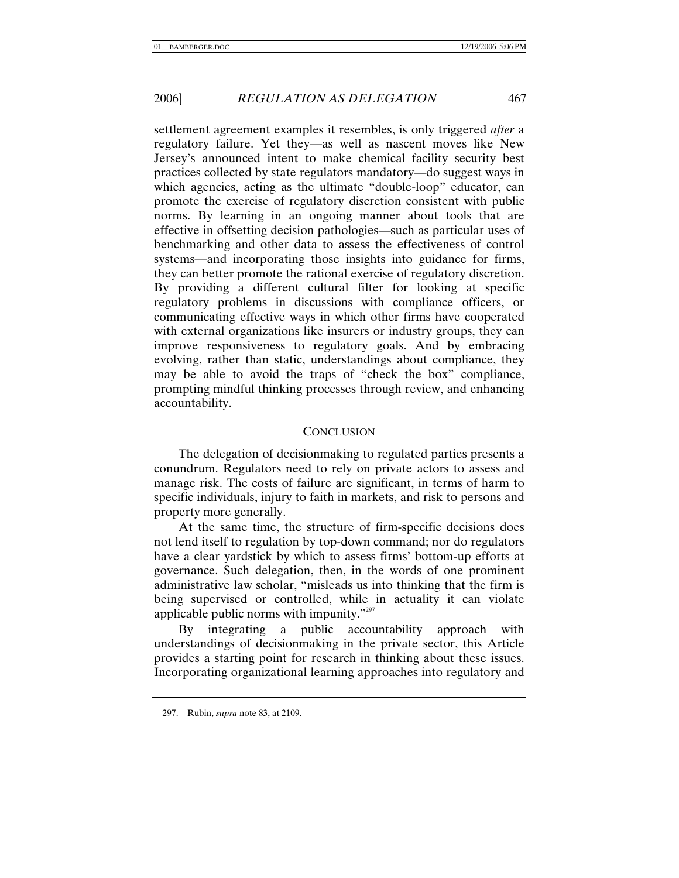settlement agreement examples it resembles, is only triggered *after* a regulatory failure. Yet they—as well as nascent moves like New Jersey's announced intent to make chemical facility security best practices collected by state regulators mandatory—do suggest ways in which agencies, acting as the ultimate "double-loop" educator, can promote the exercise of regulatory discretion consistent with public norms. By learning in an ongoing manner about tools that are effective in offsetting decision pathologies—such as particular uses of benchmarking and other data to assess the effectiveness of control systems—and incorporating those insights into guidance for firms, they can better promote the rational exercise of regulatory discretion. By providing a different cultural filter for looking at specific regulatory problems in discussions with compliance officers, or communicating effective ways in which other firms have cooperated with external organizations like insurers or industry groups, they can improve responsiveness to regulatory goals. And by embracing evolving, rather than static, understandings about compliance, they may be able to avoid the traps of "check the box" compliance, prompting mindful thinking processes through review, and enhancing accountability.

## CONCLUSION

The delegation of decisionmaking to regulated parties presents a conundrum. Regulators need to rely on private actors to assess and manage risk. The costs of failure are significant, in terms of harm to specific individuals, injury to faith in markets, and risk to persons and property more generally.

At the same time, the structure of firm-specific decisions does not lend itself to regulation by top-down command; nor do regulators have a clear yardstick by which to assess firms' bottom-up efforts at governance. Such delegation, then, in the words of one prominent administrative law scholar, "misleads us into thinking that the firm is being supervised or controlled, while in actuality it can violate applicable public norms with impunity."[297]

By integrating a public accountability approach with understandings of decisionmaking in the private sector, this Article provides a starting point for research in thinking about these issues. Incorporating organizational learning approaches into regulatory and

297. Rubin, *supra* note 83, at 2109.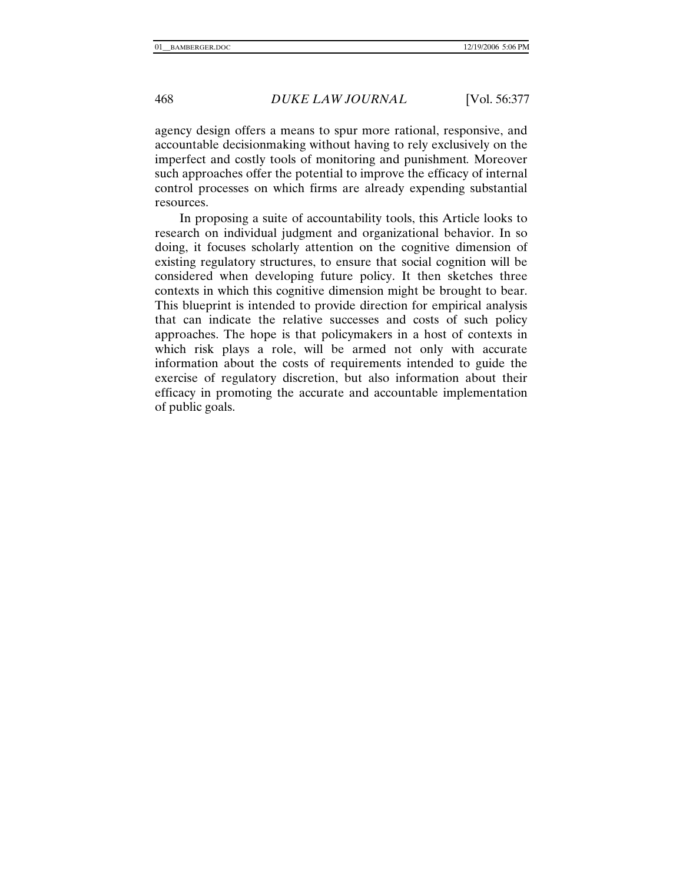agency design offers a means to spur more rational, responsive, and accountable decisionmaking without having to rely exclusively on the imperfect and costly tools of monitoring and punishment. Moreover such approaches offer the potential to improve the efficacy of internal control processes on which firms are already expending substantial resources.

In proposing a suite of accountability tools, this Article looks to research on individual judgment and organizational behavior. In so doing, it focuses scholarly attention on the cognitive dimension of existing regulatory structures, to ensure that social cognition will be considered when developing future policy. It then sketches three contexts in which this cognitive dimension might be brought to bear. This blueprint is intended to provide direction for empirical analysis that can indicate the relative successes and costs of such policy approaches. The hope is that policymakers in a host of contexts in which risk plays a role, will be armed not only with accurate information about the costs of requirements intended to guide the exercise of regulatory discretion, but also information about their efficacy in promoting the accurate and accountable implementation of public goals.